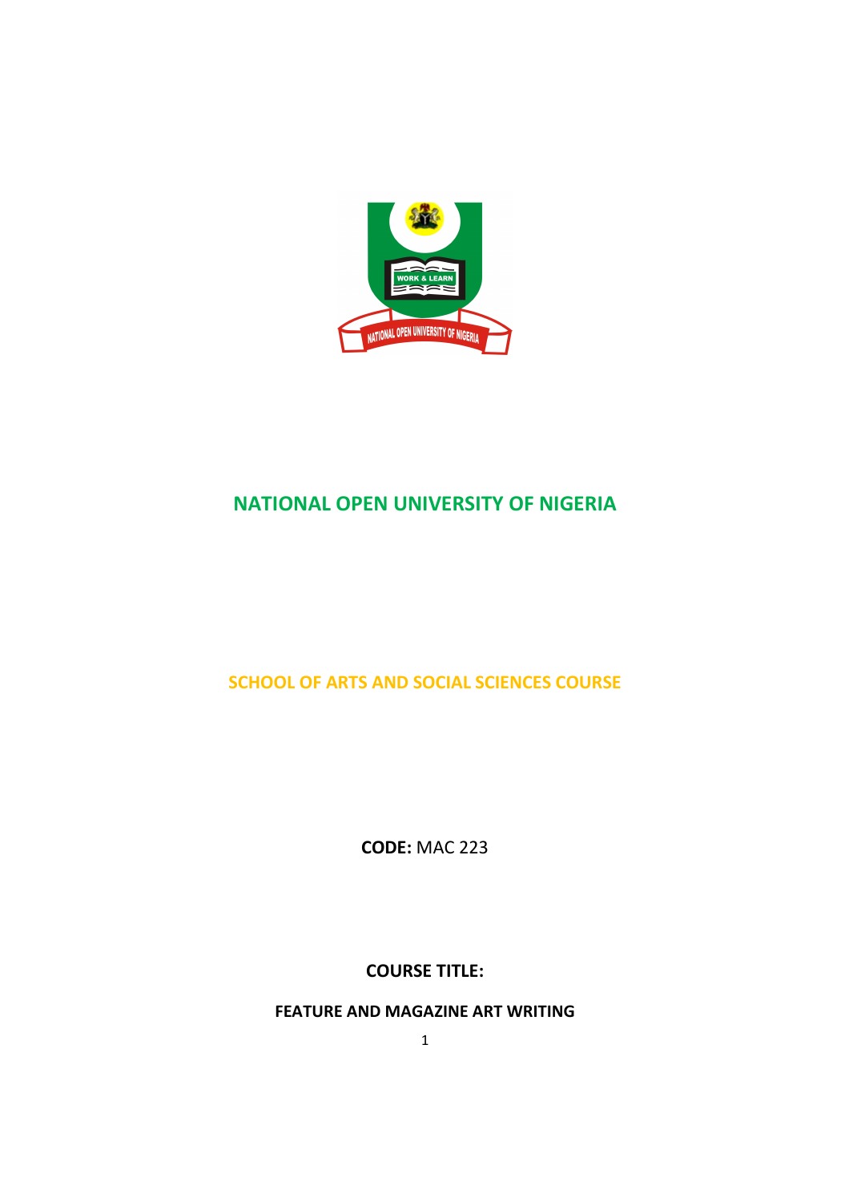# NATIONAL OPEN UNIVERSITY OF NIGERIA

## SCHOOL OF ARTS AND SOCIAL SCIENCES COURSE

**CODE:** MAC 223

**COURSE TITLE:**

**FEATURE AND MAGAZINE ART WRITING**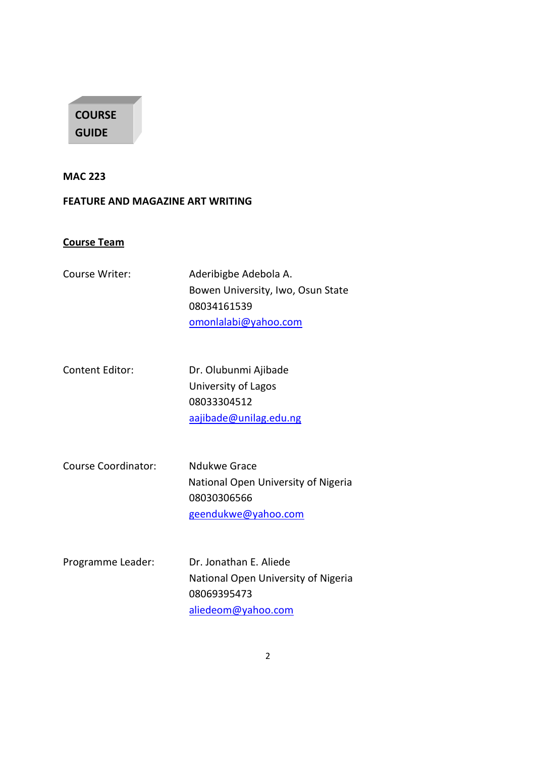# COURSE GUIDE

**MAC 223**

**FEATURE AND MAGAZINE ART WRITING**

**<u>Course Team</u>**

| | |
|---|---|
| Course Writer: | Aderibigbe Adebola A.<br>Bowen University, Iwo, Osun State<br>08034161539<br>omonlalabi@yahoo.com |
| Content Editor: | Dr. Olubunmi Ajibade<br>University of Lagos<br>08033304512<br>aajibade@unilag.edu.ng |
| Course Coordinator: | Ndukwe Grace<br>National Open University of Nigeria<br>08030306566<br>geendukwe@yahoo.com |
| Programme Leader: | Dr. Jonathan E. Aliede<br>National Open University of Nigeria<br>08069395473<br>aliedeom@yahoo.com |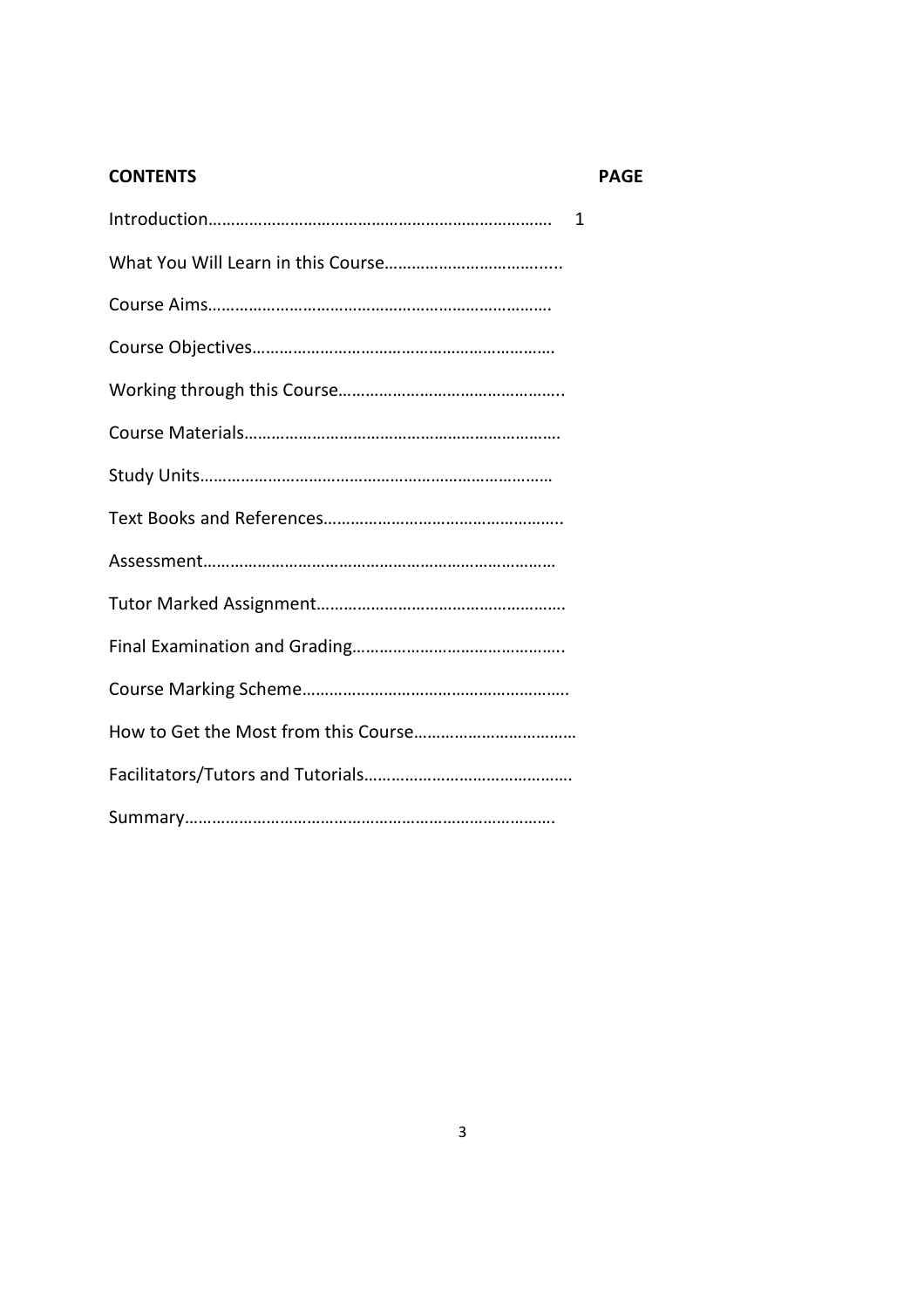| **CONTENTS** | **PAGE** |
|---|---|
| Introduction………………………………………………………………… | 1 |
| What You Will Learn in this Course……………………………….... | |
| Course Aims…………………………………………………………………. | |
| Course Objectives………………………………………………………… | |
| Working through this Course………………………………………….. | |
| Course Materials……………………………………………………………. | |
| Study Units…………………………………………………………………… | |
| Text Books and References…………………………………………….. | |
| Assessment…………………………………………………………………… | |
| Tutor Marked Assignment………………………………………………. | |
| Final Examination and Grading……………………………………….. | |
| Course Marking Scheme…………………………………………………. | |
| How to Get the Most from this Course……………………………… | |
| Facilitators/Tutors and Tutorials………………………………………. | |
| Summary………………………………………………………………………. | |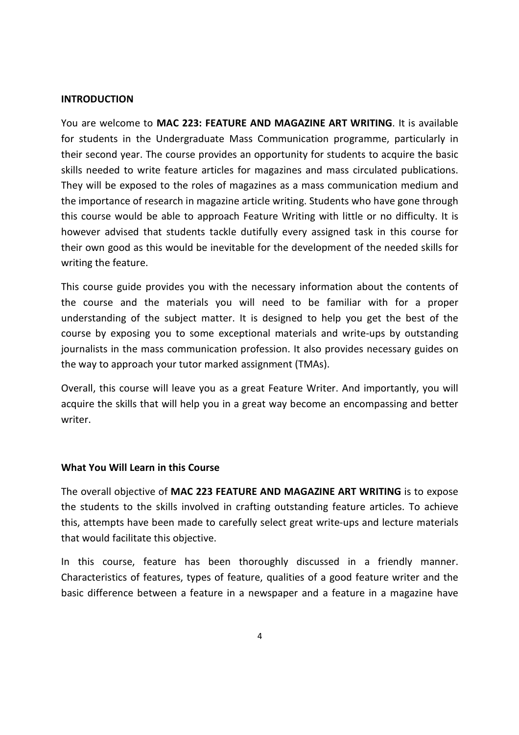## INTRODUCTION

You are welcome to **MAC 223: FEATURE AND MAGAZINE ART WRITING**. It is available for students in the Undergraduate Mass Communication programme, particularly in their second year. The course provides an opportunity for students to acquire the basic skills needed to write feature articles for magazines and mass circulated publications. They will be exposed to the roles of magazines as a mass communication medium and the importance of research in magazine article writing. Students who have gone through this course would be able to approach Feature Writing with little or no difficulty. It is however advised that students tackle dutifully every assigned task in this course for their own good as this would be inevitable for the development of the needed skills for writing the feature.

This course guide provides you with the necessary information about the contents of the course and the materials you will need to be familiar with for a proper understanding of the subject matter. It is designed to help you get the best of the course by exposing you to some exceptional materials and write-ups by outstanding journalists in the mass communication profession. It also provides necessary guides on the way to approach your tutor marked assignment (TMAs).

Overall, this course will leave you as a great Feature Writer. And importantly, you will acquire the skills that will help you in a great way become an encompassing and better writer.

### What You Will Learn in this Course

The overall objective of **MAC 223 FEATURE AND MAGAZINE ART WRITING** is to expose the students to the skills involved in crafting outstanding feature articles. To achieve this, attempts have been made to carefully select great write-ups and lecture materials that would facilitate this objective.

In this course, feature has been thoroughly discussed in a friendly manner. Characteristics of features, types of feature, qualities of a good feature writer and the basic difference between a feature in a newspaper and a feature in a magazine have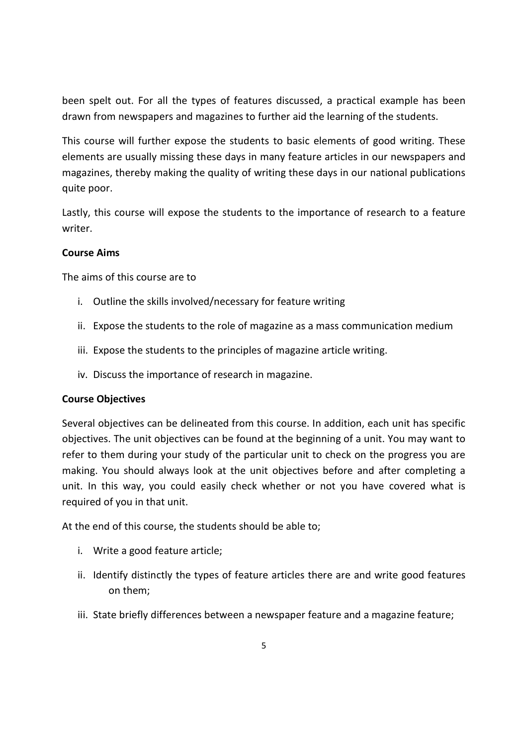been spelt out. For all the types of features discussed, a practical example has been drawn from newspapers and magazines to further aid the learning of the students.

This course will further expose the students to basic elements of good writing. These elements are usually missing these days in many feature articles in our newspapers and magazines, thereby making the quality of writing these days in our national publications quite poor.

Lastly, this course will expose the students to the importance of research to a feature writer.

**Course Aims**

The aims of this course are to

i. Outline the skills involved/necessary for feature writing
ii. Expose the students to the role of magazine as a mass communication medium
iii. Expose the students to the principles of magazine article writing.
iv. Discuss the importance of research in magazine.

**Course Objectives**

Several objectives can be delineated from this course. In addition, each unit has specific objectives. The unit objectives can be found at the beginning of a unit. You may want to refer to them during your study of the particular unit to check on the progress you are making. You should always look at the unit objectives before and after completing a unit. In this way, you could easily check whether or not you have covered what is required of you in that unit.

At the end of this course, the students should be able to;

i. Write a good feature article;
ii. Identify distinctly the types of feature articles there are and write good features on them;
iii. State briefly differences between a newspaper feature and a magazine feature;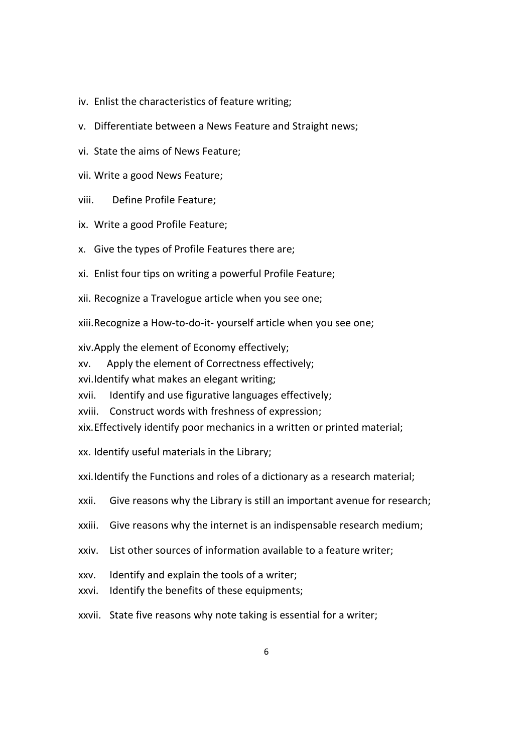iv. Enlist the characteristics of feature writing;

v. Differentiate between a News Feature and Straight news;

vi. State the aims of News Feature;

vii. Write a good News Feature;

viii. Define Profile Feature;

ix. Write a good Profile Feature;

x. Give the types of Profile Features there are;

xi. Enlist four tips on writing a powerful Profile Feature;

xii. Recognize a Travelogue article when you see one;

xiii. Recognize a How-to-do-it- yourself article when you see one;

xiv. Apply the element of Economy effectively;

xv. Apply the element of Correctness effectively;

xvi. Identify what makes an elegant writing;

xvii. Identify and use figurative languages effectively;

xviii. Construct words with freshness of expression;

xix. Effectively identify poor mechanics in a written or printed material;

xx. Identify useful materials in the Library;

xxi. Identify the Functions and roles of a dictionary as a research material;

xxii. Give reasons why the Library is still an important avenue for research;

xxiii. Give reasons why the internet is an indispensable research medium;

xxiv. List other sources of information available to a feature writer;

xxv. Identify and explain the tools of a writer;

xxvi. Identify the benefits of these equipments;

xxvii. State five reasons why note taking is essential for a writer;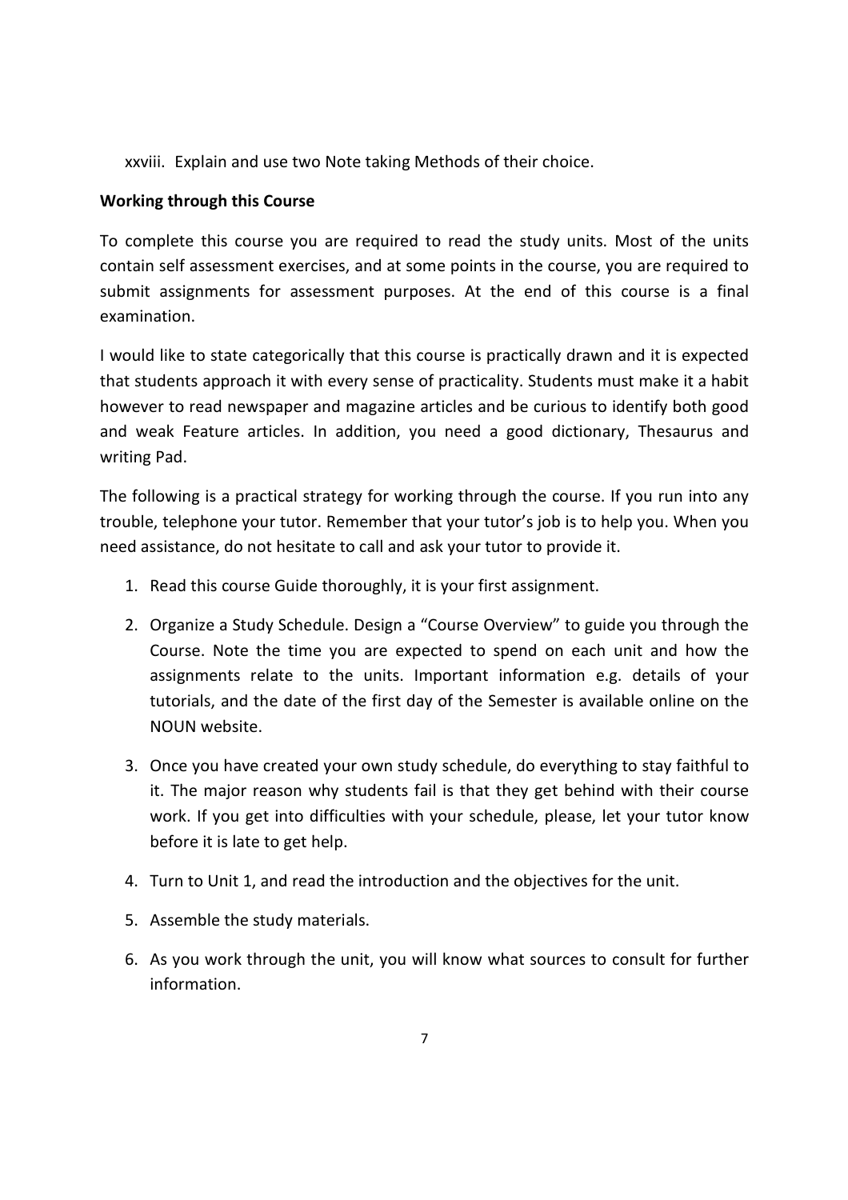xxviii. Explain and use two Note taking Methods of their choice.

**Working through this Course**

To complete this course you are required to read the study units. Most of the units contain self assessment exercises, and at some points in the course, you are required to submit assignments for assessment purposes. At the end of this course is a final examination.

I would like to state categorically that this course is practically drawn and it is expected that students approach it with every sense of practicality. Students must make it a habit however to read newspaper and magazine articles and be curious to identify both good and weak Feature articles. In addition, you need a good dictionary, Thesaurus and writing Pad.

The following is a practical strategy for working through the course. If you run into any trouble, telephone your tutor. Remember that your tutor's job is to help you. When you need assistance, do not hesitate to call and ask your tutor to provide it.

1. Read this course Guide thoroughly, it is your first assignment.
2. Organize a Study Schedule. Design a "Course Overview" to guide you through the Course. Note the time you are expected to spend on each unit and how the assignments relate to the units. Important information e.g. details of your tutorials, and the date of the first day of the Semester is available online on the NOUN website.
3. Once you have created your own study schedule, do everything to stay faithful to it. The major reason why students fail is that they get behind with their course work. If you get into difficulties with your schedule, please, let your tutor know before it is late to get help.
4. Turn to Unit 1, and read the introduction and the objectives for the unit.
5. Assemble the study materials.
6. As you work through the unit, you will know what sources to consult for further information.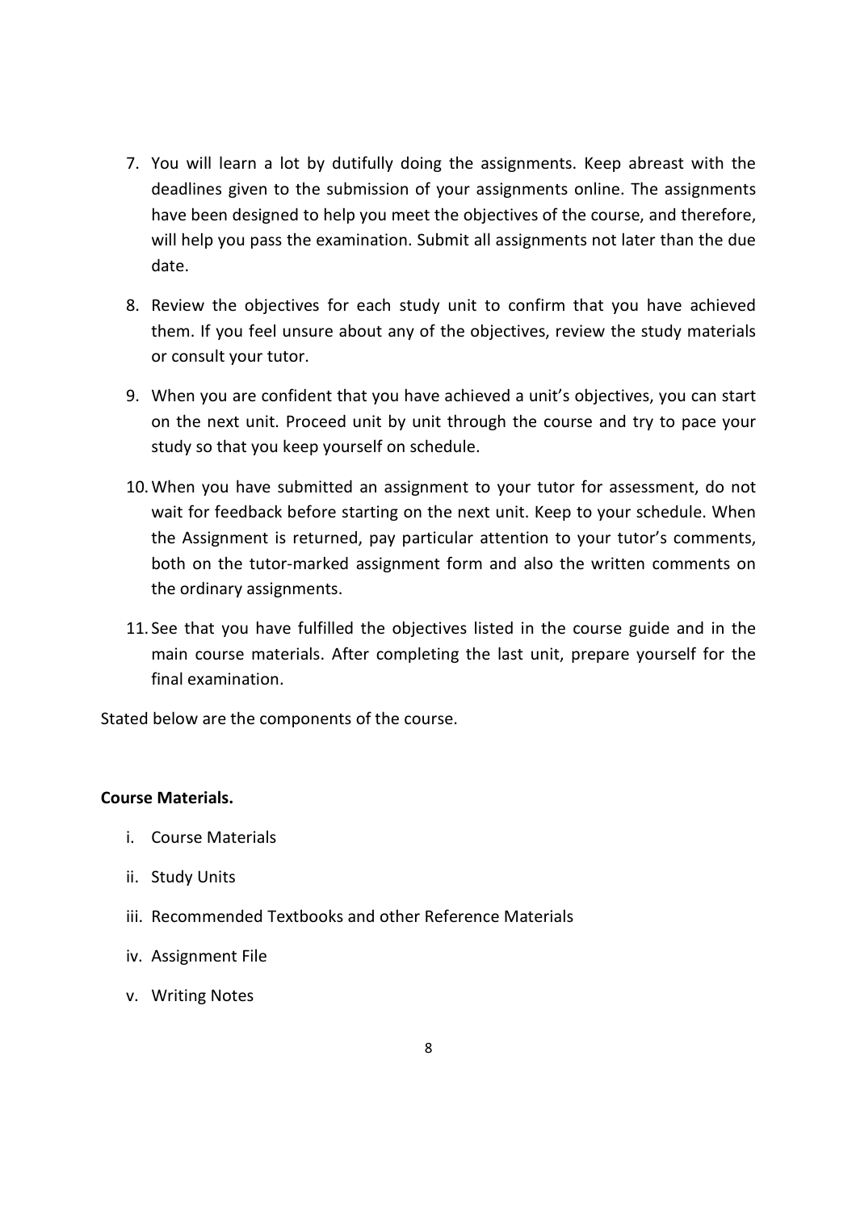7. You will learn a lot by dutifully doing the assignments. Keep abreast with the deadlines given to the submission of your assignments online. The assignments have been designed to help you meet the objectives of the course, and therefore, will help you pass the examination. Submit all assignments not later than the due date.

8. Review the objectives for each study unit to confirm that you have achieved them. If you feel unsure about any of the objectives, review the study materials or consult your tutor.

9. When you are confident that you have achieved a unit's objectives, you can start on the next unit. Proceed unit by unit through the course and try to pace your study so that you keep yourself on schedule.

10. When you have submitted an assignment to your tutor for assessment, do not wait for feedback before starting on the next unit. Keep to your schedule. When the Assignment is returned, pay particular attention to your tutor's comments, both on the tutor-marked assignment form and also the written comments on the ordinary assignments.

11. See that you have fulfilled the objectives listed in the course guide and in the main course materials. After completing the last unit, prepare yourself for the final examination.

Stated below are the components of the course.

**Course Materials.**

i. Course Materials
ii. Study Units
iii. Recommended Textbooks and other Reference Materials
iv. Assignment File
v. Writing Notes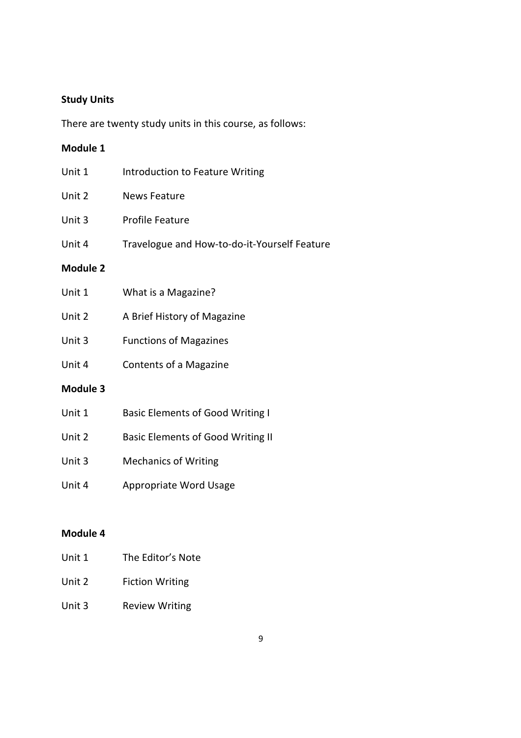**Study Units**

There are twenty study units in this course, as follows:

**Module 1**

Unit 1 Introduction to Feature Writing

Unit 2 News Feature

Unit 3 Profile Feature

Unit 4 Travelogue and How-to-do-it-Yourself Feature

**Module 2**

Unit 1 What is a Magazine?

Unit 2 A Brief History of Magazine

Unit 3 Functions of Magazines

Unit 4 Contents of a Magazine

**Module 3**

Unit 1 Basic Elements of Good Writing I

Unit 2 Basic Elements of Good Writing II

Unit 3 Mechanics of Writing

Unit 4 Appropriate Word Usage

**Module 4**

Unit 1 The Editor's Note

Unit 2 Fiction Writing

Unit 3 Review Writing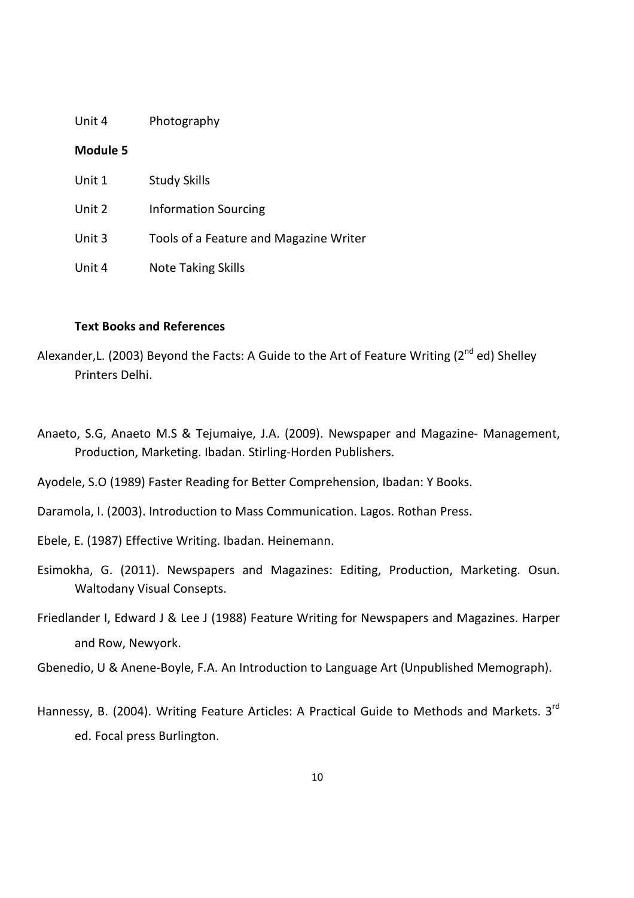Unit 4 Photography

**Module 5**

Unit 1 Study Skills

Unit 2 Information Sourcing

Unit 3 Tools of a Feature and Magazine Writer

Unit 4 Note Taking Skills

**Text Books and References**

Alexander,L. (2003) Beyond the Facts: A Guide to the Art of Feature Writing (2nd ed) Shelley Printers Delhi.

Anaeto, S.G, Anaeto M.S & Tejumaiye, J.A. (2009). Newspaper and Magazine- Management, Production, Marketing. Ibadan. Stirling-Horden Publishers.

Ayodele, S.O (1989) Faster Reading for Better Comprehension, Ibadan: Y Books.

Daramola, I. (2003). Introduction to Mass Communication. Lagos. Rothan Press.

Ebele, E. (1987) Effective Writing. Ibadan. Heinemann.

Esimokha, G. (2011). Newspapers and Magazines: Editing, Production, Marketing. Osun. Waltodany Visual Consepts.

Friedlander I, Edward J & Lee J (1988) Feature Writing for Newspapers and Magazines. Harper and Row, Newyork.

Gbenedio, U & Anene-Boyle, F.A. An Introduction to Language Art (Unpublished Memograph).

Hannessy, B. (2004). Writing Feature Articles: A Practical Guide to Methods and Markets. 3rd ed. Focal press Burlington.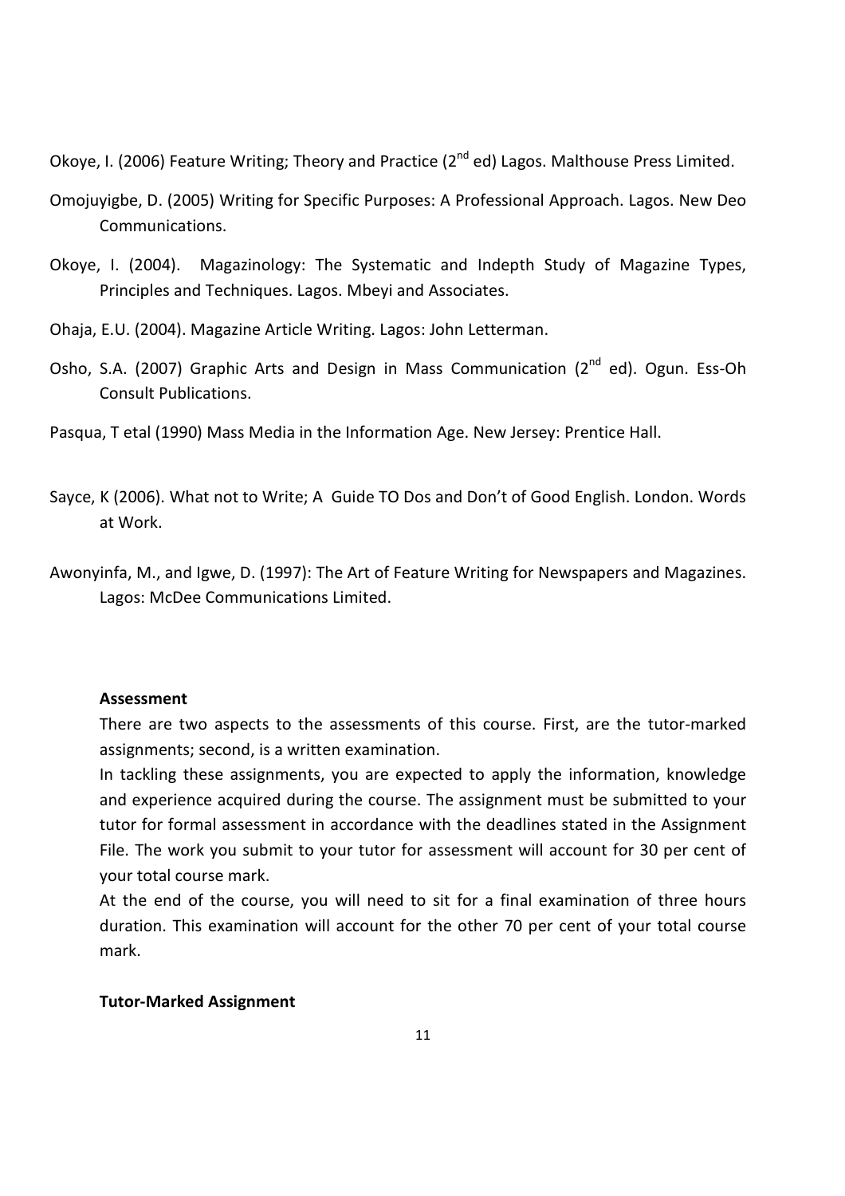Okoye, I. (2006) Feature Writing; Theory and Practice (2nd ed) Lagos. Malthouse Press Limited.

Omojuyigbe, D. (2005) Writing for Specific Purposes: A Professional Approach. Lagos. New Deo Communications.

Okoye, I. (2004). Magazinology: The Systematic and Indepth Study of Magazine Types, Principles and Techniques. Lagos. Mbeyi and Associates.

Ohaja, E.U. (2004). Magazine Article Writing. Lagos: John Letterman.

Osho, S.A. (2007) Graphic Arts and Design in Mass Communication (2nd ed). Ogun. Ess-Oh Consult Publications.

Pasqua, T etal (1990) Mass Media in the Information Age. New Jersey: Prentice Hall.

Sayce, K (2006). What not to Write; A Guide TO Dos and Don't of Good English. London. Words at Work.

Awonyinfa, M., and Igwe, D. (1997): The Art of Feature Writing for Newspapers and Magazines. Lagos: McDee Communications Limited.

**Assessment**

There are two aspects to the assessments of this course. First, are the tutor-marked assignments; second, is a written examination.

In tackling these assignments, you are expected to apply the information, knowledge and experience acquired during the course. The assignment must be submitted to your tutor for formal assessment in accordance with the deadlines stated in the Assignment File. The work you submit to your tutor for assessment will account for 30 per cent of your total course mark.

At the end of the course, you will need to sit for a final examination of three hours duration. This examination will account for the other 70 per cent of your total course mark.

**Tutor-Marked Assignment**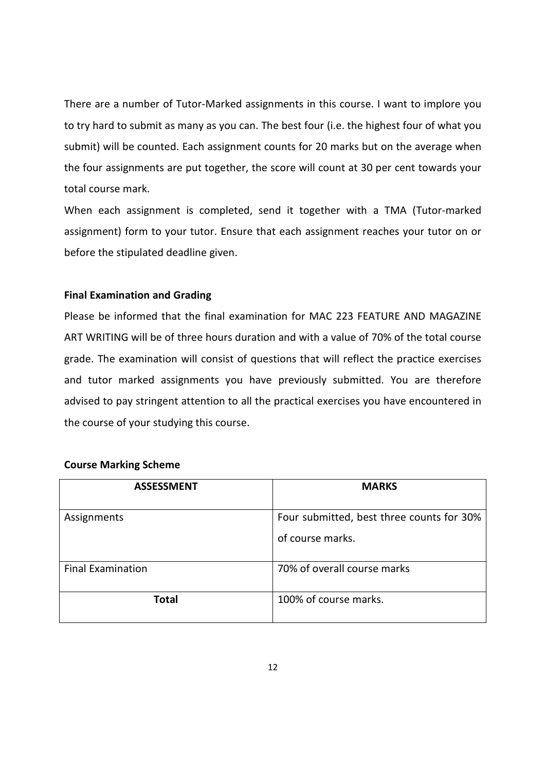There are a number of Tutor-Marked assignments in this course. I want to implore you to try hard to submit as many as you can. The best four (i.e. the highest four of what you submit) will be counted. Each assignment counts for 20 marks but on the average when the four assignments are put together, the score will count at 30 per cent towards your total course mark.

When each assignment is completed, send it together with a TMA (Tutor-marked assignment) form to your tutor. Ensure that each assignment reaches your tutor on or before the stipulated deadline given.

**Final Examination and Grading**

Please be informed that the final examination for MAC 223 FEATURE AND MAGAZINE ART WRITING will be of three hours duration and with a value of 70% of the total course grade. The examination will consist of questions that will reflect the practice exercises and tutor marked assignments you have previously submitted. You are therefore advised to pay stringent attention to all the practical exercises you have encountered in the course of your studying this course.

**Course Marking Scheme**

| ASSESSMENT | MARKS |
|---|---|
| Assignments | Four submitted, best three counts for 30% of course marks. |
| Final Examination | 70% of overall course marks |
| **Total** | 100% of course marks. |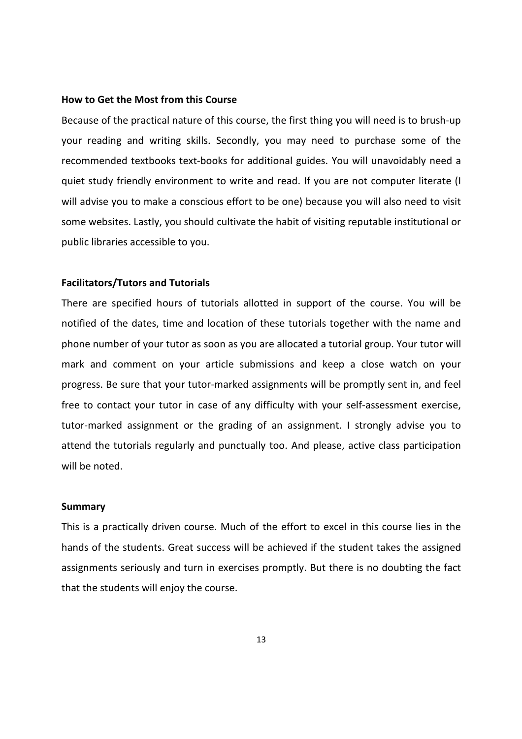**How to Get the Most from this Course**

Because of the practical nature of this course, the first thing you will need is to brush-up your reading and writing skills. Secondly, you may need to purchase some of the recommended textbooks text-books for additional guides. You will unavoidably need a quiet study friendly environment to write and read. If you are not computer literate (I will advise you to make a conscious effort to be one) because you will also need to visit some websites. Lastly, you should cultivate the habit of visiting reputable institutional or public libraries accessible to you.

**Facilitators/Tutors and Tutorials**

There are specified hours of tutorials allotted in support of the course. You will be notified of the dates, time and location of these tutorials together with the name and phone number of your tutor as soon as you are allocated a tutorial group. Your tutor will mark and comment on your article submissions and keep a close watch on your progress. Be sure that your tutor-marked assignments will be promptly sent in, and feel free to contact your tutor in case of any difficulty with your self-assessment exercise, tutor-marked assignment or the grading of an assignment. I strongly advise you to attend the tutorials regularly and punctually too. And please, active class participation will be noted.

**Summary**

This is a practically driven course. Much of the effort to excel in this course lies in the hands of the students. Great success will be achieved if the student takes the assigned assignments seriously and turn in exercises promptly. But there is no doubting the fact that the students will enjoy the course.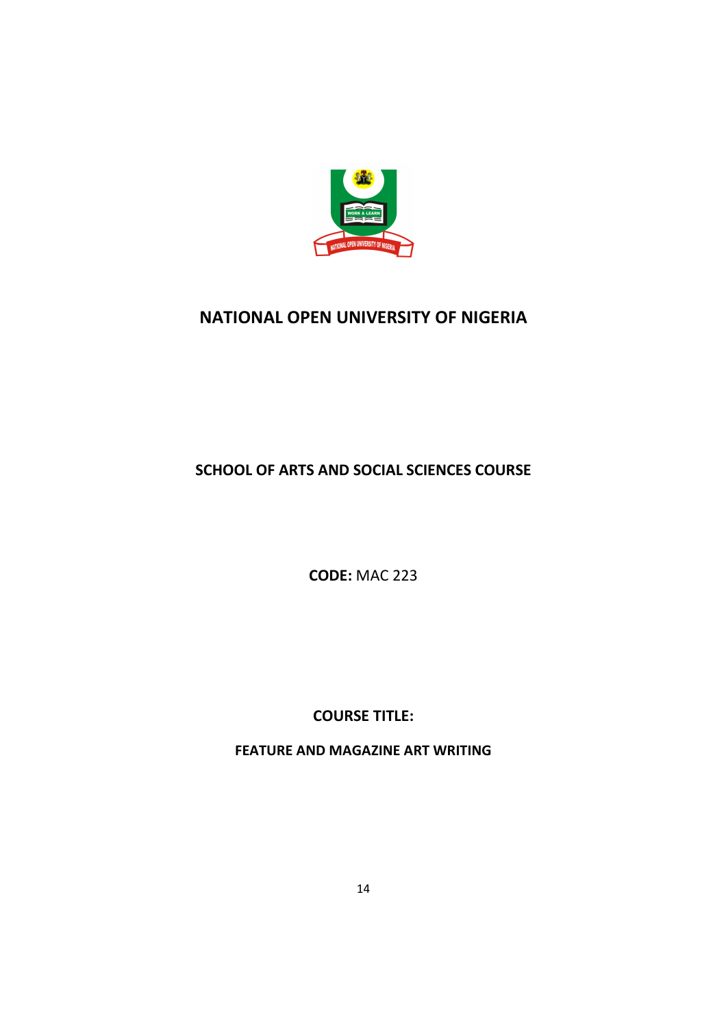# NATIONAL OPEN UNIVERSITY OF NIGERIA

## SCHOOL OF ARTS AND SOCIAL SCIENCES COURSE

**CODE:** MAC 223

**COURSE TITLE:**

**FEATURE AND MAGAZINE ART WRITING**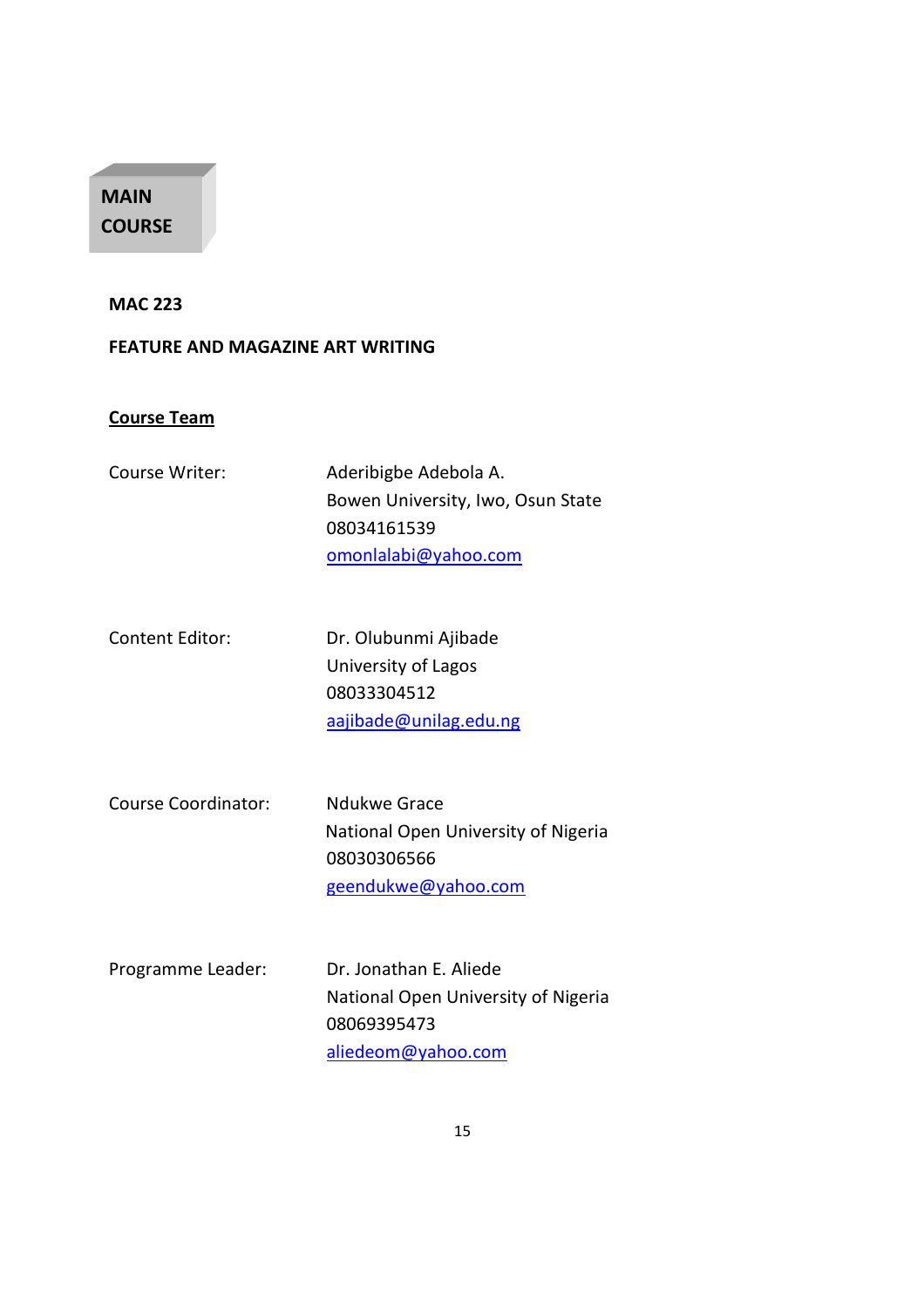**MAIN COURSE**

**MAC 223**

**FEATURE AND MAGAZINE ART WRITING**

**Course Team**

| | |
|---|---|
| Course Writer: | Aderibigbe Adebola A.<br>Bowen University, Iwo, Osun State<br>08034161539<br>omonlalabi@yahoo.com |
| Content Editor: | Dr. Olubunmi Ajibade<br>University of Lagos<br>08033304512<br>aajibade@unilag.edu.ng |
| Course Coordinator: | Ndukwe Grace<br>National Open University of Nigeria<br>08030306566<br>geendukwe@yahoo.com |
| Programme Leader: | Dr. Jonathan E. Aliede<br>National Open University of Nigeria<br>08069395473<br>aliedeom@yahoo.com |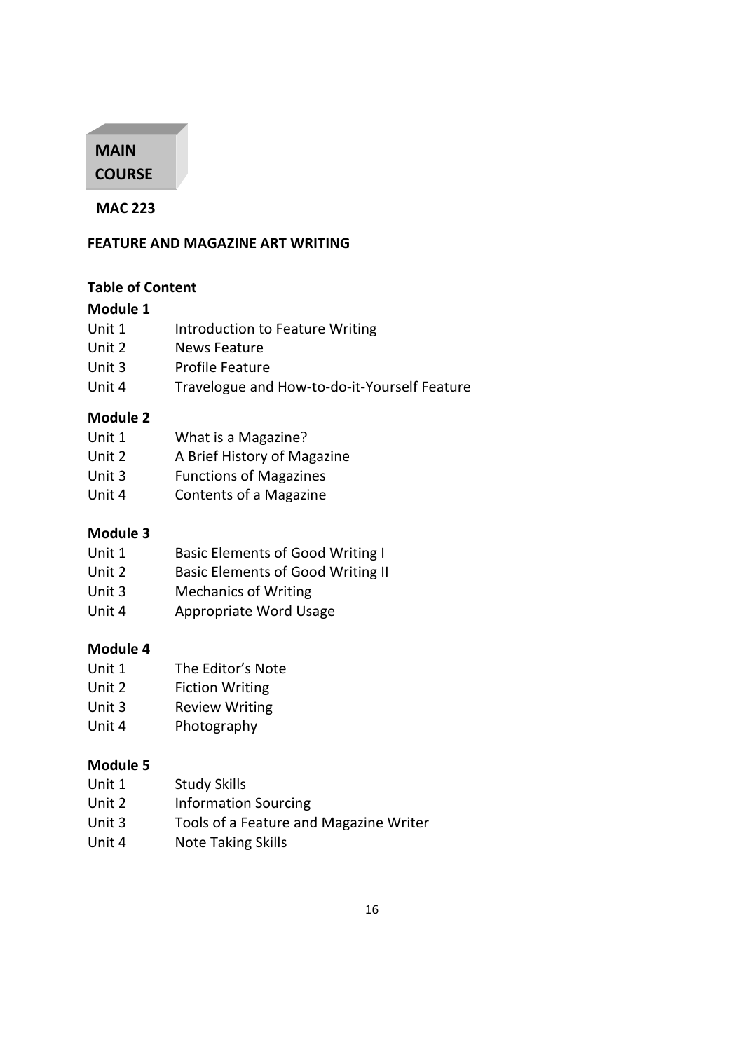# MAIN COURSE

**MAC 223**

## FEATURE AND MAGAZINE ART WRITING

### Table of Content

**Module 1**

| | |
|---|---|
| Unit 1 | Introduction to Feature Writing |
| Unit 2 | News Feature |
| Unit 3 | Profile Feature |
| Unit 4 | Travelogue and How-to-do-it-Yourself Feature |

**Module 2**

| | |
|---|---|
| Unit 1 | What is a Magazine? |
| Unit 2 | A Brief History of Magazine |
| Unit 3 | Functions of Magazines |
| Unit 4 | Contents of a Magazine |

**Module 3**

| | |
|---|---|
| Unit 1 | Basic Elements of Good Writing I |
| Unit 2 | Basic Elements of Good Writing II |
| Unit 3 | Mechanics of Writing |
| Unit 4 | Appropriate Word Usage |

**Module 4**

| | |
|---|---|
| Unit 1 | The Editor's Note |
| Unit 2 | Fiction Writing |
| Unit 3 | Review Writing |
| Unit 4 | Photography |

**Module 5**

| | |
|---|---|
| Unit 1 | Study Skills |
| Unit 2 | Information Sourcing |
| Unit 3 | Tools of a Feature and Magazine Writer |
| Unit 4 | Note Taking Skills |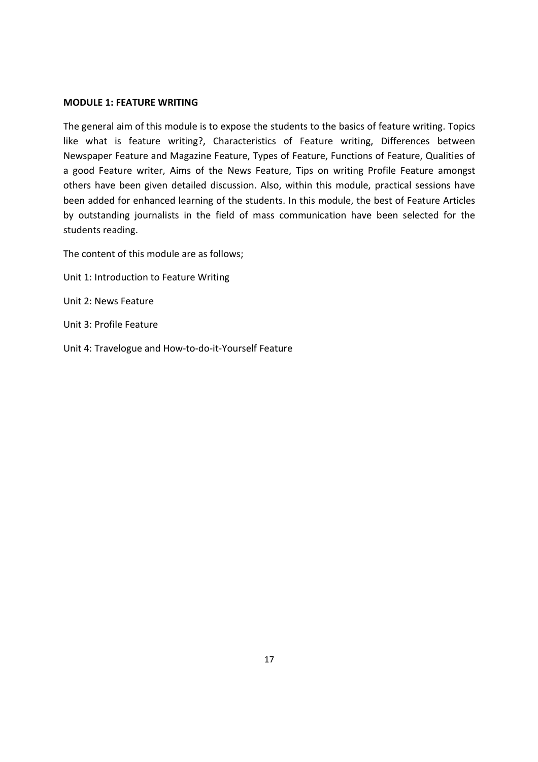**MODULE 1: FEATURE WRITING**

The general aim of this module is to expose the students to the basics of feature writing. Topics like what is feature writing?, Characteristics of Feature writing, Differences between Newspaper Feature and Magazine Feature, Types of Feature, Functions of Feature, Qualities of a good Feature writer, Aims of the News Feature, Tips on writing Profile Feature amongst others have been given detailed discussion. Also, within this module, practical sessions have been added for enhanced learning of the students. In this module, the best of Feature Articles by outstanding journalists in the field of mass communication have been selected for the students reading.

The content of this module are as follows;

Unit 1: Introduction to Feature Writing

Unit 2: News Feature

Unit 3: Profile Feature

Unit 4: Travelogue and How-to-do-it-Yourself Feature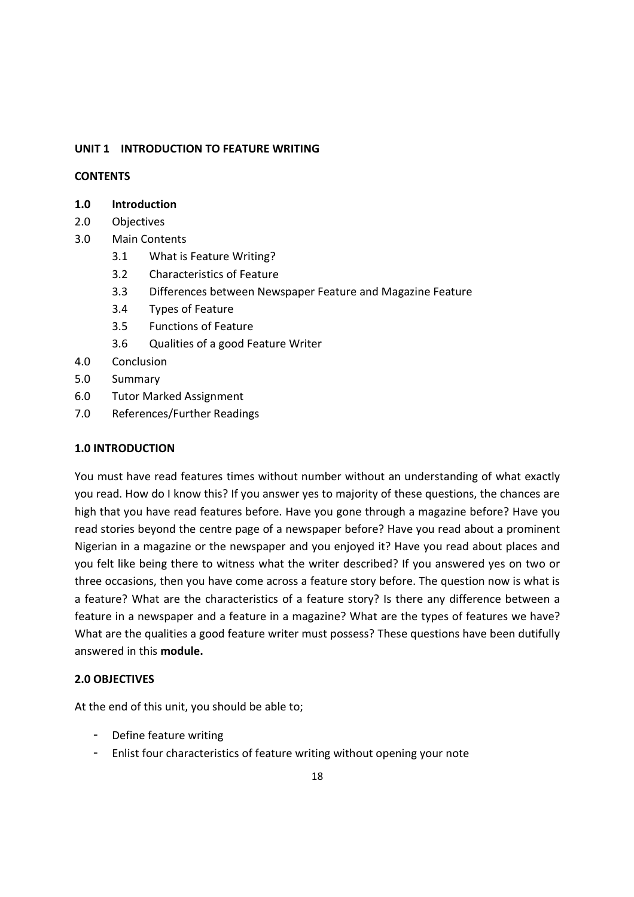## UNIT 1 INTRODUCTION TO FEATURE WRITING

**CONTENTS**

- **1.0 Introduction**
- 2.0 Objectives
- 3.0 Main Contents
  - 3.1 What is Feature Writing?
  - 3.2 Characteristics of Feature
  - 3.3 Differences between Newspaper Feature and Magazine Feature
  - 3.4 Types of Feature
  - 3.5 Functions of Feature
  - 3.6 Qualities of a good Feature Writer
- 4.0 Conclusion
- 5.0 Summary
- 6.0 Tutor Marked Assignment
- 7.0 References/Further Readings

### 1.0 INTRODUCTION

You must have read features times without number without an understanding of what exactly you read. How do I know this? If you answer yes to majority of these questions, the chances are high that you have read features before. Have you gone through a magazine before? Have you read stories beyond the centre page of a newspaper before? Have you read about a prominent Nigerian in a magazine or the newspaper and you enjoyed it? Have you read about places and you felt like being there to witness what the writer described? If you answered yes on two or three occasions, then you have come across a feature story before. The question now is what is a feature? What are the characteristics of a feature story? Is there any difference between a feature in a newspaper and a feature in a magazine? What are the types of features we have? What are the qualities a good feature writer must possess? These questions have been dutifully answered in this **module.**

### 2.0 OBJECTIVES

At the end of this unit, you should be able to;

- Define feature writing
- Enlist four characteristics of feature writing without opening your note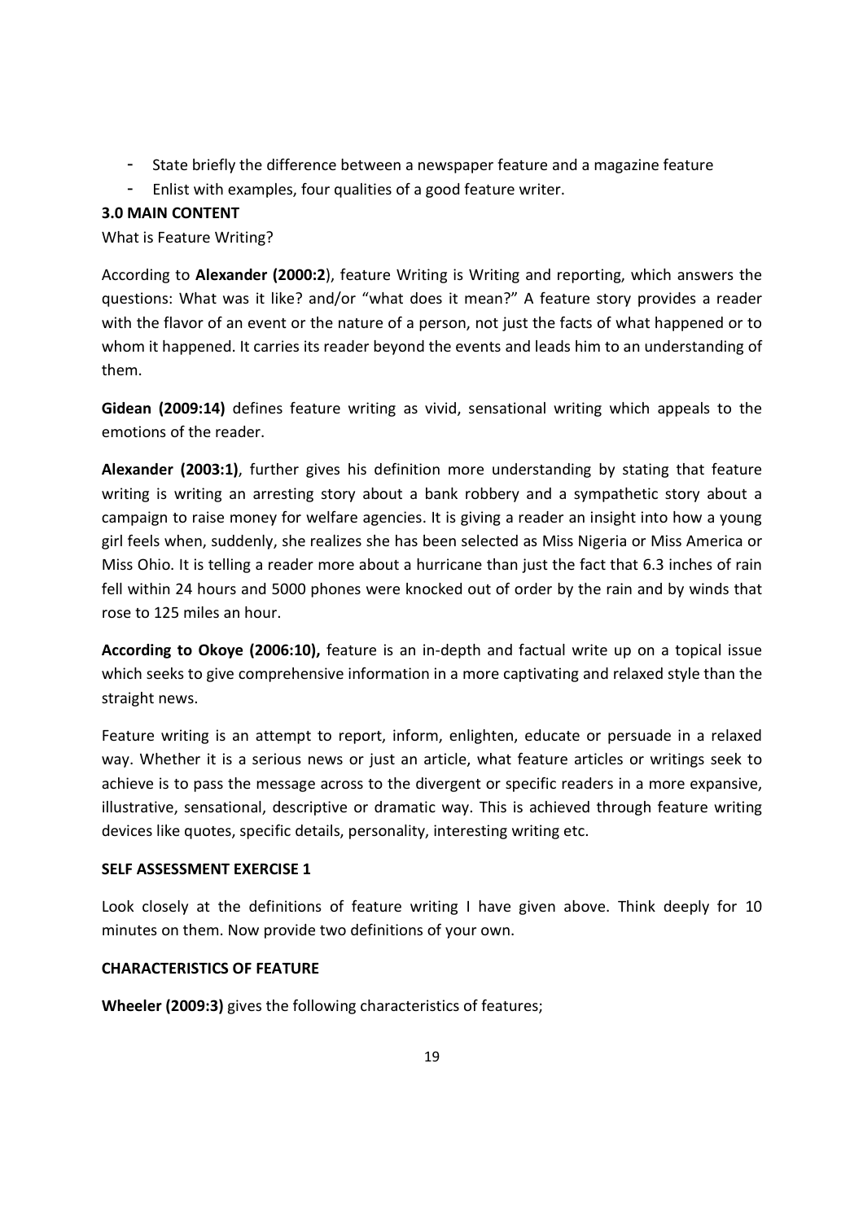- State briefly the difference between a newspaper feature and a magazine feature
- Enlist with examples, four qualities of a good feature writer.

## 3.0 MAIN CONTENT

What is Feature Writing?

According to **Alexander (2000:2**), feature Writing is Writing and reporting, which answers the questions: What was it like? and/or "what does it mean?" A feature story provides a reader with the flavor of an event or the nature of a person, not just the facts of what happened or to whom it happened. It carries its reader beyond the events and leads him to an understanding of them.

**Gidean (2009:14)** defines feature writing as vivid, sensational writing which appeals to the emotions of the reader.

**Alexander (2003:1)**, further gives his definition more understanding by stating that feature writing is writing an arresting story about a bank robbery and a sympathetic story about a campaign to raise money for welfare agencies. It is giving a reader an insight into how a young girl feels when, suddenly, she realizes she has been selected as Miss Nigeria or Miss America or Miss Ohio. It is telling a reader more about a hurricane than just the fact that 6.3 inches of rain fell within 24 hours and 5000 phones were knocked out of order by the rain and by winds that rose to 125 miles an hour.

**According to Okoye (2006:10),** feature is an in-depth and factual write up on a topical issue which seeks to give comprehensive information in a more captivating and relaxed style than the straight news.

Feature writing is an attempt to report, inform, enlighten, educate or persuade in a relaxed way. Whether it is a serious news or just an article, what feature articles or writings seek to achieve is to pass the message across to the divergent or specific readers in a more expansive, illustrative, sensational, descriptive or dramatic way. This is achieved through feature writing devices like quotes, specific details, personality, interesting writing etc.

### SELF ASSESSMENT EXERCISE 1

Look closely at the definitions of feature writing I have given above. Think deeply for 10 minutes on them. Now provide two definitions of your own.

### CHARACTERISTICS OF FEATURE

**Wheeler (2009:3)** gives the following characteristics of features;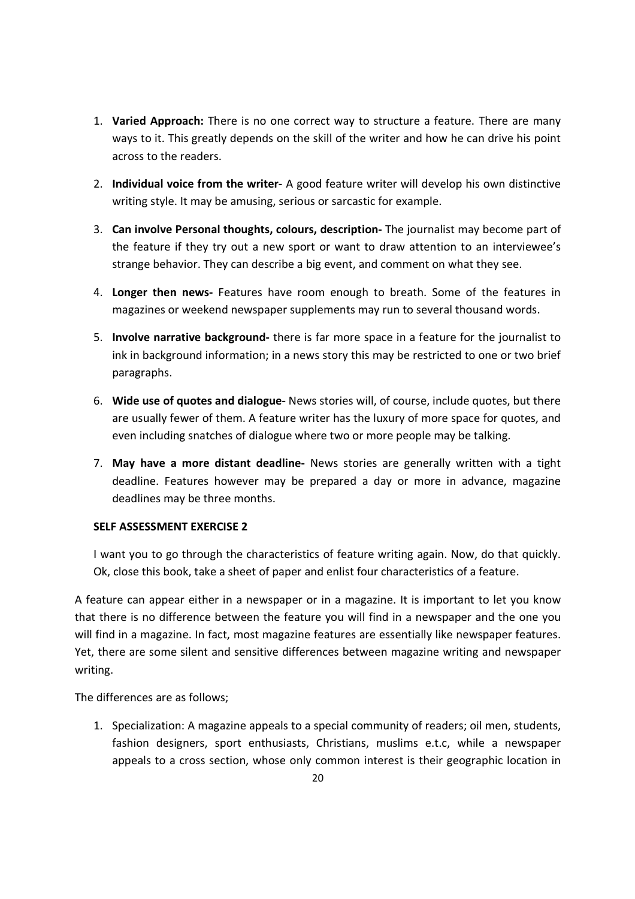1. **Varied Approach:** There is no one correct way to structure a feature. There are many ways to it. This greatly depends on the skill of the writer and how he can drive his point across to the readers.

2. **Individual voice from the writer-** A good feature writer will develop his own distinctive writing style. It may be amusing, serious or sarcastic for example.

3. **Can involve Personal thoughts, colours, description-** The journalist may become part of the feature if they try out a new sport or want to draw attention to an interviewee's strange behavior. They can describe a big event, and comment on what they see.

4. **Longer then news-** Features have room enough to breath. Some of the features in magazines or weekend newspaper supplements may run to several thousand words.

5. **Involve narrative background-** there is far more space in a feature for the journalist to ink in background information; in a news story this may be restricted to one or two brief paragraphs.

6. **Wide use of quotes and dialogue-** News stories will, of course, include quotes, but there are usually fewer of them. A feature writer has the luxury of more space for quotes, and even including snatches of dialogue where two or more people may be talking.

7. **May have a more distant deadline-** News stories are generally written with a tight deadline. Features however may be prepared a day or more in advance, magazine deadlines may be three months.

**SELF ASSESSMENT EXERCISE 2**

I want you to go through the characteristics of feature writing again. Now, do that quickly. Ok, close this book, take a sheet of paper and enlist four characteristics of a feature.

A feature can appear either in a newspaper or in a magazine. It is important to let you know that there is no difference between the feature you will find in a newspaper and the one you will find in a magazine. In fact, most magazine features are essentially like newspaper features. Yet, there are some silent and sensitive differences between magazine writing and newspaper writing.

The differences are as follows;

1. Specialization: A magazine appeals to a special community of readers; oil men, students, fashion designers, sport enthusiasts, Christians, muslims e.t.c, while a newspaper appeals to a cross section, whose only common interest is their geographic location in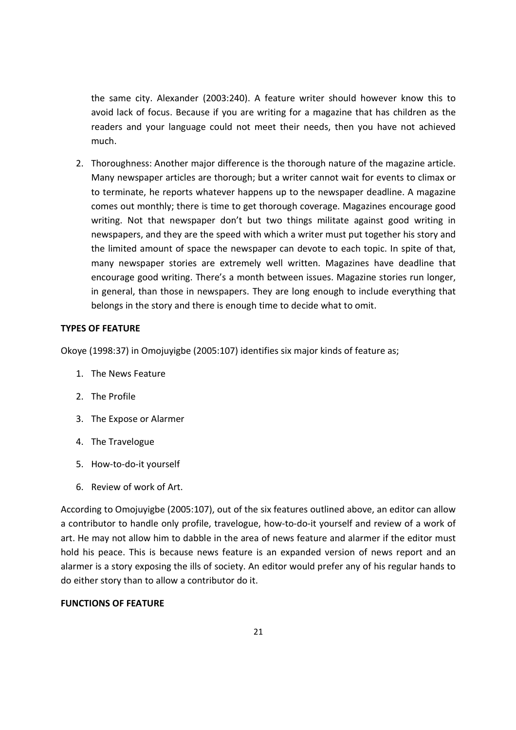the same city. Alexander (2003:240). A feature writer should however know this to avoid lack of focus. Because if you are writing for a magazine that has children as the readers and your language could not meet their needs, then you have not achieved much.

2. Thoroughness: Another major difference is the thorough nature of the magazine article. Many newspaper articles are thorough; but a writer cannot wait for events to climax or to terminate, he reports whatever happens up to the newspaper deadline. A magazine comes out monthly; there is time to get thorough coverage. Magazines encourage good writing. Not that newspaper don't but two things militate against good writing in newspapers, and they are the speed with which a writer must put together his story and the limited amount of space the newspaper can devote to each topic. In spite of that, many newspaper stories are extremely well written. Magazines have deadline that encourage good writing. There's a month between issues. Magazine stories run longer, in general, than those in newspapers. They are long enough to include everything that belongs in the story and there is enough time to decide what to omit.

**TYPES OF FEATURE**

Okoye (1998:37) in Omojuyigbe (2005:107) identifies six major kinds of feature as;

1. The News Feature
2. The Profile
3. The Expose or Alarmer
4. The Travelogue
5. How-to-do-it yourself
6. Review of work of Art.

According to Omojuyigbe (2005:107), out of the six features outlined above, an editor can allow a contributor to handle only profile, travelogue, how-to-do-it yourself and review of a work of art. He may not allow him to dabble in the area of news feature and alarmer if the editor must hold his peace. This is because news feature is an expanded version of news report and an alarmer is a story exposing the ills of society. An editor would prefer any of his regular hands to do either story than to allow a contributor do it.

**FUNCTIONS OF FEATURE**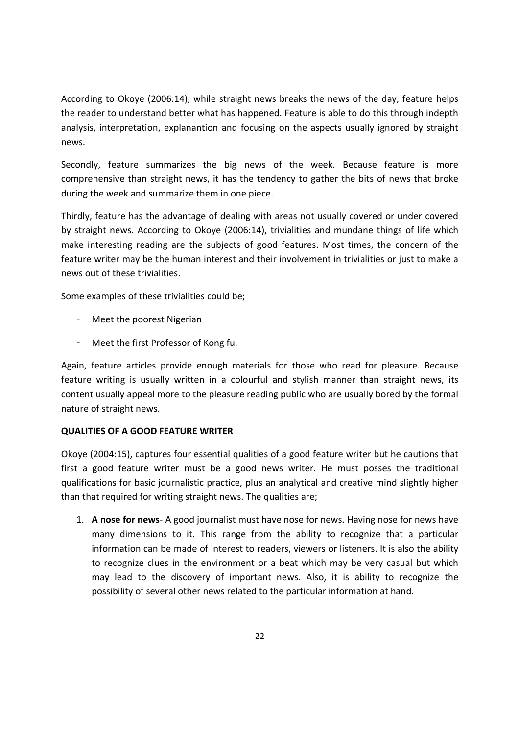According to Okoye (2006:14), while straight news breaks the news of the day, feature helps the reader to understand better what has happened. Feature is able to do this through indepth analysis, interpretation, explanantion and focusing on the aspects usually ignored by straight news.

Secondly, feature summarizes the big news of the week. Because feature is more comprehensive than straight news, it has the tendency to gather the bits of news that broke during the week and summarize them in one piece.

Thirdly, feature has the advantage of dealing with areas not usually covered or under covered by straight news. According to Okoye (2006:14), trivialities and mundane things of life which make interesting reading are the subjects of good features. Most times, the concern of the feature writer may be the human interest and their involvement in trivialities or just to make a news out of these trivialities.

Some examples of these trivialities could be;

- Meet the poorest Nigerian
- Meet the first Professor of Kong fu.

Again, feature articles provide enough materials for those who read for pleasure. Because feature writing is usually written in a colourful and stylish manner than straight news, its content usually appeal more to the pleasure reading public who are usually bored by the formal nature of straight news.

**QUALITIES OF A GOOD FEATURE WRITER**

Okoye (2004:15), captures four essential qualities of a good feature writer but he cautions that first a good feature writer must be a good news writer. He must posses the traditional qualifications for basic journalistic practice, plus an analytical and creative mind slightly higher than that required for writing straight news. The qualities are;

1. **A nose for news**- A good journalist must have nose for news. Having nose for news have many dimensions to it. This range from the ability to recognize that a particular information can be made of interest to readers, viewers or listeners. It is also the ability to recognize clues in the environment or a beat which may be very casual but which may lead to the discovery of important news. Also, it is ability to recognize the possibility of several other news related to the particular information at hand.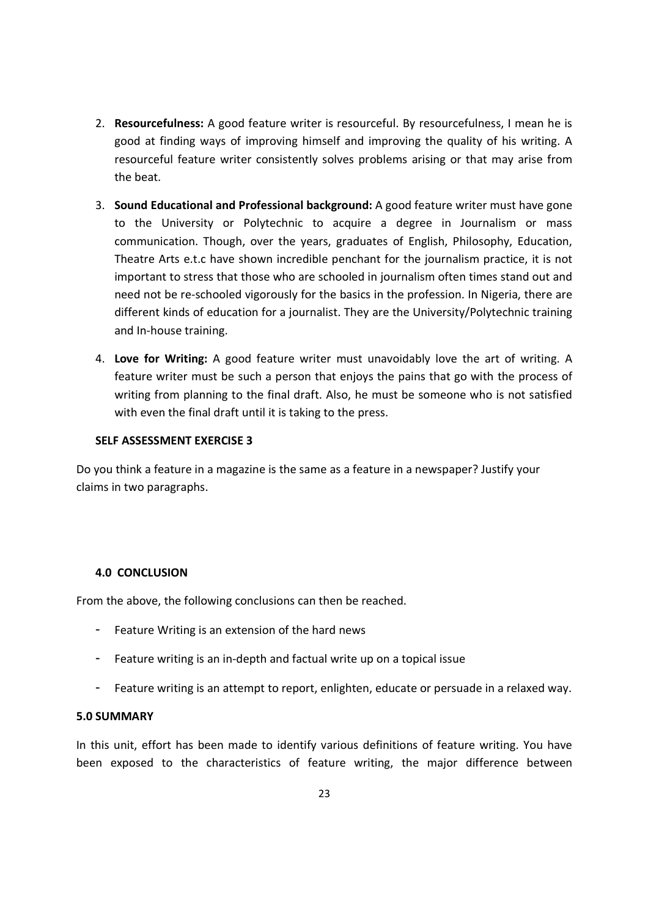2. **Resourcefulness:** A good feature writer is resourceful. By resourcefulness, I mean he is good at finding ways of improving himself and improving the quality of his writing. A resourceful feature writer consistently solves problems arising or that may arise from the beat.

3. **Sound Educational and Professional background:** A good feature writer must have gone to the University or Polytechnic to acquire a degree in Journalism or mass communication. Though, over the years, graduates of English, Philosophy, Education, Theatre Arts e.t.c have shown incredible penchant for the journalism practice, it is not important to stress that those who are schooled in journalism often times stand out and need not be re-schooled vigorously for the basics in the profession. In Nigeria, there are different kinds of education for a journalist. They are the University/Polytechnic training and In-house training.

4. **Love for Writing:** A good feature writer must unavoidably love the art of writing. A feature writer must be such a person that enjoys the pains that go with the process of writing from planning to the final draft. Also, he must be someone who is not satisfied with even the final draft until it is taking to the press.

**SELF ASSESSMENT EXERCISE 3**

Do you think a feature in a magazine is the same as a feature in a newspaper? Justify your claims in two paragraphs.

## 4.0 CONCLUSION

From the above, the following conclusions can then be reached.

- Feature Writing is an extension of the hard news
- Feature writing is an in-depth and factual write up on a topical issue
- Feature writing is an attempt to report, enlighten, educate or persuade in a relaxed way.

## 5.0 SUMMARY

In this unit, effort has been made to identify various definitions of feature writing. You have been exposed to the characteristics of feature writing, the major difference between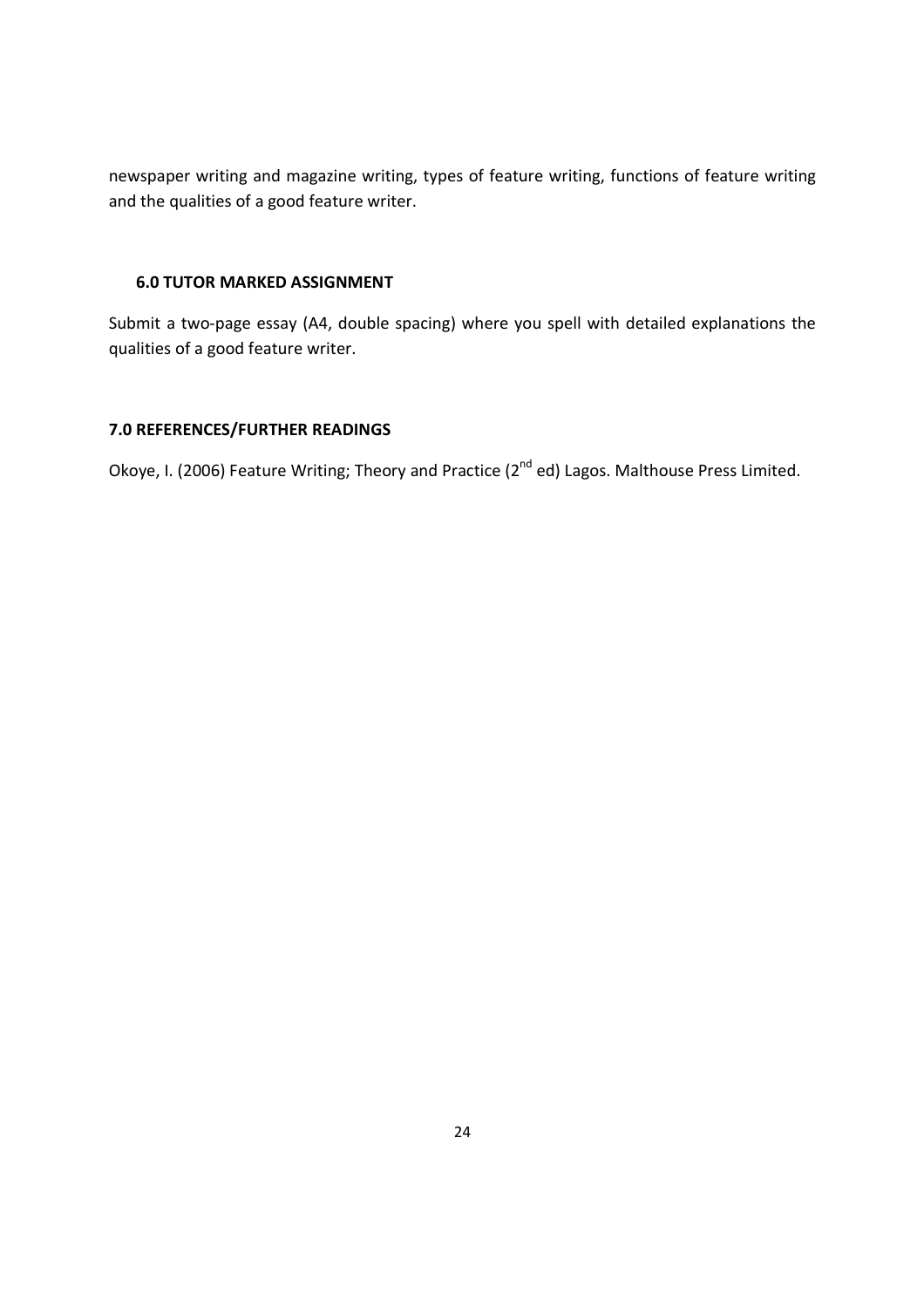newspaper writing and magazine writing, types of feature writing, functions of feature writing and the qualities of a good feature writer.

### 6.0 TUTOR MARKED ASSIGNMENT

Submit a two-page essay (A4, double spacing) where you spell with detailed explanations the qualities of a good feature writer.

### 7.0 REFERENCES/FURTHER READINGS

Okoye, I. (2006) Feature Writing; Theory and Practice (2nd ed) Lagos. Malthouse Press Limited.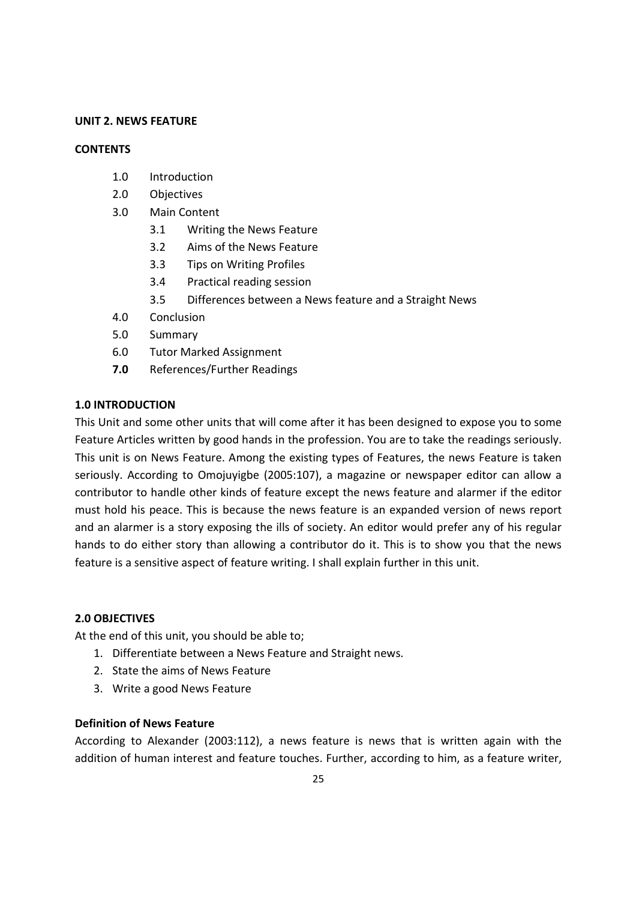## UNIT 2. NEWS FEATURE

**CONTENTS**

- 1.0 Introduction
- 2.0 Objectives
- 3.0 Main Content
    - 3.1 Writing the News Feature
    - 3.2 Aims of the News Feature
    - 3.3 Tips on Writing Profiles
    - 3.4 Practical reading session
    - 3.5 Differences between a News feature and a Straight News
- 4.0 Conclusion
- 5.0 Summary
- 6.0 Tutor Marked Assignment
- **7.0** References/Further Readings

### 1.0 INTRODUCTION

This Unit and some other units that will come after it has been designed to expose you to some Feature Articles written by good hands in the profession. You are to take the readings seriously. This unit is on News Feature. Among the existing types of Features, the news Feature is taken seriously. According to Omojuyigbe (2005:107), a magazine or newspaper editor can allow a contributor to handle other kinds of feature except the news feature and alarmer if the editor must hold his peace. This is because the news feature is an expanded version of news report and an alarmer is a story exposing the ills of society. An editor would prefer any of his regular hands to do either story than allowing a contributor do it. This is to show you that the news feature is a sensitive aspect of feature writing. I shall explain further in this unit.

### 2.0 OBJECTIVES

At the end of this unit, you should be able to;

1. Differentiate between a News Feature and Straight news.
2. State the aims of News Feature
3. Write a good News Feature

**Definition of News Feature**

According to Alexander (2003:112), a news feature is news that is written again with the addition of human interest and feature touches. Further, according to him, as a feature writer,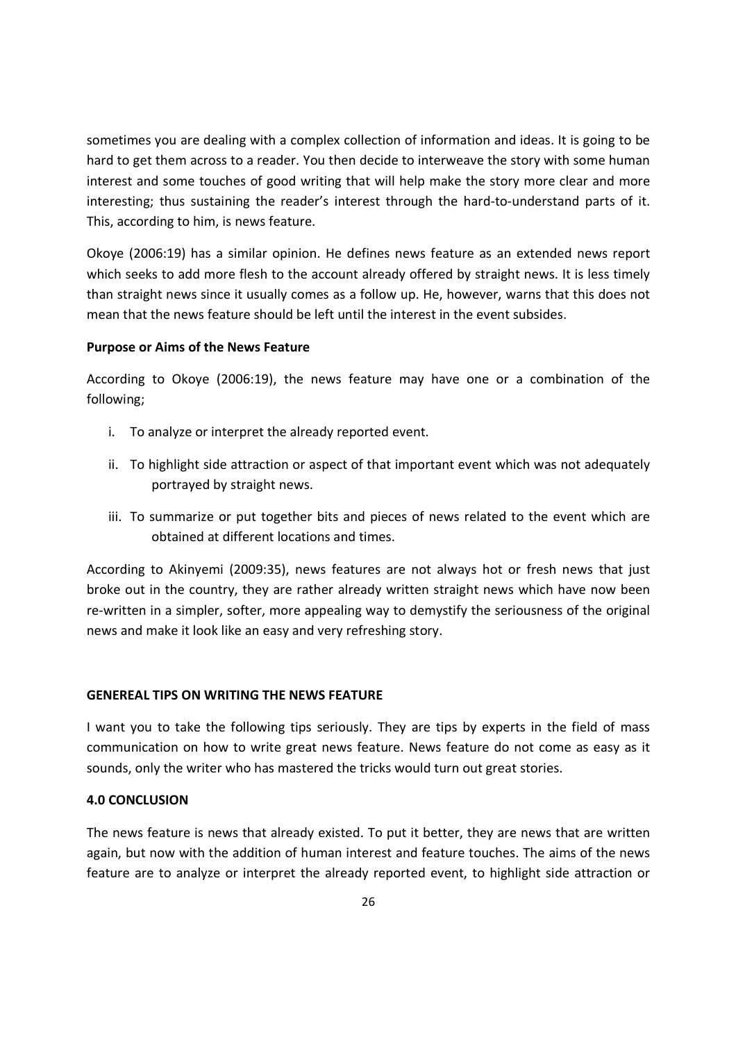sometimes you are dealing with a complex collection of information and ideas. It is going to be hard to get them across to a reader. You then decide to interweave the story with some human interest and some touches of good writing that will help make the story more clear and more interesting; thus sustaining the reader's interest through the hard-to-understand parts of it. This, according to him, is news feature.

Okoye (2006:19) has a similar opinion. He defines news feature as an extended news report which seeks to add more flesh to the account already offered by straight news. It is less timely than straight news since it usually comes as a follow up. He, however, warns that this does not mean that the news feature should be left until the interest in the event subsides.

**Purpose or Aims of the News Feature**

According to Okoye (2006:19), the news feature may have one or a combination of the following;

i. To analyze or interpret the already reported event.

ii. To highlight side attraction or aspect of that important event which was not adequately portrayed by straight news.

iii. To summarize or put together bits and pieces of news related to the event which are obtained at different locations and times.

According to Akinyemi (2009:35), news features are not always hot or fresh news that just broke out in the country, they are rather already written straight news which have now been re-written in a simpler, softer, more appealing way to demystify the seriousness of the original news and make it look like an easy and very refreshing story.

**GENEREAL TIPS ON WRITING THE NEWS FEATURE**

I want you to take the following tips seriously. They are tips by experts in the field of mass communication on how to write great news feature. News feature do not come as easy as it sounds, only the writer who has mastered the tricks would turn out great stories.

**4.0 CONCLUSION**

The news feature is news that already existed. To put it better, they are news that are written again, but now with the addition of human interest and feature touches. The aims of the news feature are to analyze or interpret the already reported event, to highlight side attraction or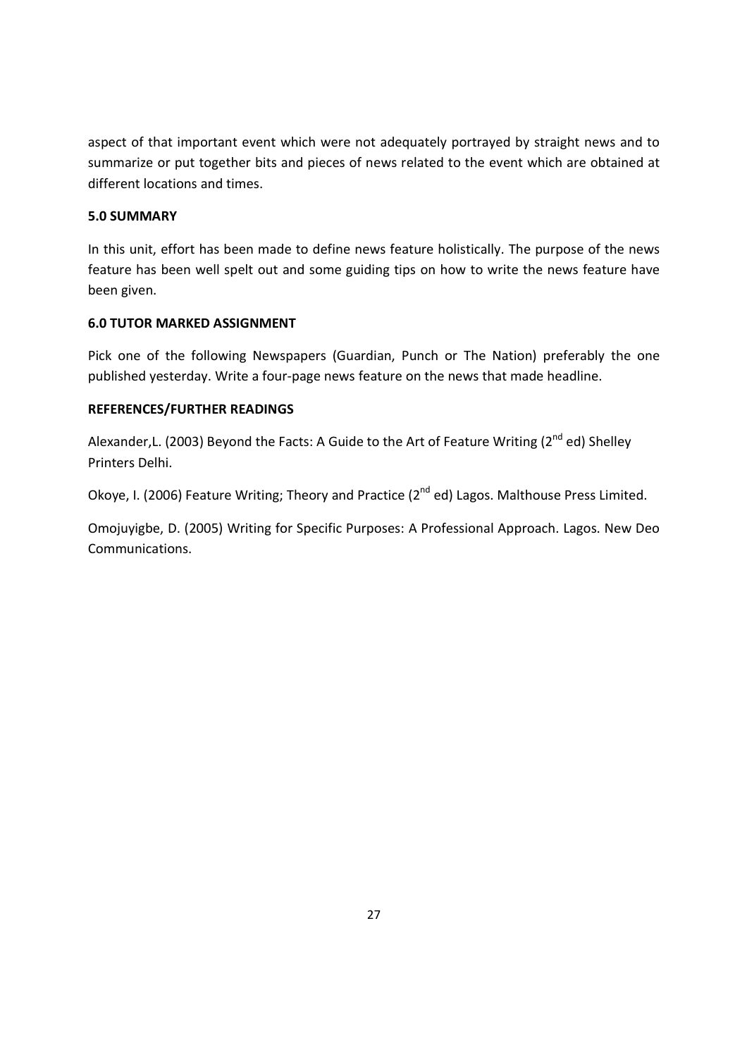aspect of that important event which were not adequately portrayed by straight news and to summarize or put together bits and pieces of news related to the event which are obtained at different locations and times.

## 5.0 SUMMARY

In this unit, effort has been made to define news feature holistically. The purpose of the news feature has been well spelt out and some guiding tips on how to write the news feature have been given.

## 6.0 TUTOR MARKED ASSIGNMENT

Pick one of the following Newspapers (Guardian, Punch or The Nation) preferably the one published yesterday. Write a four-page news feature on the news that made headline.

## REFERENCES/FURTHER READINGS

Alexander,L. (2003) Beyond the Facts: A Guide to the Art of Feature Writing (2nd ed) Shelley Printers Delhi.

Okoye, I. (2006) Feature Writing; Theory and Practice (2nd ed) Lagos. Malthouse Press Limited.

Omojuyigbe, D. (2005) Writing for Specific Purposes: A Professional Approach. Lagos. New Deo Communications.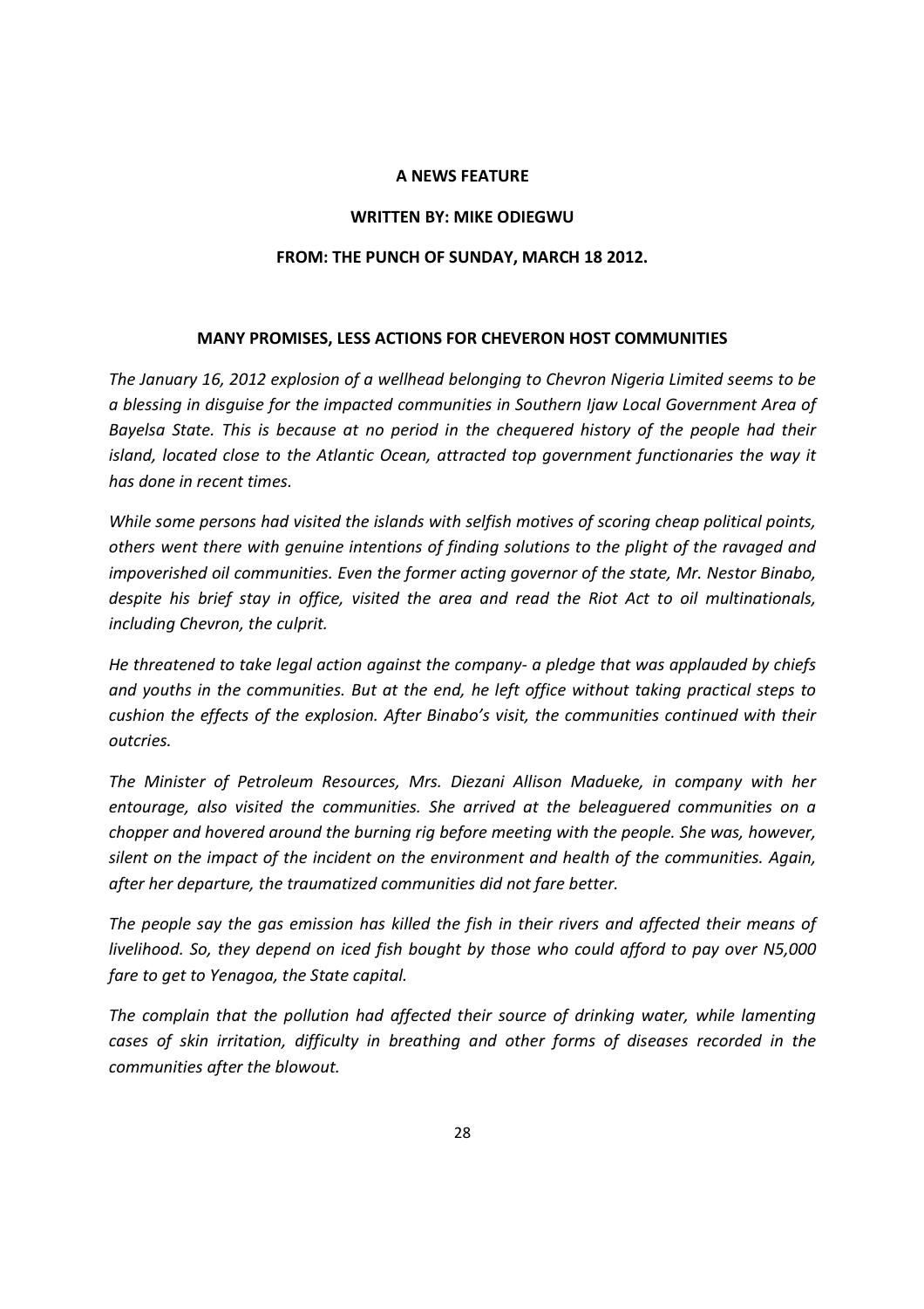**A NEWS FEATURE**

**WRITTEN BY: MIKE ODIEGWU**

**FROM: THE PUNCH OF SUNDAY, MARCH 18 2012.**

## MANY PROMISES, LESS ACTIONS FOR CHEVERON HOST COMMUNITIES

*The January 16, 2012 explosion of a wellhead belonging to Chevron Nigeria Limited seems to be a blessing in disguise for the impacted communities in Southern Ijaw Local Government Area of Bayelsa State. This is because at no period in the chequered history of the people had their island, located close to the Atlantic Ocean, attracted top government functionaries the way it has done in recent times.*

*While some persons had visited the islands with selfish motives of scoring cheap political points, others went there with genuine intentions of finding solutions to the plight of the ravaged and impoverished oil communities. Even the former acting governor of the state, Mr. Nestor Binabo, despite his brief stay in office, visited the area and read the Riot Act to oil multinationals, including Chevron, the culprit.*

*He threatened to take legal action against the company- a pledge that was applauded by chiefs and youths in the communities. But at the end, he left office without taking practical steps to cushion the effects of the explosion. After Binabo's visit, the communities continued with their outcries.*

*The Minister of Petroleum Resources, Mrs. Diezani Allison Madueke, in company with her entourage, also visited the communities. She arrived at the beleaguered communities on a chopper and hovered around the burning rig before meeting with the people. She was, however, silent on the impact of the incident on the environment and health of the communities. Again, after her departure, the traumatized communities did not fare better.*

*The people say the gas emission has killed the fish in their rivers and affected their means of livelihood. So, they depend on iced fish bought by those who could afford to pay over N5,000 fare to get to Yenagoa, the State capital.*

*The complain that the pollution had affected their source of drinking water, while lamenting cases of skin irritation, difficulty in breathing and other forms of diseases recorded in the communities after the blowout.*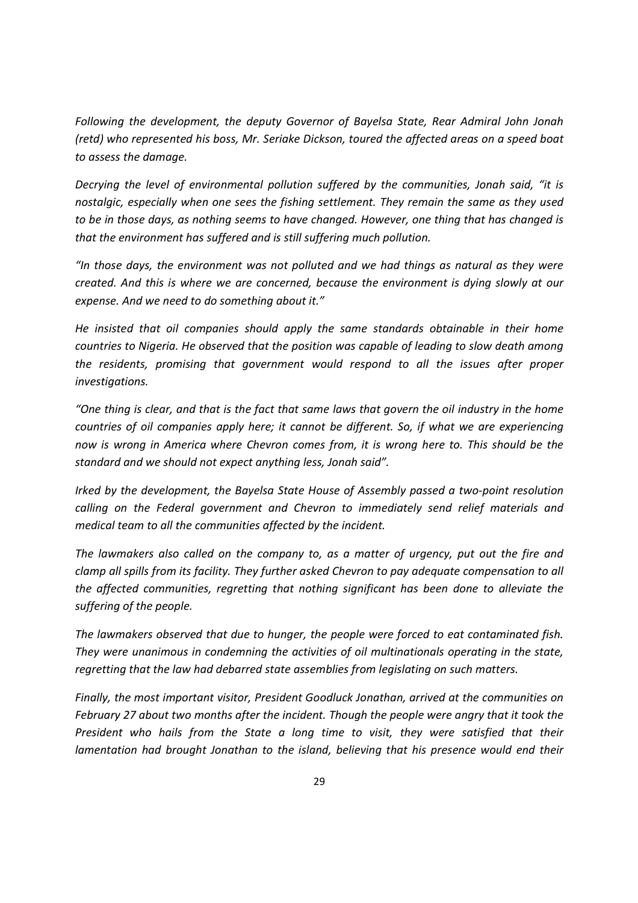*Following the development, the deputy Governor of Bayelsa State, Rear Admiral John Jonah (retd) who represented his boss, Mr. Seriake Dickson, toured the affected areas on a speed boat to assess the damage.*

*Decrying the level of environmental pollution suffered by the communities, Jonah said, "it is nostalgic, especially when one sees the fishing settlement. They remain the same as they used to be in those days, as nothing seems to have changed. However, one thing that has changed is that the environment has suffered and is still suffering much pollution.*

*"In those days, the environment was not polluted and we had things as natural as they were created. And this is where we are concerned, because the environment is dying slowly at our expense. And we need to do something about it."*

*He insisted that oil companies should apply the same standards obtainable in their home countries to Nigeria. He observed that the position was capable of leading to slow death among the residents, promising that government would respond to all the issues after proper investigations.*

*"One thing is clear, and that is the fact that same laws that govern the oil industry in the home countries of oil companies apply here; it cannot be different. So, if what we are experiencing now is wrong in America where Chevron comes from, it is wrong here to. This should be the standard and we should not expect anything less, Jonah said".*

*Irked by the development, the Bayelsa State House of Assembly passed a two-point resolution calling on the Federal government and Chevron to immediately send relief materials and medical team to all the communities affected by the incident.*

*The lawmakers also called on the company to, as a matter of urgency, put out the fire and clamp all spills from its facility. They further asked Chevron to pay adequate compensation to all the affected communities, regretting that nothing significant has been done to alleviate the suffering of the people.*

*The lawmakers observed that due to hunger, the people were forced to eat contaminated fish. They were unanimous in condemning the activities of oil multinationals operating in the state, regretting that the law had debarred state assemblies from legislating on such matters.*

*Finally, the most important visitor, President Goodluck Jonathan, arrived at the communities on February 27 about two months after the incident. Though the people were angry that it took the President who hails from the State a long time to visit, they were satisfied that their lamentation had brought Jonathan to the island, believing that his presence would end their*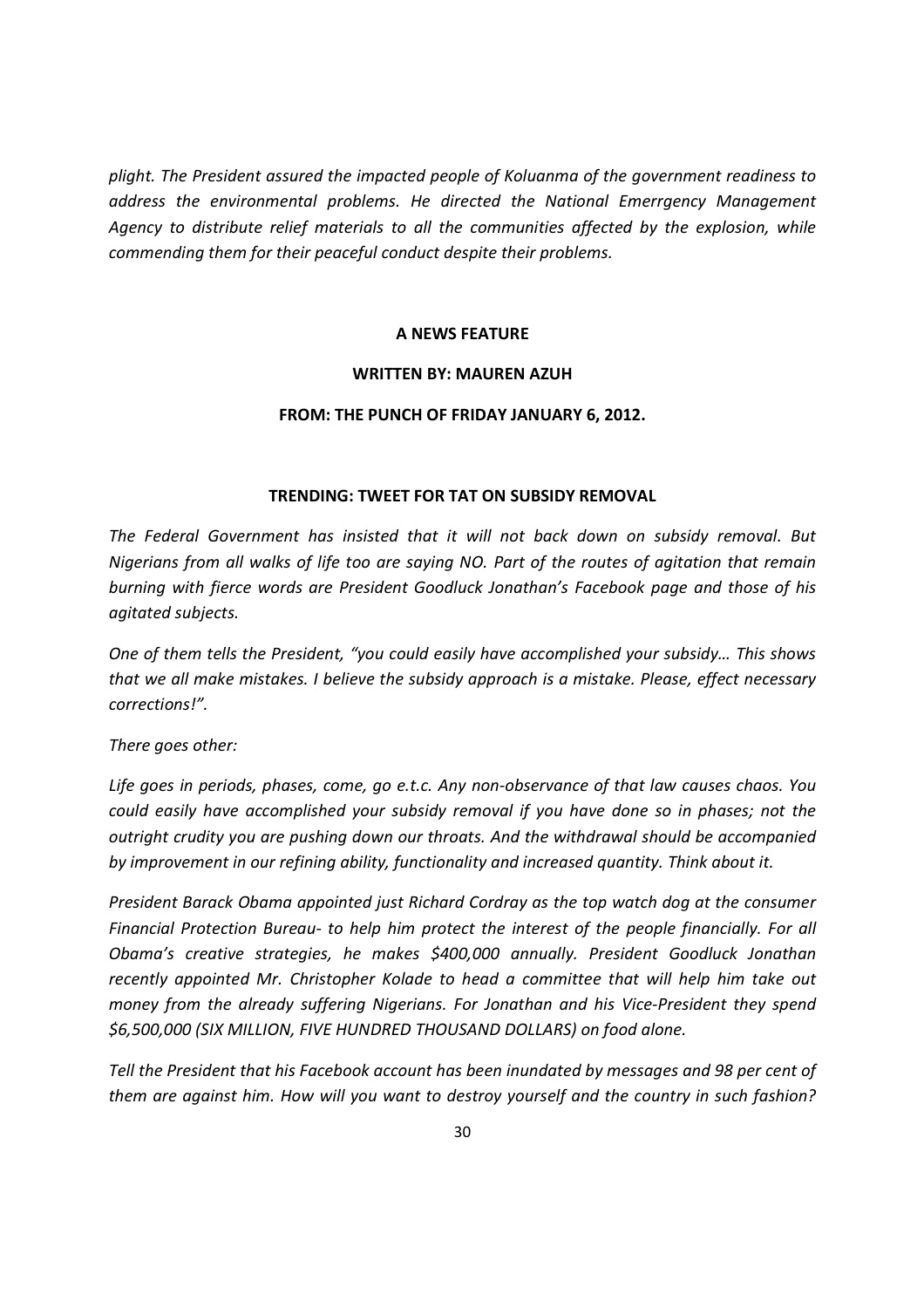*plight. The President assured the impacted people of Koluanma of the government readiness to address the environmental problems. He directed the National Emerrgency Management Agency to distribute relief materials to all the communities affected by the explosion, while commending them for their peaceful conduct despite their problems.*

**A NEWS FEATURE**

**WRITTEN BY: MAUREN AZUH**

**FROM: THE PUNCH OF FRIDAY JANUARY 6, 2012.**

**TRENDING: TWEET FOR TAT ON SUBSIDY REMOVAL**

*The Federal Government has insisted that it will not back down on subsidy removal. But Nigerians from all walks of life too are saying NO. Part of the routes of agitation that remain burning with fierce words are President Goodluck Jonathan's Facebook page and those of his agitated subjects.*

*One of them tells the President, "you could easily have accomplished your subsidy… This shows that we all make mistakes. I believe the subsidy approach is a mistake. Please, effect necessary corrections!".*

*There goes other:*

*Life goes in periods, phases, come, go e.t.c. Any non-observance of that law causes chaos. You could easily have accomplished your subsidy removal if you have done so in phases; not the outright crudity you are pushing down our throats. And the withdrawal should be accompanied by improvement in our refining ability, functionality and increased quantity. Think about it.*

*President Barack Obama appointed just Richard Cordray as the top watch dog at the consumer Financial Protection Bureau- to help him protect the interest of the people financially. For all Obama's creative strategies, he makes $400,000 annually. President Goodluck Jonathan recently appointed Mr. Christopher Kolade to head a committee that will help him take out money from the already suffering Nigerians. For Jonathan and his Vice-President they spend $6,500,000 (SIX MILLION, FIVE HUNDRED THOUSAND DOLLARS) on food alone.*

*Tell the President that his Facebook account has been inundated by messages and 98 per cent of them are against him. How will you want to destroy yourself and the country in such fashion?*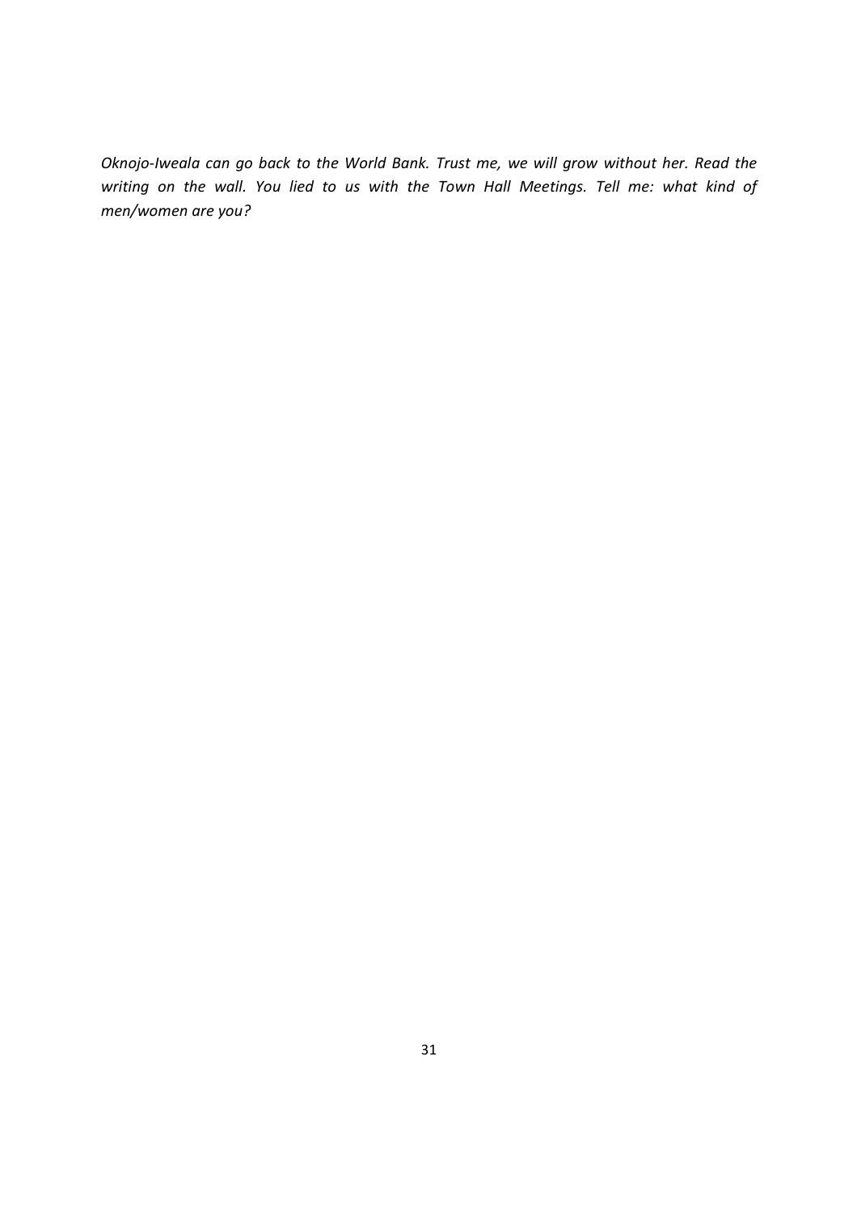*Oknojo-Iweala can go back to the World Bank. Trust me, we will grow without her. Read the writing on the wall. You lied to us with the Town Hall Meetings. Tell me: what kind of men/women are you?*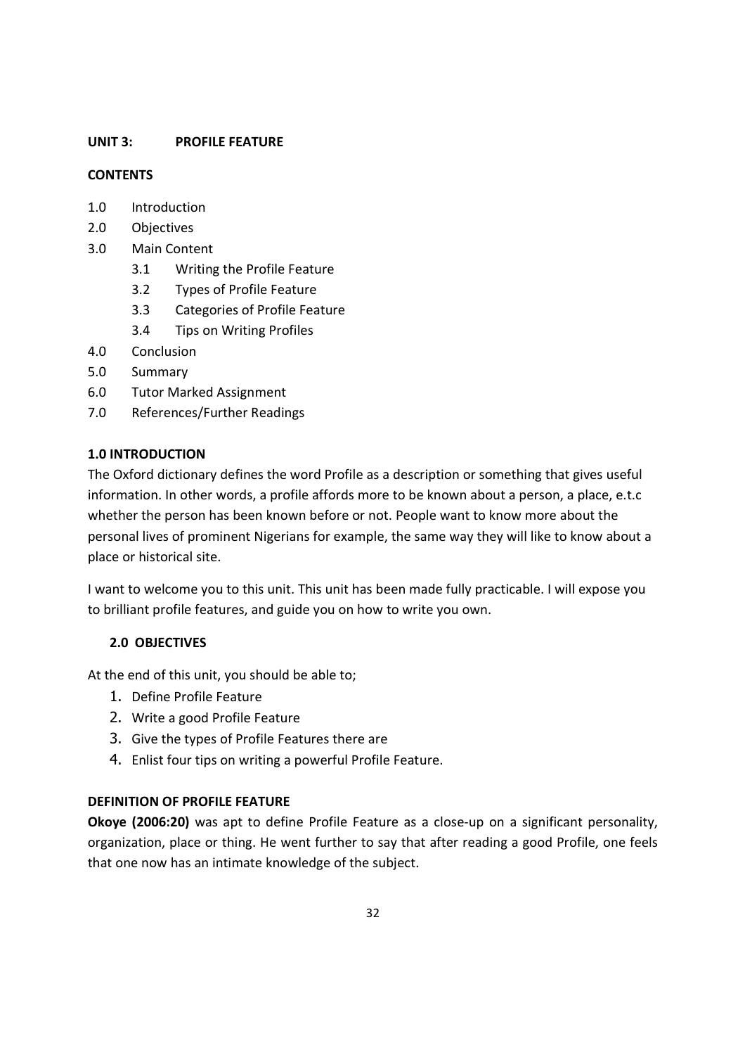**UNIT 3: PROFILE FEATURE**

**CONTENTS**

1.0 Introduction
2.0 Objectives
3.0 Main Content
 3.1 Writing the Profile Feature
 3.2 Types of Profile Feature
 3.3 Categories of Profile Feature
 3.4 Tips on Writing Profiles
4.0 Conclusion
5.0 Summary
6.0 Tutor Marked Assignment
7.0 References/Further Readings

**1.0 INTRODUCTION**

The Oxford dictionary defines the word Profile as a description or something that gives useful information. In other words, a profile affords more to be known about a person, a place, e.t.c whether the person has been known before or not. People want to know more about the personal lives of prominent Nigerians for example, the same way they will like to know about a place or historical site.

I want to welcome you to this unit. This unit has been made fully practicable. I will expose you to brilliant profile features, and guide you on how to write you own.

**2.0 OBJECTIVES**

At the end of this unit, you should be able to;

1. Define Profile Feature
2. Write a good Profile Feature
3. Give the types of Profile Features there are
4. Enlist four tips on writing a powerful Profile Feature.

**DEFINITION OF PROFILE FEATURE**

**Okoye (2006:20)** was apt to define Profile Feature as a close-up on a significant personality, organization, place or thing. He went further to say that after reading a good Profile, one feels that one now has an intimate knowledge of the subject.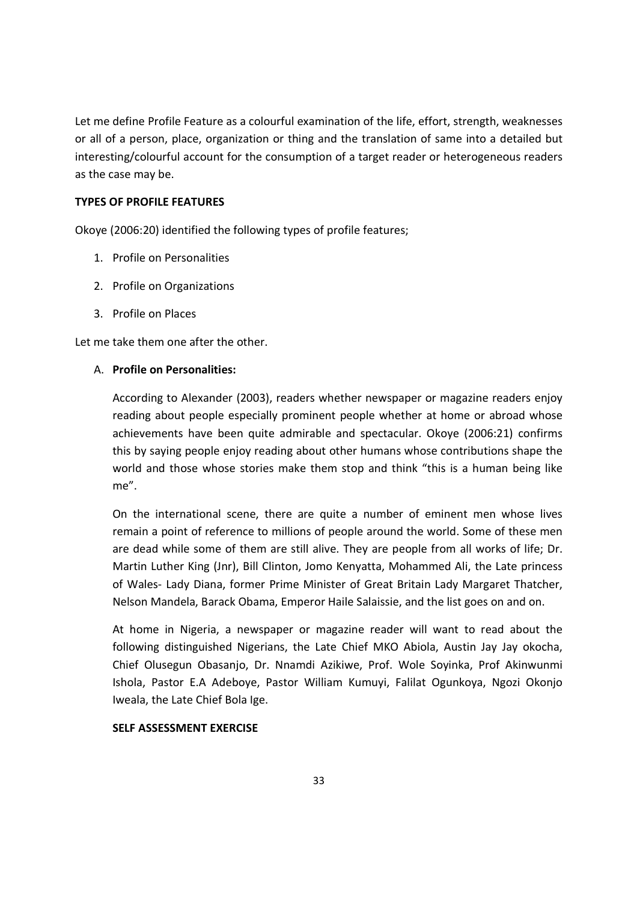Let me define Profile Feature as a colourful examination of the life, effort, strength, weaknesses or all of a person, place, organization or thing and the translation of same into a detailed but interesting/colourful account for the consumption of a target reader or heterogeneous readers as the case may be.

**TYPES OF PROFILE FEATURES**

Okoye (2006:20) identified the following types of profile features;

1. Profile on Personalities
2. Profile on Organizations
3. Profile on Places

Let me take them one after the other.

A. **Profile on Personalities:**

   According to Alexander (2003), readers whether newspaper or magazine readers enjoy reading about people especially prominent people whether at home or abroad whose achievements have been quite admirable and spectacular. Okoye (2006:21) confirms this by saying people enjoy reading about other humans whose contributions shape the world and those whose stories make them stop and think "this is a human being like me".

   On the international scene, there are quite a number of eminent men whose lives remain a point of reference to millions of people around the world. Some of these men are dead while some of them are still alive. They are people from all works of life; Dr. Martin Luther King (Jnr), Bill Clinton, Jomo Kenyatta, Mohammed Ali, the Late princess of Wales- Lady Diana, former Prime Minister of Great Britain Lady Margaret Thatcher, Nelson Mandela, Barack Obama, Emperor Haile Salaissie, and the list goes on and on.

   At home in Nigeria, a newspaper or magazine reader will want to read about the following distinguished Nigerians, the Late Chief MKO Abiola, Austin Jay Jay okocha, Chief Olusegun Obasanjo, Dr. Nnamdi Azikiwe, Prof. Wole Soyinka, Prof Akinwunmi Ishola, Pastor E.A Adeboye, Pastor William Kumuyi, Falilat Ogunkoya, Ngozi Okonjo Iweala, the Late Chief Bola Ige.

   **SELF ASSESSMENT EXERCISE**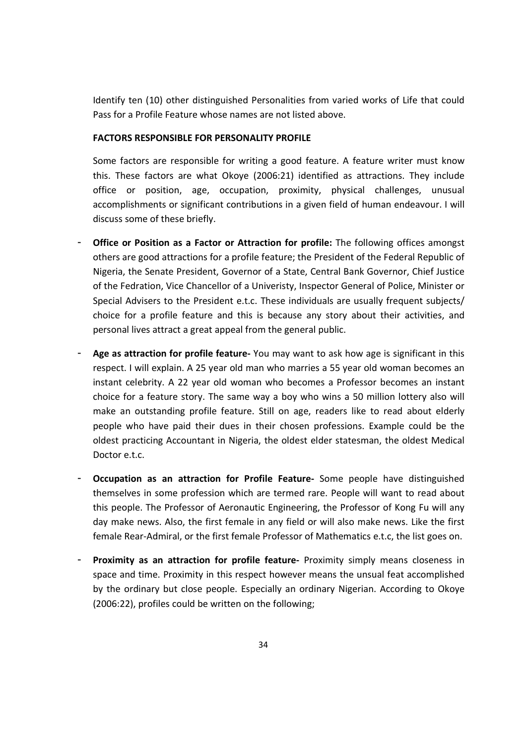Identify ten (10) other distinguished Personalities from varied works of Life that could Pass for a Profile Feature whose names are not listed above.

**FACTORS RESPONSIBLE FOR PERSONALITY PROFILE**

Some factors are responsible for writing a good feature. A feature writer must know this. These factors are what Okoye (2006:21) identified as attractions. They include office or position, age, occupation, proximity, physical challenges, unusual accomplishments or significant contributions in a given field of human endeavour. I will discuss some of these briefly.

- **Office or Position as a Factor or Attraction for profile:** The following offices amongst others are good attractions for a profile feature; the President of the Federal Republic of Nigeria, the Senate President, Governor of a State, Central Bank Governor, Chief Justice of the Fedration, Vice Chancellor of a Univeristy, Inspector General of Police, Minister or Special Advisers to the President e.t.c. These individuals are usually frequent subjects/ choice for a profile feature and this is because any story about their activities, and personal lives attract a great appeal from the general public.
- **Age as attraction for profile feature-** You may want to ask how age is significant in this respect. I will explain. A 25 year old man who marries a 55 year old woman becomes an instant celebrity. A 22 year old woman who becomes a Professor becomes an instant choice for a feature story. The same way a boy who wins a 50 million lottery also will make an outstanding profile feature. Still on age, readers like to read about elderly people who have paid their dues in their chosen professions. Example could be the oldest practicing Accountant in Nigeria, the oldest elder statesman, the oldest Medical Doctor e.t.c.
- **Occupation as an attraction for Profile Feature-** Some people have distinguished themselves in some profession which are termed rare. People will want to read about this people. The Professor of Aeronautic Engineering, the Professor of Kong Fu will any day make news. Also, the first female in any field or will also make news. Like the first female Rear-Admiral, or the first female Professor of Mathematics e.t.c, the list goes on.
- **Proximity as an attraction for profile feature-** Proximity simply means closeness in space and time. Proximity in this respect however means the unsual feat accomplished by the ordinary but close people. Especially an ordinary Nigerian. According to Okoye (2006:22), profiles could be written on the following;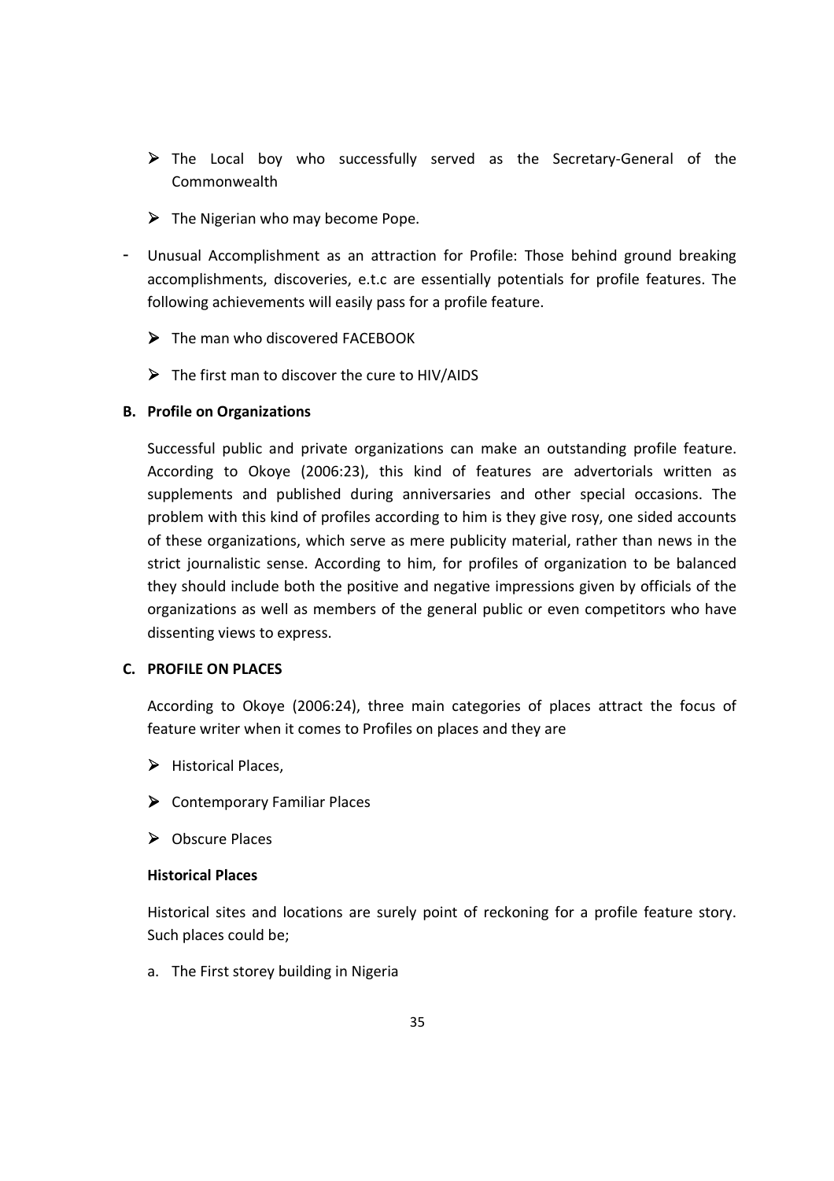- The Local boy who successfully served as the Secretary-General of the Commonwealth
- The Nigerian who may become Pope.

- Unusual Accomplishment as an attraction for Profile: Those behind ground breaking accomplishments, discoveries, e.t.c are essentially potentials for profile features. The following achievements will easily pass for a profile feature.
  - The man who discovered FACEBOOK
  - The first man to discover the cure to HIV/AIDS

**B. Profile on Organizations**

Successful public and private organizations can make an outstanding profile feature. According to Okoye (2006:23), this kind of features are advertorials written as supplements and published during anniversaries and other special occasions. The problem with this kind of profiles according to him is they give rosy, one sided accounts of these organizations, which serve as mere publicity material, rather than news in the strict journalistic sense. According to him, for profiles of organization to be balanced they should include both the positive and negative impressions given by officials of the organizations as well as members of the general public or even competitors who have dissenting views to express.

**C. PROFILE ON PLACES**

According to Okoye (2006:24), three main categories of places attract the focus of feature writer when it comes to Profiles on places and they are

- Historical Places,
- Contemporary Familiar Places
- Obscure Places

**Historical Places**

Historical sites and locations are surely point of reckoning for a profile feature story. Such places could be;

a. The First storey building in Nigeria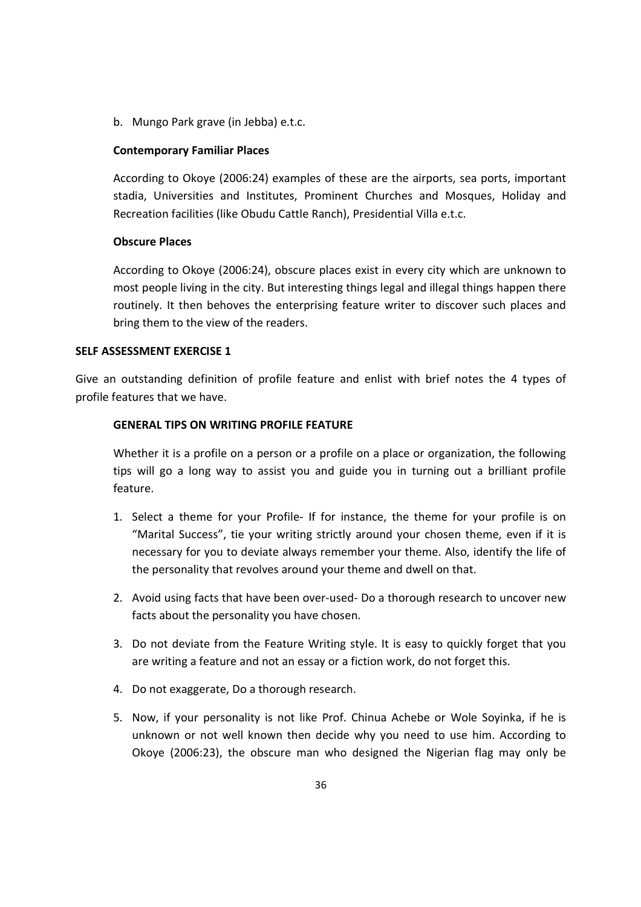b. Mungo Park grave (in Jebba) e.t.c.

**Contemporary Familiar Places**

According to Okoye (2006:24) examples of these are the airports, sea ports, important stadia, Universities and Institutes, Prominent Churches and Mosques, Holiday and Recreation facilities (like Obudu Cattle Ranch), Presidential Villa e.t.c.

**Obscure Places**

According to Okoye (2006:24), obscure places exist in every city which are unknown to most people living in the city. But interesting things legal and illegal things happen there routinely. It then behoves the enterprising feature writer to discover such places and bring them to the view of the readers.

**SELF ASSESSMENT EXERCISE 1**

Give an outstanding definition of profile feature and enlist with brief notes the 4 types of profile features that we have.

**GENERAL TIPS ON WRITING PROFILE FEATURE**

Whether it is a profile on a person or a profile on a place or organization, the following tips will go a long way to assist you and guide you in turning out a brilliant profile feature.

1. Select a theme for your Profile- If for instance, the theme for your profile is on "Marital Success", tie your writing strictly around your chosen theme, even if it is necessary for you to deviate always remember your theme. Also, identify the life of the personality that revolves around your theme and dwell on that.

2. Avoid using facts that have been over-used- Do a thorough research to uncover new facts about the personality you have chosen.

3. Do not deviate from the Feature Writing style. It is easy to quickly forget that you are writing a feature and not an essay or a fiction work, do not forget this.

4. Do not exaggerate, Do a thorough research.

5. Now, if your personality is not like Prof. Chinua Achebe or Wole Soyinka, if he is unknown or not well known then decide why you need to use him. According to Okoye (2006:23), the obscure man who designed the Nigerian flag may only be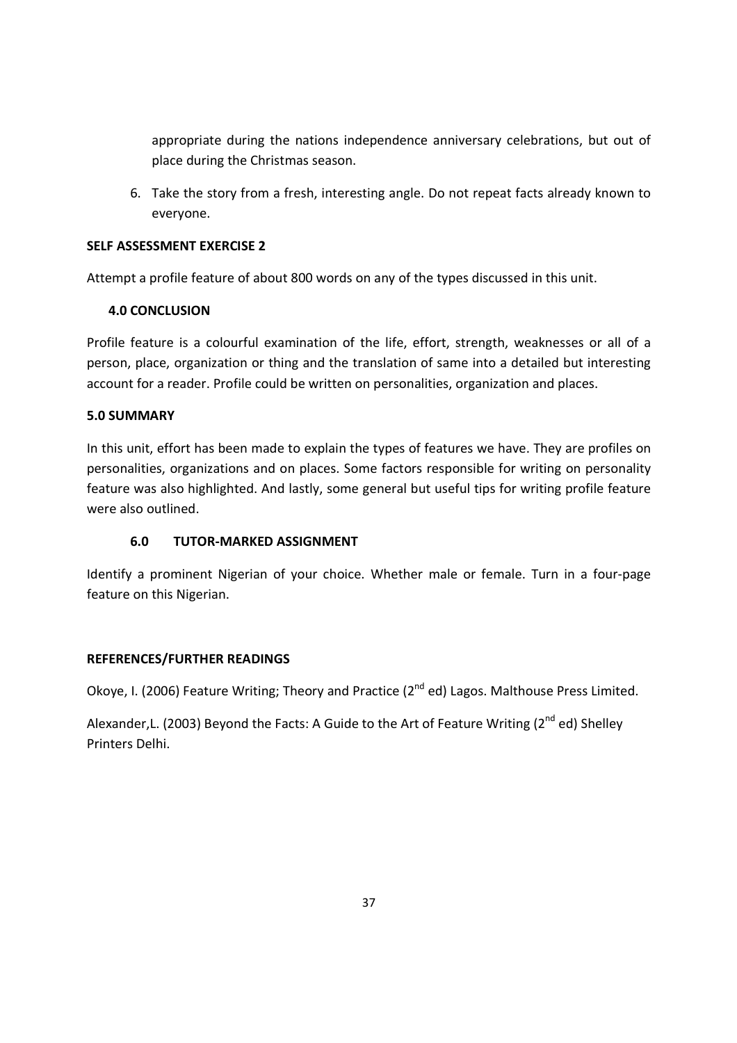appropriate during the nations independence anniversary celebrations, but out of place during the Christmas season.

6. Take the story from a fresh, interesting angle. Do not repeat facts already known to everyone.

**SELF ASSESSMENT EXERCISE 2**

Attempt a profile feature of about 800 words on any of the types discussed in this unit.

## 4.0 CONCLUSION

Profile feature is a colourful examination of the life, effort, strength, weaknesses or all of a person, place, organization or thing and the translation of same into a detailed but interesting account for a reader. Profile could be written on personalities, organization and places.

## 5.0 SUMMARY

In this unit, effort has been made to explain the types of features we have. They are profiles on personalities, organizations and on places. Some factors responsible for writing on personality feature was also highlighted. And lastly, some general but useful tips for writing profile feature were also outlined.

## 6.0 TUTOR-MARKED ASSIGNMENT

Identify a prominent Nigerian of your choice. Whether male or female. Turn in a four-page feature on this Nigerian.

## REFERENCES/FURTHER READINGS

Okoye, I. (2006) Feature Writing; Theory and Practice (2nd ed) Lagos. Malthouse Press Limited.

Alexander,L. (2003) Beyond the Facts: A Guide to the Art of Feature Writing (2nd ed) Shelley Printers Delhi.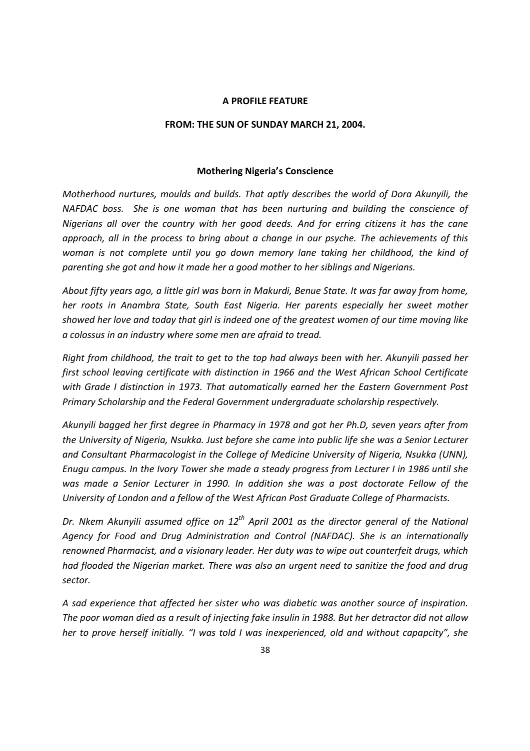**A PROFILE FEATURE**

**FROM: THE SUN OF SUNDAY MARCH 21, 2004.**

**Mothering Nigeria's Conscience**

*Motherhood nurtures, moulds and builds. That aptly describes the world of Dora Akunyili, the NAFDAC boss. She is one woman that has been nurturing and building the conscience of Nigerians all over the country with her good deeds. And for erring citizens it has the cane approach, all in the process to bring about a change in our psyche. The achievements of this woman is not complete until you go down memory lane taking her childhood, the kind of parenting she got and how it made her a good mother to her siblings and Nigerians.*

*About fifty years ago, a little girl was born in Makurdi, Benue State. It was far away from home, her roots in Anambra State, South East Nigeria. Her parents especially her sweet mother showed her love and today that girl is indeed one of the greatest women of our time moving like a colossus in an industry where some men are afraid to tread.*

*Right from childhood, the trait to get to the top had always been with her. Akunyili passed her first school leaving certificate with distinction in 1966 and the West African School Certificate with Grade I distinction in 1973. That automatically earned her the Eastern Government Post Primary Scholarship and the Federal Government undergraduate scholarship respectively.*

*Akunyili bagged her first degree in Pharmacy in 1978 and got her Ph.D, seven years after from the University of Nigeria, Nsukka. Just before she came into public life she was a Senior Lecturer and Consultant Pharmacologist in the College of Medicine University of Nigeria, Nsukka (UNN), Enugu campus. In the Ivory Tower she made a steady progress from Lecturer I in 1986 until she was made a Senior Lecturer in 1990. In addition she was a post doctorate Fellow of the University of London and a fellow of the West African Post Graduate College of Pharmacists.*

*Dr. Nkem Akunyili assumed office on 12th April 2001 as the director general of the National Agency for Food and Drug Administration and Control (NAFDAC). She is an internationally renowned Pharmacist, and a visionary leader. Her duty was to wipe out counterfeit drugs, which had flooded the Nigerian market. There was also an urgent need to sanitize the food and drug sector.*

*A sad experience that affected her sister who was diabetic was another source of inspiration. The poor woman died as a result of injecting fake insulin in 1988. But her detractor did not allow her to prove herself initially. "I was told I was inexperienced, old and without capapcity", she*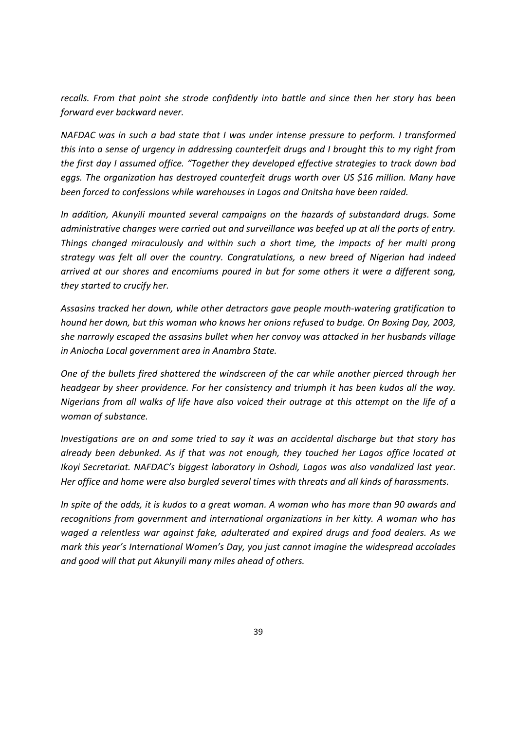*recalls. From that point she strode confidently into battle and since then her story has been forward ever backward never.*

*NAFDAC was in such a bad state that I was under intense pressure to perform. I transformed this into a sense of urgency in addressing counterfeit drugs and I brought this to my right from the first day I assumed office. "Together they developed effective strategies to track down bad eggs. The organization has destroyed counterfeit drugs worth over US $16 million. Many have been forced to confessions while warehouses in Lagos and Onitsha have been raided.*

*In addition, Akunyili mounted several campaigns on the hazards of substandard drugs. Some administrative changes were carried out and surveillance was beefed up at all the ports of entry. Things changed miraculously and within such a short time, the impacts of her multi prong strategy was felt all over the country. Congratulations, a new breed of Nigerian had indeed arrived at our shores and encomiums poured in but for some others it were a different song, they started to crucify her.*

*Assasins tracked her down, while other detractors gave people mouth-watering gratification to hound her down, but this woman who knows her onions refused to budge. On Boxing Day, 2003, she narrowly escaped the assasins bullet when her convoy was attacked in her husbands village in Aniocha Local government area in Anambra State.*

*One of the bullets fired shattered the windscreen of the car while another pierced through her headgear by sheer providence. For her consistency and triumph it has been kudos all the way. Nigerians from all walks of life have also voiced their outrage at this attempt on the life of a woman of substance.*

*Investigations are on and some tried to say it was an accidental discharge but that story has already been debunked. As if that was not enough, they touched her Lagos office located at Ikoyi Secretariat. NAFDAC's biggest laboratory in Oshodi, Lagos was also vandalized last year. Her office and home were also burgled several times with threats and all kinds of harassments.*

*In spite of the odds, it is kudos to a great woman. A woman who has more than 90 awards and recognitions from government and international organizations in her kitty. A woman who has waged a relentless war against fake, adulterated and expired drugs and food dealers. As we mark this year's International Women's Day, you just cannot imagine the widespread accolades and good will that put Akunyili many miles ahead of others.*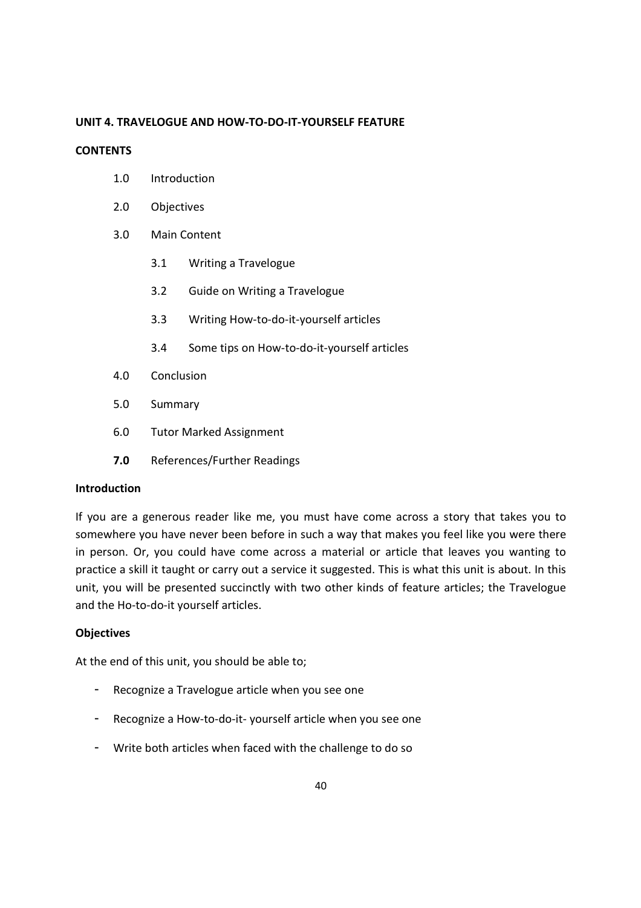## UNIT 4. TRAVELOGUE AND HOW-TO-DO-IT-YOURSELF FEATURE

**CONTENTS**

- 1.0 Introduction
- 2.0 Objectives
- 3.0 Main Content
  - 3.1 Writing a Travelogue
  - 3.2 Guide on Writing a Travelogue
  - 3.3 Writing How-to-do-it-yourself articles
  - 3.4 Some tips on How-to-do-it-yourself articles
- 4.0 Conclusion
- 5.0 Summary
- 6.0 Tutor Marked Assignment
- **7.0** References/Further Readings

### Introduction

If you are a generous reader like me, you must have come across a story that takes you to somewhere you have never been before in such a way that makes you feel like you were there in person. Or, you could have come across a material or article that leaves you wanting to practice a skill it taught or carry out a service it suggested. This is what this unit is about. In this unit, you will be presented succinctly with two other kinds of feature articles; the Travelogue and the Ho-to-do-it yourself articles.

### Objectives

At the end of this unit, you should be able to;

- Recognize a Travelogue article when you see one
- Recognize a How-to-do-it- yourself article when you see one
- Write both articles when faced with the challenge to do so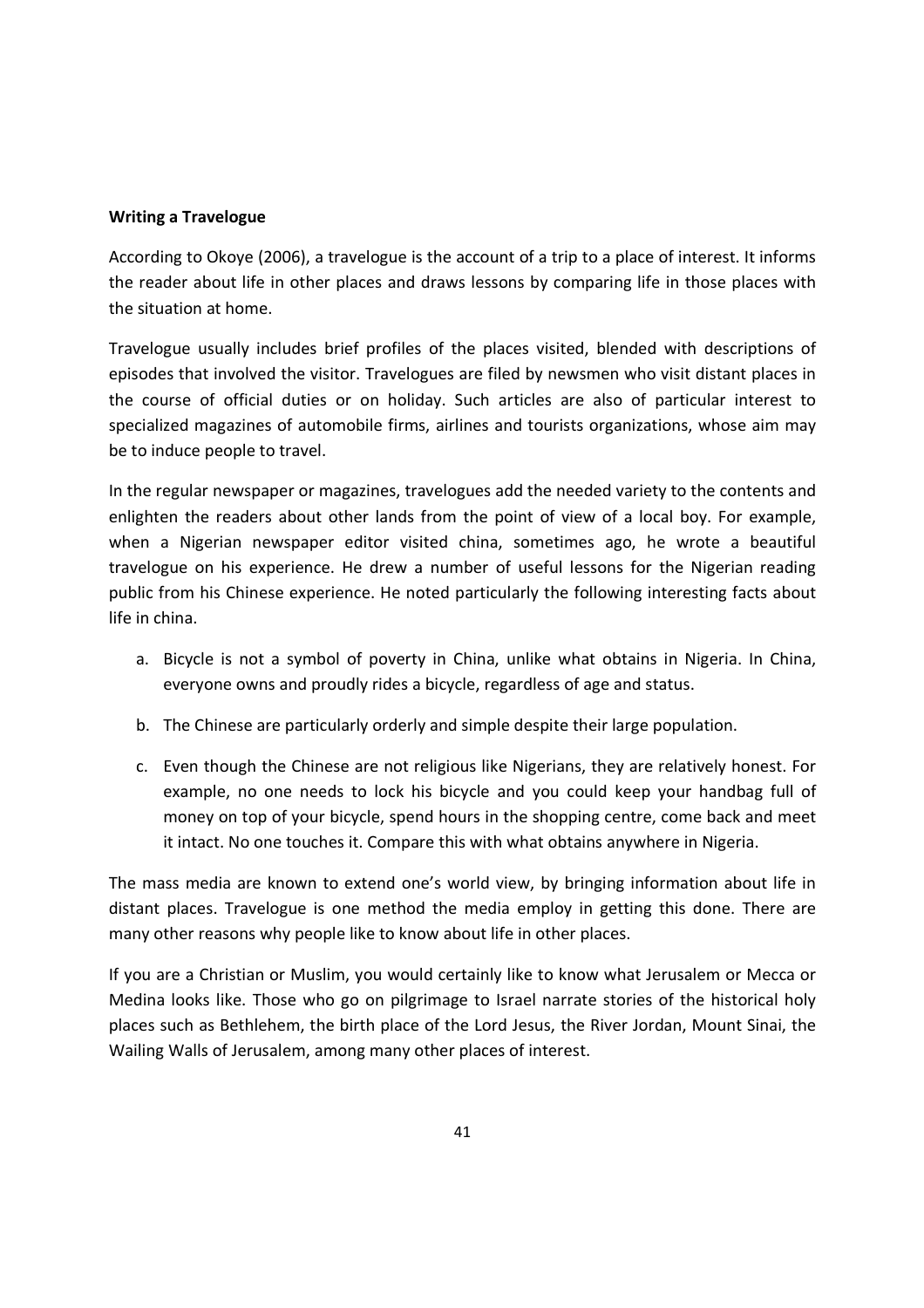**Writing a Travelogue**

According to Okoye (2006), a travelogue is the account of a trip to a place of interest. It informs the reader about life in other places and draws lessons by comparing life in those places with the situation at home.

Travelogue usually includes brief profiles of the places visited, blended with descriptions of episodes that involved the visitor. Travelogues are filed by newsmen who visit distant places in the course of official duties or on holiday. Such articles are also of particular interest to specialized magazines of automobile firms, airlines and tourists organizations, whose aim may be to induce people to travel.

In the regular newspaper or magazines, travelogues add the needed variety to the contents and enlighten the readers about other lands from the point of view of a local boy. For example, when a Nigerian newspaper editor visited china, sometimes ago, he wrote a beautiful travelogue on his experience. He drew a number of useful lessons for the Nigerian reading public from his Chinese experience. He noted particularly the following interesting facts about life in china.

a. Bicycle is not a symbol of poverty in China, unlike what obtains in Nigeria. In China, everyone owns and proudly rides a bicycle, regardless of age and status.

b. The Chinese are particularly orderly and simple despite their large population.

c. Even though the Chinese are not religious like Nigerians, they are relatively honest. For example, no one needs to lock his bicycle and you could keep your handbag full of money on top of your bicycle, spend hours in the shopping centre, come back and meet it intact. No one touches it. Compare this with what obtains anywhere in Nigeria.

The mass media are known to extend one's world view, by bringing information about life in distant places. Travelogue is one method the media employ in getting this done. There are many other reasons why people like to know about life in other places.

If you are a Christian or Muslim, you would certainly like to know what Jerusalem or Mecca or Medina looks like. Those who go on pilgrimage to Israel narrate stories of the historical holy places such as Bethlehem, the birth place of the Lord Jesus, the River Jordan, Mount Sinai, the Wailing Walls of Jerusalem, among many other places of interest.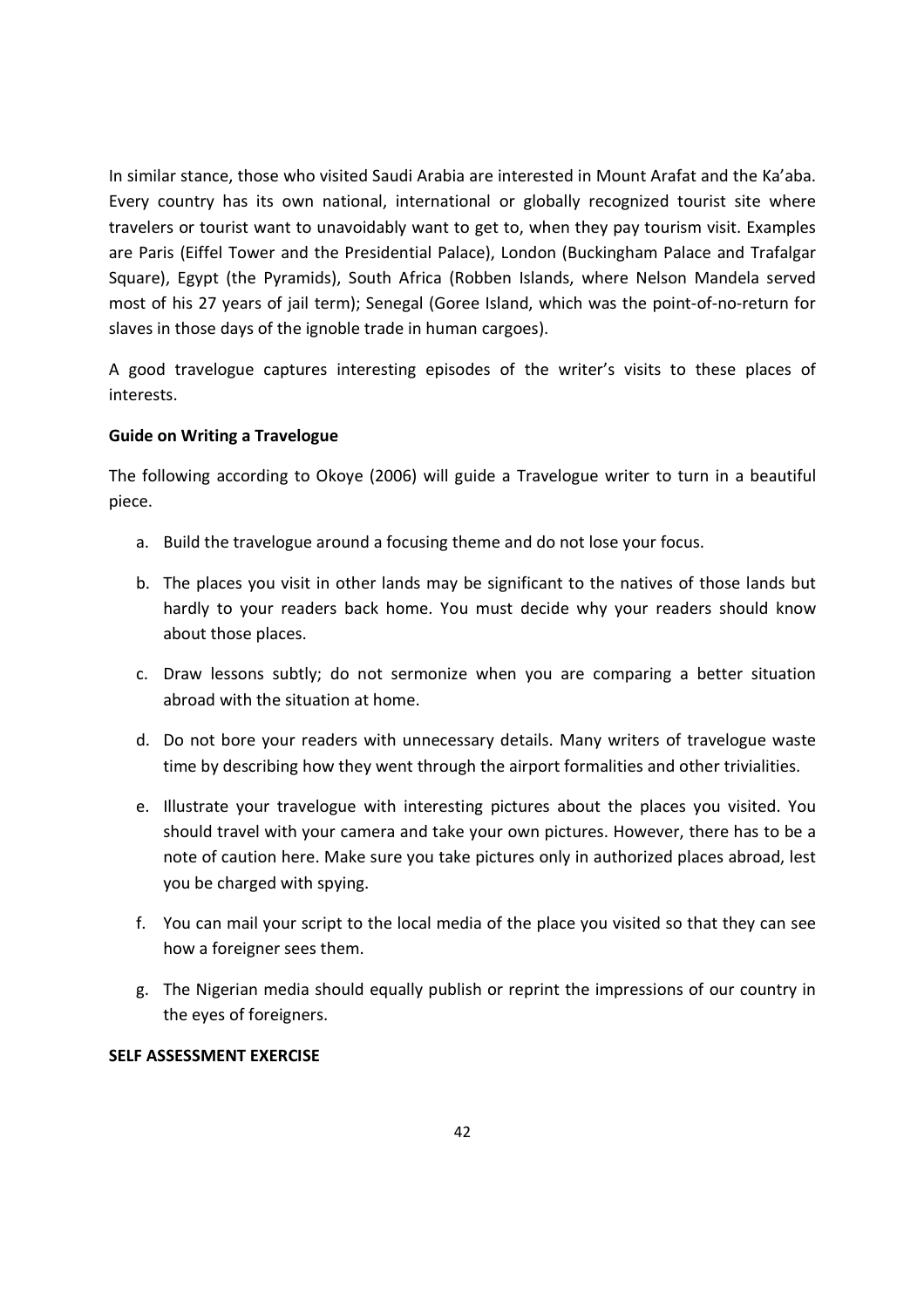In similar stance, those who visited Saudi Arabia are interested in Mount Arafat and the Ka'aba. Every country has its own national, international or globally recognized tourist site where travelers or tourist want to unavoidably want to get to, when they pay tourism visit. Examples are Paris (Eiffel Tower and the Presidential Palace), London (Buckingham Palace and Trafalgar Square), Egypt (the Pyramids), South Africa (Robben Islands, where Nelson Mandela served most of his 27 years of jail term); Senegal (Goree Island, which was the point-of-no-return for slaves in those days of the ignoble trade in human cargoes).

A good travelogue captures interesting episodes of the writer's visits to these places of interests.

**Guide on Writing a Travelogue**

The following according to Okoye (2006) will guide a Travelogue writer to turn in a beautiful piece.

a. Build the travelogue around a focusing theme and do not lose your focus.

b. The places you visit in other lands may be significant to the natives of those lands but hardly to your readers back home. You must decide why your readers should know about those places.

c. Draw lessons subtly; do not sermonize when you are comparing a better situation abroad with the situation at home.

d. Do not bore your readers with unnecessary details. Many writers of travelogue waste time by describing how they went through the airport formalities and other trivialities.

e. Illustrate your travelogue with interesting pictures about the places you visited. You should travel with your camera and take your own pictures. However, there has to be a note of caution here. Make sure you take pictures only in authorized places abroad, lest you be charged with spying.

f. You can mail your script to the local media of the place you visited so that they can see how a foreigner sees them.

g. The Nigerian media should equally publish or reprint the impressions of our country in the eyes of foreigners.

**SELF ASSESSMENT EXERCISE**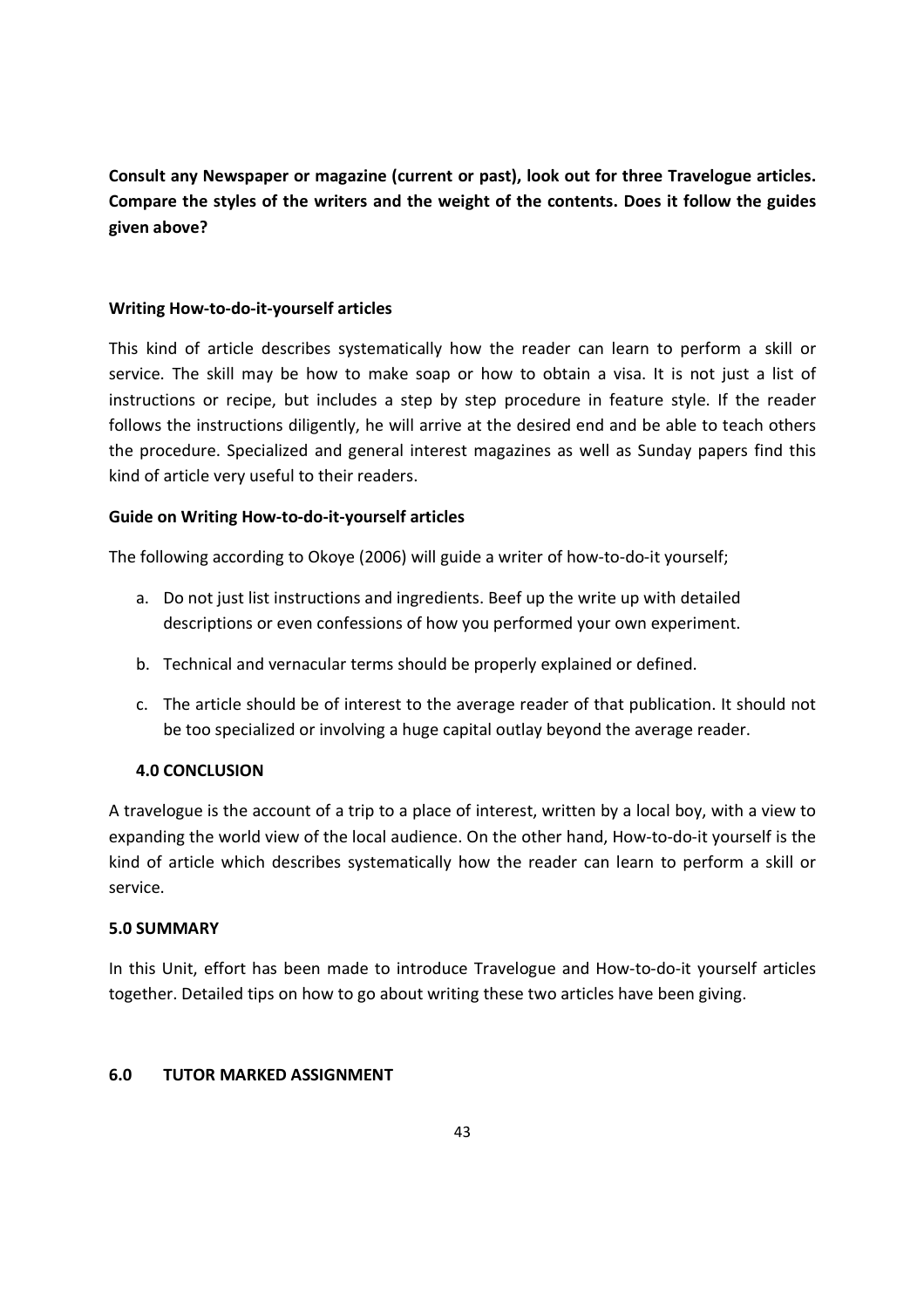**Consult any Newspaper or magazine (current or past), look out for three Travelogue articles. Compare the styles of the writers and the weight of the contents. Does it follow the guides given above?**

**Writing How-to-do-it-yourself articles**

This kind of article describes systematically how the reader can learn to perform a skill or service. The skill may be how to make soap or how to obtain a visa. It is not just a list of instructions or recipe, but includes a step by step procedure in feature style. If the reader follows the instructions diligently, he will arrive at the desired end and be able to teach others the procedure. Specialized and general interest magazines as well as Sunday papers find this kind of article very useful to their readers.

**Guide on Writing How-to-do-it-yourself articles**

The following according to Okoye (2006) will guide a writer of how-to-do-it yourself;

a. Do not just list instructions and ingredients. Beef up the write up with detailed descriptions or even confessions of how you performed your own experiment.

b. Technical and vernacular terms should be properly explained or defined.

c. The article should be of interest to the average reader of that publication. It should not be too specialized or involving a huge capital outlay beyond the average reader.

## 4.0 CONCLUSION

A travelogue is the account of a trip to a place of interest, written by a local boy, with a view to expanding the world view of the local audience. On the other hand, How-to-do-it yourself is the kind of article which describes systematically how the reader can learn to perform a skill or service.

## 5.0 SUMMARY

In this Unit, effort has been made to introduce Travelogue and How-to-do-it yourself articles together. Detailed tips on how to go about writing these two articles have been giving.

## 6.0 TUTOR MARKED ASSIGNMENT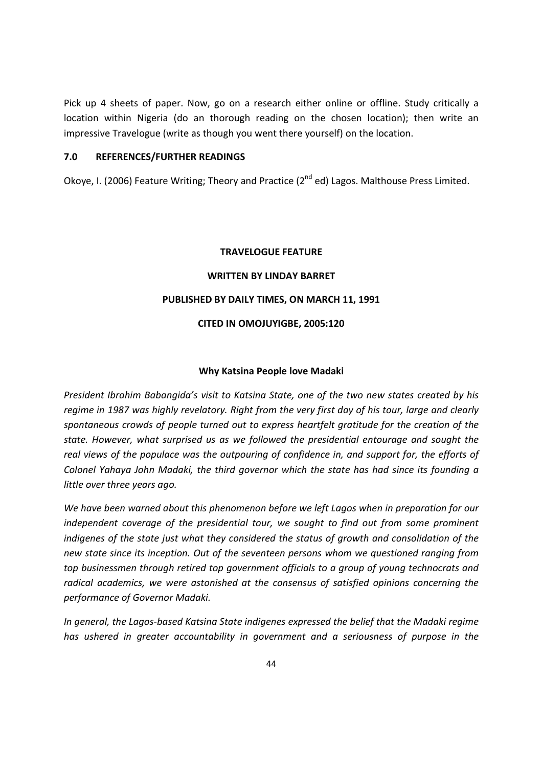Pick up 4 sheets of paper. Now, go on a research either online or offline. Study critically a location within Nigeria (do an thorough reading on the chosen location); then write an impressive Travelogue (write as though you went there yourself) on the location.

## 7.0 REFERENCES/FURTHER READINGS

Okoye, I. (2006) Feature Writing; Theory and Practice (2nd ed) Lagos. Malthouse Press Limited.

**TRAVELOGUE FEATURE**

**WRITTEN BY LINDAY BARRET**

**PUBLISHED BY DAILY TIMES, ON MARCH 11, 1991**

**CITED IN OMOJUYIGBE, 2005:120**

**Why Katsina People love Madaki**

*President Ibrahim Babangida's visit to Katsina State, one of the two new states created by his regime in 1987 was highly revelatory. Right from the very first day of his tour, large and clearly spontaneous crowds of people turned out to express heartfelt gratitude for the creation of the state. However, what surprised us as we followed the presidential entourage and sought the real views of the populace was the outpouring of confidence in, and support for, the efforts of Colonel Yahaya John Madaki, the third governor which the state has had since its founding a little over three years ago.*

*We have been warned about this phenomenon before we left Lagos when in preparation for our independent coverage of the presidential tour, we sought to find out from some prominent indigenes of the state just what they considered the status of growth and consolidation of the new state since its inception. Out of the seventeen persons whom we questioned ranging from top businessmen through retired top government officials to a group of young technocrats and radical academics, we were astonished at the consensus of satisfied opinions concerning the performance of Governor Madaki.*

*In general, the Lagos-based Katsina State indigenes expressed the belief that the Madaki regime has ushered in greater accountability in government and a seriousness of purpose in the*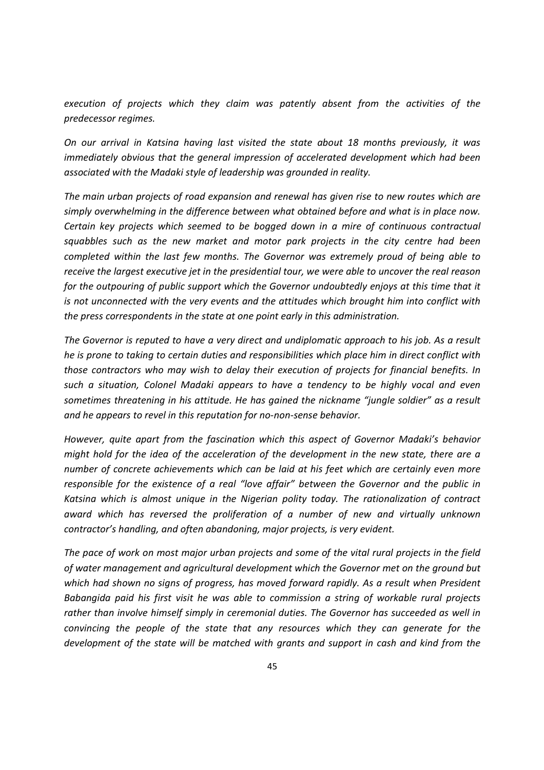*execution of projects which they claim was patently absent from the activities of the predecessor regimes.*

*On our arrival in Katsina having last visited the state about 18 months previously, it was immediately obvious that the general impression of accelerated development which had been associated with the Madaki style of leadership was grounded in reality.*

*The main urban projects of road expansion and renewal has given rise to new routes which are simply overwhelming in the difference between what obtained before and what is in place now. Certain key projects which seemed to be bogged down in a mire of continuous contractual squabbles such as the new market and motor park projects in the city centre had been completed within the last few months. The Governor was extremely proud of being able to receive the largest executive jet in the presidential tour, we were able to uncover the real reason for the outpouring of public support which the Governor undoubtedly enjoys at this time that it is not unconnected with the very events and the attitudes which brought him into conflict with the press correspondents in the state at one point early in this administration.*

*The Governor is reputed to have a very direct and undiplomatic approach to his job. As a result he is prone to taking to certain duties and responsibilities which place him in direct conflict with those contractors who may wish to delay their execution of projects for financial benefits. In such a situation, Colonel Madaki appears to have a tendency to be highly vocal and even sometimes threatening in his attitude. He has gained the nickname "jungle soldier" as a result and he appears to revel in this reputation for no-non-sense behavior.*

*However, quite apart from the fascination which this aspect of Governor Madaki's behavior might hold for the idea of the acceleration of the development in the new state, there are a number of concrete achievements which can be laid at his feet which are certainly even more responsible for the existence of a real "love affair" between the Governor and the public in Katsina which is almost unique in the Nigerian polity today. The rationalization of contract award which has reversed the proliferation of a number of new and virtually unknown contractor's handling, and often abandoning, major projects, is very evident.*

*The pace of work on most major urban projects and some of the vital rural projects in the field of water management and agricultural development which the Governor met on the ground but which had shown no signs of progress, has moved forward rapidly. As a result when President Babangida paid his first visit he was able to commission a string of workable rural projects rather than involve himself simply in ceremonial duties. The Governor has succeeded as well in convincing the people of the state that any resources which they can generate for the development of the state will be matched with grants and support in cash and kind from the*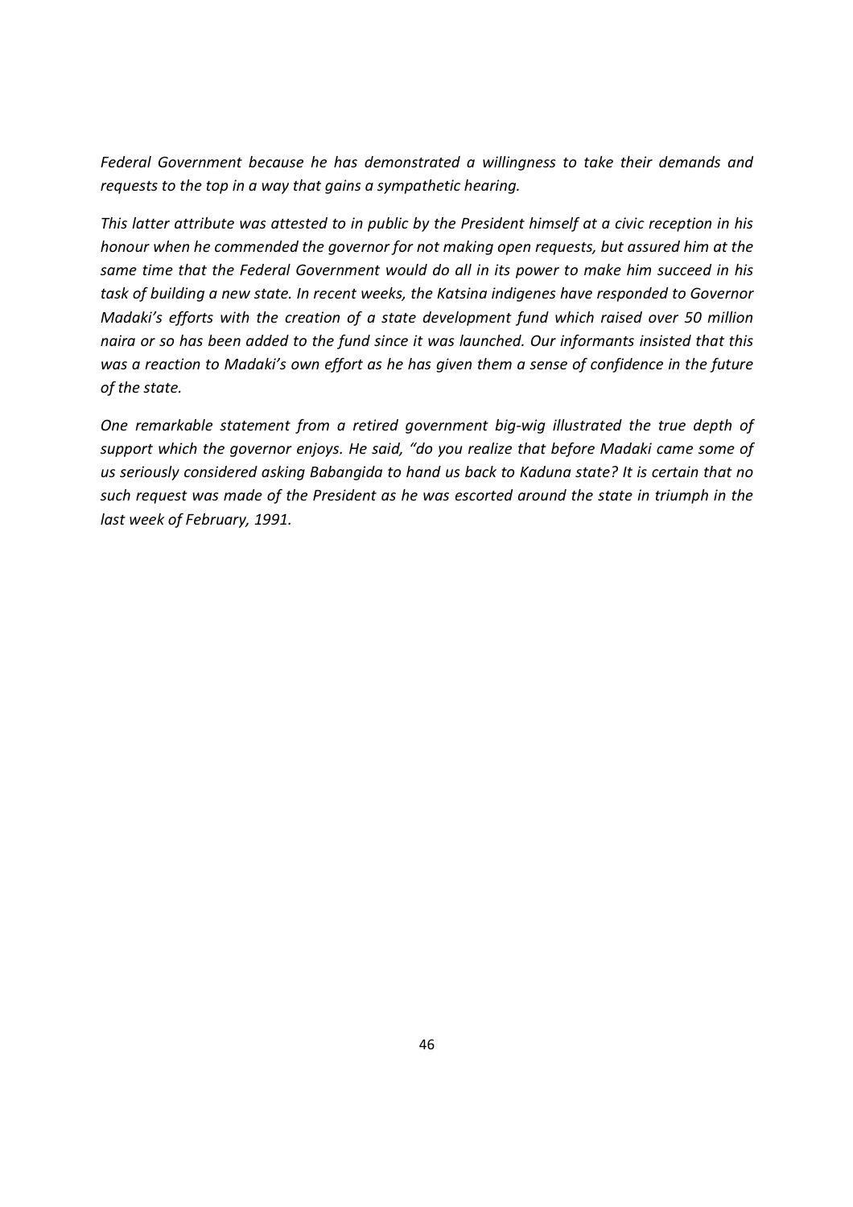*Federal Government because he has demonstrated a willingness to take their demands and requests to the top in a way that gains a sympathetic hearing.*

*This latter attribute was attested to in public by the President himself at a civic reception in his honour when he commended the governor for not making open requests, but assured him at the same time that the Federal Government would do all in its power to make him succeed in his task of building a new state. In recent weeks, the Katsina indigenes have responded to Governor Madaki's efforts with the creation of a state development fund which raised over 50 million naira or so has been added to the fund since it was launched. Our informants insisted that this was a reaction to Madaki's own effort as he has given them a sense of confidence in the future of the state.*

*One remarkable statement from a retired government big-wig illustrated the true depth of support which the governor enjoys. He said, "do you realize that before Madaki came some of us seriously considered asking Babangida to hand us back to Kaduna state? It is certain that no such request was made of the President as he was escorted around the state in triumph in the last week of February, 1991.*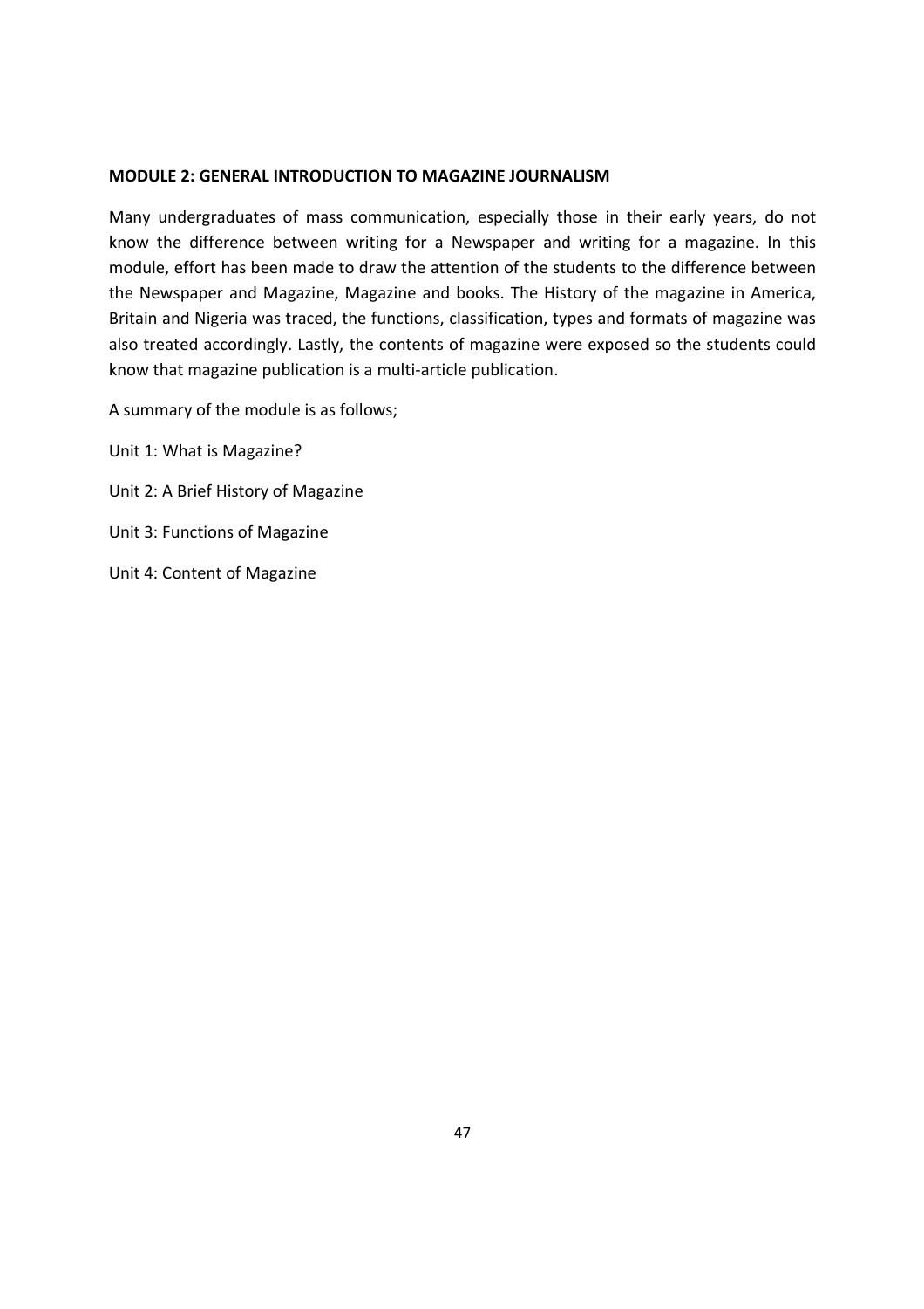## MODULE 2: GENERAL INTRODUCTION TO MAGAZINE JOURNALISM

Many undergraduates of mass communication, especially those in their early years, do not know the difference between writing for a Newspaper and writing for a magazine. In this module, effort has been made to draw the attention of the students to the difference between the Newspaper and Magazine, Magazine and books. The History of the magazine in America, Britain and Nigeria was traced, the functions, classification, types and formats of magazine was also treated accordingly. Lastly, the contents of magazine were exposed so the students could know that magazine publication is a multi-article publication.

A summary of the module is as follows;

Unit 1: What is Magazine?

Unit 2: A Brief History of Magazine

Unit 3: Functions of Magazine

Unit 4: Content of Magazine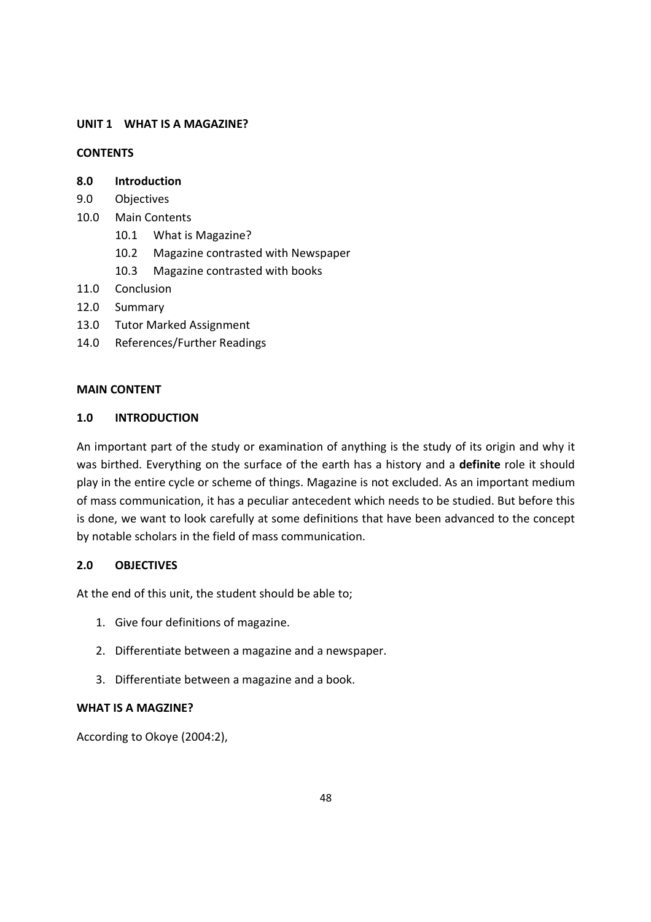**UNIT 1 WHAT IS A MAGAZINE?**

**CONTENTS**

- **8.0 Introduction**
- 9.0 Objectives
- 10.0 Main Contents
  - 10.1 What is Magazine?
  - 10.2 Magazine contrasted with Newspaper
  - 10.3 Magazine contrasted with books
- 11.0 Conclusion
- 12.0 Summary
- 13.0 Tutor Marked Assignment
- 14.0 References/Further Readings

**MAIN CONTENT**

## 1.0 INTRODUCTION

An important part of the study or examination of anything is the study of its origin and why it was birthed. Everything on the surface of the earth has a history and a **definite** role it should play in the entire cycle or scheme of things. Magazine is not excluded. As an important medium of mass communication, it has a peculiar antecedent which needs to be studied. But before this is done, we want to look carefully at some definitions that have been advanced to the concept by notable scholars in the field of mass communication.

## 2.0 OBJECTIVES

At the end of this unit, the student should be able to;

1. Give four definitions of magazine.
2. Differentiate between a magazine and a newspaper.
3. Differentiate between a magazine and a book.

**WHAT IS A MAGZINE?**

According to Okoye (2004:2),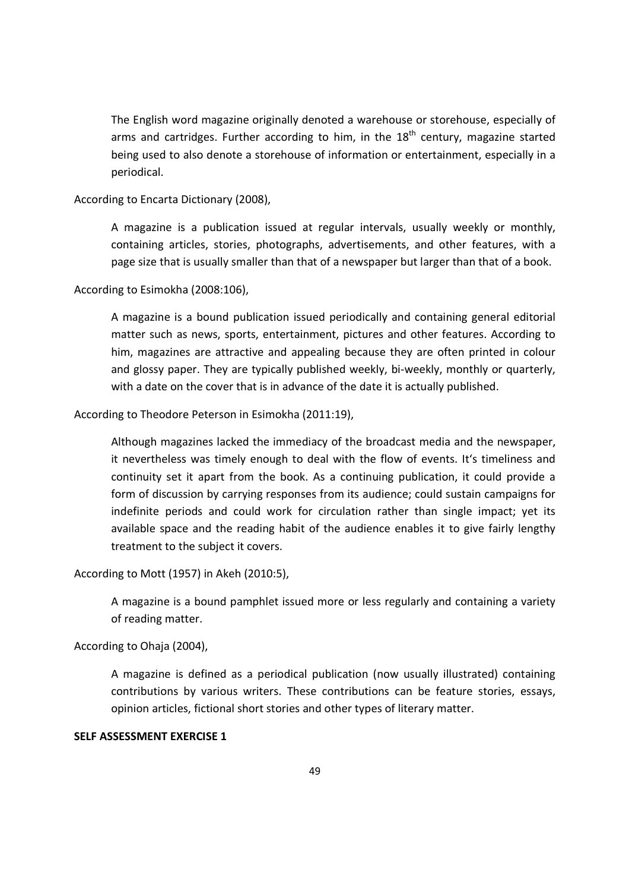> The English word magazine originally denoted a warehouse or storehouse, especially of arms and cartridges. Further according to him, in the 18th century, magazine started being used to also denote a storehouse of information or entertainment, especially in a periodical.

According to Encarta Dictionary (2008),

> A magazine is a publication issued at regular intervals, usually weekly or monthly, containing articles, stories, photographs, advertisements, and other features, with a page size that is usually smaller than that of a newspaper but larger than that of a book.

According to Esimokha (2008:106),

> A magazine is a bound publication issued periodically and containing general editorial matter such as news, sports, entertainment, pictures and other features. According to him, magazines are attractive and appealing because they are often printed in colour and glossy paper. They are typically published weekly, bi-weekly, monthly or quarterly, with a date on the cover that is in advance of the date it is actually published.

According to Theodore Peterson in Esimokha (2011:19),

> Although magazines lacked the immediacy of the broadcast media and the newspaper, it nevertheless was timely enough to deal with the flow of events. It's timeliness and continuity set it apart from the book. As a continuing publication, it could provide a form of discussion by carrying responses from its audience; could sustain campaigns for indefinite periods and could work for circulation rather than single impact; yet its available space and the reading habit of the audience enables it to give fairly lengthy treatment to the subject it covers.

According to Mott (1957) in Akeh (2010:5),

> A magazine is a bound pamphlet issued more or less regularly and containing a variety of reading matter.

According to Ohaja (2004),

> A magazine is defined as a periodical publication (now usually illustrated) containing contributions by various writers. These contributions can be feature stories, essays, opinion articles, fictional short stories and other types of literary matter.

**SELF ASSESSMENT EXERCISE 1**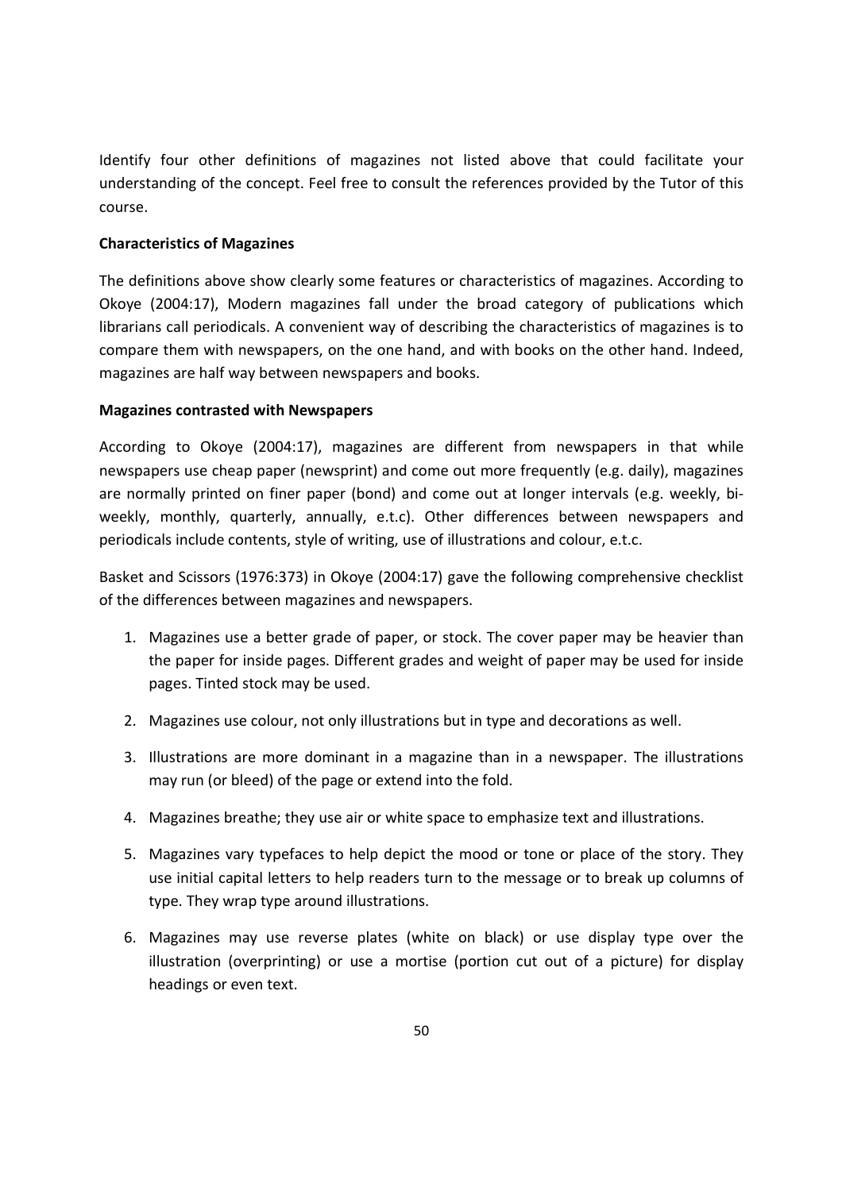Identify four other definitions of magazines not listed above that could facilitate your understanding of the concept. Feel free to consult the references provided by the Tutor of this course.

**Characteristics of Magazines**

The definitions above show clearly some features or characteristics of magazines. According to Okoye (2004:17), Modern magazines fall under the broad category of publications which librarians call periodicals. A convenient way of describing the characteristics of magazines is to compare them with newspapers, on the one hand, and with books on the other hand. Indeed, magazines are half way between newspapers and books.

**Magazines contrasted with Newspapers**

According to Okoye (2004:17), magazines are different from newspapers in that while newspapers use cheap paper (newsprint) and come out more frequently (e.g. daily), magazines are normally printed on finer paper (bond) and come out at longer intervals (e.g. weekly, bi-weekly, monthly, quarterly, annually, e.t.c). Other differences between newspapers and periodicals include contents, style of writing, use of illustrations and colour, e.t.c.

Basket and Scissors (1976:373) in Okoye (2004:17) gave the following comprehensive checklist of the differences between magazines and newspapers.

1. Magazines use a better grade of paper, or stock. The cover paper may be heavier than the paper for inside pages. Different grades and weight of paper may be used for inside pages. Tinted stock may be used.
2. Magazines use colour, not only illustrations but in type and decorations as well.
3. Illustrations are more dominant in a magazine than in a newspaper. The illustrations may run (or bleed) of the page or extend into the fold.
4. Magazines breathe; they use air or white space to emphasize text and illustrations.
5. Magazines vary typefaces to help depict the mood or tone or place of the story. They use initial capital letters to help readers turn to the message or to break up columns of type. They wrap type around illustrations.
6. Magazines may use reverse plates (white on black) or use display type over the illustration (overprinting) or use a mortise (portion cut out of a picture) for display headings or even text.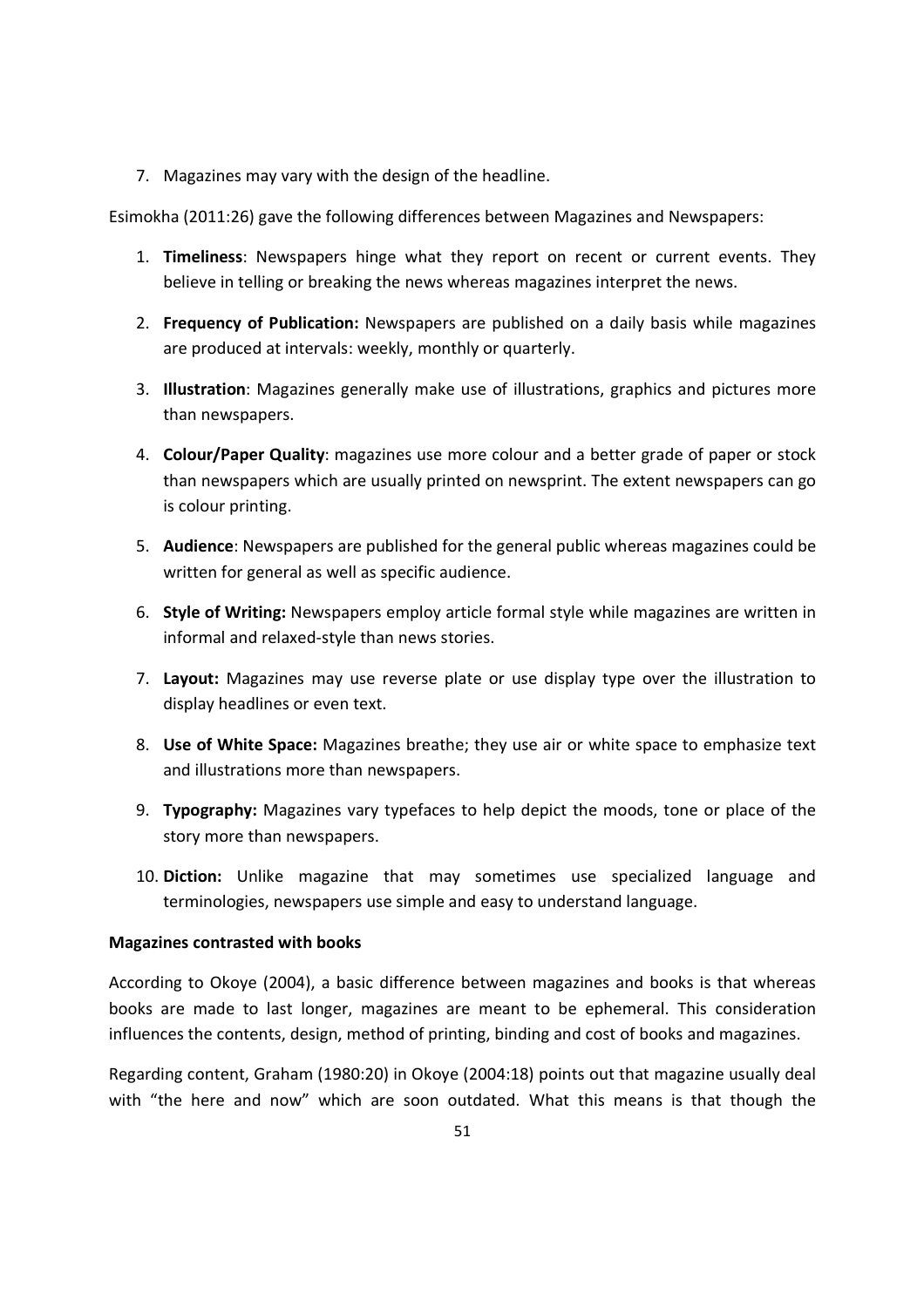7. Magazines may vary with the design of the headline.

Esimokha (2011:26) gave the following differences between Magazines and Newspapers:

1. **Timeliness**: Newspapers hinge what they report on recent or current events. They believe in telling or breaking the news whereas magazines interpret the news.
2. **Frequency of Publication:** Newspapers are published on a daily basis while magazines are produced at intervals: weekly, monthly or quarterly.
3. **Illustration**: Magazines generally make use of illustrations, graphics and pictures more than newspapers.
4. **Colour/Paper Quality**: magazines use more colour and a better grade of paper or stock than newspapers which are usually printed on newsprint. The extent newspapers can go is colour printing.
5. **Audience**: Newspapers are published for the general public whereas magazines could be written for general as well as specific audience.
6. **Style of Writing:** Newspapers employ article formal style while magazines are written in informal and relaxed-style than news stories.
7. **Layout:** Magazines may use reverse plate or use display type over the illustration to display headlines or even text.
8. **Use of White Space:** Magazines breathe; they use air or white space to emphasize text and illustrations more than newspapers.
9. **Typography:** Magazines vary typefaces to help depict the moods, tone or place of the story more than newspapers.
10. **Diction:** Unlike magazine that may sometimes use specialized language and terminologies, newspapers use simple and easy to understand language.

**Magazines contrasted with books**

According to Okoye (2004), a basic difference between magazines and books is that whereas books are made to last longer, magazines are meant to be ephemeral. This consideration influences the contents, design, method of printing, binding and cost of books and magazines.

Regarding content, Graham (1980:20) in Okoye (2004:18) points out that magazine usually deal with "the here and now" which are soon outdated. What this means is that though the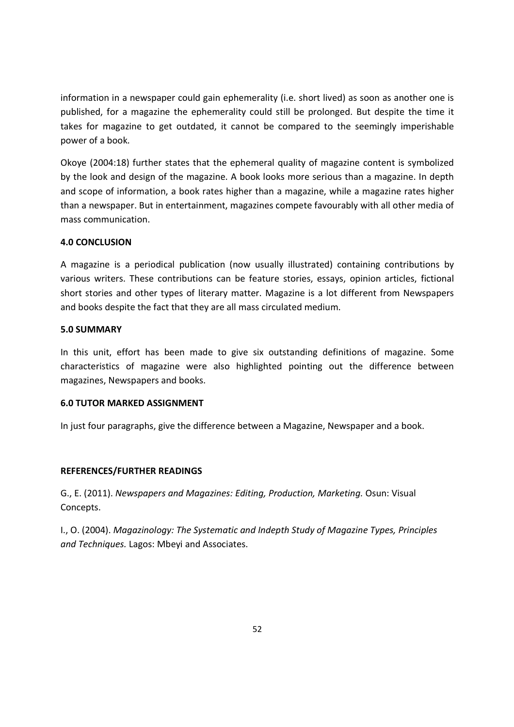information in a newspaper could gain ephemerality (i.e. short lived) as soon as another one is published, for a magazine the ephemerality could still be prolonged. But despite the time it takes for magazine to get outdated, it cannot be compared to the seemingly imperishable power of a book.

Okoye (2004:18) further states that the ephemeral quality of magazine content is symbolized by the look and design of the magazine. A book looks more serious than a magazine. In depth and scope of information, a book rates higher than a magazine, while a magazine rates higher than a newspaper. But in entertainment, magazines compete favourably with all other media of mass communication.

## 4.0 CONCLUSION

A magazine is a periodical publication (now usually illustrated) containing contributions by various writers. These contributions can be feature stories, essays, opinion articles, fictional short stories and other types of literary matter. Magazine is a lot different from Newspapers and books despite the fact that they are all mass circulated medium.

## 5.0 SUMMARY

In this unit, effort has been made to give six outstanding definitions of magazine. Some characteristics of magazine were also highlighted pointing out the difference between magazines, Newspapers and books.

## 6.0 TUTOR MARKED ASSIGNMENT

In just four paragraphs, give the difference between a Magazine, Newspaper and a book.

## REFERENCES/FURTHER READINGS

G., E. (2011). *Newspapers and Magazines: Editing, Production, Marketing.* Osun: Visual Concepts.

I., O. (2004). *Magazinology: The Systematic and Indepth Study of Magazine Types, Principles and Techniques.* Lagos: Mbeyi and Associates.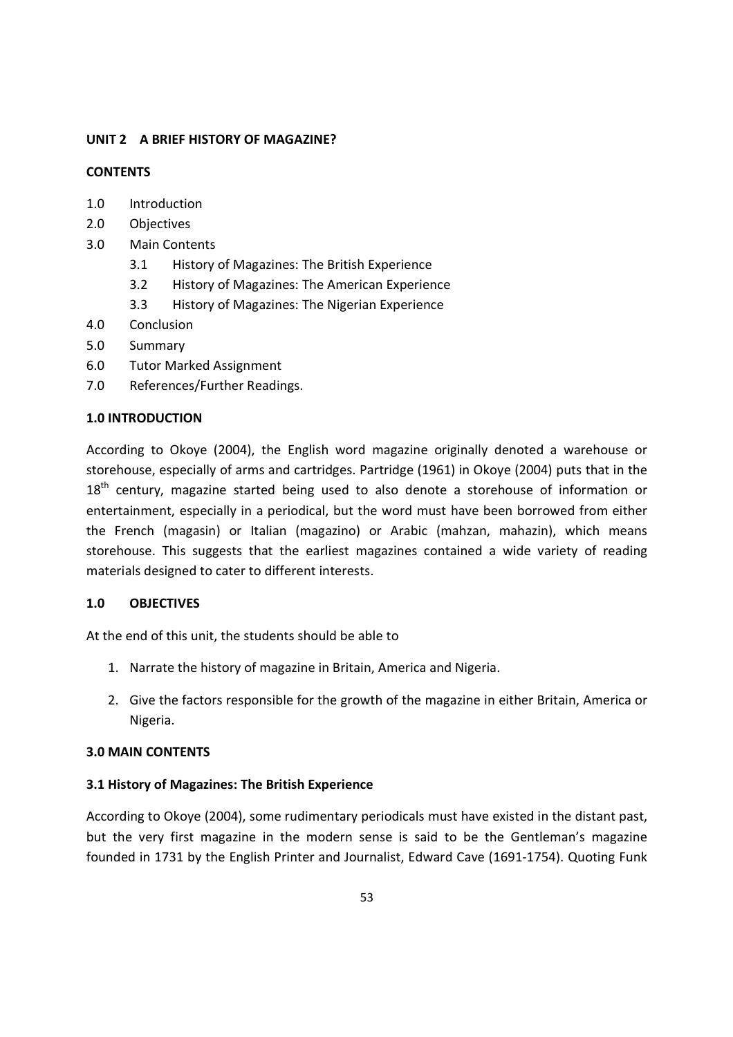## UNIT 2 A BRIEF HISTORY OF MAGAZINE?

### CONTENTS

1.0 Introduction
2.0 Objectives
3.0 Main Contents
    3.1 History of Magazines: The British Experience
    3.2 History of Magazines: The American Experience
    3.3 History of Magazines: The Nigerian Experience
4.0 Conclusion
5.0 Summary
6.0 Tutor Marked Assignment
7.0 References/Further Readings.

### 1.0 INTRODUCTION

According to Okoye (2004), the English word magazine originally denoted a warehouse or storehouse, especially of arms and cartridges. Partridge (1961) in Okoye (2004) puts that in the 18th century, magazine started being used to also denote a storehouse of information or entertainment, especially in a periodical, but the word must have been borrowed from either the French (magasin) or Italian (magazino) or Arabic (mahzan, mahazin), which means storehouse. This suggests that the earliest magazines contained a wide variety of reading materials designed to cater to different interests.

### 1.0 OBJECTIVES

At the end of this unit, the students should be able to

1. Narrate the history of magazine in Britain, America and Nigeria.
2. Give the factors responsible for the growth of the magazine in either Britain, America or Nigeria.

### 3.0 MAIN CONTENTS

#### 3.1 History of Magazines: The British Experience

According to Okoye (2004), some rudimentary periodicals must have existed in the distant past, but the very first magazine in the modern sense is said to be the Gentleman's magazine founded in 1731 by the English Printer and Journalist, Edward Cave (1691-1754). Quoting Funk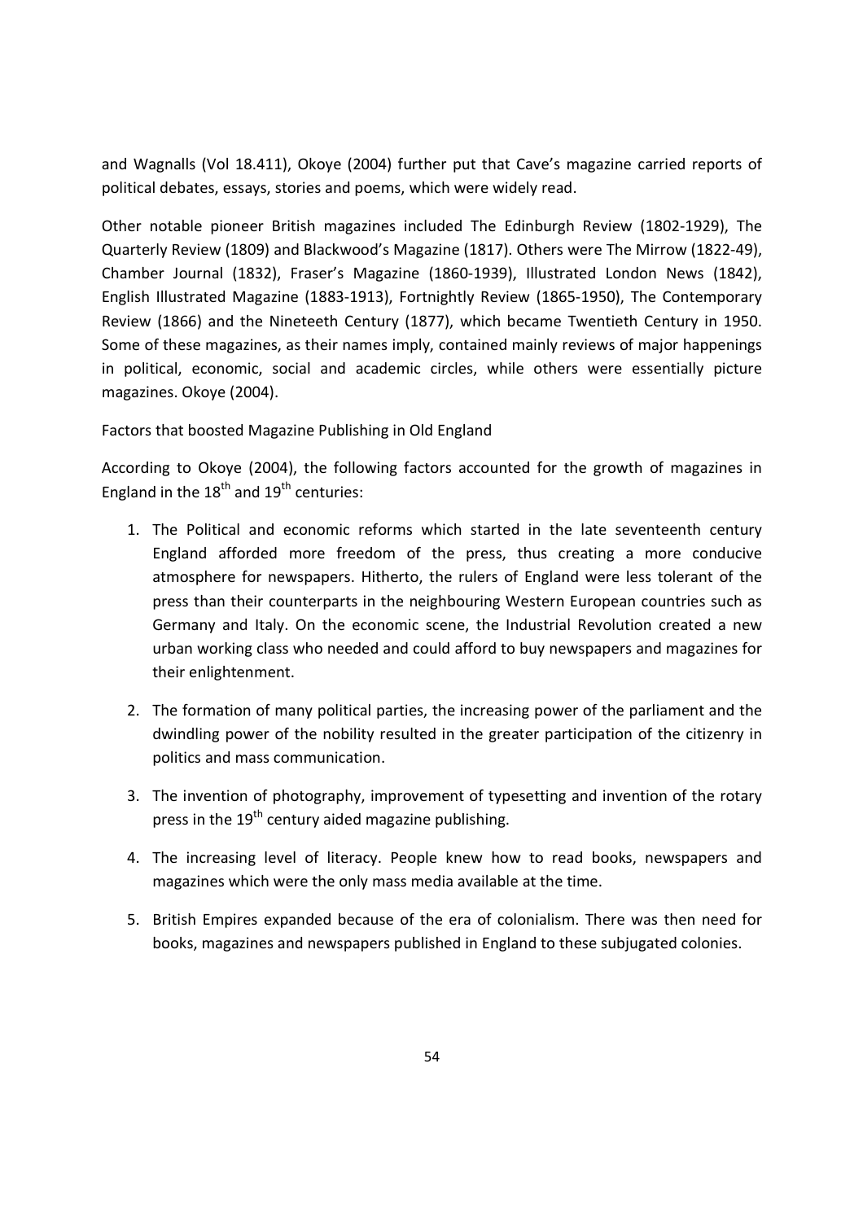and Wagnalls (Vol 18.411), Okoye (2004) further put that Cave's magazine carried reports of political debates, essays, stories and poems, which were widely read.

Other notable pioneer British magazines included The Edinburgh Review (1802-1929), The Quarterly Review (1809) and Blackwood's Magazine (1817). Others were The Mirrow (1822-49), Chamber Journal (1832), Fraser's Magazine (1860-1939), Illustrated London News (1842), English Illustrated Magazine (1883-1913), Fortnightly Review (1865-1950), The Contemporary Review (1866) and the Nineteeth Century (1877), which became Twentieth Century in 1950. Some of these magazines, as their names imply, contained mainly reviews of major happenings in political, economic, social and academic circles, while others were essentially picture magazines. Okoye (2004).

Factors that boosted Magazine Publishing in Old England

According to Okoye (2004), the following factors accounted for the growth of magazines in England in the 18th and 19th centuries:

1. The Political and economic reforms which started in the late seventeenth century England afforded more freedom of the press, thus creating a more conducive atmosphere for newspapers. Hitherto, the rulers of England were less tolerant of the press than their counterparts in the neighbouring Western European countries such as Germany and Italy. On the economic scene, the Industrial Revolution created a new urban working class who needed and could afford to buy newspapers and magazines for their enlightenment.

2. The formation of many political parties, the increasing power of the parliament and the dwindling power of the nobility resulted in the greater participation of the citizenry in politics and mass communication.

3. The invention of photography, improvement of typesetting and invention of the rotary press in the 19th century aided magazine publishing.

4. The increasing level of literacy. People knew how to read books, newspapers and magazines which were the only mass media available at the time.

5. British Empires expanded because of the era of colonialism. There was then need for books, magazines and newspapers published in England to these subjugated colonies.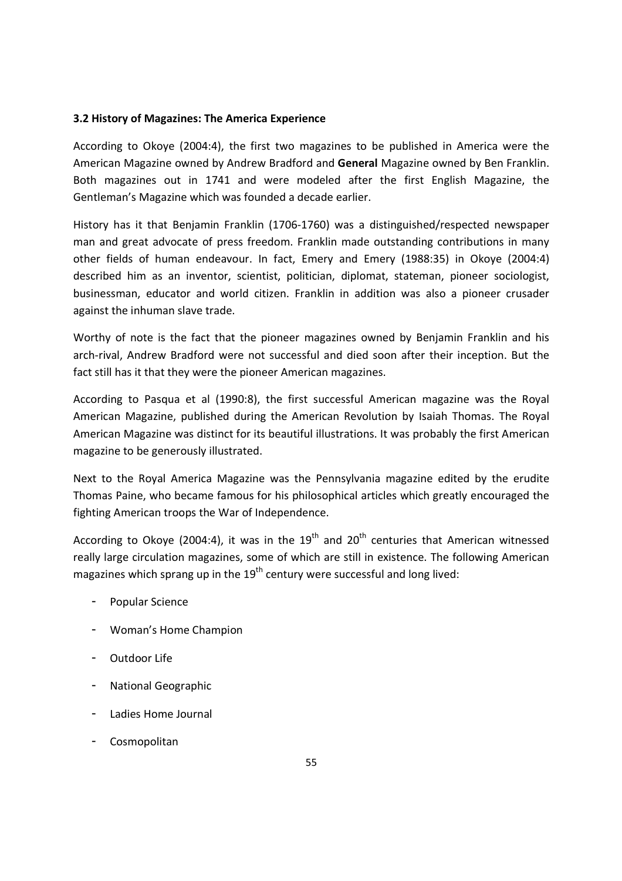### 3.2 History of Magazines: The America Experience

According to Okoye (2004:4), the first two magazines to be published in America were the American Magazine owned by Andrew Bradford and **General** Magazine owned by Ben Franklin. Both magazines out in 1741 and were modeled after the first English Magazine, the Gentleman's Magazine which was founded a decade earlier.

History has it that Benjamin Franklin (1706-1760) was a distinguished/respected newspaper man and great advocate of press freedom. Franklin made outstanding contributions in many other fields of human endeavour. In fact, Emery and Emery (1988:35) in Okoye (2004:4) described him as an inventor, scientist, politician, diplomat, stateman, pioneer sociologist, businessman, educator and world citizen. Franklin in addition was also a pioneer crusader against the inhuman slave trade.

Worthy of note is the fact that the pioneer magazines owned by Benjamin Franklin and his arch-rival, Andrew Bradford were not successful and died soon after their inception. But the fact still has it that they were the pioneer American magazines.

According to Pasqua et al (1990:8), the first successful American magazine was the Royal American Magazine, published during the American Revolution by Isaiah Thomas. The Royal American Magazine was distinct for its beautiful illustrations. It was probably the first American magazine to be generously illustrated.

Next to the Royal America Magazine was the Pennsylvania magazine edited by the erudite Thomas Paine, who became famous for his philosophical articles which greatly encouraged the fighting American troops the War of Independence.

According to Okoye (2004:4), it was in the 19th and 20th centuries that American witnessed really large circulation magazines, some of which are still in existence. The following American magazines which sprang up in the 19th century were successful and long lived:

- Popular Science
- Woman's Home Champion
- Outdoor Life
- National Geographic
- Ladies Home Journal
- Cosmopolitan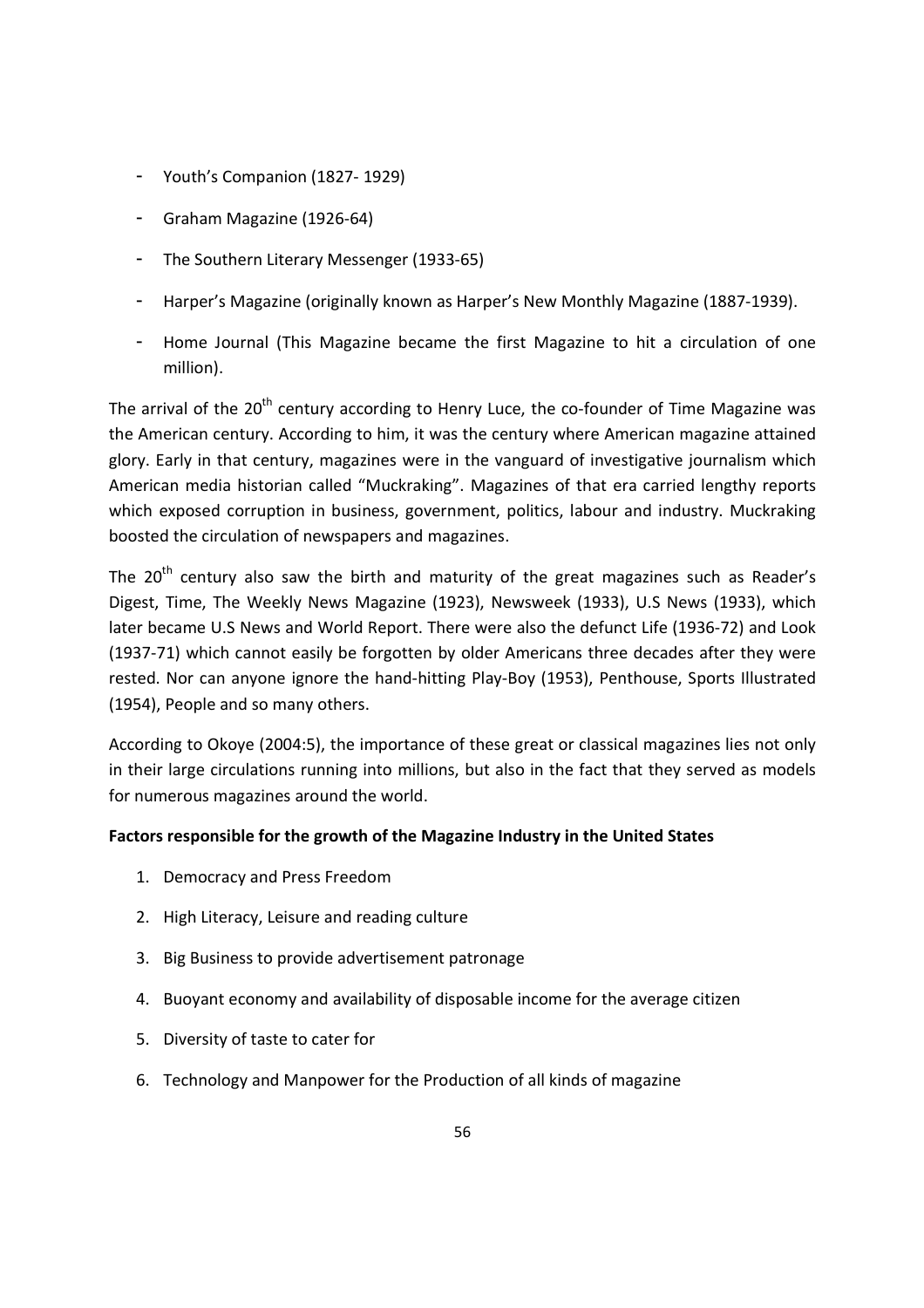- Youth's Companion (1827- 1929)
- Graham Magazine (1926-64)
- The Southern Literary Messenger (1933-65)
- Harper's Magazine (originally known as Harper's New Monthly Magazine (1887-1939).
- Home Journal (This Magazine became the first Magazine to hit a circulation of one million).

The arrival of the 20th century according to Henry Luce, the co-founder of Time Magazine was the American century. According to him, it was the century where American magazine attained glory. Early in that century, magazines were in the vanguard of investigative journalism which American media historian called "Muckraking". Magazines of that era carried lengthy reports which exposed corruption in business, government, politics, labour and industry. Muckraking boosted the circulation of newspapers and magazines.

The 20th century also saw the birth and maturity of the great magazines such as Reader's Digest, Time, The Weekly News Magazine (1923), Newsweek (1933), U.S News (1933), which later became U.S News and World Report. There were also the defunct Life (1936-72) and Look (1937-71) which cannot easily be forgotten by older Americans three decades after they were rested. Nor can anyone ignore the hand-hitting Play-Boy (1953), Penthouse, Sports Illustrated (1954), People and so many others.

According to Okoye (2004:5), the importance of these great or classical magazines lies not only in their large circulations running into millions, but also in the fact that they served as models for numerous magazines around the world.

**Factors responsible for the growth of the Magazine Industry in the United States**

1. Democracy and Press Freedom
2. High Literacy, Leisure and reading culture
3. Big Business to provide advertisement patronage
4. Buoyant economy and availability of disposable income for the average citizen
5. Diversity of taste to cater for
6. Technology and Manpower for the Production of all kinds of magazine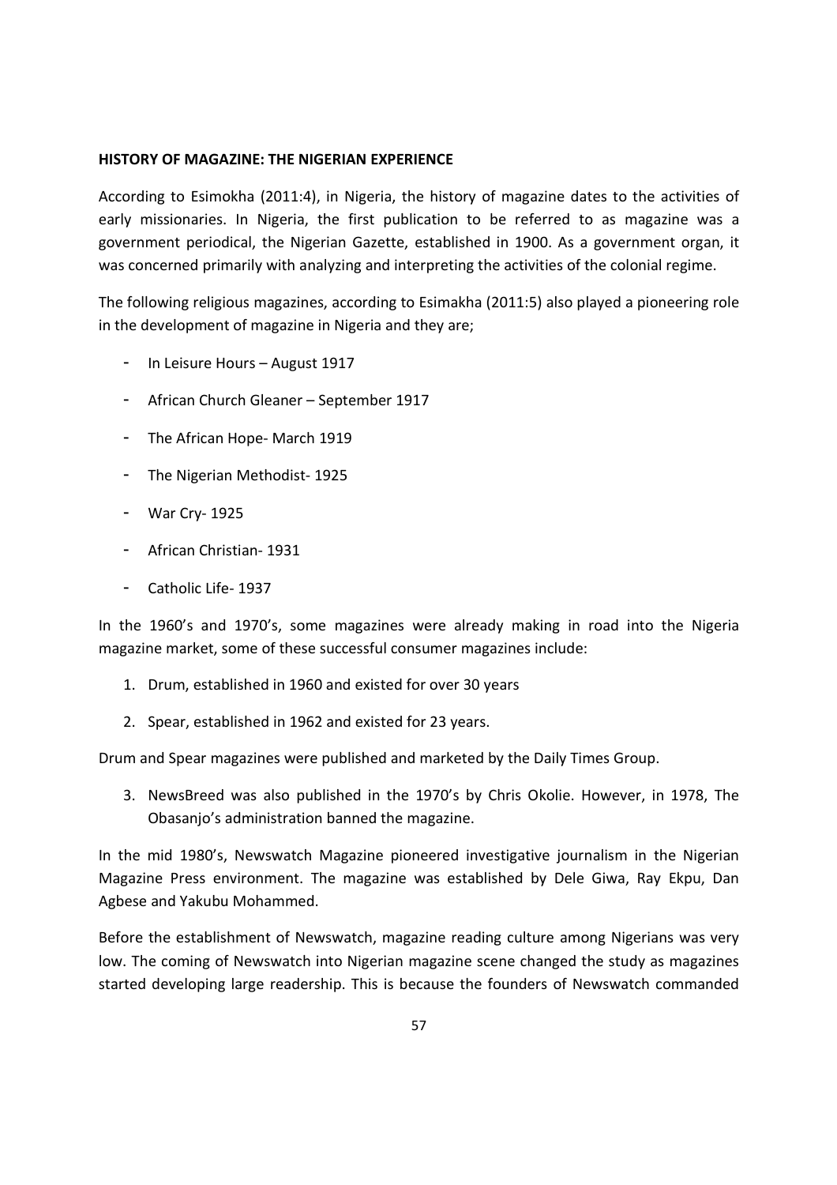**HISTORY OF MAGAZINE: THE NIGERIAN EXPERIENCE**

According to Esimokha (2011:4), in Nigeria, the history of magazine dates to the activities of early missionaries. In Nigeria, the first publication to be referred to as magazine was a government periodical, the Nigerian Gazette, established in 1900. As a government organ, it was concerned primarily with analyzing and interpreting the activities of the colonial regime.

The following religious magazines, according to Esimakha (2011:5) also played a pioneering role in the development of magazine in Nigeria and they are;

- In Leisure Hours – August 1917
- African Church Gleaner – September 1917
- The African Hope- March 1919
- The Nigerian Methodist- 1925
- War Cry- 1925
- African Christian- 1931
- Catholic Life- 1937

In the 1960's and 1970's, some magazines were already making in road into the Nigeria magazine market, some of these successful consumer magazines include:

1. Drum, established in 1960 and existed for over 30 years
2. Spear, established in 1962 and existed for 23 years.

Drum and Spear magazines were published and marketed by the Daily Times Group.

3. NewsBreed was also published in the 1970's by Chris Okolie. However, in 1978, The Obasanjo's administration banned the magazine.

In the mid 1980's, Newswatch Magazine pioneered investigative journalism in the Nigerian Magazine Press environment. The magazine was established by Dele Giwa, Ray Ekpu, Dan Agbese and Yakubu Mohammed.

Before the establishment of Newswatch, magazine reading culture among Nigerians was very low. The coming of Newswatch into Nigerian magazine scene changed the study as magazines started developing large readership. This is because the founders of Newswatch commanded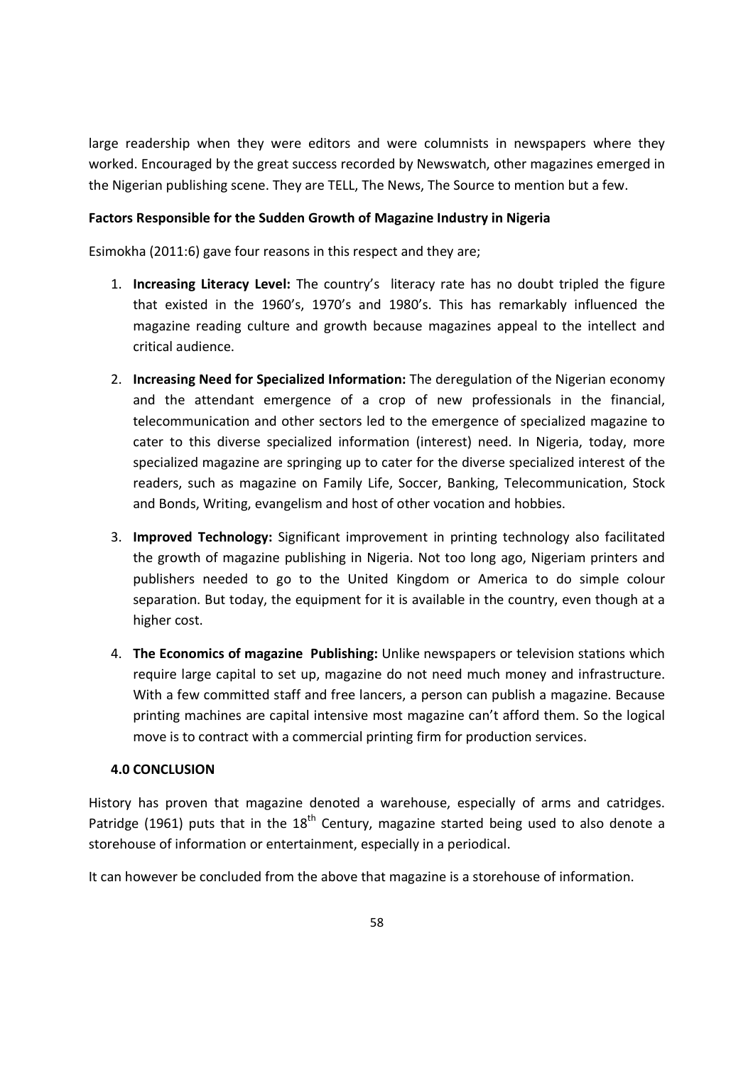large readership when they were editors and were columnists in newspapers where they worked. Encouraged by the great success recorded by Newswatch, other magazines emerged in the Nigerian publishing scene. They are TELL, The News, The Source to mention but a few.

**Factors Responsible for the Sudden Growth of Magazine Industry in Nigeria**

Esimokha (2011:6) gave four reasons in this respect and they are;

1. **Increasing Literacy Level:** The country's literacy rate has no doubt tripled the figure that existed in the 1960's, 1970's and 1980's. This has remarkably influenced the magazine reading culture and growth because magazines appeal to the intellect and critical audience.
2. **Increasing Need for Specialized Information:** The deregulation of the Nigerian economy and the attendant emergence of a crop of new professionals in the financial, telecommunication and other sectors led to the emergence of specialized magazine to cater to this diverse specialized information (interest) need. In Nigeria, today, more specialized magazine are springing up to cater for the diverse specialized interest of the readers, such as magazine on Family Life, Soccer, Banking, Telecommunication, Stock and Bonds, Writing, evangelism and host of other vocation and hobbies.
3. **Improved Technology:** Significant improvement in printing technology also facilitated the growth of magazine publishing in Nigeria. Not too long ago, Nigeriam printers and publishers needed to go to the United Kingdom or America to do simple colour separation. But today, the equipment for it is available in the country, even though at a higher cost.
4. **The Economics of magazine Publishing:** Unlike newspapers or television stations which require large capital to set up, magazine do not need much money and infrastructure. With a few committed staff and free lancers, a person can publish a magazine. Because printing machines are capital intensive most magazine can't afford them. So the logical move is to contract with a commercial printing firm for production services.

## 4.0 CONCLUSION

History has proven that magazine denoted a warehouse, especially of arms and catridges. Patridge (1961) puts that in the 18th Century, magazine started being used to also denote a storehouse of information or entertainment, especially in a periodical.

It can however be concluded from the above that magazine is a storehouse of information.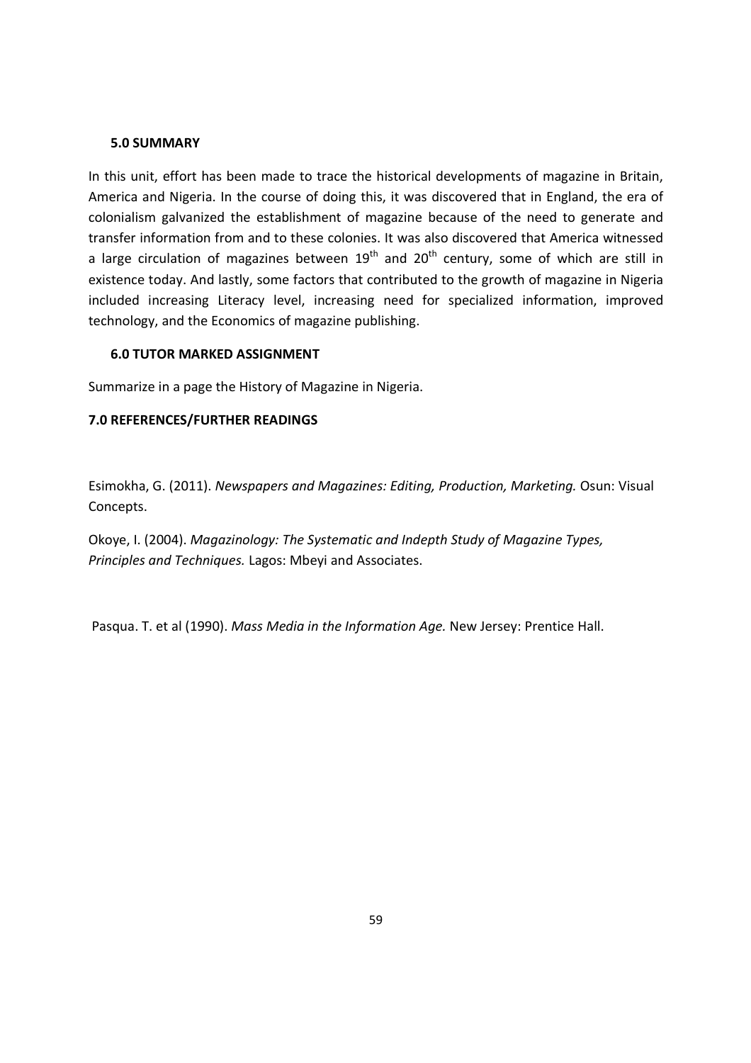## 5.0 SUMMARY

In this unit, effort has been made to trace the historical developments of magazine in Britain, America and Nigeria. In the course of doing this, it was discovered that in England, the era of colonialism galvanized the establishment of magazine because of the need to generate and transfer information from and to these colonies. It was also discovered that America witnessed a large circulation of magazines between 19th and 20th century, some of which are still in existence today. And lastly, some factors that contributed to the growth of magazine in Nigeria included increasing Literacy level, increasing need for specialized information, improved technology, and the Economics of magazine publishing.

## 6.0 TUTOR MARKED ASSIGNMENT

Summarize in a page the History of Magazine in Nigeria.

## 7.0 REFERENCES/FURTHER READINGS

Esimokha, G. (2011). *Newspapers and Magazines: Editing, Production, Marketing.* Osun: Visual Concepts.

Okoye, I. (2004). *Magazinology: The Systematic and Indepth Study of Magazine Types, Principles and Techniques.* Lagos: Mbeyi and Associates.

Pasqua. T. et al (1990). *Mass Media in the Information Age.* New Jersey: Prentice Hall.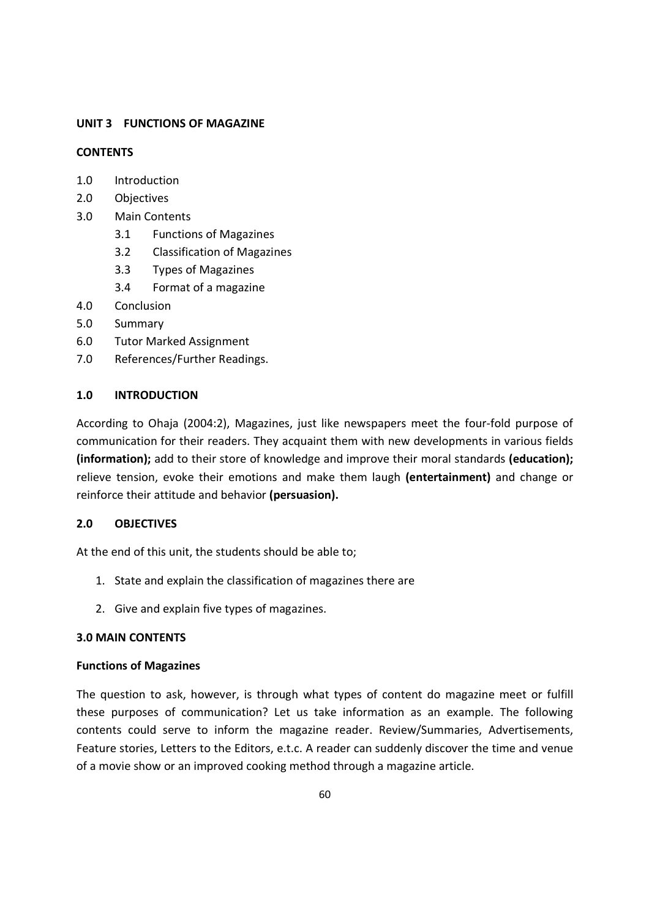## UNIT 3 FUNCTIONS OF MAGAZINE

**CONTENTS**

1.0 Introduction
2.0 Objectives
3.0 Main Contents
    3.1 Functions of Magazines
    3.2 Classification of Magazines
    3.3 Types of Magazines
    3.4 Format of a magazine
4.0 Conclusion
5.0 Summary
6.0 Tutor Marked Assignment
7.0 References/Further Readings.

### 1.0 INTRODUCTION

According to Ohaja (2004:2), Magazines, just like newspapers meet the four-fold purpose of communication for their readers. They acquaint them with new developments in various fields **(information);** add to their store of knowledge and improve their moral standards **(education);** relieve tension, evoke their emotions and make them laugh **(entertainment)** and change or reinforce their attitude and behavior **(persuasion).**

### 2.0 OBJECTIVES

At the end of this unit, the students should be able to;

1. State and explain the classification of magazines there are
2. Give and explain five types of magazines.

### 3.0 MAIN CONTENTS

**Functions of Magazines**

The question to ask, however, is through what types of content do magazine meet or fulfill these purposes of communication? Let us take information as an example. The following contents could serve to inform the magazine reader. Review/Summaries, Advertisements, Feature stories, Letters to the Editors, e.t.c. A reader can suddenly discover the time and venue of a movie show or an improved cooking method through a magazine article.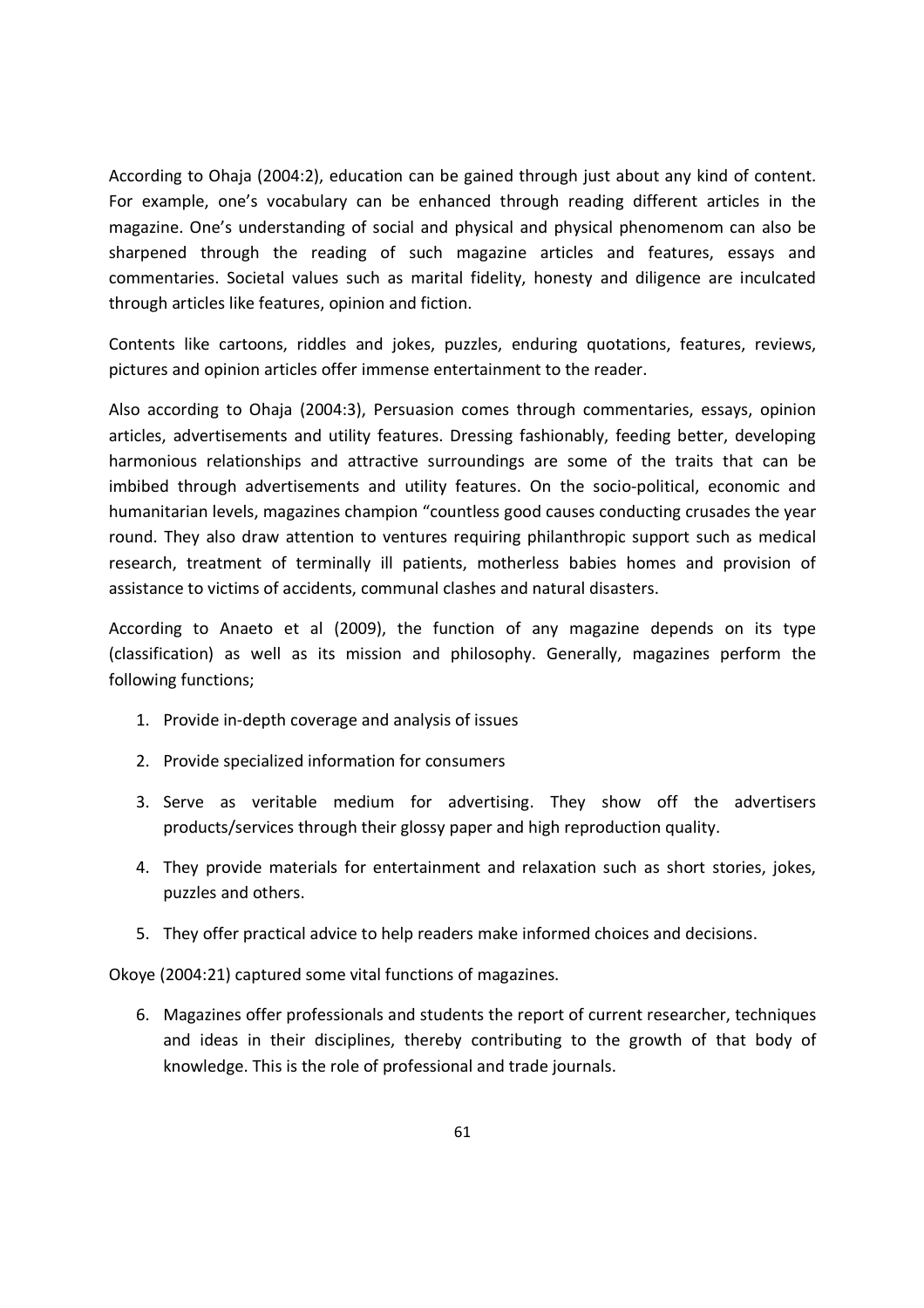According to Ohaja (2004:2), education can be gained through just about any kind of content. For example, one's vocabulary can be enhanced through reading different articles in the magazine. One's understanding of social and physical and physical phenomenom can also be sharpened through the reading of such magazine articles and features, essays and commentaries. Societal values such as marital fidelity, honesty and diligence are inculcated through articles like features, opinion and fiction.

Contents like cartoons, riddles and jokes, puzzles, enduring quotations, features, reviews, pictures and opinion articles offer immense entertainment to the reader.

Also according to Ohaja (2004:3), Persuasion comes through commentaries, essays, opinion articles, advertisements and utility features. Dressing fashionably, feeding better, developing harmonious relationships and attractive surroundings are some of the traits that can be imbibed through advertisements and utility features. On the socio-political, economic and humanitarian levels, magazines champion "countless good causes conducting crusades the year round. They also draw attention to ventures requiring philanthropic support such as medical research, treatment of terminally ill patients, motherless babies homes and provision of assistance to victims of accidents, communal clashes and natural disasters.

According to Anaeto et al (2009), the function of any magazine depends on its type (classification) as well as its mission and philosophy. Generally, magazines perform the following functions;

1. Provide in-depth coverage and analysis of issues
2. Provide specialized information for consumers
3. Serve as veritable medium for advertising. They show off the advertisers products/services through their glossy paper and high reproduction quality.
4. They provide materials for entertainment and relaxation such as short stories, jokes, puzzles and others.
5. They offer practical advice to help readers make informed choices and decisions.

Okoye (2004:21) captured some vital functions of magazines.

6. Magazines offer professionals and students the report of current researcher, techniques and ideas in their disciplines, thereby contributing to the growth of that body of knowledge. This is the role of professional and trade journals.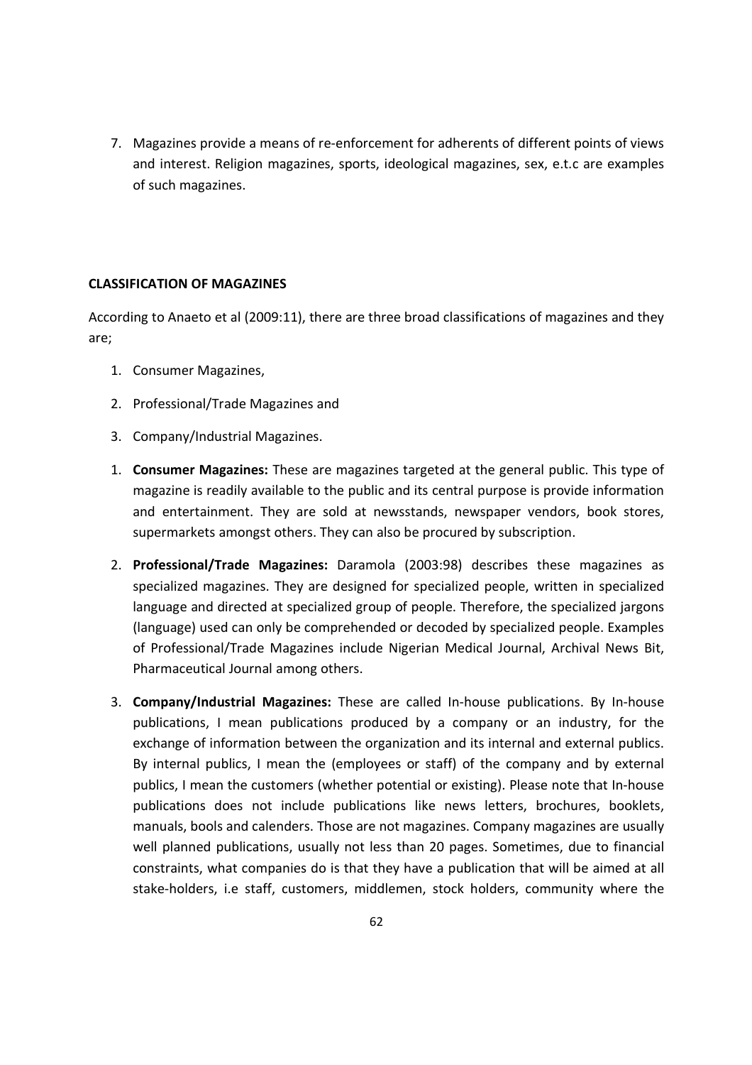7. Magazines provide a means of re-enforcement for adherents of different points of views and interest. Religion magazines, sports, ideological magazines, sex, e.t.c are examples of such magazines.

**CLASSIFICATION OF MAGAZINES**

According to Anaeto et al (2009:11), there are three broad classifications of magazines and they are;

1. Consumer Magazines,
2. Professional/Trade Magazines and
3. Company/Industrial Magazines.

1. **Consumer Magazines:** These are magazines targeted at the general public. This type of magazine is readily available to the public and its central purpose is provide information and entertainment. They are sold at newsstands, newspaper vendors, book stores, supermarkets amongst others. They can also be procured by subscription.

2. **Professional/Trade Magazines:** Daramola (2003:98) describes these magazines as specialized magazines. They are designed for specialized people, written in specialized language and directed at specialized group of people. Therefore, the specialized jargons (language) used can only be comprehended or decoded by specialized people. Examples of Professional/Trade Magazines include Nigerian Medical Journal, Archival News Bit, Pharmaceutical Journal among others.

3. **Company/Industrial Magazines:** These are called In-house publications. By In-house publications, I mean publications produced by a company or an industry, for the exchange of information between the organization and its internal and external publics. By internal publics, I mean the (employees or staff) of the company and by external publics, I mean the customers (whether potential or existing). Please note that In-house publications does not include publications like news letters, brochures, booklets, manuals, bools and calenders. Those are not magazines. Company magazines are usually well planned publications, usually not less than 20 pages. Sometimes, due to financial constraints, what companies do is that they have a publication that will be aimed at all stake-holders, i.e staff, customers, middlemen, stock holders, community where the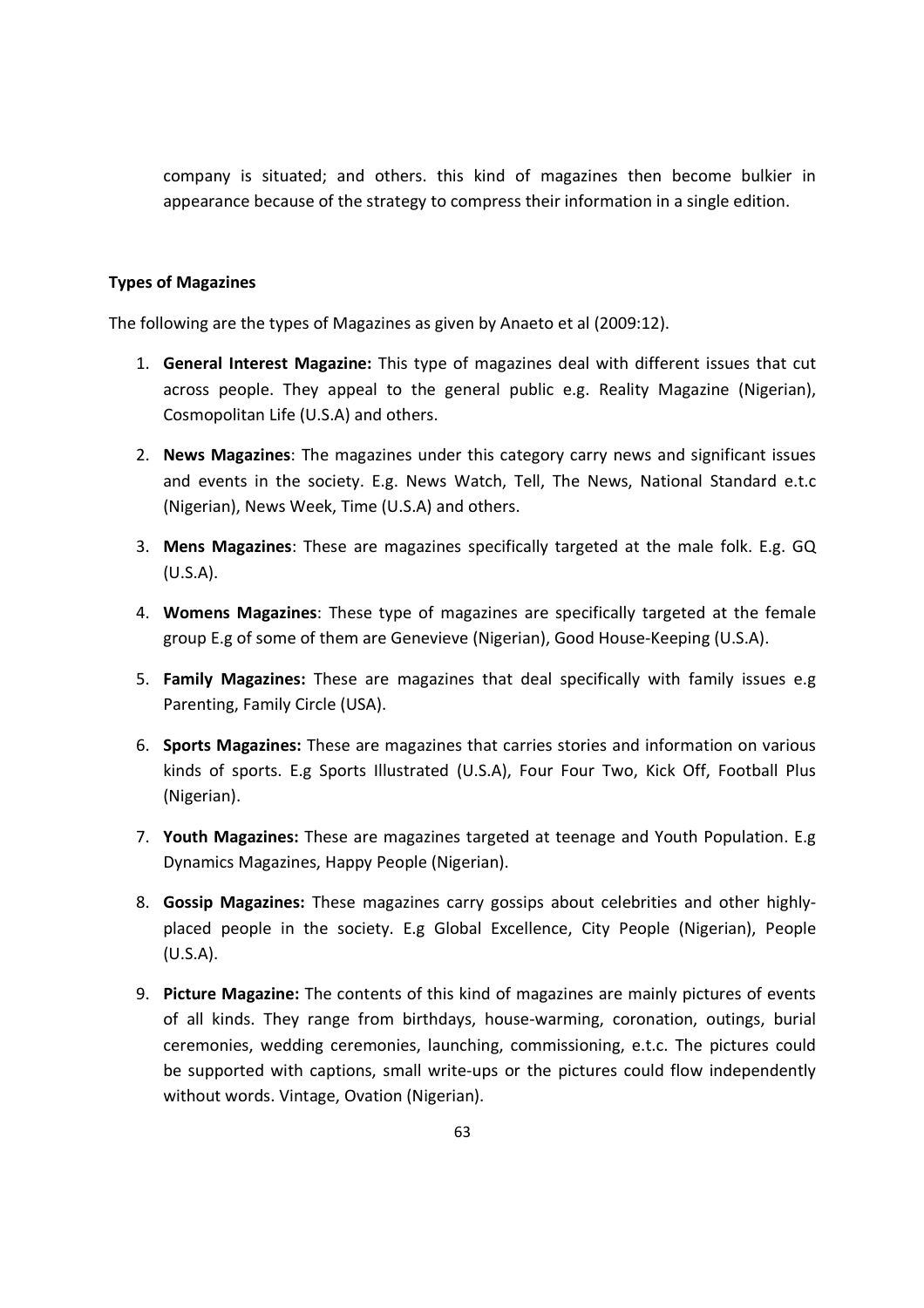company is situated; and others. this kind of magazines then become bulkier in appearance because of the strategy to compress their information in a single edition.

**Types of Magazines**

The following are the types of Magazines as given by Anaeto et al (2009:12).

1. **General Interest Magazine:** This type of magazines deal with different issues that cut across people. They appeal to the general public e.g. Reality Magazine (Nigerian), Cosmopolitan Life (U.S.A) and others.
2. **News Magazines**: The magazines under this category carry news and significant issues and events in the society. E.g. News Watch, Tell, The News, National Standard e.t.c (Nigerian), News Week, Time (U.S.A) and others.
3. **Mens Magazines**: These are magazines specifically targeted at the male folk. E.g. GQ (U.S.A).
4. **Womens Magazines**: These type of magazines are specifically targeted at the female group E.g of some of them are Genevieve (Nigerian), Good House-Keeping (U.S.A).
5. **Family Magazines:** These are magazines that deal specifically with family issues e.g Parenting, Family Circle (USA).
6. **Sports Magazines:** These are magazines that carries stories and information on various kinds of sports. E.g Sports Illustrated (U.S.A), Four Four Two, Kick Off, Football Plus (Nigerian).
7. **Youth Magazines:** These are magazines targeted at teenage and Youth Population. E.g Dynamics Magazines, Happy People (Nigerian).
8. **Gossip Magazines:** These magazines carry gossips about celebrities and other highly-placed people in the society. E.g Global Excellence, City People (Nigerian), People (U.S.A).
9. **Picture Magazine:** The contents of this kind of magazines are mainly pictures of events of all kinds. They range from birthdays, house-warming, coronation, outings, burial ceremonies, wedding ceremonies, launching, commissioning, e.t.c. The pictures could be supported with captions, small write-ups or the pictures could flow independently without words. Vintage, Ovation (Nigerian).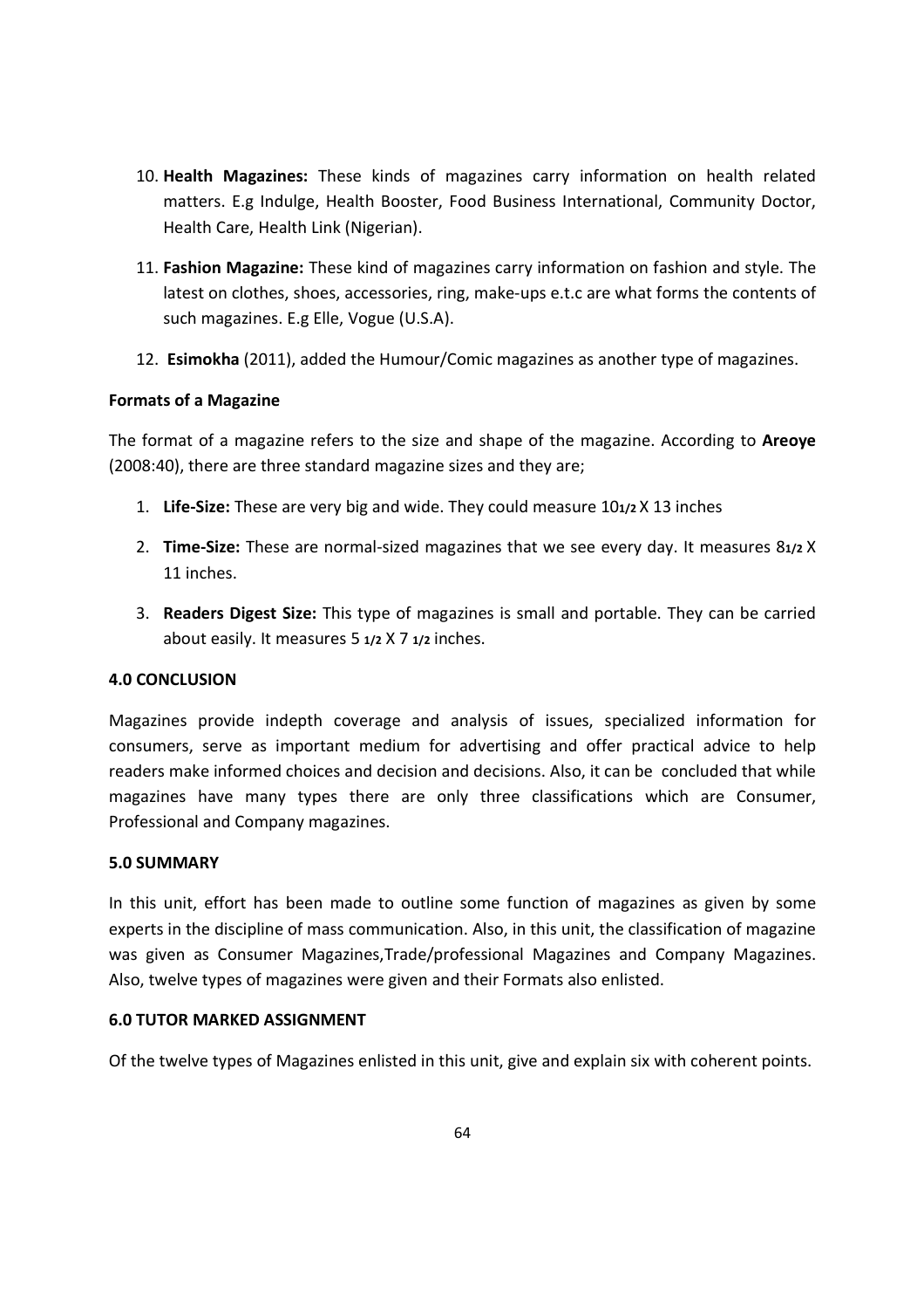10. **Health Magazines:** These kinds of magazines carry information on health related matters. E.g Indulge, Health Booster, Food Business International, Community Doctor, Health Care, Health Link (Nigerian).

11. **Fashion Magazine:** These kind of magazines carry information on fashion and style. The latest on clothes, shoes, accessories, ring, make-ups e.t.c are what forms the contents of such magazines. E.g Elle, Vogue (U.S.A).

12. **Esimokha** (2011), added the Humour/Comic magazines as another type of magazines.

**Formats of a Magazine**

The format of a magazine refers to the size and shape of the magazine. According to **Areoye** (2008:40), there are three standard magazine sizes and they are;

1. **Life-Size:** These are very big and wide. They could measure 10 1/2 X 13 inches

2. **Time-Size:** These are normal-sized magazines that we see every day. It measures 8 1/2 X 11 inches.

3. **Readers Digest Size:** This type of magazines is small and portable. They can be carried about easily. It measures 5 1/2 X 7 1/2 inches.

**4.0 CONCLUSION**

Magazines provide indepth coverage and analysis of issues, specialized information for consumers, serve as important medium for advertising and offer practical advice to help readers make informed choices and decision and decisions. Also, it can be concluded that while magazines have many types there are only three classifications which are Consumer, Professional and Company magazines.

**5.0 SUMMARY**

In this unit, effort has been made to outline some function of magazines as given by some experts in the discipline of mass communication. Also, in this unit, the classification of magazine was given as Consumer Magazines,Trade/professional Magazines and Company Magazines. Also, twelve types of magazines were given and their Formats also enlisted.

**6.0 TUTOR MARKED ASSIGNMENT**

Of the twelve types of Magazines enlisted in this unit, give and explain six with coherent points.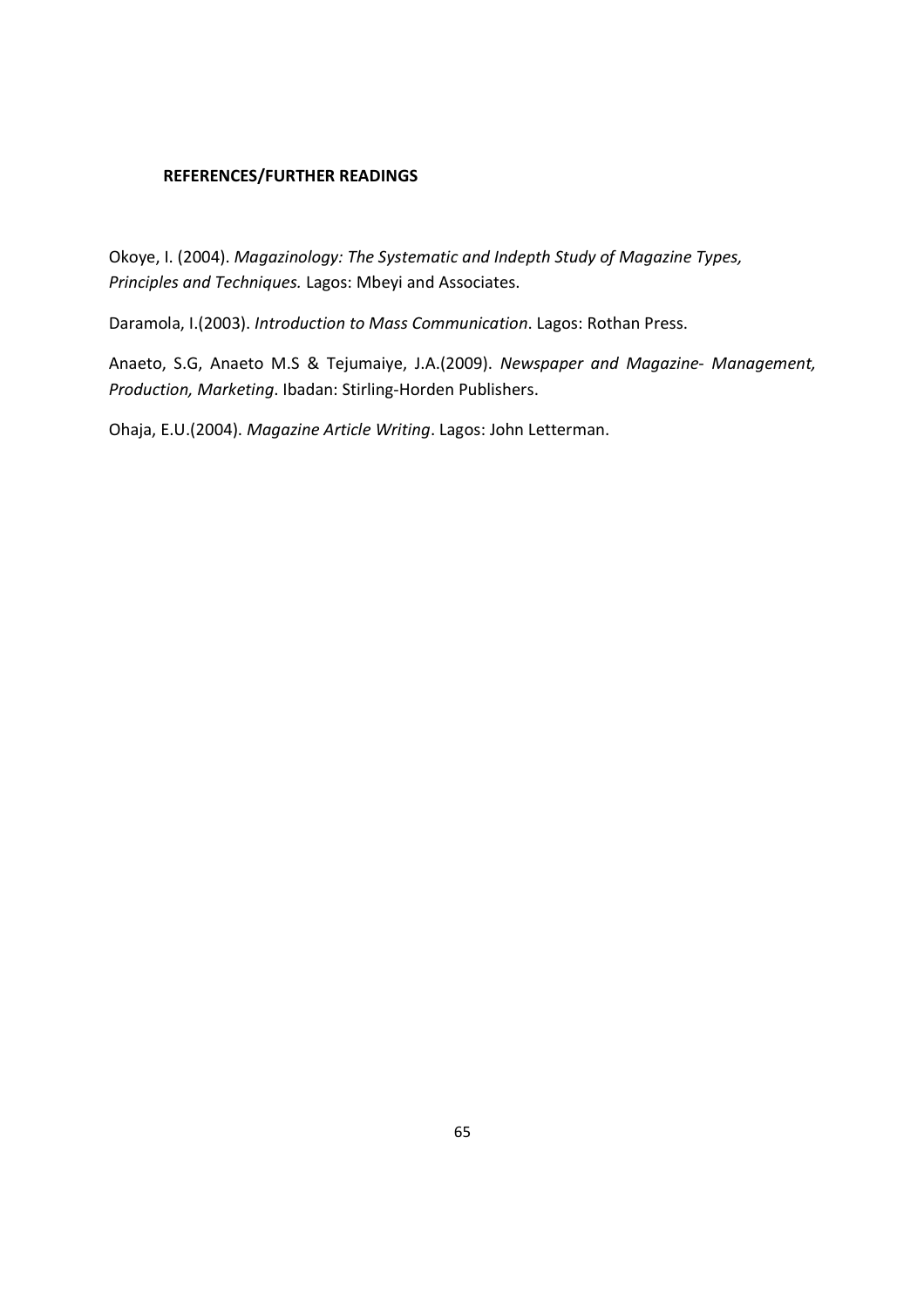## REFERENCES/FURTHER READINGS

Okoye, I. (2004). *Magazinology: The Systematic and Indepth Study of Magazine Types, Principles and Techniques.* Lagos: Mbeyi and Associates.

Daramola, I.(2003). *Introduction to Mass Communication*. Lagos: Rothan Press.

Anaeto, S.G, Anaeto M.S & Tejumaiye, J.A.(2009). *Newspaper and Magazine- Management, Production, Marketing*. Ibadan: Stirling-Horden Publishers.

Ohaja, E.U.(2004). *Magazine Article Writing*. Lagos: John Letterman.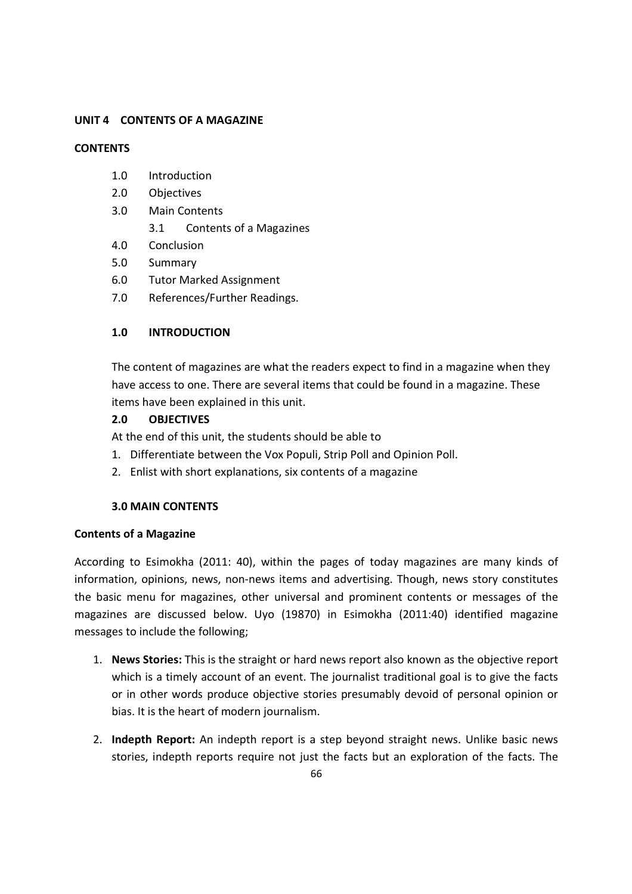**UNIT 4 CONTENTS OF A MAGAZINE**

**CONTENTS**

1.0 Introduction
2.0 Objectives
3.0 Main Contents
  3.1 Contents of a Magazines
4.0 Conclusion
5.0 Summary
6.0 Tutor Marked Assignment
7.0 References/Further Readings.

## 1.0 INTRODUCTION

The content of magazines are what the readers expect to find in a magazine when they have access to one. There are several items that could be found in a magazine. These items have been explained in this unit.

## 2.0 OBJECTIVES

At the end of this unit, the students should be able to

1. Differentiate between the Vox Populi, Strip Poll and Opinion Poll.
2. Enlist with short explanations, six contents of a magazine

## 3.0 MAIN CONTENTS

### Contents of a Magazine

According to Esimokha (2011: 40), within the pages of today magazines are many kinds of information, opinions, news, non-news items and advertising. Though, news story constitutes the basic menu for magazines, other universal and prominent contents or messages of the magazines are discussed below. Uyo (19870) in Esimokha (2011:40) identified magazine messages to include the following;

1. **News Stories:** This is the straight or hard news report also known as the objective report which is a timely account of an event. The journalist traditional goal is to give the facts or in other words produce objective stories presumably devoid of personal opinion or bias. It is the heart of modern journalism.

2. **Indepth Report:** An indepth report is a step beyond straight news. Unlike basic news stories, indepth reports require not just the facts but an exploration of the facts. The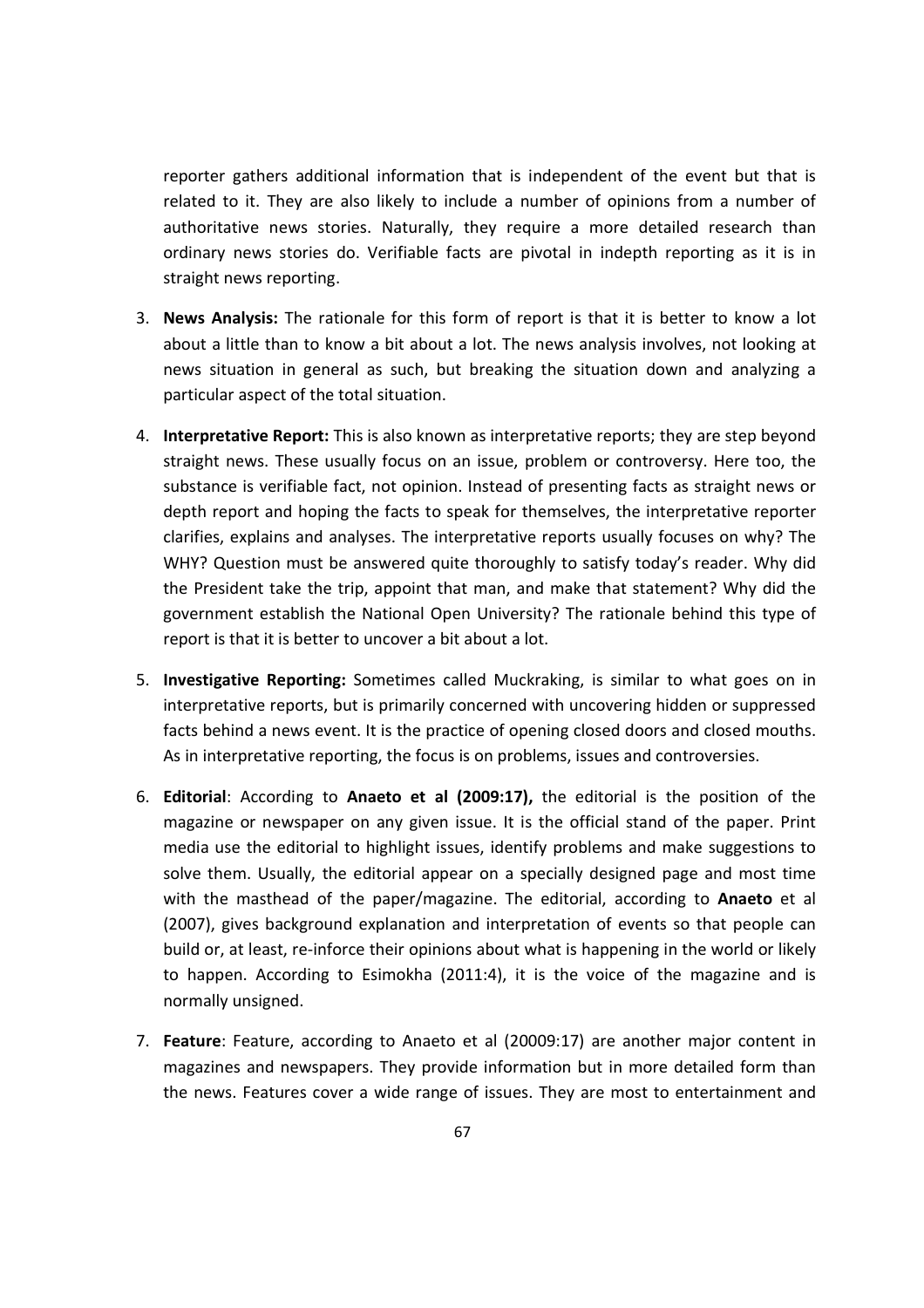reporter gathers additional information that is independent of the event but that is related to it. They are also likely to include a number of opinions from a number of authoritative news stories. Naturally, they require a more detailed research than ordinary news stories do. Verifiable facts are pivotal in indepth reporting as it is in straight news reporting.

3. **News Analysis:** The rationale for this form of report is that it is better to know a lot about a little than to know a bit about a lot. The news analysis involves, not looking at news situation in general as such, but breaking the situation down and analyzing a particular aspect of the total situation.

4. **Interpretative Report:** This is also known as interpretative reports; they are step beyond straight news. These usually focus on an issue, problem or controversy. Here too, the substance is verifiable fact, not opinion. Instead of presenting facts as straight news or depth report and hoping the facts to speak for themselves, the interpretative reporter clarifies, explains and analyses. The interpretative reports usually focuses on why? The WHY? Question must be answered quite thoroughly to satisfy today's reader. Why did the President take the trip, appoint that man, and make that statement? Why did the government establish the National Open University? The rationale behind this type of report is that it is better to uncover a bit about a lot.

5. **Investigative Reporting:** Sometimes called Muckraking, is similar to what goes on in interpretative reports, but is primarily concerned with uncovering hidden or suppressed facts behind a news event. It is the practice of opening closed doors and closed mouths. As in interpretative reporting, the focus is on problems, issues and controversies.

6. **Editorial**: According to **Anaeto et al (2009:17),** the editorial is the position of the magazine or newspaper on any given issue. It is the official stand of the paper. Print media use the editorial to highlight issues, identify problems and make suggestions to solve them. Usually, the editorial appear on a specially designed page and most time with the masthead of the paper/magazine. The editorial, according to **Anaeto** et al (2007), gives background explanation and interpretation of events so that people can build or, at least, re-inforce their opinions about what is happening in the world or likely to happen. According to Esimokha (2011:4), it is the voice of the magazine and is normally unsigned.

7. **Feature**: Feature, according to Anaeto et al (20009:17) are another major content in magazines and newspapers. They provide information but in more detailed form than the news. Features cover a wide range of issues. They are most to entertainment and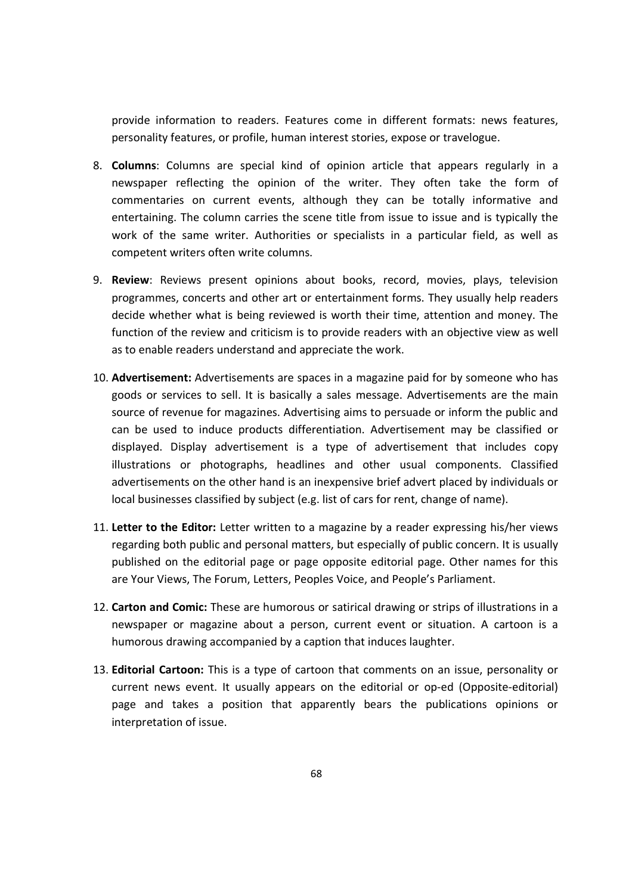provide information to readers. Features come in different formats: news features, personality features, or profile, human interest stories, expose or travelogue.

8. **Columns**: Columns are special kind of opinion article that appears regularly in a newspaper reflecting the opinion of the writer. They often take the form of commentaries on current events, although they can be totally informative and entertaining. The column carries the scene title from issue to issue and is typically the work of the same writer. Authorities or specialists in a particular field, as well as competent writers often write columns.

9. **Review**: Reviews present opinions about books, record, movies, plays, television programmes, concerts and other art or entertainment forms. They usually help readers decide whether what is being reviewed is worth their time, attention and money. The function of the review and criticism is to provide readers with an objective view as well as to enable readers understand and appreciate the work.

10. **Advertisement:** Advertisements are spaces in a magazine paid for by someone who has goods or services to sell. It is basically a sales message. Advertisements are the main source of revenue for magazines. Advertising aims to persuade or inform the public and can be used to induce products differentiation. Advertisement may be classified or displayed. Display advertisement is a type of advertisement that includes copy illustrations or photographs, headlines and other usual components. Classified advertisements on the other hand is an inexpensive brief advert placed by individuals or local businesses classified by subject (e.g. list of cars for rent, change of name).

11. **Letter to the Editor:** Letter written to a magazine by a reader expressing his/her views regarding both public and personal matters, but especially of public concern. It is usually published on the editorial page or page opposite editorial page. Other names for this are Your Views, The Forum, Letters, Peoples Voice, and People's Parliament.

12. **Carton and Comic:** These are humorous or satirical drawing or strips of illustrations in a newspaper or magazine about a person, current event or situation. A cartoon is a humorous drawing accompanied by a caption that induces laughter.

13. **Editorial Cartoon:** This is a type of cartoon that comments on an issue, personality or current news event. It usually appears on the editorial or op-ed (Opposite-editorial) page and takes a position that apparently bears the publications opinions or interpretation of issue.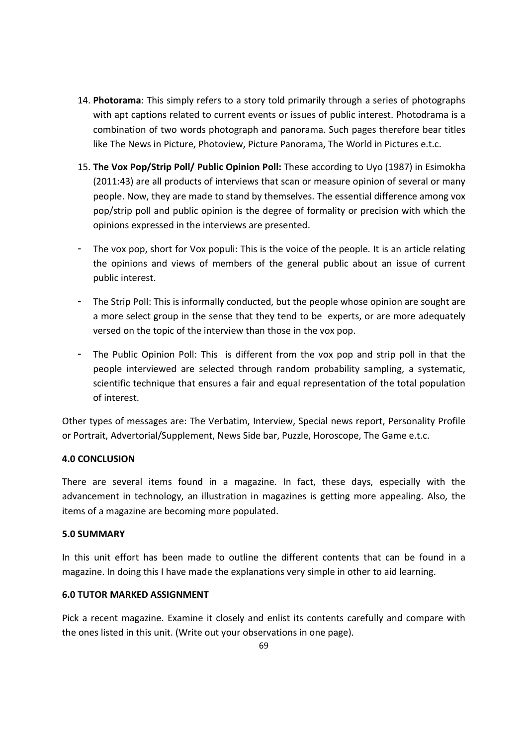14. **Photorama**: This simply refers to a story told primarily through a series of photographs with apt captions related to current events or issues of public interest. Photodrama is a combination of two words photograph and panorama. Such pages therefore bear titles like The News in Picture, Photoview, Picture Panorama, The World in Pictures e.t.c.

15. **The Vox Pop/Strip Poll/ Public Opinion Poll:** These according to Uyo (1987) in Esimokha (2011:43) are all products of interviews that scan or measure opinion of several or many people. Now, they are made to stand by themselves. The essential difference among vox pop/strip poll and public opinion is the degree of formality or precision with which the opinions expressed in the interviews are presented.

- The vox pop, short for Vox populi: This is the voice of the people. It is an article relating the opinions and views of members of the general public about an issue of current public interest.
- The Strip Poll: This is informally conducted, but the people whose opinion are sought are a more select group in the sense that they tend to be experts, or are more adequately versed on the topic of the interview than those in the vox pop.
- The Public Opinion Poll: This is different from the vox pop and strip poll in that the people interviewed are selected through random probability sampling, a systematic, scientific technique that ensures a fair and equal representation of the total population of interest.

Other types of messages are: The Verbatim, Interview, Special news report, Personality Profile or Portrait, Advertorial/Supplement, News Side bar, Puzzle, Horoscope, The Game e.t.c.

### 4.0 CONCLUSION

There are several items found in a magazine. In fact, these days, especially with the advancement in technology, an illustration in magazines is getting more appealing. Also, the items of a magazine are becoming more populated.

### 5.0 SUMMARY

In this unit effort has been made to outline the different contents that can be found in a magazine. In doing this I have made the explanations very simple in other to aid learning.

### 6.0 TUTOR MARKED ASSIGNMENT

Pick a recent magazine. Examine it closely and enlist its contents carefully and compare with the ones listed in this unit. (Write out your observations in one page).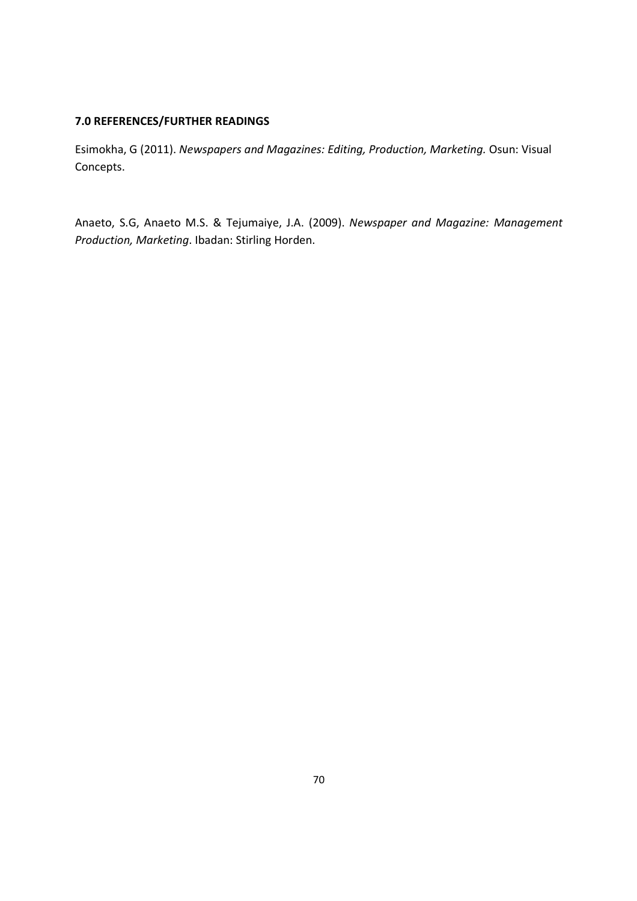### 7.0 REFERENCES/FURTHER READINGS

Esimokha, G (2011). *Newspapers and Magazines: Editing, Production, Marketing.* Osun: Visual Concepts.

Anaeto, S.G, Anaeto M.S. & Tejumaiye, J.A. (2009). *Newspaper and Magazine: Management Production, Marketing*. Ibadan: Stirling Horden.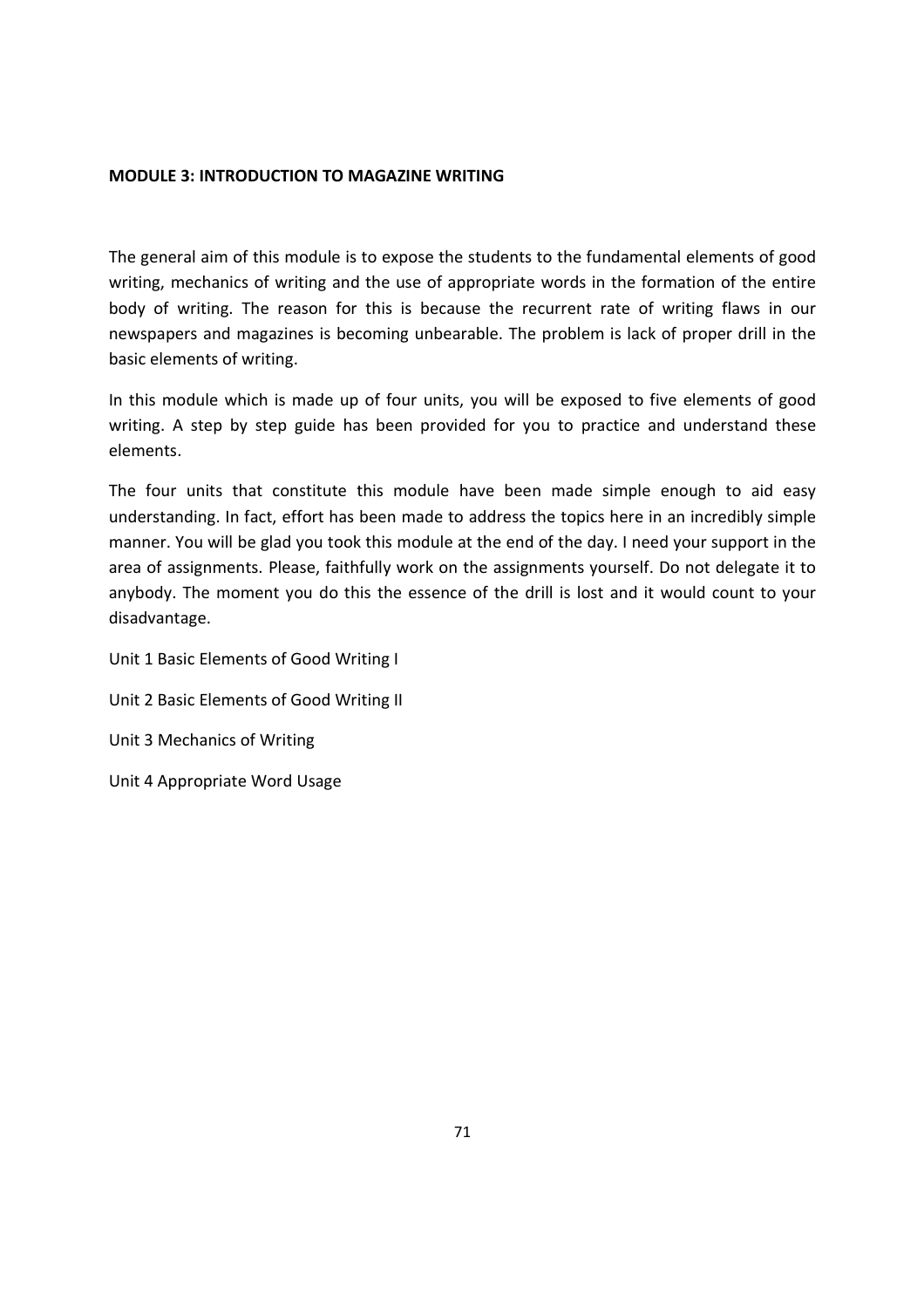## MODULE 3: INTRODUCTION TO MAGAZINE WRITING

The general aim of this module is to expose the students to the fundamental elements of good writing, mechanics of writing and the use of appropriate words in the formation of the entire body of writing. The reason for this is because the recurrent rate of writing flaws in our newspapers and magazines is becoming unbearable. The problem is lack of proper drill in the basic elements of writing.

In this module which is made up of four units, you will be exposed to five elements of good writing. A step by step guide has been provided for you to practice and understand these elements.

The four units that constitute this module have been made simple enough to aid easy understanding. In fact, effort has been made to address the topics here in an incredibly simple manner. You will be glad you took this module at the end of the day. I need your support in the area of assignments. Please, faithfully work on the assignments yourself. Do not delegate it to anybody. The moment you do this the essence of the drill is lost and it would count to your disadvantage.

Unit 1 Basic Elements of Good Writing I

Unit 2 Basic Elements of Good Writing II

Unit 3 Mechanics of Writing

Unit 4 Appropriate Word Usage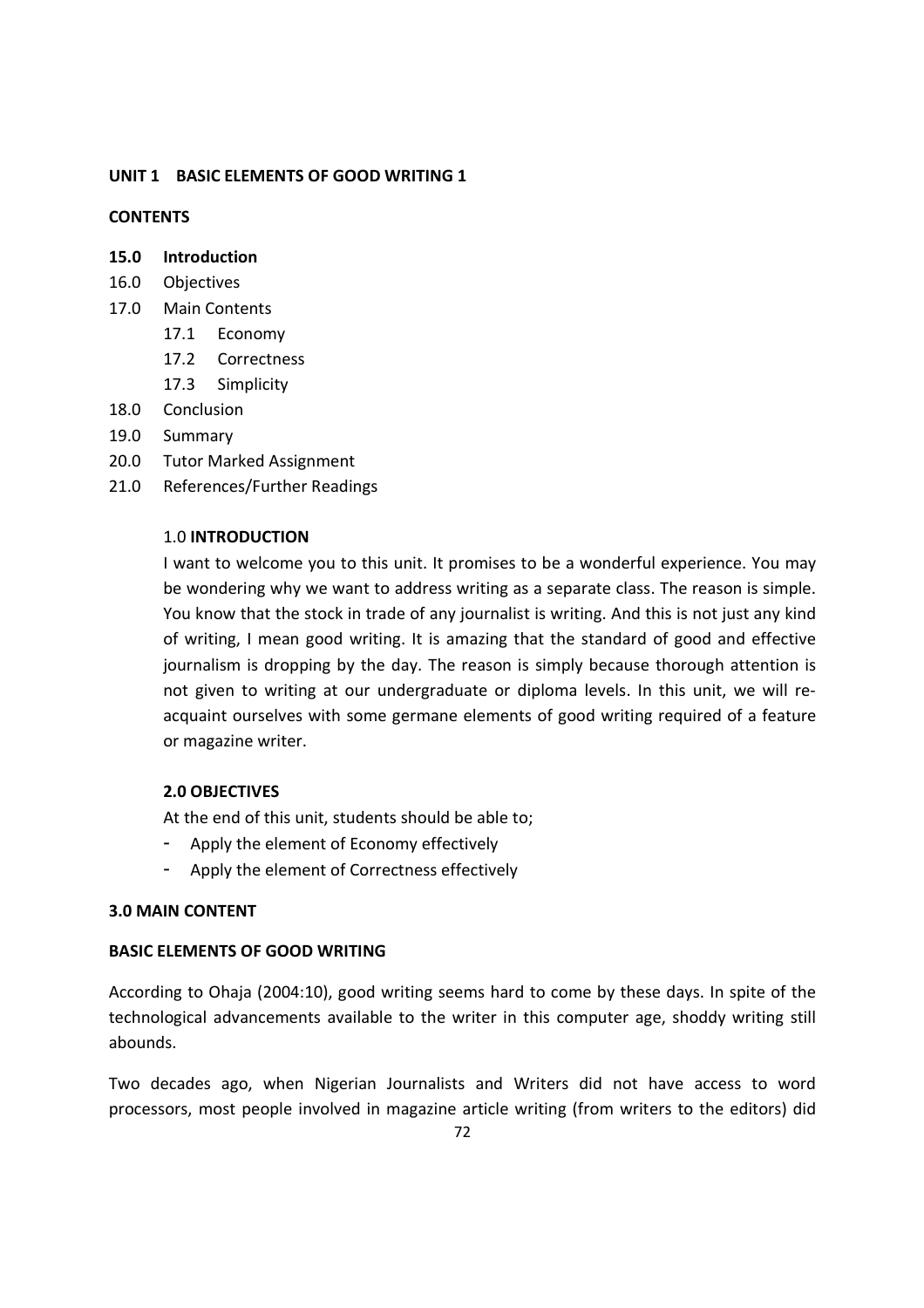## UNIT 1 BASIC ELEMENTS OF GOOD WRITING 1

**CONTENTS**

**15.0 Introduction**
16.0 Objectives
17.0 Main Contents
  17.1 Economy
  17.2 Correctness
  17.3 Simplicity
18.0 Conclusion
19.0 Summary
20.0 Tutor Marked Assignment
21.0 References/Further Readings

### 1.0 INTRODUCTION

I want to welcome you to this unit. It promises to be a wonderful experience. You may be wondering why we want to address writing as a separate class. The reason is simple. You know that the stock in trade of any journalist is writing. And this is not just any kind of writing, I mean good writing. It is amazing that the standard of good and effective journalism is dropping by the day. The reason is simply because thorough attention is not given to writing at our undergraduate or diploma levels. In this unit, we will re-acquaint ourselves with some germane elements of good writing required of a feature or magazine writer.

### 2.0 OBJECTIVES

At the end of this unit, students should be able to;

- Apply the element of Economy effectively
- Apply the element of Correctness effectively

### 3.0 MAIN CONTENT

**BASIC ELEMENTS OF GOOD WRITING**

According to Ohaja (2004:10), good writing seems hard to come by these days. In spite of the technological advancements available to the writer in this computer age, shoddy writing still abounds.

Two decades ago, when Nigerian Journalists and Writers did not have access to word processors, most people involved in magazine article writing (from writers to the editors) did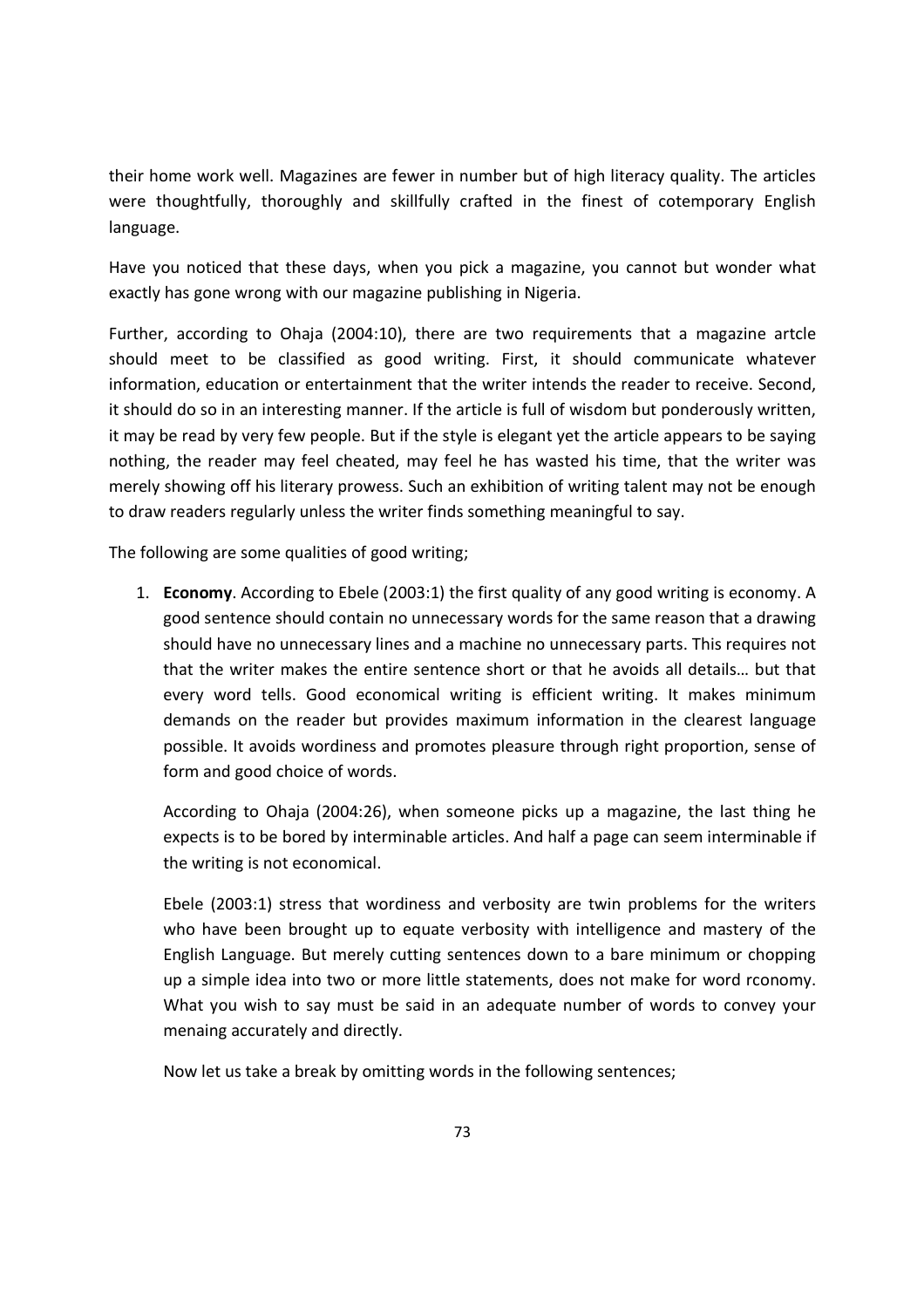their home work well. Magazines are fewer in number but of high literacy quality. The articles were thoughtfully, thoroughly and skillfully crafted in the finest of cotemporary English language.

Have you noticed that these days, when you pick a magazine, you cannot but wonder what exactly has gone wrong with our magazine publishing in Nigeria.

Further, according to Ohaja (2004:10), there are two requirements that a magazine artcle should meet to be classified as good writing. First, it should communicate whatever information, education or entertainment that the writer intends the reader to receive. Second, it should do so in an interesting manner. If the article is full of wisdom but ponderously written, it may be read by very few people. But if the style is elegant yet the article appears to be saying nothing, the reader may feel cheated, may feel he has wasted his time, that the writer was merely showing off his literary prowess. Such an exhibition of writing talent may not be enough to draw readers regularly unless the writer finds something meaningful to say.

The following are some qualities of good writing;

1. **Economy**. According to Ebele (2003:1) the first quality of any good writing is economy. A good sentence should contain no unnecessary words for the same reason that a drawing should have no unnecessary lines and a machine no unnecessary parts. This requires not that the writer makes the entire sentence short or that he avoids all details… but that every word tells. Good economical writing is efficient writing. It makes minimum demands on the reader but provides maximum information in the clearest language possible. It avoids wordiness and promotes pleasure through right proportion, sense of form and good choice of words.

   According to Ohaja (2004:26), when someone picks up a magazine, the last thing he expects is to be bored by interminable articles. And half a page can seem interminable if the writing is not economical.

   Ebele (2003:1) stress that wordiness and verbosity are twin problems for the writers who have been brought up to equate verbosity with intelligence and mastery of the English Language. But merely cutting sentences down to a bare minimum or chopping up a simple idea into two or more little statements, does not make for word rconomy. What you wish to say must be said in an adequate number of words to convey your menaing accurately and directly.

   Now let us take a break by omitting words in the following sentences;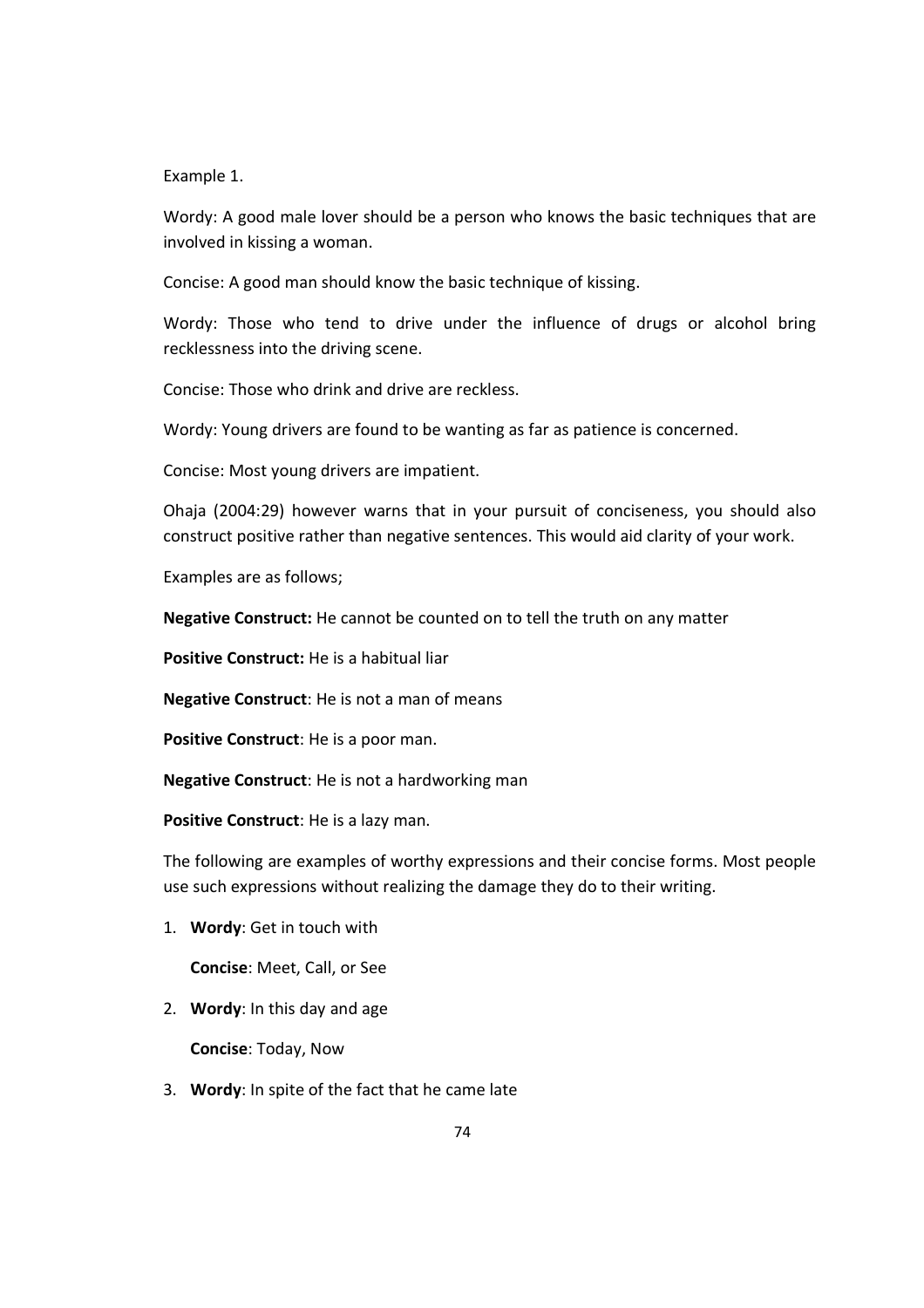Example 1.

Wordy: A good male lover should be a person who knows the basic techniques that are involved in kissing a woman.

Concise: A good man should know the basic technique of kissing.

Wordy: Those who tend to drive under the influence of drugs or alcohol bring recklessness into the driving scene.

Concise: Those who drink and drive are reckless.

Wordy: Young drivers are found to be wanting as far as patience is concerned.

Concise: Most young drivers are impatient.

Ohaja (2004:29) however warns that in your pursuit of conciseness, you should also construct positive rather than negative sentences. This would aid clarity of your work.

Examples are as follows;

**Negative Construct:** He cannot be counted on to tell the truth on any matter

**Positive Construct:** He is a habitual liar

**Negative Construct**: He is not a man of means

**Positive Construct**: He is a poor man.

**Negative Construct**: He is not a hardworking man

**Positive Construct**: He is a lazy man.

The following are examples of worthy expressions and their concise forms. Most people use such expressions without realizing the damage they do to their writing.

1. **Wordy**: Get in touch with

   **Concise**: Meet, Call, or See

2. **Wordy**: In this day and age

   **Concise**: Today, Now

3. **Wordy**: In spite of the fact that he came late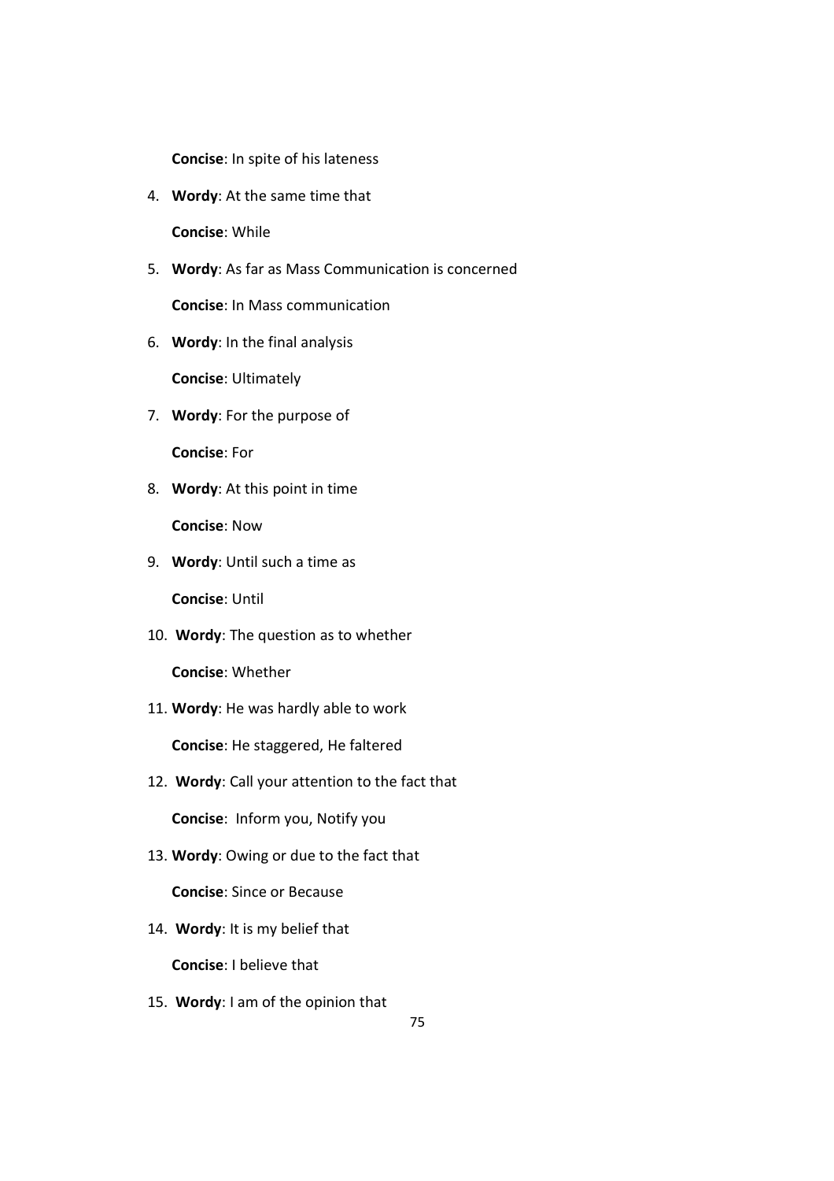**Concise**: In spite of his lateness

4. **Wordy**: At the same time that

   **Concise**: While

5. **Wordy**: As far as Mass Communication is concerned

   **Concise**: In Mass communication

6. **Wordy**: In the final analysis

   **Concise**: Ultimately

7. **Wordy**: For the purpose of

   **Concise**: For

8. **Wordy**: At this point in time

   **Concise**: Now

9. **Wordy**: Until such a time as

   **Concise**: Until

10. **Wordy**: The question as to whether

    **Concise**: Whether

11. **Wordy**: He was hardly able to work

    **Concise**: He staggered, He faltered

12. **Wordy**: Call your attention to the fact that

    **Concise**: Inform you, Notify you

13. **Wordy**: Owing or due to the fact that

    **Concise**: Since or Because

14. **Wordy**: It is my belief that

    **Concise**: I believe that

15. **Wordy**: I am of the opinion that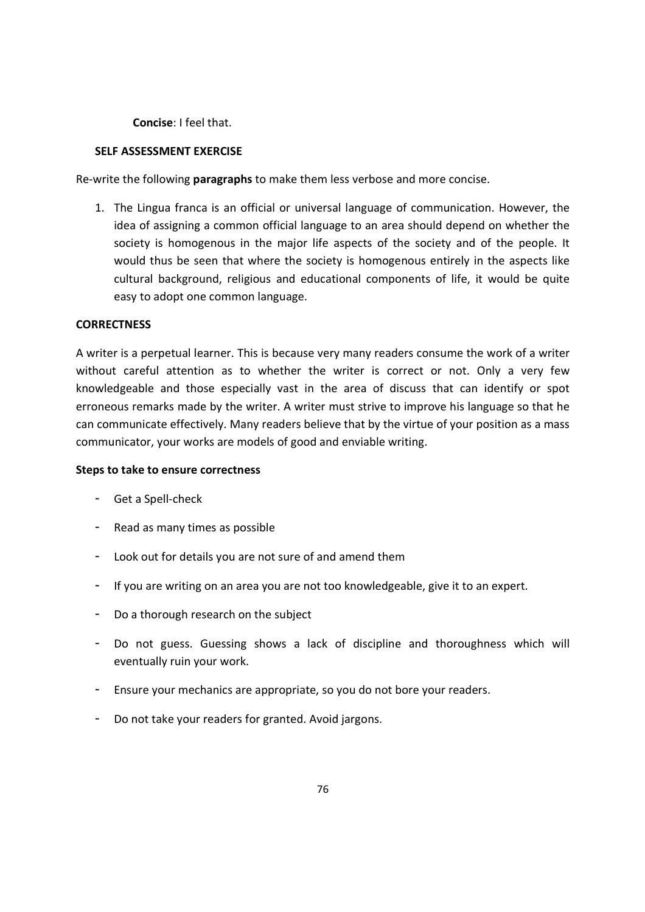**Concise**: I feel that.

**SELF ASSESSMENT EXERCISE**

Re-write the following **paragraphs** to make them less verbose and more concise.

1. The Lingua franca is an official or universal language of communication. However, the idea of assigning a common official language to an area should depend on whether the society is homogenous in the major life aspects of the society and of the people. It would thus be seen that where the society is homogenous entirely in the aspects like cultural background, religious and educational components of life, it would be quite easy to adopt one common language.

**CORRECTNESS**

A writer is a perpetual learner. This is because very many readers consume the work of a writer without careful attention as to whether the writer is correct or not. Only a very few knowledgeable and those especially vast in the area of discuss that can identify or spot erroneous remarks made by the writer. A writer must strive to improve his language so that he can communicate effectively. Many readers believe that by the virtue of your position as a mass communicator, your works are models of good and enviable writing.

**Steps to take to ensure correctness**

- Get a Spell-check
- Read as many times as possible
- Look out for details you are not sure of and amend them
- If you are writing on an area you are not too knowledgeable, give it to an expert.
- Do a thorough research on the subject
- Do not guess. Guessing shows a lack of discipline and thoroughness which will eventually ruin your work.
- Ensure your mechanics are appropriate, so you do not bore your readers.
- Do not take your readers for granted. Avoid jargons.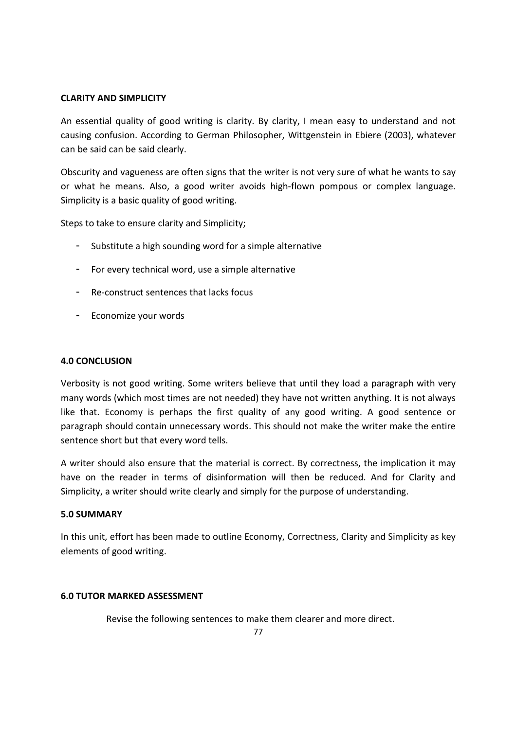**CLARITY AND SIMPLICITY**

An essential quality of good writing is clarity. By clarity, I mean easy to understand and not causing confusion. According to German Philosopher, Wittgenstein in Ebiere (2003), whatever can be said can be said clearly.

Obscurity and vagueness are often signs that the writer is not very sure of what he wants to say or what he means. Also, a good writer avoids high-flown pompous or complex language. Simplicity is a basic quality of good writing.

Steps to take to ensure clarity and Simplicity;

- Substitute a high sounding word for a simple alternative
- For every technical word, use a simple alternative
- Re-construct sentences that lacks focus
- Economize your words

## 4.0 CONCLUSION

Verbosity is not good writing. Some writers believe that until they load a paragraph with very many words (which most times are not needed) they have not written anything. It is not always like that. Economy is perhaps the first quality of any good writing. A good sentence or paragraph should contain unnecessary words. This should not make the writer make the entire sentence short but that every word tells.

A writer should also ensure that the material is correct. By correctness, the implication it may have on the reader in terms of disinformation will then be reduced. And for Clarity and Simplicity, a writer should write clearly and simply for the purpose of understanding.

## 5.0 SUMMARY

In this unit, effort has been made to outline Economy, Correctness, Clarity and Simplicity as key elements of good writing.

## 6.0 TUTOR MARKED ASSESSMENT

Revise the following sentences to make them clearer and more direct.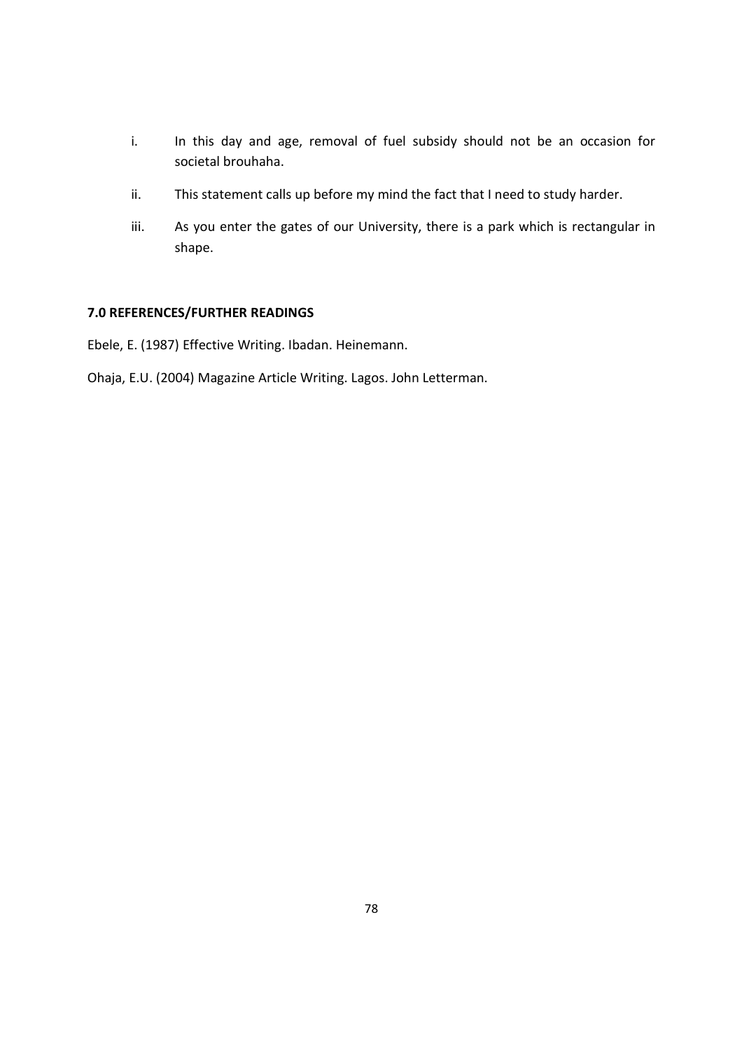i. In this day and age, removal of fuel subsidy should not be an occasion for societal brouhaha.

ii. This statement calls up before my mind the fact that I need to study harder.

iii. As you enter the gates of our University, there is a park which is rectangular in shape.

## 7.0 REFERENCES/FURTHER READINGS

Ebele, E. (1987) Effective Writing. Ibadan. Heinemann.

Ohaja, E.U. (2004) Magazine Article Writing. Lagos. John Letterman.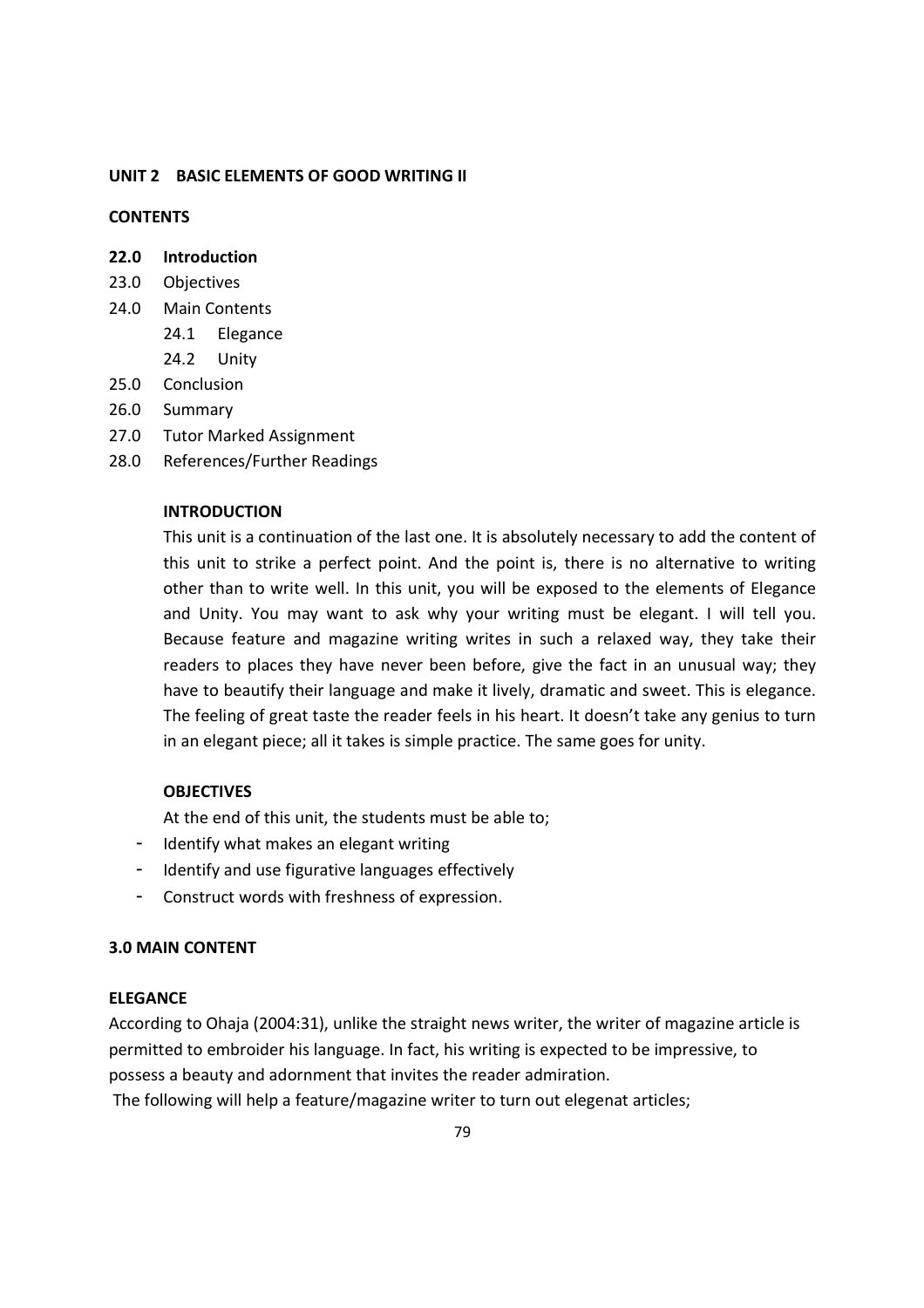## UNIT 2 BASIC ELEMENTS OF GOOD WRITING II

**CONTENTS**

**22.0 Introduction**
23.0 Objectives
24.0 Main Contents
  24.1 Elegance
  24.2 Unity
25.0 Conclusion
26.0 Summary
27.0 Tutor Marked Assignment
28.0 References/Further Readings

### INTRODUCTION

This unit is a continuation of the last one. It is absolutely necessary to add the content of this unit to strike a perfect point. And the point is, there is no alternative to writing other than to write well. In this unit, you will be exposed to the elements of Elegance and Unity. You may want to ask why your writing must be elegant. I will tell you. Because feature and magazine writing writes in such a relaxed way, they take their readers to places they have never been before, give the fact in an unusual way; they have to beautify their language and make it lively, dramatic and sweet. This is elegance. The feeling of great taste the reader feels in his heart. It doesn't take any genius to turn in an elegant piece; all it takes is simple practice. The same goes for unity.

### OBJECTIVES

At the end of this unit, the students must be able to;

- Identify what makes an elegant writing
- Identify and use figurative languages effectively
- Construct words with freshness of expression.

## 3.0 MAIN CONTENT

### ELEGANCE

According to Ohaja (2004:31), unlike the straight news writer, the writer of magazine article is permitted to embroider his language. In fact, his writing is expected to be impressive, to possess a beauty and adornment that invites the reader admiration.

The following will help a feature/magazine writer to turn out elegenat articles;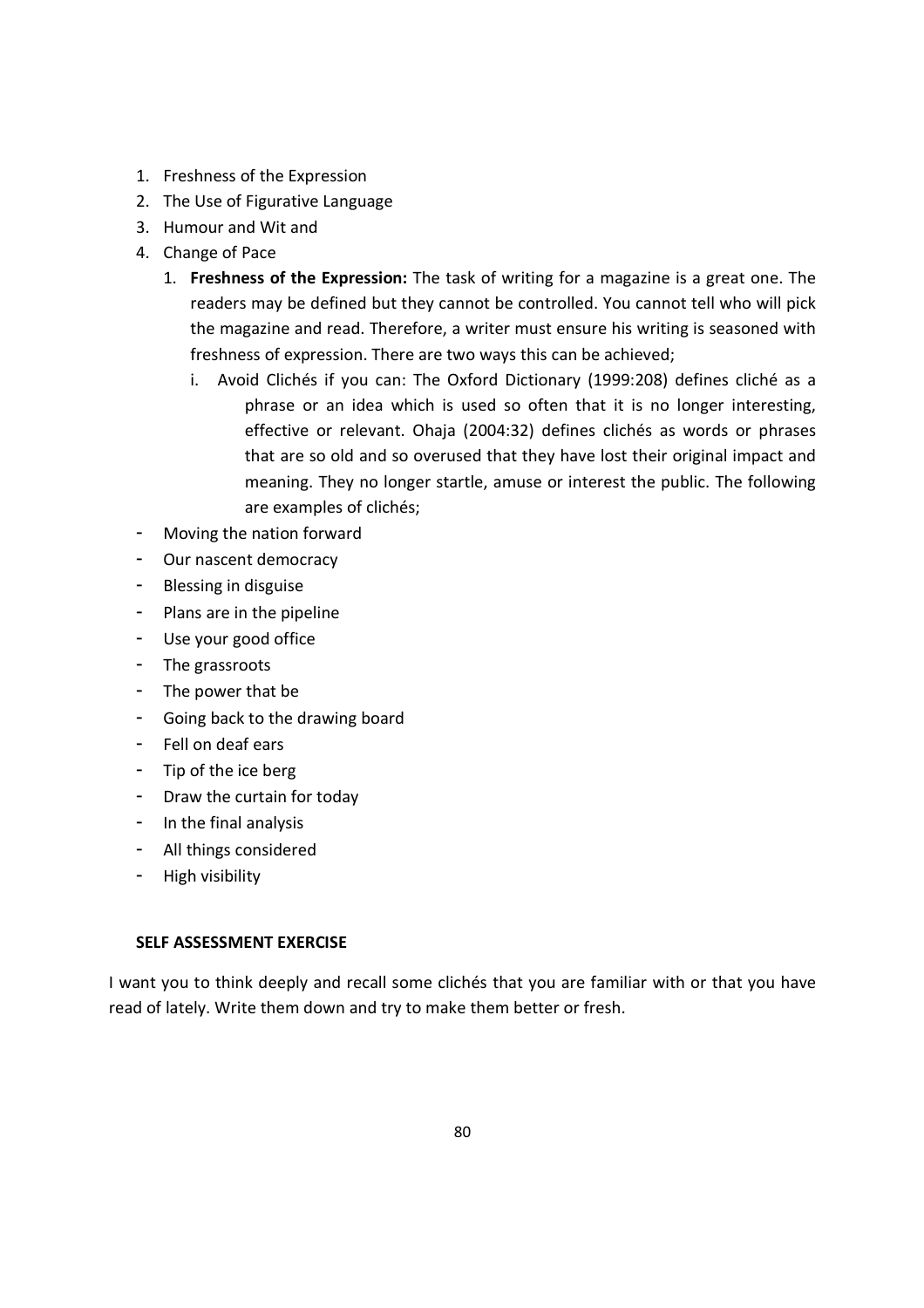1. Freshness of the Expression
2. The Use of Figurative Language
3. Humour and Wit and
4. Change of Pace

    1. **Freshness of the Expression:** The task of writing for a magazine is a great one. The readers may be defined but they cannot be controlled. You cannot tell who will pick the magazine and read. Therefore, a writer must ensure his writing is seasoned with freshness of expression. There are two ways this can be achieved;

        i. Avoid Clichés if you can: The Oxford Dictionary (1999:208) defines cliché as a phrase or an idea which is used so often that it is no longer interesting, effective or relevant. Ohaja (2004:32) defines clichés as words or phrases that are so old and so overused that they have lost their original impact and meaning. They no longer startle, amuse or interest the public. The following are examples of clichés;

- Moving the nation forward
- Our nascent democracy
- Blessing in disguise
- Plans are in the pipeline
- Use your good office
- The grassroots
- The power that be
- Going back to the drawing board
- Fell on deaf ears
- Tip of the ice berg
- Draw the curtain for today
- In the final analysis
- All things considered
- High visibility

**SELF ASSESSMENT EXERCISE**

I want you to think deeply and recall some clichés that you are familiar with or that you have read of lately. Write them down and try to make them better or fresh.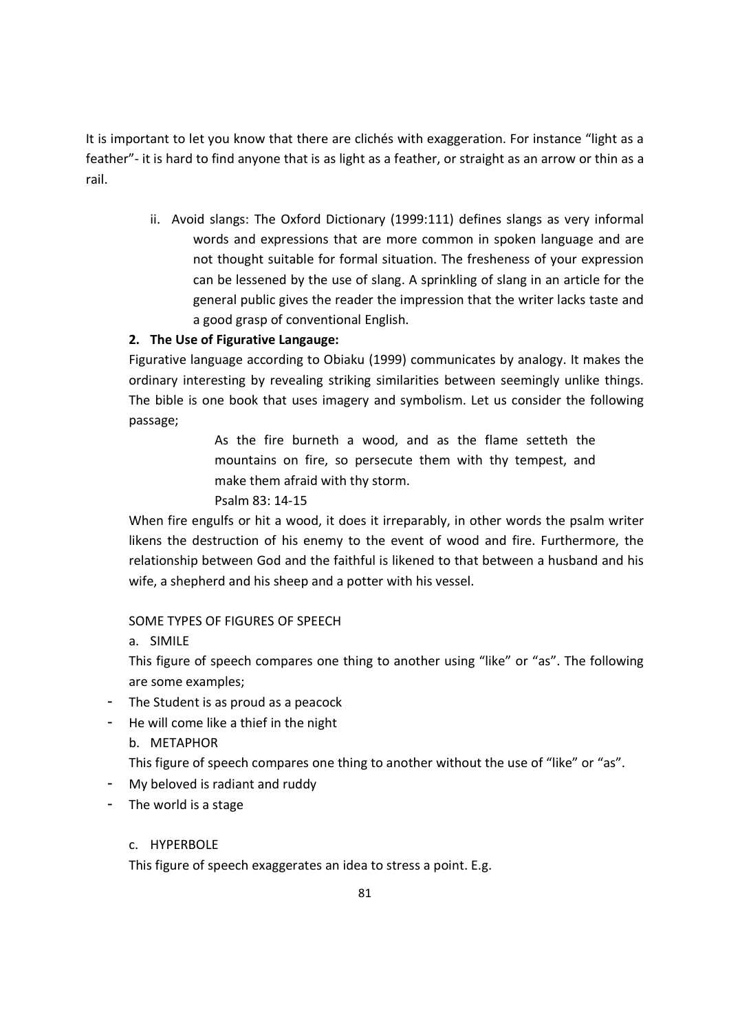It is important to let you know that there are clichés with exaggeration. For instance "light as a feather"- it is hard to find anyone that is as light as a feather, or straight as an arrow or thin as a rail.

ii. Avoid slangs: The Oxford Dictionary (1999:111) defines slangs as very informal words and expressions that are more common in spoken language and are not thought suitable for formal situation. The fresheness of your expression can be lessened by the use of slang. A sprinkling of slang in an article for the general public gives the reader the impression that the writer lacks taste and a good grasp of conventional English.

**2. The Use of Figurative Langauge:**

Figurative language according to Obiaku (1999) communicates by analogy. It makes the ordinary interesting by revealing striking similarities between seemingly unlike things. The bible is one book that uses imagery and symbolism. Let us consider the following passage;

> As the fire burneth a wood, and as the flame setteth the mountains on fire, so persecute them with thy tempest, and make them afraid with thy storm.
>
> Psalm 83: 14-15

When fire engulfs or hit a wood, it does it irreparably, in other words the psalm writer likens the destruction of his enemy to the event of wood and fire. Furthermore, the relationship between God and the faithful is likened to that between a husband and his wife, a shepherd and his sheep and a potter with his vessel.

SOME TYPES OF FIGURES OF SPEECH

a. SIMILE

This figure of speech compares one thing to another using "like" or "as". The following are some examples;

- The Student is as proud as a peacock
- He will come like a thief in the night

b. METAPHOR

This figure of speech compares one thing to another without the use of "like" or "as".

- My beloved is radiant and ruddy
- The world is a stage

c. HYPERBOLE

This figure of speech exaggerates an idea to stress a point. E.g.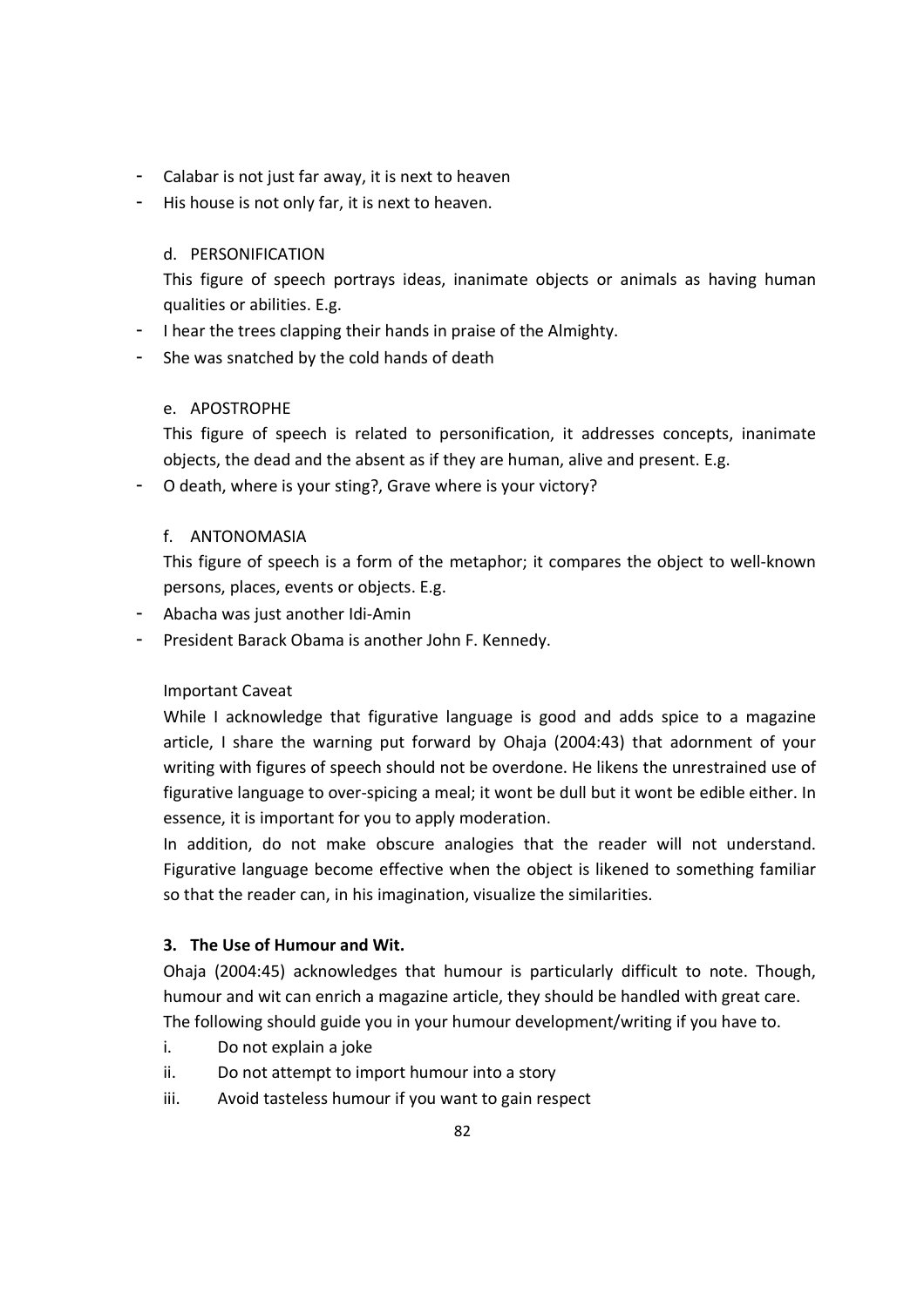- Calabar is not just far away, it is next to heaven
- His house is not only far, it is next to heaven.

d. PERSONIFICATION

This figure of speech portrays ideas, inanimate objects or animals as having human qualities or abilities. E.g.

- I hear the trees clapping their hands in praise of the Almighty.
- She was snatched by the cold hands of death

e. APOSTROPHE

This figure of speech is related to personification, it addresses concepts, inanimate objects, the dead and the absent as if they are human, alive and present. E.g.

- O death, where is your sting?, Grave where is your victory?

f. ANTONOMASIA

This figure of speech is a form of the metaphor; it compares the object to well-known persons, places, events or objects. E.g.

- Abacha was just another Idi-Amin
- President Barack Obama is another John F. Kennedy.

Important Caveat

While I acknowledge that figurative language is good and adds spice to a magazine article, I share the warning put forward by Ohaja (2004:43) that adornment of your writing with figures of speech should not be overdone. He likens the unrestrained use of figurative language to over-spicing a meal; it wont be dull but it wont be edible either. In essence, it is important for you to apply moderation.

In addition, do not make obscure analogies that the reader will not understand. Figurative language become effective when the object is likened to something familiar so that the reader can, in his imagination, visualize the similarities.

**3. The Use of Humour and Wit.**

Ohaja (2004:45) acknowledges that humour is particularly difficult to note. Though, humour and wit can enrich a magazine article, they should be handled with great care. The following should guide you in your humour development/writing if you have to.

i. Do not explain a joke

ii. Do not attempt to import humour into a story

iii. Avoid tasteless humour if you want to gain respect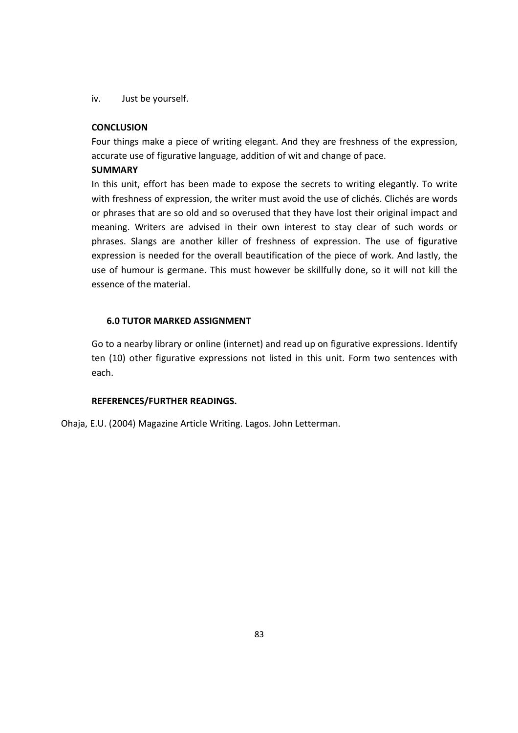iv. Just be yourself.

**CONCLUSION**

Four things make a piece of writing elegant. And they are freshness of the expression, accurate use of figurative language, addition of wit and change of pace.

**SUMMARY**

In this unit, effort has been made to expose the secrets to writing elegantly. To write with freshness of expression, the writer must avoid the use of clichés. Clichés are words or phrases that are so old and so overused that they have lost their original impact and meaning. Writers are advised in their own interest to stay clear of such words or phrases. Slangs are another killer of freshness of expression. The use of figurative expression is needed for the overall beautification of the piece of work. And lastly, the use of humour is germane. This must however be skillfully done, so it will not kill the essence of the material.

**6.0 TUTOR MARKED ASSIGNMENT**

Go to a nearby library or online (internet) and read up on figurative expressions. Identify ten (10) other figurative expressions not listed in this unit. Form two sentences with each.

**REFERENCES/FURTHER READINGS.**

Ohaja, E.U. (2004) Magazine Article Writing. Lagos. John Letterman.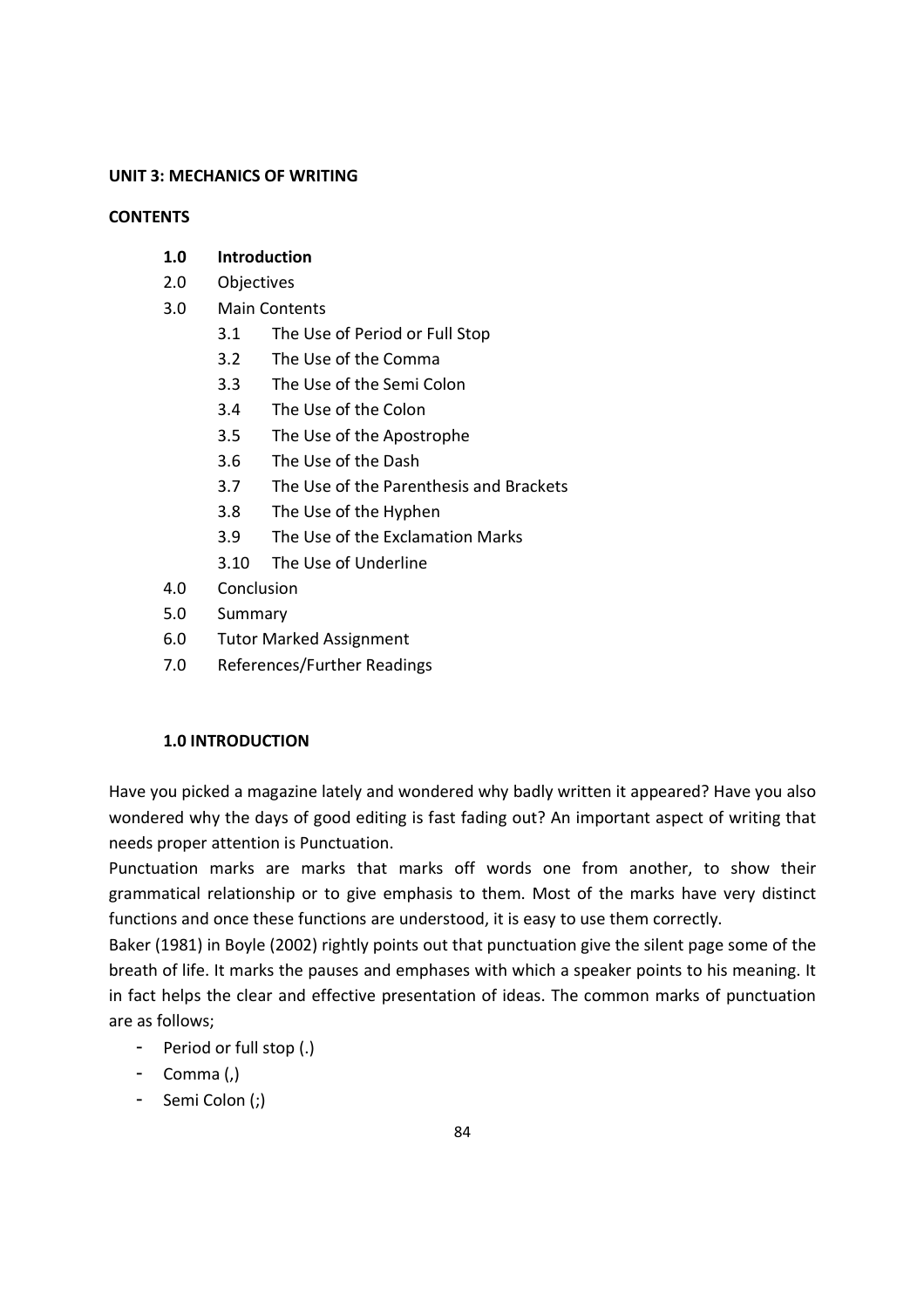**UNIT 3: MECHANICS OF WRITING**

**CONTENTS**

- **1.0 Introduction**
- 2.0 Objectives
- 3.0 Main Contents
  - 3.1 The Use of Period or Full Stop
  - 3.2 The Use of the Comma
  - 3.3 The Use of the Semi Colon
  - 3.4 The Use of the Colon
  - 3.5 The Use of the Apostrophe
  - 3.6 The Use of the Dash
  - 3.7 The Use of the Parenthesis and Brackets
  - 3.8 The Use of the Hyphen
  - 3.9 The Use of the Exclamation Marks
  - 3.10 The Use of Underline
- 4.0 Conclusion
- 5.0 Summary
- 6.0 Tutor Marked Assignment
- 7.0 References/Further Readings

**1.0 INTRODUCTION**

Have you picked a magazine lately and wondered why badly written it appeared? Have you also wondered why the days of good editing is fast fading out? An important aspect of writing that needs proper attention is Punctuation.

Punctuation marks are marks that marks off words one from another, to show their grammatical relationship or to give emphasis to them. Most of the marks have very distinct functions and once these functions are understood, it is easy to use them correctly.

Baker (1981) in Boyle (2002) rightly points out that punctuation give the silent page some of the breath of life. It marks the pauses and emphases with which a speaker points to his meaning. It in fact helps the clear and effective presentation of ideas. The common marks of punctuation are as follows;

- Period or full stop (.)
- Comma (,)
- Semi Colon (;)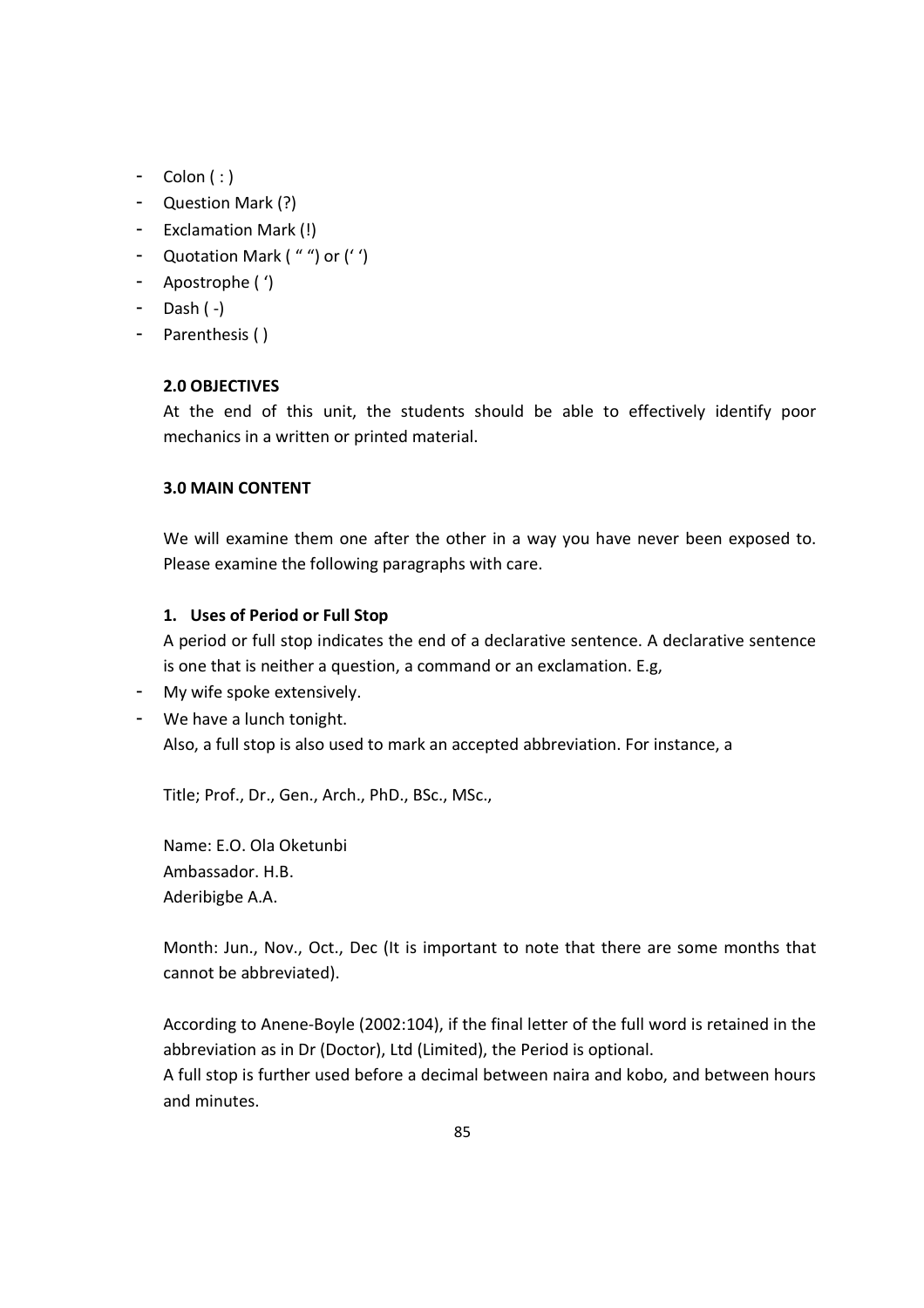- Colon ( : )
- Question Mark (?)
- Exclamation Mark (!)
- Quotation Mark ( " ") or (' ')
- Apostrophe ( ')
- Dash ( -)
- Parenthesis ( )

**2.0 OBJECTIVES**

At the end of this unit, the students should be able to effectively identify poor mechanics in a written or printed material.

**3.0 MAIN CONTENT**

We will examine them one after the other in a way you have never been exposed to. Please examine the following paragraphs with care.

1. **Uses of Period or Full Stop**

A period or full stop indicates the end of a declarative sentence. A declarative sentence is one that is neither a question, a command or an exclamation. E.g,

- My wife spoke extensively.
- We have a lunch tonight.

Also, a full stop is also used to mark an accepted abbreviation. For instance, a

Title; Prof., Dr., Gen., Arch., PhD., BSc., MSc.,

Name: E.O. Ola Oketunbi
Ambassador. H.B.
Aderibigbe A.A.

Month: Jun., Nov., Oct., Dec (It is important to note that there are some months that cannot be abbreviated).

According to Anene-Boyle (2002:104), if the final letter of the full word is retained in the abbreviation as in Dr (Doctor), Ltd (Limited), the Period is optional.
A full stop is further used before a decimal between naira and kobo, and between hours and minutes.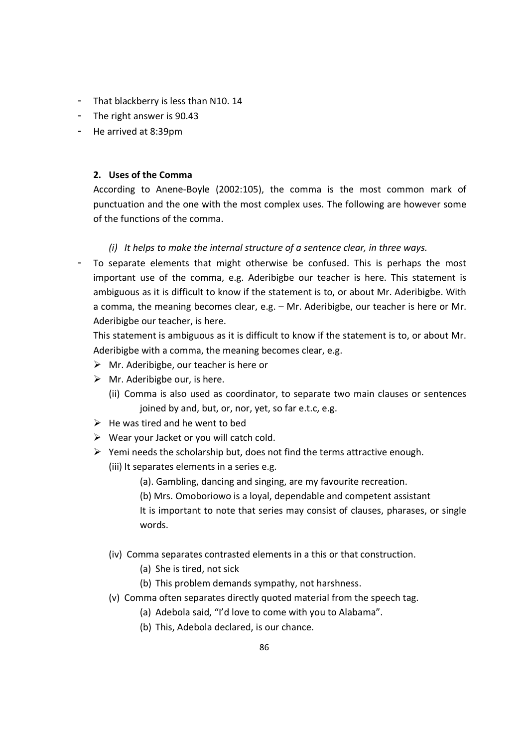- That blackberry is less than N10. 14
- The right answer is 90.43
- He arrived at 8:39pm

**2. Uses of the Comma**

According to Anene-Boyle (2002:105), the comma is the most common mark of punctuation and the one with the most complex uses. The following are however some of the functions of the comma.

*(i) It helps to make the internal structure of a sentence clear, in three ways.*

- To separate elements that might otherwise be confused. This is perhaps the most important use of the comma, e.g. Aderibigbe our teacher is here. This statement is ambiguous as it is difficult to know if the statement is to, or about Mr. Aderibigbe. With a comma, the meaning becomes clear, e.g. – Mr. Aderibigbe, our teacher is here or Mr. Aderibigbe our teacher, is here.

  This statement is ambiguous as it is difficult to know if the statement is to, or about Mr. Aderibigbe with a comma, the meaning becomes clear, e.g.

  - Mr. Aderibigbe, our teacher is here or
  - Mr. Aderibigbe our, is here.

  (ii) Comma is also used as coordinator, to separate two main clauses or sentences joined by and, but, or, nor, yet, so far e.t.c, e.g.

  - He was tired and he went to bed
  - Wear your Jacket or you will catch cold.
  - Yemi needs the scholarship but, does not find the terms attractive enough.

  (iii) It separates elements in a series e.g.

  (a). Gambling, dancing and singing, are my favourite recreation.

  (b) Mrs. Omoboriowo is a loyal, dependable and competent assistant

  It is important to note that series may consist of clauses, pharases, or single words.

  (iv) Comma separates contrasted elements in a this or that construction.

  (a) She is tired, not sick

  (b) This problem demands sympathy, not harshness.

  (v) Comma often separates directly quoted material from the speech tag.

  (a) Adebola said, "I'd love to come with you to Alabama".

  (b) This, Adebola declared, is our chance.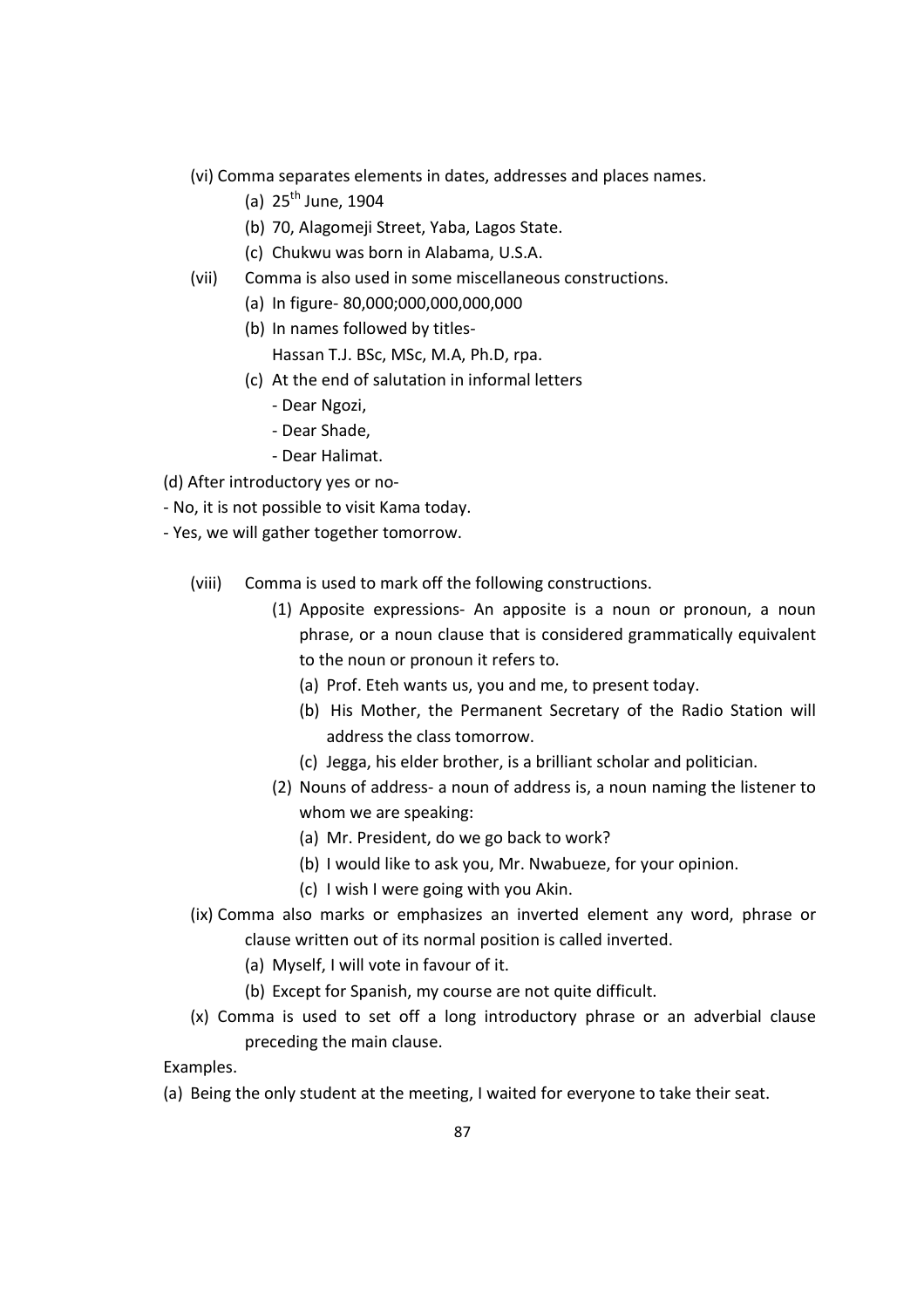(vi) Comma separates elements in dates, addresses and places names.

- (a) 25th June, 1904
- (b) 70, Alagomeji Street, Yaba, Lagos State.
- (c) Chukwu was born in Alabama, U.S.A.

(vii) Comma is also used in some miscellaneous constructions.

- (a) In figure- 80,000;000,000,000,000
- (b) In names followed by titles-
  Hassan T.J. BSc, MSc, M.A, Ph.D, rpa.
- (c) At the end of salutation in informal letters
  - Dear Ngozi,
  - Dear Shade,
  - Dear Halimat.

(d) After introductory yes or no-

- No, it is not possible to visit Kama today.
- Yes, we will gather together tomorrow.

(viii) Comma is used to mark off the following constructions.

(1) Apposite expressions- An apposite is a noun or pronoun, a noun phrase, or a noun clause that is considered grammatically equivalent to the noun or pronoun it refers to.

- (a) Prof. Eteh wants us, you and me, to present today.
- (b) His Mother, the Permanent Secretary of the Radio Station will address the class tomorrow.
- (c) Jegga, his elder brother, is a brilliant scholar and politician.

(2) Nouns of address- a noun of address is, a noun naming the listener to whom we are speaking:

- (a) Mr. President, do we go back to work?
- (b) I would like to ask you, Mr. Nwabueze, for your opinion.
- (c) I wish I were going with you Akin.

(ix) Comma also marks or emphasizes an inverted element any word, phrase or clause written out of its normal position is called inverted.

- (a) Myself, I will vote in favour of it.
- (b) Except for Spanish, my course are not quite difficult.

(x) Comma is used to set off a long introductory phrase or an adverbial clause preceding the main clause.

Examples.

(a) Being the only student at the meeting, I waited for everyone to take their seat.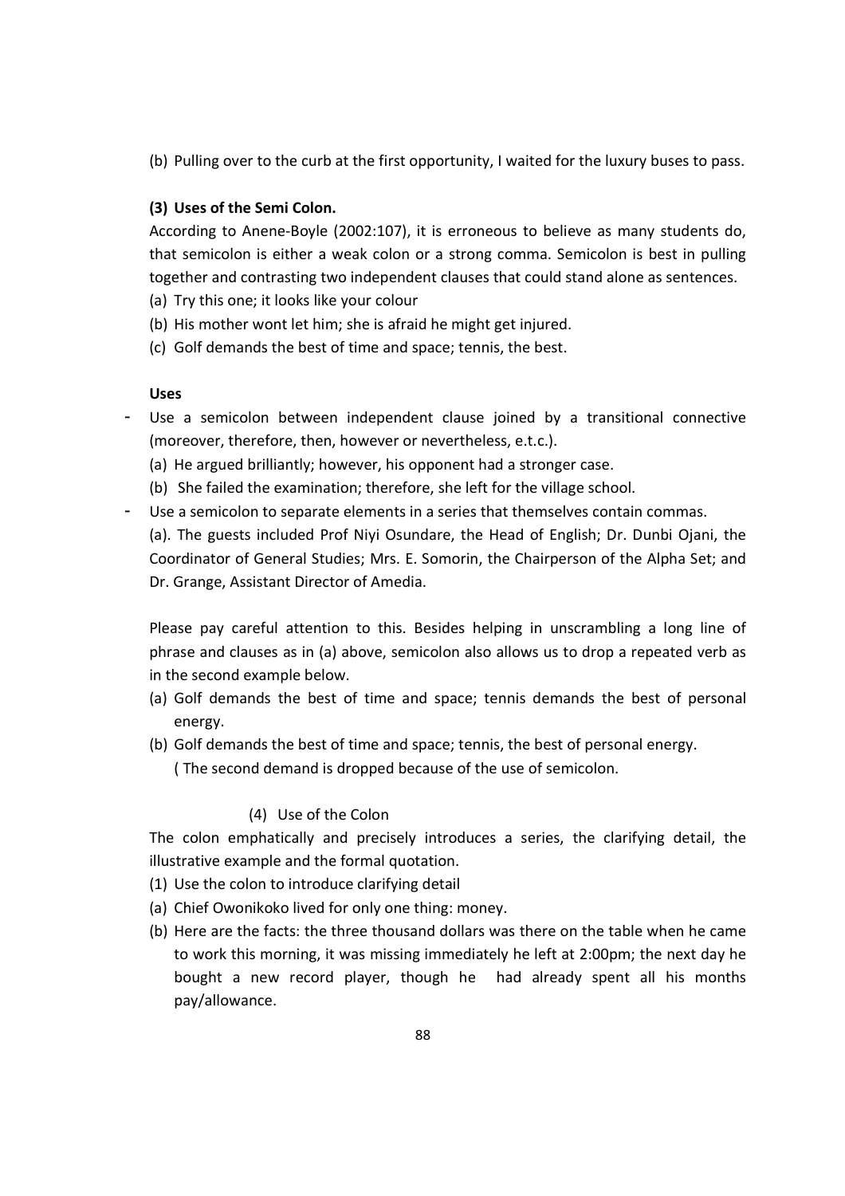(b) Pulling over to the curb at the first opportunity, I waited for the luxury buses to pass.

**(3) Uses of the Semi Colon.**

According to Anene-Boyle (2002:107), it is erroneous to believe as many students do, that semicolon is either a weak colon or a strong comma. Semicolon is best in pulling together and contrasting two independent clauses that could stand alone as sentences.

(a) Try this one; it looks like your colour

(b) His mother wont let him; she is afraid he might get injured.

(c) Golf demands the best of time and space; tennis, the best.

**Uses**

- Use a semicolon between independent clause joined by a transitional connective (moreover, therefore, then, however or nevertheless, e.t.c.).
  (a) He argued brilliantly; however, his opponent had a stronger case.
  (b) She failed the examination; therefore, she left for the village school.
- Use a semicolon to separate elements in a series that themselves contain commas.
  (a). The guests included Prof Niyi Osundare, the Head of English; Dr. Dunbi Ojani, the Coordinator of General Studies; Mrs. E. Somorin, the Chairperson of the Alpha Set; and Dr. Grange, Assistant Director of Amedia.

Please pay careful attention to this. Besides helping in unscrambling a long line of phrase and clauses as in (a) above, semicolon also allows us to drop a repeated verb as in the second example below.

(a) Golf demands the best of time and space; tennis demands the best of personal energy.

(b) Golf demands the best of time and space; tennis, the best of personal energy.
( The second demand is dropped because of the use of semicolon.

(4) Use of the Colon

The colon emphatically and precisely introduces a series, the clarifying detail, the illustrative example and the formal quotation.

(1) Use the colon to introduce clarifying detail

(a) Chief Owonikoko lived for only one thing: money.

(b) Here are the facts: the three thousand dollars was there on the table when he came to work this morning, it was missing immediately he left at 2:00pm; the next day he bought a new record player, though he had already spent all his months pay/allowance.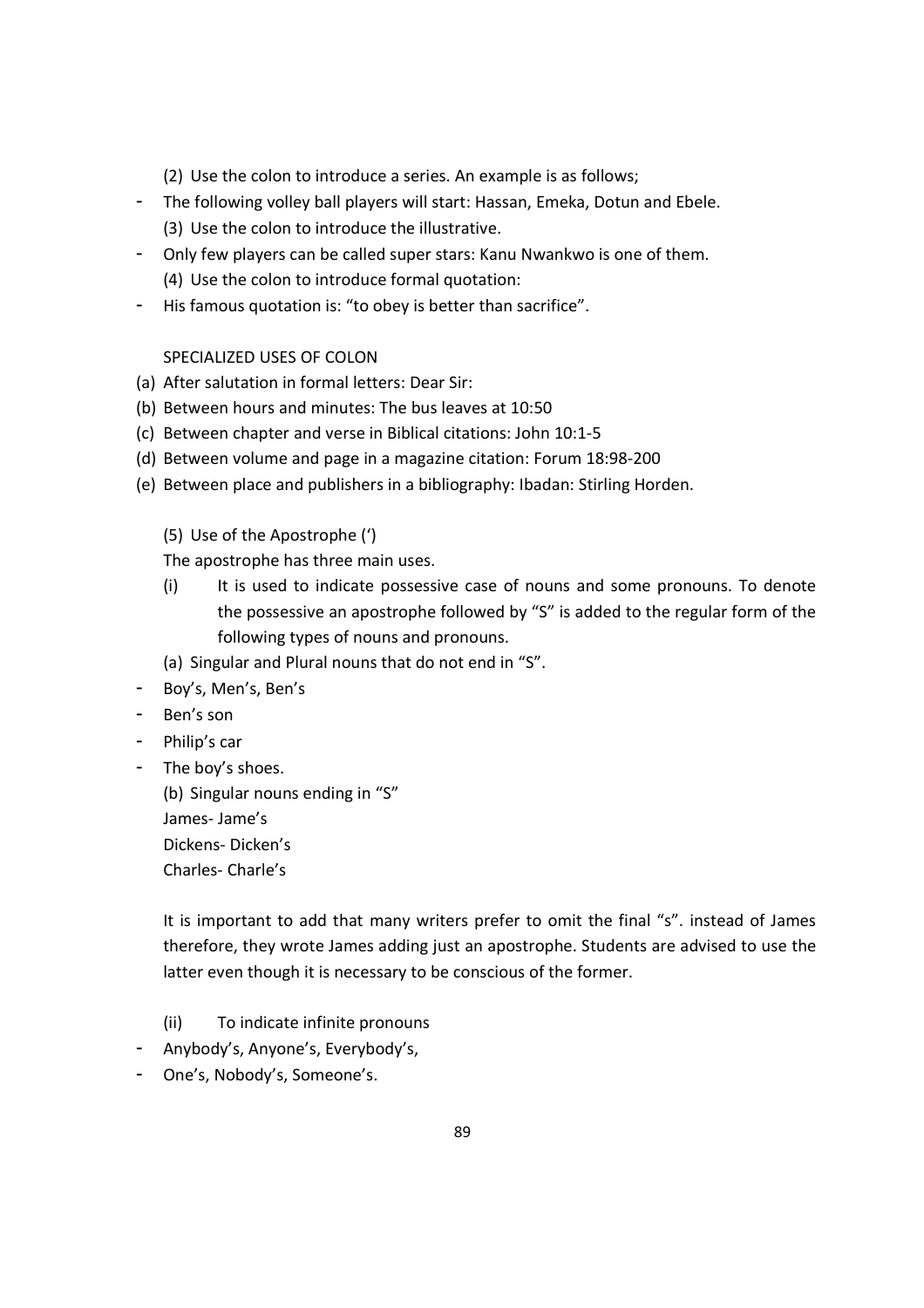(2) Use the colon to introduce a series. An example is as follows;

- The following volley ball players will start: Hassan, Emeka, Dotun and Ebele.

(3) Use the colon to introduce the illustrative.

- Only few players can be called super stars: Kanu Nwankwo is one of them.

(4) Use the colon to introduce formal quotation:

- His famous quotation is: "to obey is better than sacrifice".

SPECIALIZED USES OF COLON

(a) After salutation in formal letters: Dear Sir:
(b) Between hours and minutes: The bus leaves at 10:50
(c) Between chapter and verse in Biblical citations: John 10:1-5
(d) Between volume and page in a magazine citation: Forum 18:98-200
(e) Between place and publishers in a bibliography: Ibadan: Stirling Horden.

(5) Use of the Apostrophe (')

The apostrophe has three main uses.

(i) It is used to indicate possessive case of nouns and some pronouns. To denote the possessive an apostrophe followed by "S" is added to the regular form of the following types of nouns and pronouns.

(a) Singular and Plural nouns that do not end in "S".

- Boy's, Men's, Ben's
- Ben's son
- Philip's car
- The boy's shoes.

(b) Singular nouns ending in "S"

James- Jame's

Dickens- Dicken's

Charles- Charle's

It is important to add that many writers prefer to omit the final "s". instead of James therefore, they wrote James adding just an apostrophe. Students are advised to use the latter even though it is necessary to be conscious of the former.

(ii) To indicate infinite pronouns

- Anybody's, Anyone's, Everybody's,
- One's, Nobody's, Someone's.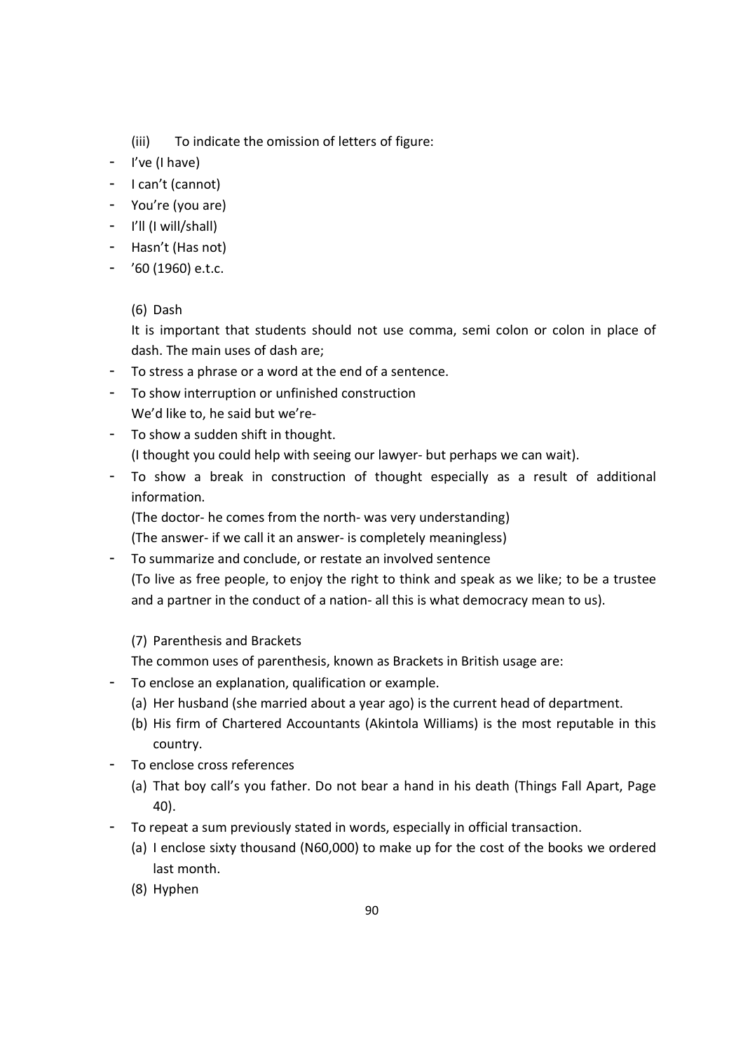(iii) To indicate the omission of letters of figure:

- I've (I have)
- I can't (cannot)
- You're (you are)
- I'll (I will/shall)
- Hasn't (Has not)
- '60 (1960) e.t.c.

(6) Dash

It is important that students should not use comma, semi colon or colon in place of dash. The main uses of dash are;

- To stress a phrase or a word at the end of a sentence.
- To show interruption or unfinished construction
  We'd like to, he said but we're-
- To show a sudden shift in thought.
  (I thought you could help with seeing our lawyer- but perhaps we can wait).
- To show a break in construction of thought especially as a result of additional information.
  (The doctor- he comes from the north- was very understanding)
  (The answer- if we call it an answer- is completely meaningless)
- To summarize and conclude, or restate an involved sentence
  (To live as free people, to enjoy the right to think and speak as we like; to be a trustee and a partner in the conduct of a nation- all this is what democracy mean to us).

(7) Parenthesis and Brackets

The common uses of parenthesis, known as Brackets in British usage are:

- To enclose an explanation, qualification or example.
  (a) Her husband (she married about a year ago) is the current head of department.
  (b) His firm of Chartered Accountants (Akintola Williams) is the most reputable in this country.
- To enclose cross references
  (a) That boy call's you father. Do not bear a hand in his death (Things Fall Apart, Page 40).
- To repeat a sum previously stated in words, especially in official transaction.
  (a) I enclose sixty thousand (N60,000) to make up for the cost of the books we ordered last month.

(8) Hyphen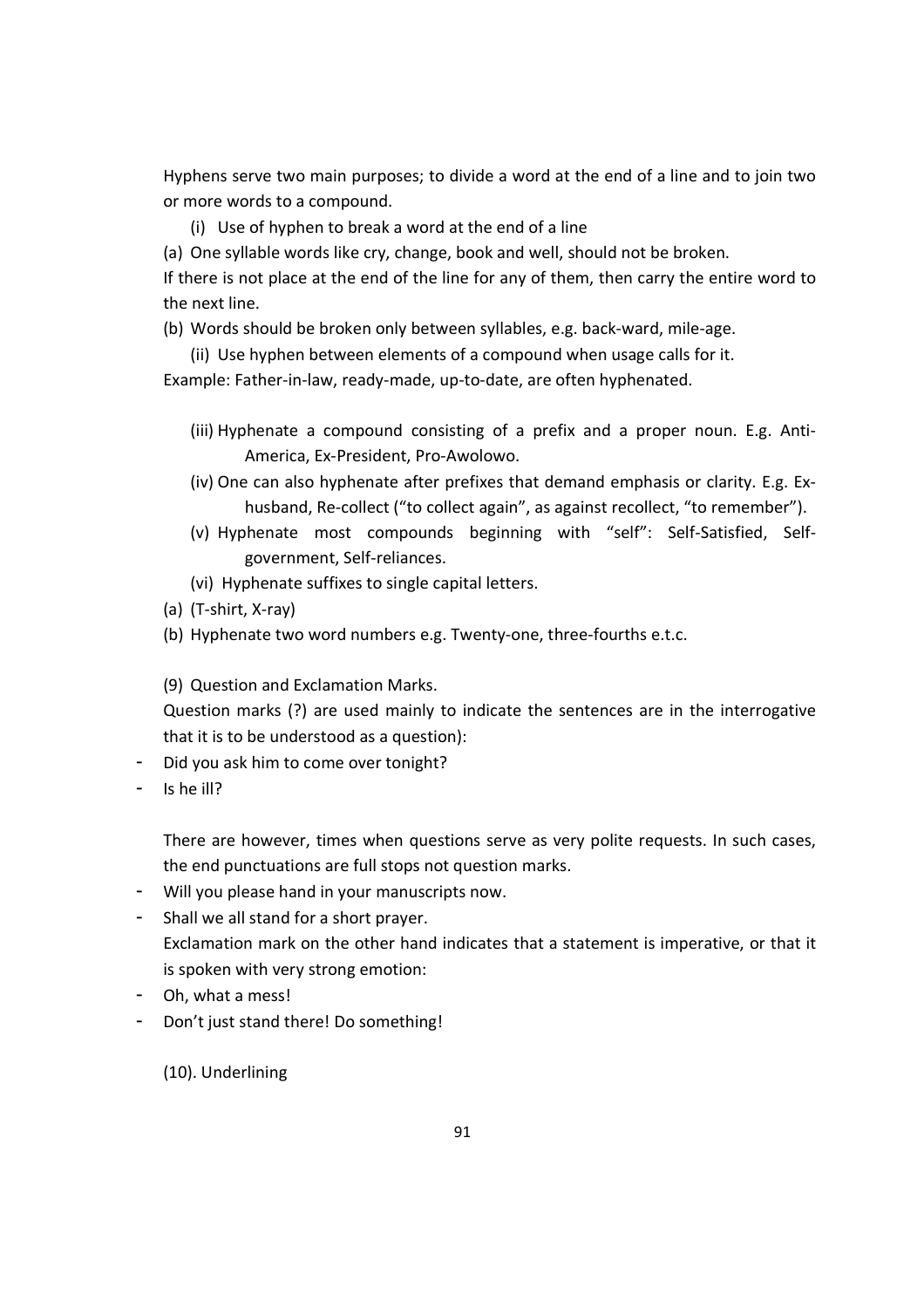Hyphens serve two main purposes; to divide a word at the end of a line and to join two or more words to a compound.

(i) Use of hyphen to break a word at the end of a line

(a) One syllable words like cry, change, book and well, should not be broken.

If there is not place at the end of the line for any of them, then carry the entire word to the next line.

(b) Words should be broken only between syllables, e.g. back-ward, mile-age.

(ii) Use hyphen between elements of a compound when usage calls for it.

Example: Father-in-law, ready-made, up-to-date, are often hyphenated.

(iii) Hyphenate a compound consisting of a prefix and a proper noun. E.g. Anti-America, Ex-President, Pro-Awolowo.

(iv) One can also hyphenate after prefixes that demand emphasis or clarity. E.g. Ex-husband, Re-collect ("to collect again", as against recollect, "to remember").

(v) Hyphenate most compounds beginning with "self": Self-Satisfied, Self-government, Self-reliances.

(vi) Hyphenate suffixes to single capital letters.

(a) (T-shirt, X-ray)

(b) Hyphenate two word numbers e.g. Twenty-one, three-fourths e.t.c.

(9) Question and Exclamation Marks.

Question marks (?) are used mainly to indicate the sentences are in the interrogative that it is to be understood as a question):

- Did you ask him to come over tonight?
- Is he ill?

There are however, times when questions serve as very polite requests. In such cases, the end punctuations are full stops not question marks.

- Will you please hand in your manuscripts now.
- Shall we all stand for a short prayer.

Exclamation mark on the other hand indicates that a statement is imperative, or that it is spoken with very strong emotion:

- Oh, what a mess!
- Don't just stand there! Do something!

(10). Underlining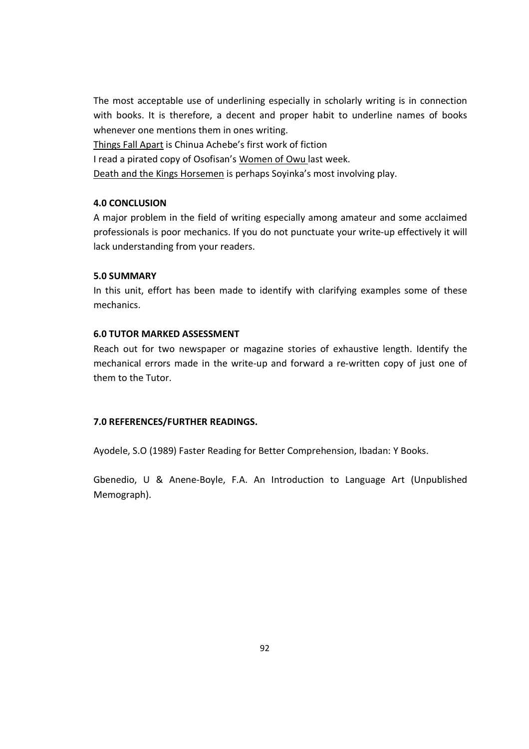The most acceptable use of underlining especially in scholarly writing is in connection with books. It is therefore, a decent and proper habit to underline names of books whenever one mentions them in ones writing.

<u>Things Fall Apart</u> is Chinua Achebe's first work of fiction

I read a pirated copy of Osofisan's <u>Women of Owu</u> last week.

<u>Death and the Kings Horsemen</u> is perhaps Soyinka's most involving play.

**4.0 CONCLUSION**

A major problem in the field of writing especially among amateur and some acclaimed professionals is poor mechanics. If you do not punctuate your write-up effectively it will lack understanding from your readers.

**5.0 SUMMARY**

In this unit, effort has been made to identify with clarifying examples some of these mechanics.

**6.0 TUTOR MARKED ASSESSMENT**

Reach out for two newspaper or magazine stories of exhaustive length. Identify the mechanical errors made in the write-up and forward a re-written copy of just one of them to the Tutor.

**7.0 REFERENCES/FURTHER READINGS.**

Ayodele, S.O (1989) Faster Reading for Better Comprehension, Ibadan: Y Books.

Gbenedio, U & Anene-Boyle, F.A. An Introduction to Language Art (Unpublished Memograph).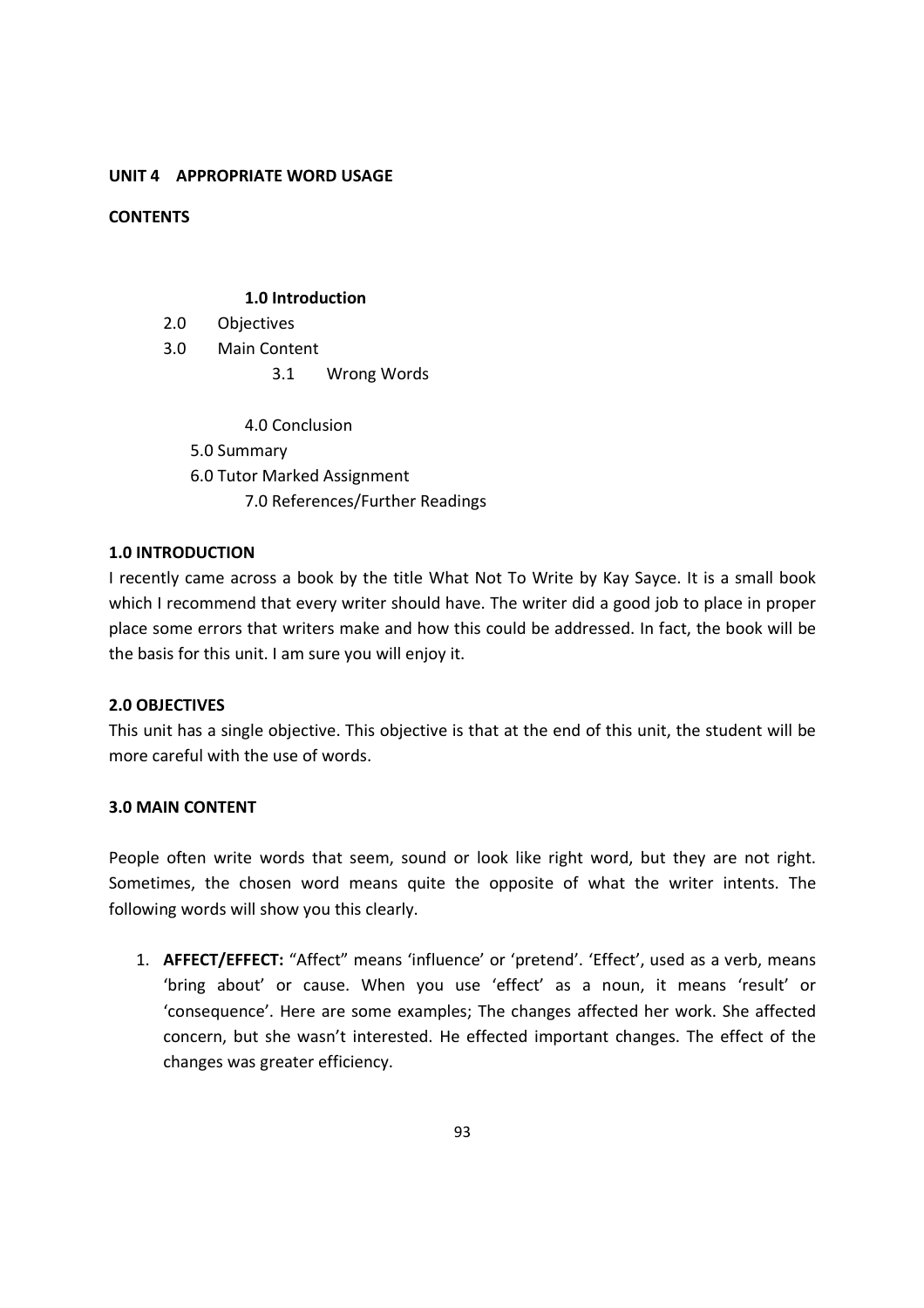**UNIT 4 APPROPRIATE WORD USAGE**

**CONTENTS**

**1.0 Introduction**
2.0 Objectives
3.0 Main Content
3.1 Wrong Words

4.0 Conclusion
5.0 Summary
6.0 Tutor Marked Assignment
7.0 References/Further Readings

## 1.0 INTRODUCTION

I recently came across a book by the title What Not To Write by Kay Sayce. It is a small book which I recommend that every writer should have. The writer did a good job to place in proper place some errors that writers make and how this could be addressed. In fact, the book will be the basis for this unit. I am sure you will enjoy it.

## 2.0 OBJECTIVES

This unit has a single objective. This objective is that at the end of this unit, the student will be more careful with the use of words.

## 3.0 MAIN CONTENT

People often write words that seem, sound or look like right word, but they are not right. Sometimes, the chosen word means quite the opposite of what the writer intents. The following words will show you this clearly.

1. **AFFECT/EFFECT:** "Affect" means 'influence' or 'pretend'. 'Effect', used as a verb, means 'bring about' or cause. When you use 'effect' as a noun, it means 'result' or 'consequence'. Here are some examples; The changes affected her work. She affected concern, but she wasn't interested. He effected important changes. The effect of the changes was greater efficiency.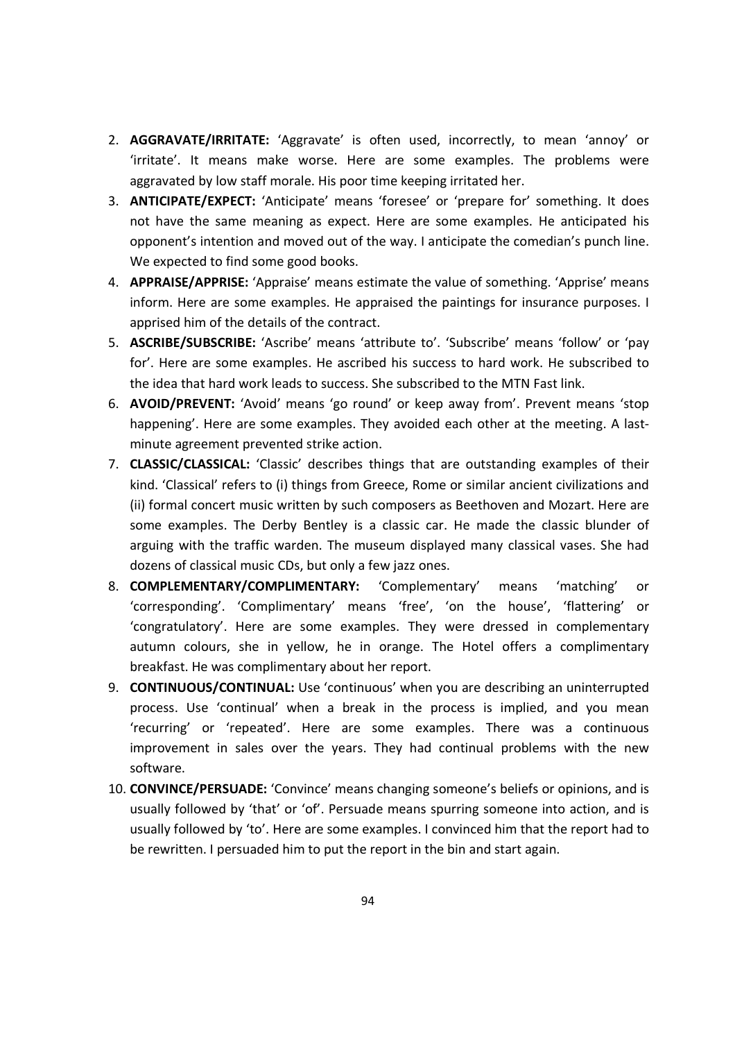2. **AGGRAVATE/IRRITATE:** 'Aggravate' is often used, incorrectly, to mean 'annoy' or 'irritate'. It means make worse. Here are some examples. The problems were aggravated by low staff morale. His poor time keeping irritated her.
3. **ANTICIPATE/EXPECT:** 'Anticipate' means 'foresee' or 'prepare for' something. It does not have the same meaning as expect. Here are some examples. He anticipated his opponent's intention and moved out of the way. I anticipate the comedian's punch line. We expected to find some good books.
4. **APPRAISE/APPRISE:** 'Appraise' means estimate the value of something. 'Apprise' means inform. Here are some examples. He appraised the paintings for insurance purposes. I apprised him of the details of the contract.
5. **ASCRIBE/SUBSCRIBE:** 'Ascribe' means 'attribute to'. 'Subscribe' means 'follow' or 'pay for'. Here are some examples. He ascribed his success to hard work. He subscribed to the idea that hard work leads to success. She subscribed to the MTN Fast link.
6. **AVOID/PREVENT:** 'Avoid' means 'go round' or keep away from'. Prevent means 'stop happening'. Here are some examples. They avoided each other at the meeting. A last-minute agreement prevented strike action.
7. **CLASSIC/CLASSICAL:** 'Classic' describes things that are outstanding examples of their kind. 'Classical' refers to (i) things from Greece, Rome or similar ancient civilizations and (ii) formal concert music written by such composers as Beethoven and Mozart. Here are some examples. The Derby Bentley is a classic car. He made the classic blunder of arguing with the traffic warden. The museum displayed many classical vases. She had dozens of classical music CDs, but only a few jazz ones.
8. **COMPLEMENTARY/COMPLIMENTARY:** 'Complementary' means 'matching' or 'corresponding'. 'Complimentary' means 'free', 'on the house', 'flattering' or 'congratulatory'. Here are some examples. They were dressed in complementary autumn colours, she in yellow, he in orange. The Hotel offers a complimentary breakfast. He was complimentary about her report.
9. **CONTINUOUS/CONTINUAL:** Use 'continuous' when you are describing an uninterrupted process. Use 'continual' when a break in the process is implied, and you mean 'recurring' or 'repeated'. Here are some examples. There was a continuous improvement in sales over the years. They had continual problems with the new software.
10. **CONVINCE/PERSUADE:** 'Convince' means changing someone's beliefs or opinions, and is usually followed by 'that' or 'of'. Persuade means spurring someone into action, and is usually followed by 'to'. Here are some examples. I convinced him that the report had to be rewritten. I persuaded him to put the report in the bin and start again.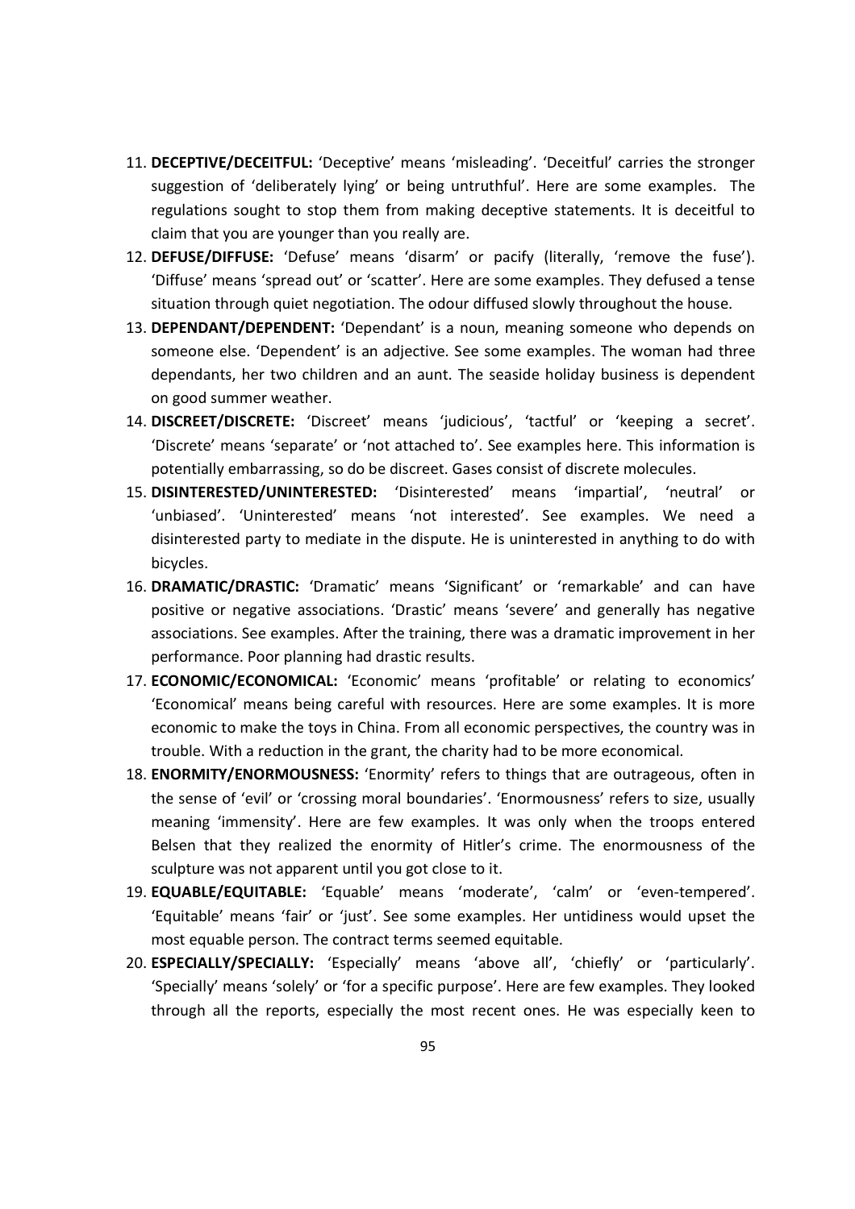11. **DECEPTIVE/DECEITFUL:** 'Deceptive' means 'misleading'. 'Deceitful' carries the stronger suggestion of 'deliberately lying' or being untruthful'. Here are some examples. The regulations sought to stop them from making deceptive statements. It is deceitful to claim that you are younger than you really are.
12. **DEFUSE/DIFFUSE:** 'Defuse' means 'disarm' or pacify (literally, 'remove the fuse'). 'Diffuse' means 'spread out' or 'scatter'. Here are some examples. They defused a tense situation through quiet negotiation. The odour diffused slowly throughout the house.
13. **DEPENDANT/DEPENDENT:** 'Dependant' is a noun, meaning someone who depends on someone else. 'Dependent' is an adjective. See some examples. The woman had three dependants, her two children and an aunt. The seaside holiday business is dependent on good summer weather.
14. **DISCREET/DISCRETE:** 'Discreet' means 'judicious', 'tactful' or 'keeping a secret'. 'Discrete' means 'separate' or 'not attached to'. See examples here. This information is potentially embarrassing, so do be discreet. Gases consist of discrete molecules.
15. **DISINTERESTED/UNINTERESTED:** 'Disinterested' means 'impartial', 'neutral' or 'unbiased'. 'Uninterested' means 'not interested'. See examples. We need a disinterested party to mediate in the dispute. He is uninterested in anything to do with bicycles.
16. **DRAMATIC/DRASTIC:** 'Dramatic' means 'Significant' or 'remarkable' and can have positive or negative associations. 'Drastic' means 'severe' and generally has negative associations. See examples. After the training, there was a dramatic improvement in her performance. Poor planning had drastic results.
17. **ECONOMIC/ECONOMICAL:** 'Economic' means 'profitable' or relating to economics' 'Economical' means being careful with resources. Here are some examples. It is more economic to make the toys in China. From all economic perspectives, the country was in trouble. With a reduction in the grant, the charity had to be more economical.
18. **ENORMITY/ENORMOUSNESS:** 'Enormity' refers to things that are outrageous, often in the sense of 'evil' or 'crossing moral boundaries'. 'Enormousness' refers to size, usually meaning 'immensity'. Here are few examples. It was only when the troops entered Belsen that they realized the enormity of Hitler's crime. The enormousness of the sculpture was not apparent until you got close to it.
19. **EQUABLE/EQUITABLE:** 'Equable' means 'moderate', 'calm' or 'even-tempered'. 'Equitable' means 'fair' or 'just'. See some examples. Her untidiness would upset the most equable person. The contract terms seemed equitable.
20. **ESPECIALLY/SPECIALLY:** 'Especially' means 'above all', 'chiefly' or 'particularly'. 'Specially' means 'solely' or 'for a specific purpose'. Here are few examples. They looked through all the reports, especially the most recent ones. He was especially keen to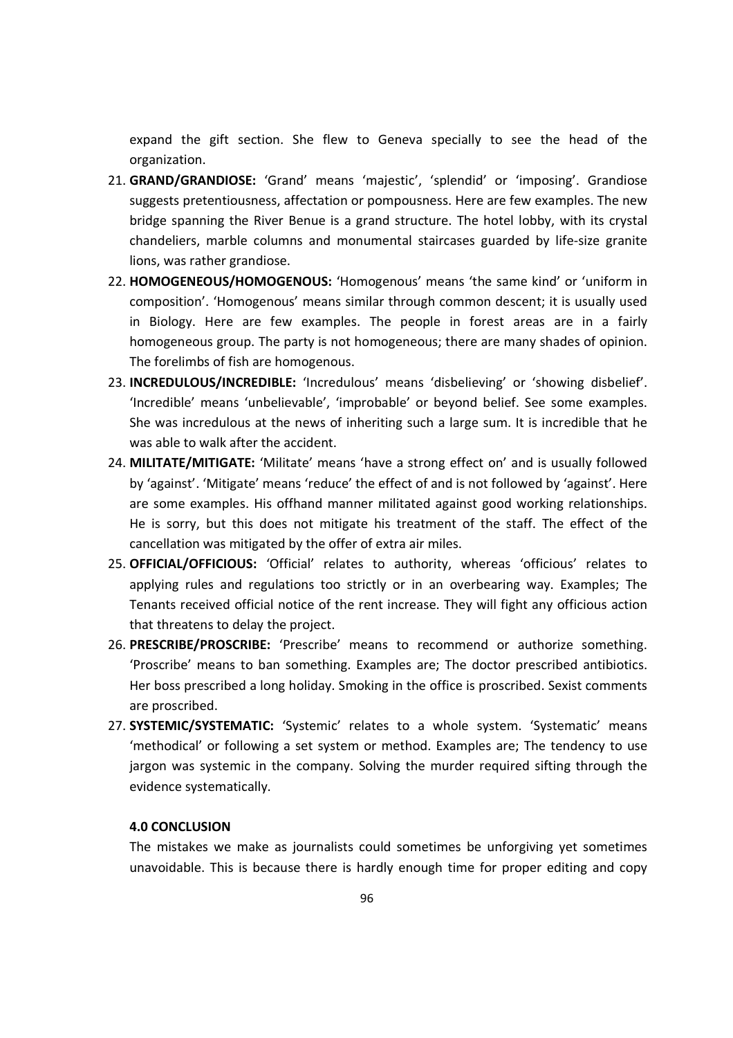expand the gift section. She flew to Geneva specially to see the head of the organization.

21. **GRAND/GRANDIOSE:** 'Grand' means 'majestic', 'splendid' or 'imposing'. Grandiose suggests pretentiousness, affectation or pompousness. Here are few examples. The new bridge spanning the River Benue is a grand structure. The hotel lobby, with its crystal chandeliers, marble columns and monumental staircases guarded by life-size granite lions, was rather grandiose.
22. **HOMOGENEOUS/HOMOGENOUS:** 'Homogenous' means 'the same kind' or 'uniform in composition'. 'Homogenous' means similar through common descent; it is usually used in Biology. Here are few examples. The people in forest areas are in a fairly homogeneous group. The party is not homogeneous; there are many shades of opinion. The forelimbs of fish are homogenous.
23. **INCREDULOUS/INCREDIBLE:** 'Incredulous' means 'disbelieving' or 'showing disbelief'. 'Incredible' means 'unbelievable', 'improbable' or beyond belief. See some examples. She was incredulous at the news of inheriting such a large sum. It is incredible that he was able to walk after the accident.
24. **MILITATE/MITIGATE:** 'Militate' means 'have a strong effect on' and is usually followed by 'against'. 'Mitigate' means 'reduce' the effect of and is not followed by 'against'. Here are some examples. His offhand manner militated against good working relationships. He is sorry, but this does not mitigate his treatment of the staff. The effect of the cancellation was mitigated by the offer of extra air miles.
25. **OFFICIAL/OFFICIOUS:** 'Official' relates to authority, whereas 'officious' relates to applying rules and regulations too strictly or in an overbearing way. Examples; The Tenants received official notice of the rent increase. They will fight any officious action that threatens to delay the project.
26. **PRESCRIBE/PROSCRIBE:** 'Prescribe' means to recommend or authorize something. 'Proscribe' means to ban something. Examples are; The doctor prescribed antibiotics. Her boss prescribed a long holiday. Smoking in the office is proscribed. Sexist comments are proscribed.
27. **SYSTEMIC/SYSTEMATIC:** 'Systemic' relates to a whole system. 'Systematic' means 'methodical' or following a set system or method. Examples are; The tendency to use jargon was systemic in the company. Solving the murder required sifting through the evidence systematically.

**4.0 CONCLUSION**

The mistakes we make as journalists could sometimes be unforgiving yet sometimes unavoidable. This is because there is hardly enough time for proper editing and copy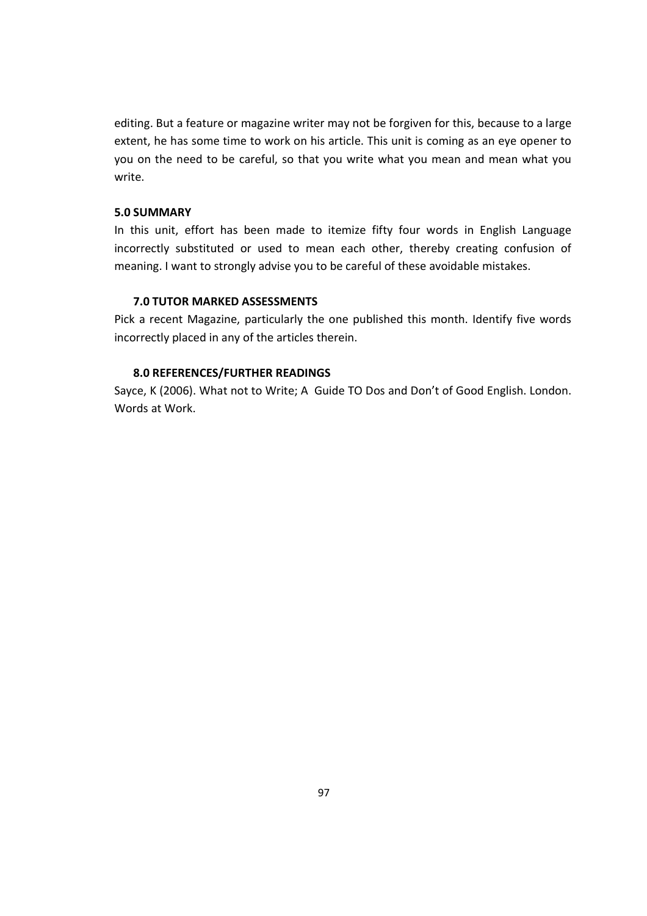editing. But a feature or magazine writer may not be forgiven for this, because to a large extent, he has some time to work on his article. This unit is coming as an eye opener to you on the need to be careful, so that you write what you mean and mean what you write.

### 5.0 SUMMARY

In this unit, effort has been made to itemize fifty four words in English Language incorrectly substituted or used to mean each other, thereby creating confusion of meaning. I want to strongly advise you to be careful of these avoidable mistakes.

### 7.0 TUTOR MARKED ASSESSMENTS

Pick a recent Magazine, particularly the one published this month. Identify five words incorrectly placed in any of the articles therein.

### 8.0 REFERENCES/FURTHER READINGS

Sayce, K (2006). What not to Write; A Guide TO Dos and Don't of Good English. London. Words at Work.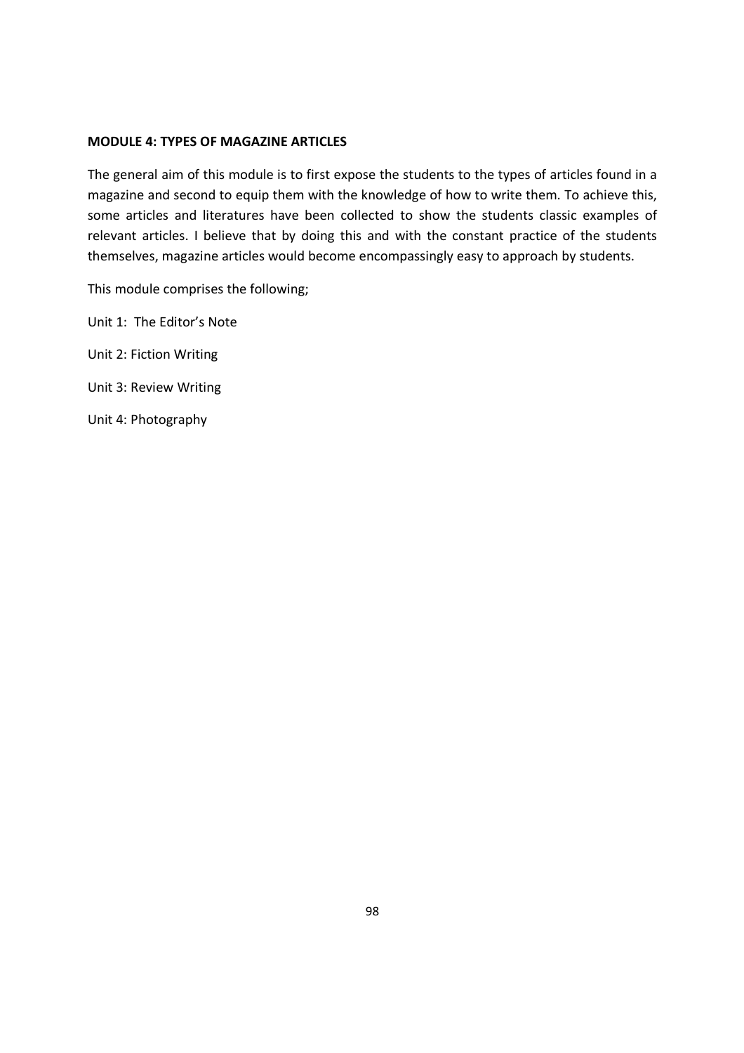**MODULE 4: TYPES OF MAGAZINE ARTICLES**

The general aim of this module is to first expose the students to the types of articles found in a magazine and second to equip them with the knowledge of how to write them. To achieve this, some articles and literatures have been collected to show the students classic examples of relevant articles. I believe that by doing this and with the constant practice of the students themselves, magazine articles would become encompassingly easy to approach by students.

This module comprises the following;

Unit 1: The Editor's Note

Unit 2: Fiction Writing

Unit 3: Review Writing

Unit 4: Photography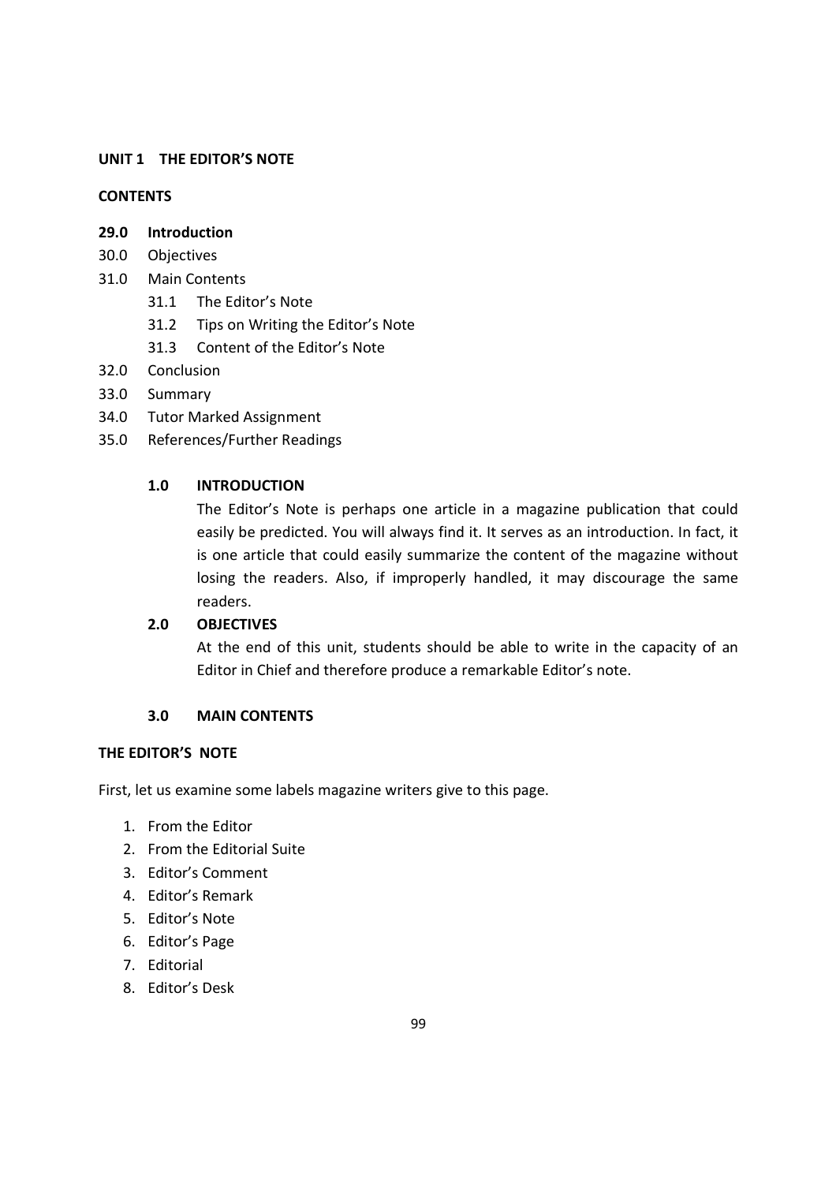## UNIT 1 THE EDITOR'S NOTE

**CONTENTS**

**29.0 Introduction**
30.0 Objectives
31.0 Main Contents
- 31.1 The Editor's Note
- 31.2 Tips on Writing the Editor's Note
- 31.3 Content of the Editor's Note

32.0 Conclusion
33.0 Summary
34.0 Tutor Marked Assignment
35.0 References/Further Readings

### 1.0 INTRODUCTION

The Editor's Note is perhaps one article in a magazine publication that could easily be predicted. You will always find it. It serves as an introduction. In fact, it is one article that could easily summarize the content of the magazine without losing the readers. Also, if improperly handled, it may discourage the same readers.

### 2.0 OBJECTIVES

At the end of this unit, students should be able to write in the capacity of an Editor in Chief and therefore produce a remarkable Editor's note.

### 3.0 MAIN CONTENTS

**THE EDITOR'S NOTE**

First, let us examine some labels magazine writers give to this page.

1. From the Editor
2. From the Editorial Suite
3. Editor's Comment
4. Editor's Remark
5. Editor's Note
6. Editor's Page
7. Editorial
8. Editor's Desk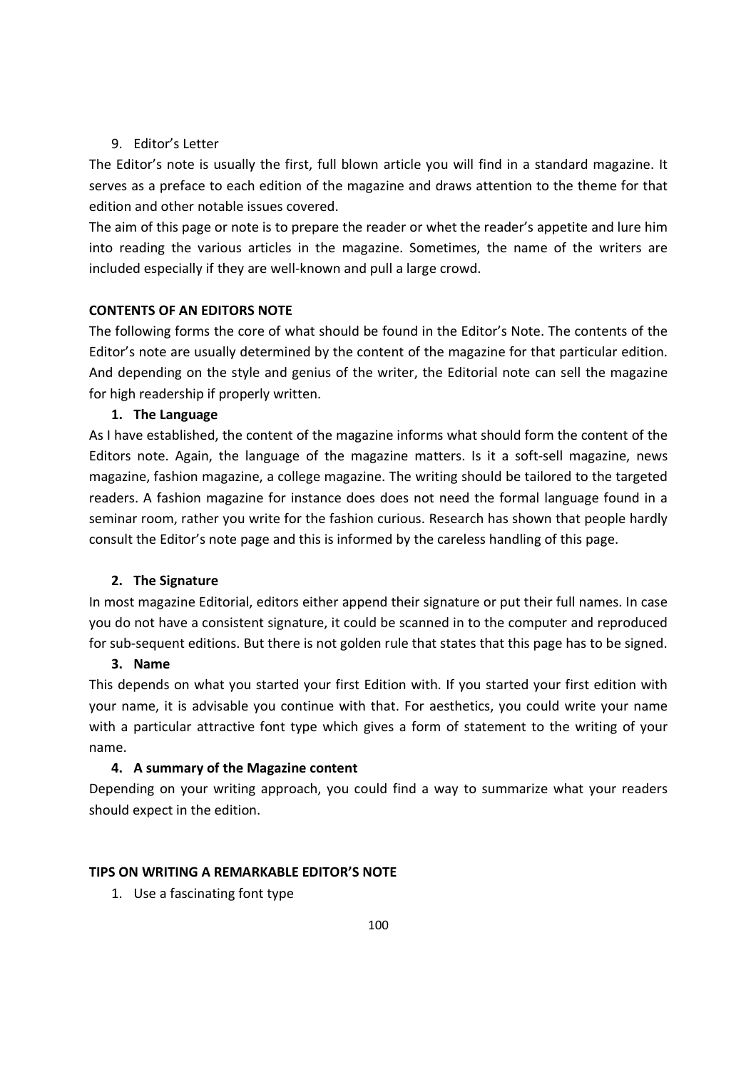9. Editor's Letter

The Editor's note is usually the first, full blown article you will find in a standard magazine. It serves as a preface to each edition of the magazine and draws attention to the theme for that edition and other notable issues covered.

The aim of this page or note is to prepare the reader or whet the reader's appetite and lure him into reading the various articles in the magazine. Sometimes, the name of the writers are included especially if they are well-known and pull a large crowd.

**CONTENTS OF AN EDITORS NOTE**

The following forms the core of what should be found in the Editor's Note. The contents of the Editor's note are usually determined by the content of the magazine for that particular edition. And depending on the style and genius of the writer, the Editorial note can sell the magazine for high readership if properly written.

1. **The Language**

As I have established, the content of the magazine informs what should form the content of the Editors note. Again, the language of the magazine matters. Is it a soft-sell magazine, news magazine, fashion magazine, a college magazine. The writing should be tailored to the targeted readers. A fashion magazine for instance does does not need the formal language found in a seminar room, rather you write for the fashion curious. Research has shown that people hardly consult the Editor's note page and this is informed by the careless handling of this page.

2. **The Signature**

In most magazine Editorial, editors either append their signature or put their full names. In case you do not have a consistent signature, it could be scanned in to the computer and reproduced for sub-sequent editions. But there is not golden rule that states that this page has to be signed.

3. **Name**

This depends on what you started your first Edition with. If you started your first edition with your name, it is advisable you continue with that. For aesthetics, you could write your name with a particular attractive font type which gives a form of statement to the writing of your name.

4. **A summary of the Magazine content**

Depending on your writing approach, you could find a way to summarize what your readers should expect in the edition.

**TIPS ON WRITING A REMARKABLE EDITOR'S NOTE**

1. Use a fascinating font type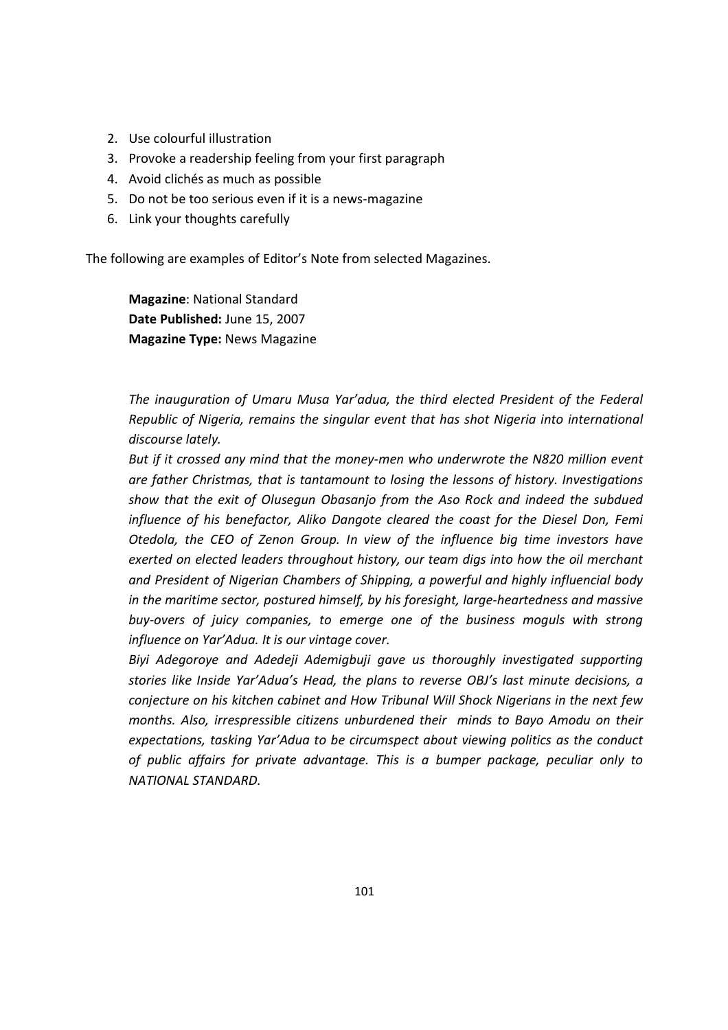2. Use colourful illustration
3. Provoke a readership feeling from your first paragraph
4. Avoid clichés as much as possible
5. Do not be too serious even if it is a news-magazine
6. Link your thoughts carefully

The following are examples of Editor's Note from selected Magazines.

**Magazine**: National Standard
**Date Published:** June 15, 2007
**Magazine Type:** News Magazine

*The inauguration of Umaru Musa Yar'adua, the third elected President of the Federal Republic of Nigeria, remains the singular event that has shot Nigeria into international discourse lately.*

*But if it crossed any mind that the money-men who underwrote the N820 million event are father Christmas, that is tantamount to losing the lessons of history. Investigations show that the exit of Olusegun Obasanjo from the Aso Rock and indeed the subdued influence of his benefactor, Aliko Dangote cleared the coast for the Diesel Don, Femi Otedola, the CEO of Zenon Group. In view of the influence big time investors have exerted on elected leaders throughout history, our team digs into how the oil merchant and President of Nigerian Chambers of Shipping, a powerful and highly influencial body in the maritime sector, postured himself, by his foresight, large-heartedness and massive buy-overs of juicy companies, to emerge one of the business moguls with strong influence on Yar'Adua. It is our vintage cover.*

*Biyi Adegoroye and Adedeji Ademigbuji gave us thoroughly investigated supporting stories like Inside Yar'Adua's Head, the plans to reverse OBJ's last minute decisions, a conjecture on his kitchen cabinet and How Tribunal Will Shock Nigerians in the next few months. Also, irrespressible citizens unburdened their minds to Bayo Amodu on their expectations, tasking Yar'Adua to be circumspect about viewing politics as the conduct of public affairs for private advantage. This is a bumper package, peculiar only to NATIONAL STANDARD.*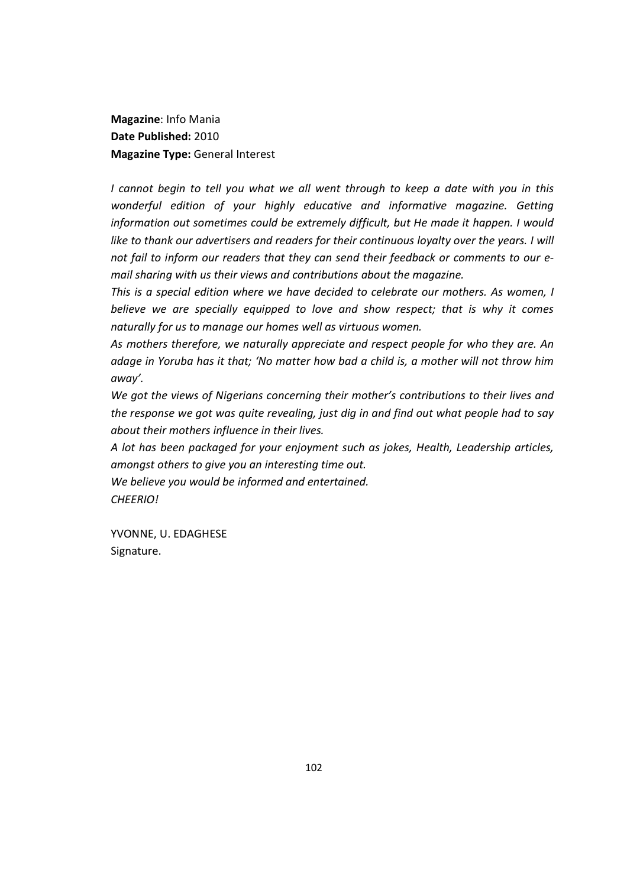**Magazine**: Info Mania
**Date Published:** 2010
**Magazine Type:** General Interest

*I cannot begin to tell you what we all went through to keep a date with you in this wonderful edition of your highly educative and informative magazine. Getting information out sometimes could be extremely difficult, but He made it happen. I would like to thank our advertisers and readers for their continuous loyalty over the years. I will not fail to inform our readers that they can send their feedback or comments to our e-mail sharing with us their views and contributions about the magazine.*

*This is a special edition where we have decided to celebrate our mothers. As women, I believe we are specially equipped to love and show respect; that is why it comes naturally for us to manage our homes well as virtuous women.*

*As mothers therefore, we naturally appreciate and respect people for who they are. An adage in Yoruba has it that; 'No matter how bad a child is, a mother will not throw him away'.*

*We got the views of Nigerians concerning their mother's contributions to their lives and the response we got was quite revealing, just dig in and find out what people had to say about their mothers influence in their lives.*

*A lot has been packaged for your enjoyment such as jokes, Health, Leadership articles, amongst others to give you an interesting time out.*

*We believe you would be informed and entertained.*

*CHEERIO!*

YVONNE, U. EDAGHESE
Signature.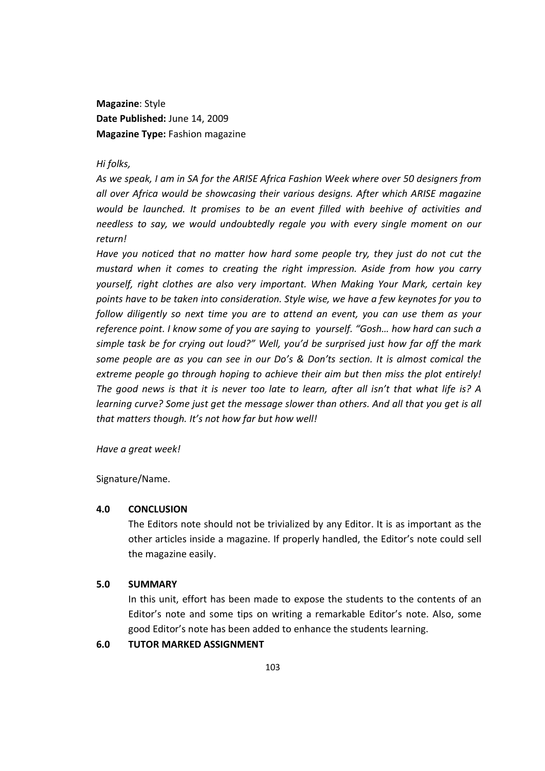**Magazine**: Style
**Date Published:** June 14, 2009
**Magazine Type:** Fashion magazine

*Hi folks,*

*As we speak, I am in SA for the ARISE Africa Fashion Week where over 50 designers from all over Africa would be showcasing their various designs. After which ARISE magazine would be launched. It promises to be an event filled with beehive of activities and needless to say, we would undoubtedly regale you with every single moment on our return!*

*Have you noticed that no matter how hard some people try, they just do not cut the mustard when it comes to creating the right impression. Aside from how you carry yourself, right clothes are also very important. When Making Your Mark, certain key points have to be taken into consideration. Style wise, we have a few keynotes for you to follow diligently so next time you are to attend an event, you can use them as your reference point. I know some of you are saying to yourself. "Gosh… how hard can such a simple task be for crying out loud?" Well, you'd be surprised just how far off the mark some people are as you can see in our Do's & Don'ts section. It is almost comical the extreme people go through hoping to achieve their aim but then miss the plot entirely! The good news is that it is never too late to learn, after all isn't that what life is? A learning curve? Some just get the message slower than others. And all that you get is all that matters though. It's not how far but how well!*

*Have a great week!*

Signature/Name.

## 4.0 CONCLUSION

The Editors note should not be trivialized by any Editor. It is as important as the other articles inside a magazine. If properly handled, the Editor's note could sell the magazine easily.

## 5.0 SUMMARY

In this unit, effort has been made to expose the students to the contents of an Editor's note and some tips on writing a remarkable Editor's note. Also, some good Editor's note has been added to enhance the students learning.

## 6.0 TUTOR MARKED ASSIGNMENT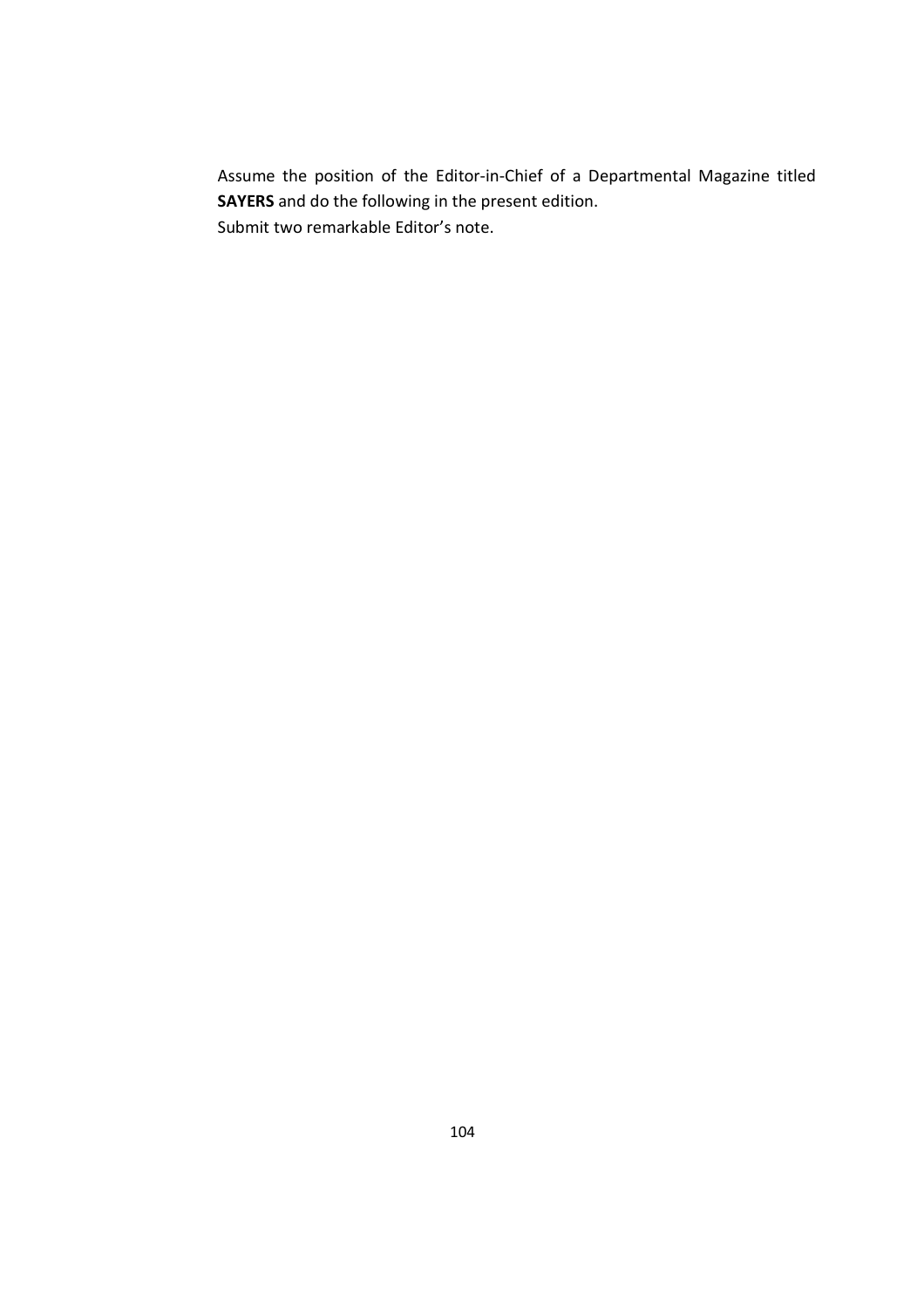Assume the position of the Editor-in-Chief of a Departmental Magazine titled **SAYERS** and do the following in the present edition.
Submit two remarkable Editor's note.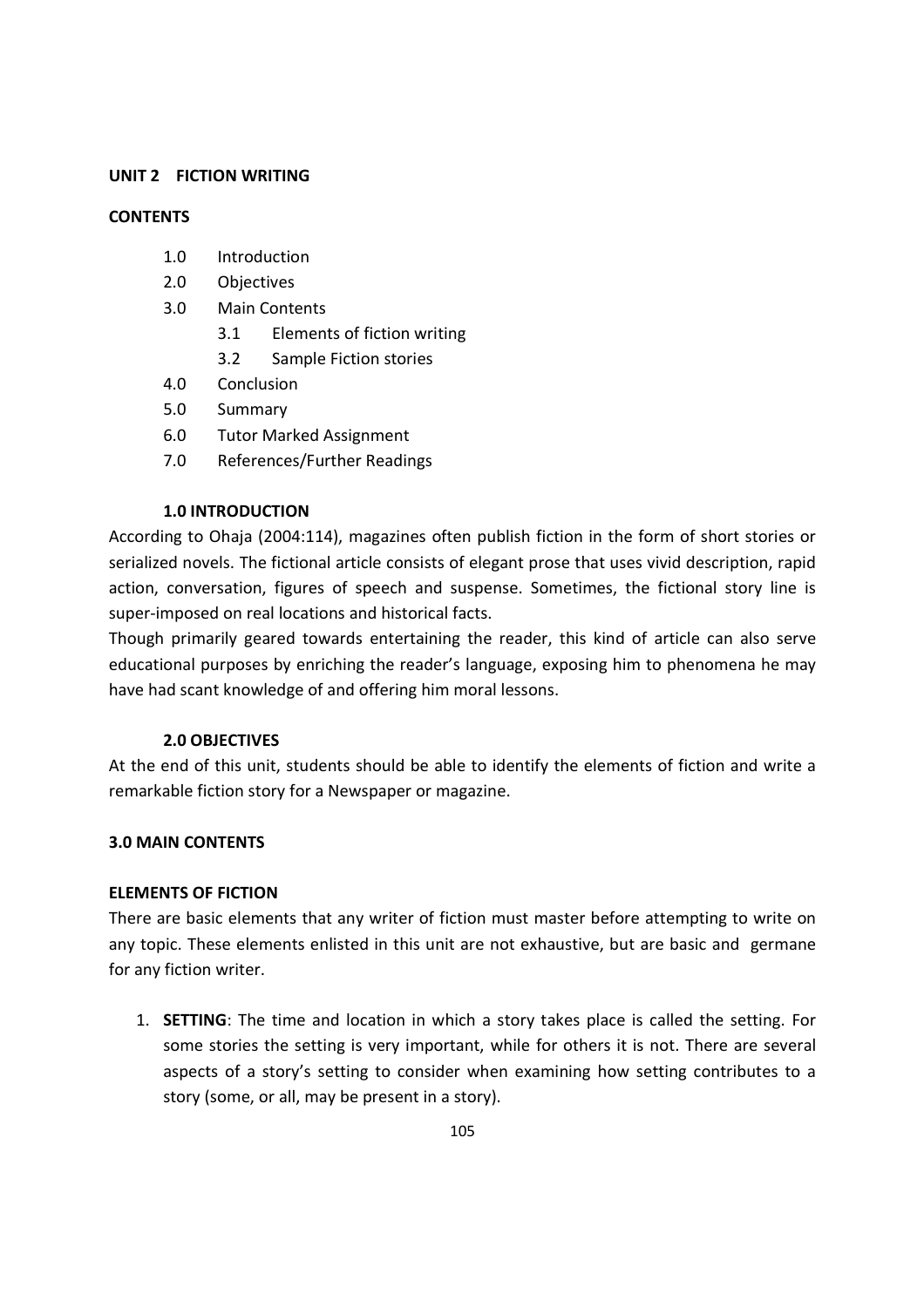## UNIT 2 FICTION WRITING

**CONTENTS**

- 1.0 Introduction
- 2.0 Objectives
- 3.0 Main Contents
  - 3.1 Elements of fiction writing
  - 3.2 Sample Fiction stories
- 4.0 Conclusion
- 5.0 Summary
- 6.0 Tutor Marked Assignment
- 7.0 References/Further Readings

### 1.0 INTRODUCTION

According to Ohaja (2004:114), magazines often publish fiction in the form of short stories or serialized novels. The fictional article consists of elegant prose that uses vivid description, rapid action, conversation, figures of speech and suspense. Sometimes, the fictional story line is super-imposed on real locations and historical facts.

Though primarily geared towards entertaining the reader, this kind of article can also serve educational purposes by enriching the reader's language, exposing him to phenomena he may have had scant knowledge of and offering him moral lessons.

### 2.0 OBJECTIVES

At the end of this unit, students should be able to identify the elements of fiction and write a remarkable fiction story for a Newspaper or magazine.

### 3.0 MAIN CONTENTS

**ELEMENTS OF FICTION**

There are basic elements that any writer of fiction must master before attempting to write on any topic. These elements enlisted in this unit are not exhaustive, but are basic and germane for any fiction writer.

1. **SETTING**: The time and location in which a story takes place is called the setting. For some stories the setting is very important, while for others it is not. There are several aspects of a story's setting to consider when examining how setting contributes to a story (some, or all, may be present in a story).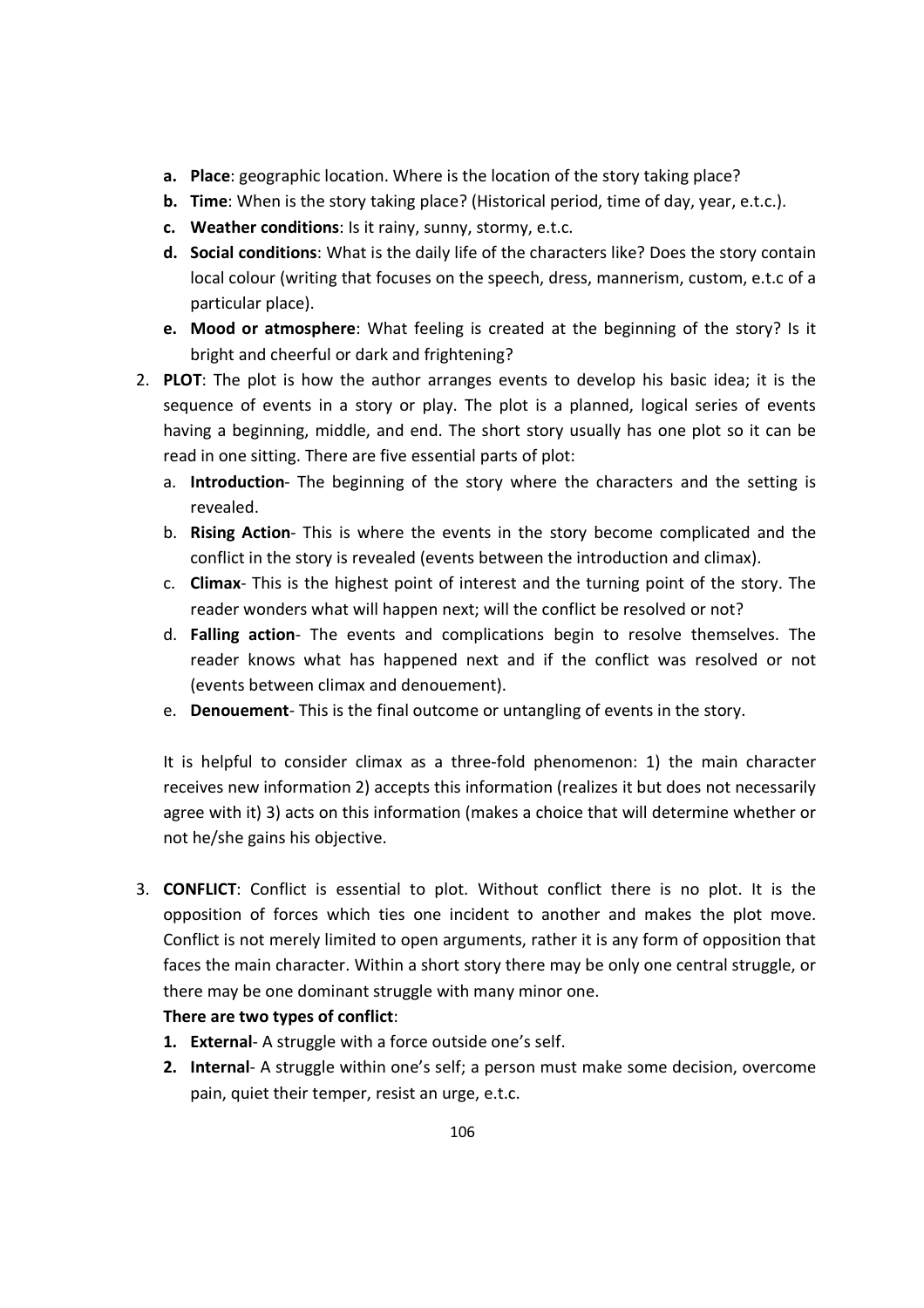- **a. Place**: geographic location. Where is the location of the story taking place?
- **b. Time**: When is the story taking place? (Historical period, time of day, year, e.t.c.).
- **c. Weather conditions**: Is it rainy, sunny, stormy, e.t.c.
- **d. Social conditions**: What is the daily life of the characters like? Does the story contain local colour (writing that focuses on the speech, dress, mannerism, custom, e.t.c of a particular place).
- **e. Mood or atmosphere**: What feeling is created at the beginning of the story? Is it bright and cheerful or dark and frightening?

2. **PLOT**: The plot is how the author arranges events to develop his basic idea; it is the sequence of events in a story or play. The plot is a planned, logical series of events having a beginning, middle, and end. The short story usually has one plot so it can be read in one sitting. There are five essential parts of plot:
   a. **Introduction**- The beginning of the story where the characters and the setting is revealed.
   b. **Rising Action**- This is where the events in the story become complicated and the conflict in the story is revealed (events between the introduction and climax).
   c. **Climax**- This is the highest point of interest and the turning point of the story. The reader wonders what will happen next; will the conflict be resolved or not?
   d. **Falling action**- The events and complications begin to resolve themselves. The reader knows what has happened next and if the conflict was resolved or not (events between climax and denouement).
   e. **Denouement**- This is the final outcome or untangling of events in the story.

   It is helpful to consider climax as a three-fold phenomenon: 1) the main character receives new information 2) accepts this information (realizes it but does not necessarily agree with it) 3) acts on this information (makes a choice that will determine whether or not he/she gains his objective.

3. **CONFLICT**: Conflict is essential to plot. Without conflict there is no plot. It is the opposition of forces which ties one incident to another and makes the plot move. Conflict is not merely limited to open arguments, rather it is any form of opposition that faces the main character. Within a short story there may be only one central struggle, or there may be one dominant struggle with many minor one.

   **There are two types of conflict**:
   1. **External**- A struggle with a force outside one's self.
   2. **Internal**- A struggle within one's self; a person must make some decision, overcome pain, quiet their temper, resist an urge, e.t.c.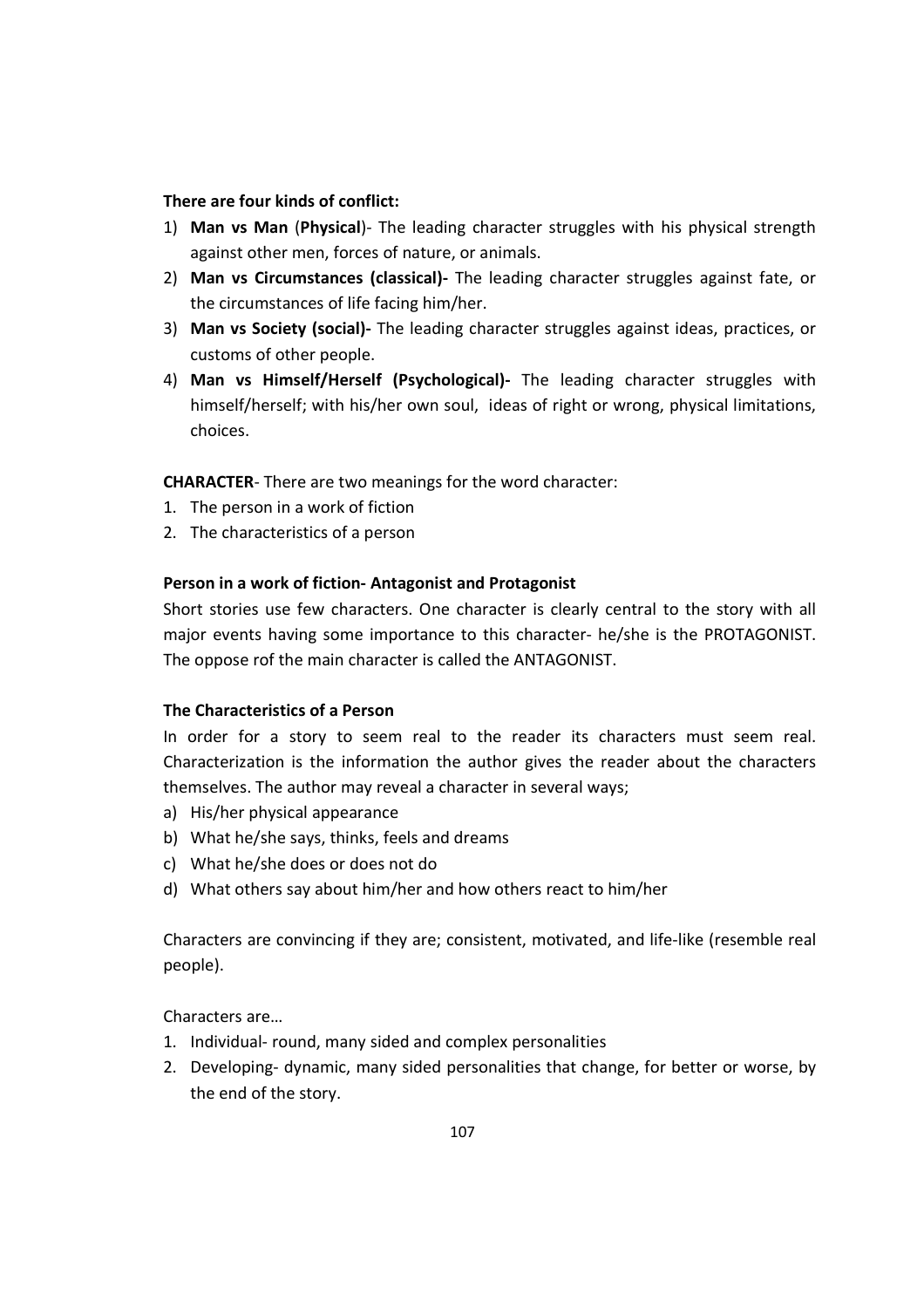**There are four kinds of conflict:**

1) **Man vs Man** (**Physical**)- The leading character struggles with his physical strength against other men, forces of nature, or animals.
2) **Man vs Circumstances (classical)-** The leading character struggles against fate, or the circumstances of life facing him/her.
3) **Man vs Society (social)-** The leading character struggles against ideas, practices, or customs of other people.
4) **Man vs Himself/Herself (Psychological)-** The leading character struggles with himself/herself; with his/her own soul, ideas of right or wrong, physical limitations, choices.

**CHARACTER**- There are two meanings for the word character:

1. The person in a work of fiction
2. The characteristics of a person

**Person in a work of fiction- Antagonist and Protagonist**

Short stories use few characters. One character is clearly central to the story with all major events having some importance to this character- he/she is the PROTAGONIST. The oppose rof the main character is called the ANTAGONIST.

**The Characteristics of a Person**

In order for a story to seem real to the reader its characters must seem real. Characterization is the information the author gives the reader about the characters themselves. The author may reveal a character in several ways;

a) His/her physical appearance
b) What he/she says, thinks, feels and dreams
c) What he/she does or does not do
d) What others say about him/her and how others react to him/her

Characters are convincing if they are; consistent, motivated, and life-like (resemble real people).

Characters are…

1. Individual- round, many sided and complex personalities
2. Developing- dynamic, many sided personalities that change, for better or worse, by the end of the story.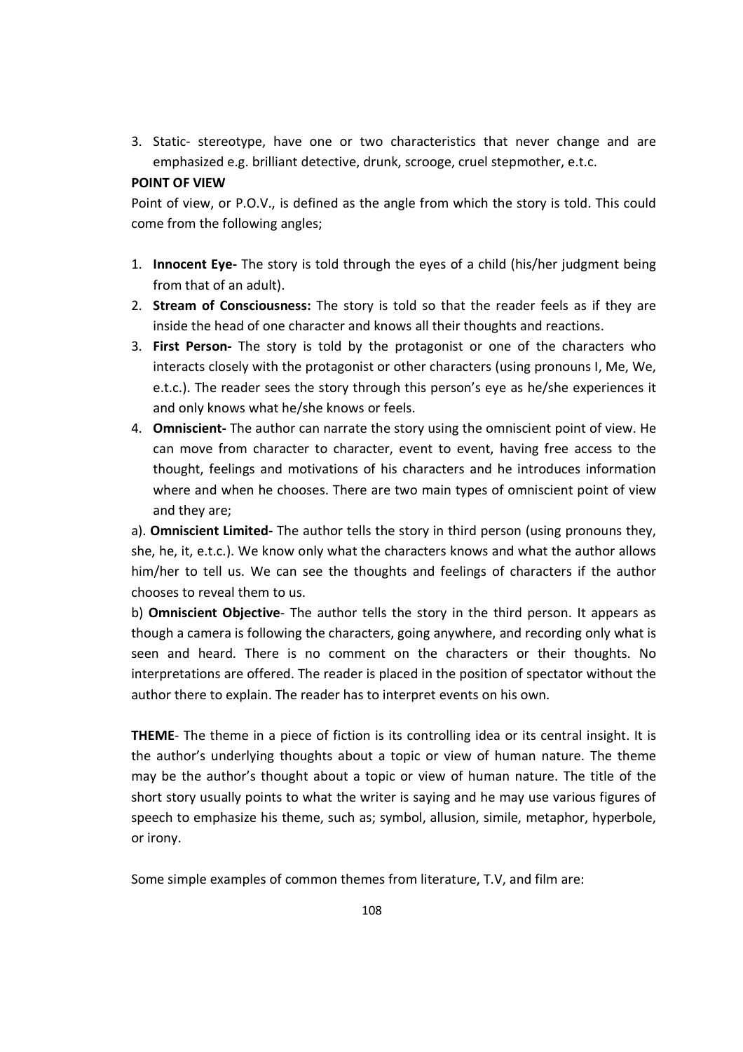3. Static- stereotype, have one or two characteristics that never change and are emphasized e.g. brilliant detective, drunk, scrooge, cruel stepmother, e.t.c.

**POINT OF VIEW**

Point of view, or P.O.V., is defined as the angle from which the story is told. This could come from the following angles;

1. **Innocent Eye-** The story is told through the eyes of a child (his/her judgment being from that of an adult).
2. **Stream of Consciousness:** The story is told so that the reader feels as if they are inside the head of one character and knows all their thoughts and reactions.
3. **First Person-** The story is told by the protagonist or one of the characters who interacts closely with the protagonist or other characters (using pronouns I, Me, We, e.t.c.). The reader sees the story through this person's eye as he/she experiences it and only knows what he/she knows or feels.
4. **Omniscient-** The author can narrate the story using the omniscient point of view. He can move from character to character, event to event, having free access to the thought, feelings and motivations of his characters and he introduces information where and when he chooses. There are two main types of omniscient point of view and they are;

a). **Omniscient Limited-** The author tells the story in third person (using pronouns they, she, he, it, e.t.c.). We know only what the characters knows and what the author allows him/her to tell us. We can see the thoughts and feelings of characters if the author chooses to reveal them to us.

b) **Omniscient Objective**- The author tells the story in the third person. It appears as though a camera is following the characters, going anywhere, and recording only what is seen and heard. There is no comment on the characters or their thoughts. No interpretations are offered. The reader is placed in the position of spectator without the author there to explain. The reader has to interpret events on his own.

**THEME**- The theme in a piece of fiction is its controlling idea or its central insight. It is the author's underlying thoughts about a topic or view of human nature. The theme may be the author's thought about a topic or view of human nature. The title of the short story usually points to what the writer is saying and he may use various figures of speech to emphasize his theme, such as; symbol, allusion, simile, metaphor, hyperbole, or irony.

Some simple examples of common themes from literature, T.V, and film are: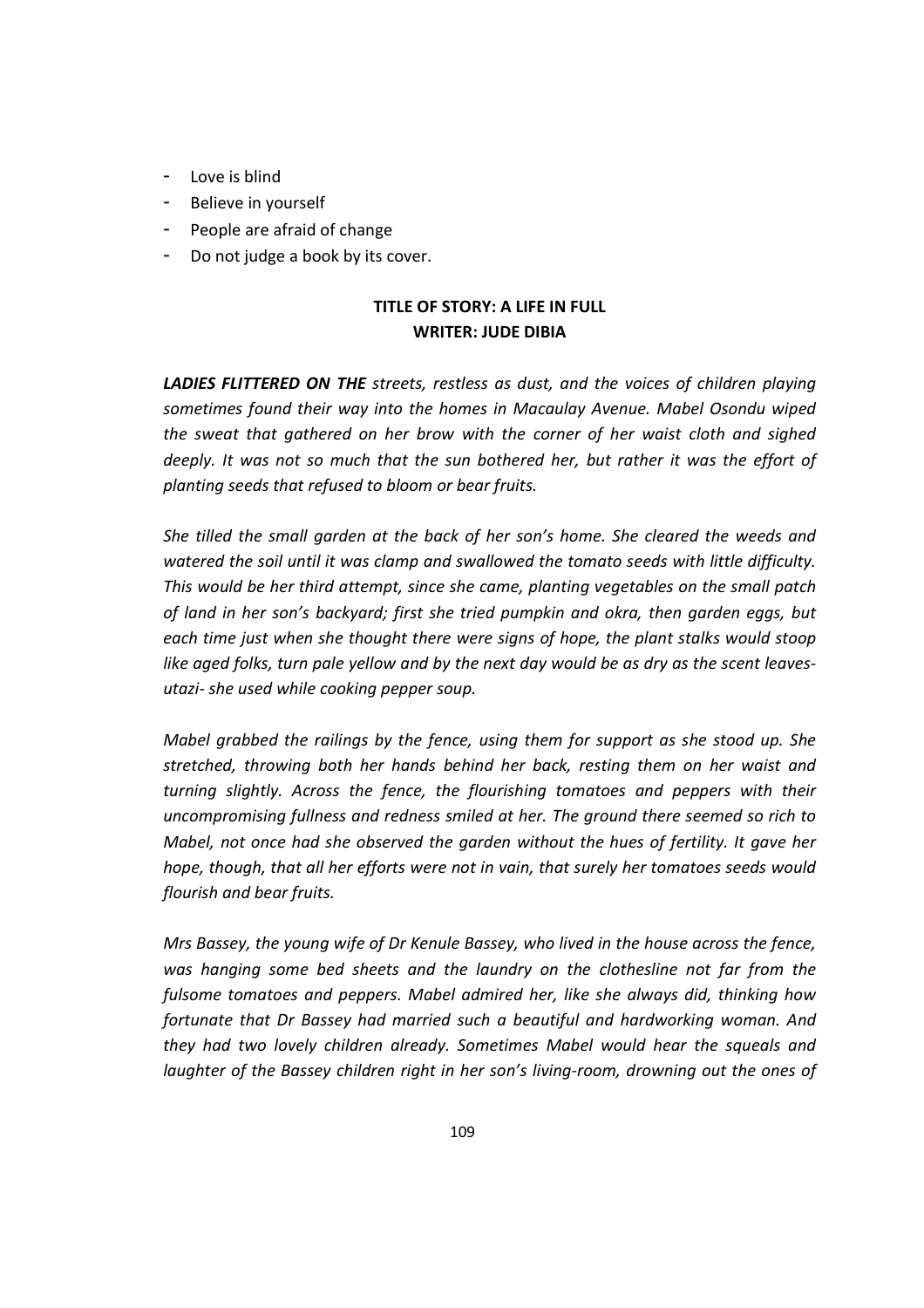- Love is blind
- Believe in yourself
- People are afraid of change
- Do not judge a book by its cover.

**TITLE OF STORY: A LIFE IN FULL**
**WRITER: JUDE DIBIA**

***LADIES FLITTERED ON THE*** *streets, restless as dust, and the voices of children playing sometimes found their way into the homes in Macaulay Avenue. Mabel Osondu wiped the sweat that gathered on her brow with the corner of her waist cloth and sighed deeply. It was not so much that the sun bothered her, but rather it was the effort of planting seeds that refused to bloom or bear fruits.*

*She tilled the small garden at the back of her son's home. She cleared the weeds and watered the soil until it was clamp and swallowed the tomato seeds with little difficulty. This would be her third attempt, since she came, planting vegetables on the small patch of land in her son's backyard; first she tried pumpkin and okra, then garden eggs, but each time just when she thought there were signs of hope, the plant stalks would stoop like aged folks, turn pale yellow and by the next day would be as dry as the scent leaves- utazi- she used while cooking pepper soup.*

*Mabel grabbed the railings by the fence, using them for support as she stood up. She stretched, throwing both her hands behind her back, resting them on her waist and turning slightly. Across the fence, the flourishing tomatoes and peppers with their uncompromising fullness and redness smiled at her. The ground there seemed so rich to Mabel, not once had she observed the garden without the hues of fertility. It gave her hope, though, that all her efforts were not in vain, that surely her tomatoes seeds would flourish and bear fruits.*

*Mrs Bassey, the young wife of Dr Kenule Bassey, who lived in the house across the fence, was hanging some bed sheets and the laundry on the clothesline not far from the fulsome tomatoes and peppers. Mabel admired her, like she always did, thinking how fortunate that Dr Bassey had married such a beautiful and hardworking woman. And they had two lovely children already. Sometimes Mabel would hear the squeals and laughter of the Bassey children right in her son's living-room, drowning out the ones of*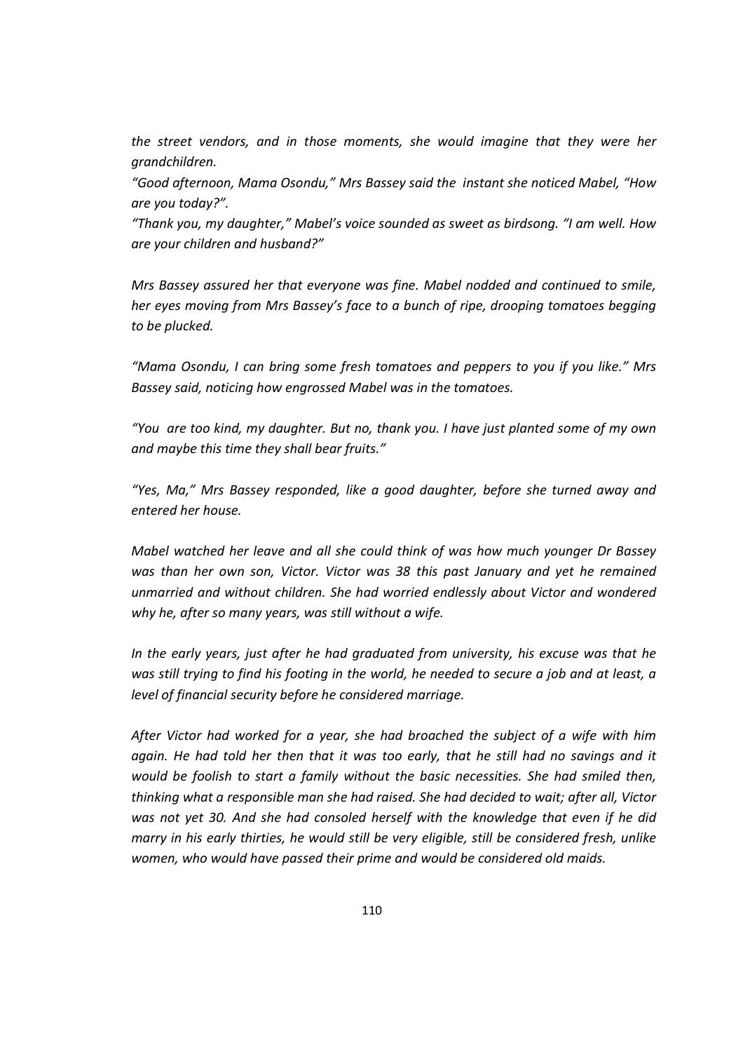*the street vendors, and in those moments, she would imagine that they were her grandchildren.*

*"Good afternoon, Mama Osondu," Mrs Bassey said the instant she noticed Mabel, "How are you today?".*

*"Thank you, my daughter," Mabel's voice sounded as sweet as birdsong. "I am well. How are your children and husband?"*

*Mrs Bassey assured her that everyone was fine. Mabel nodded and continued to smile, her eyes moving from Mrs Bassey's face to a bunch of ripe, drooping tomatoes begging to be plucked.*

*"Mama Osondu, I can bring some fresh tomatoes and peppers to you if you like." Mrs Bassey said, noticing how engrossed Mabel was in the tomatoes.*

*"You are too kind, my daughter. But no, thank you. I have just planted some of my own and maybe this time they shall bear fruits."*

*"Yes, Ma," Mrs Bassey responded, like a good daughter, before she turned away and entered her house.*

*Mabel watched her leave and all she could think of was how much younger Dr Bassey was than her own son, Victor. Victor was 38 this past January and yet he remained unmarried and without children. She had worried endlessly about Victor and wondered why he, after so many years, was still without a wife.*

*In the early years, just after he had graduated from university, his excuse was that he was still trying to find his footing in the world, he needed to secure a job and at least, a level of financial security before he considered marriage.*

*After Victor had worked for a year, she had broached the subject of a wife with him again. He had told her then that it was too early, that he still had no savings and it would be foolish to start a family without the basic necessities. She had smiled then, thinking what a responsible man she had raised. She had decided to wait; after all, Victor was not yet 30. And she had consoled herself with the knowledge that even if he did marry in his early thirties, he would still be very eligible, still be considered fresh, unlike women, who would have passed their prime and would be considered old maids.*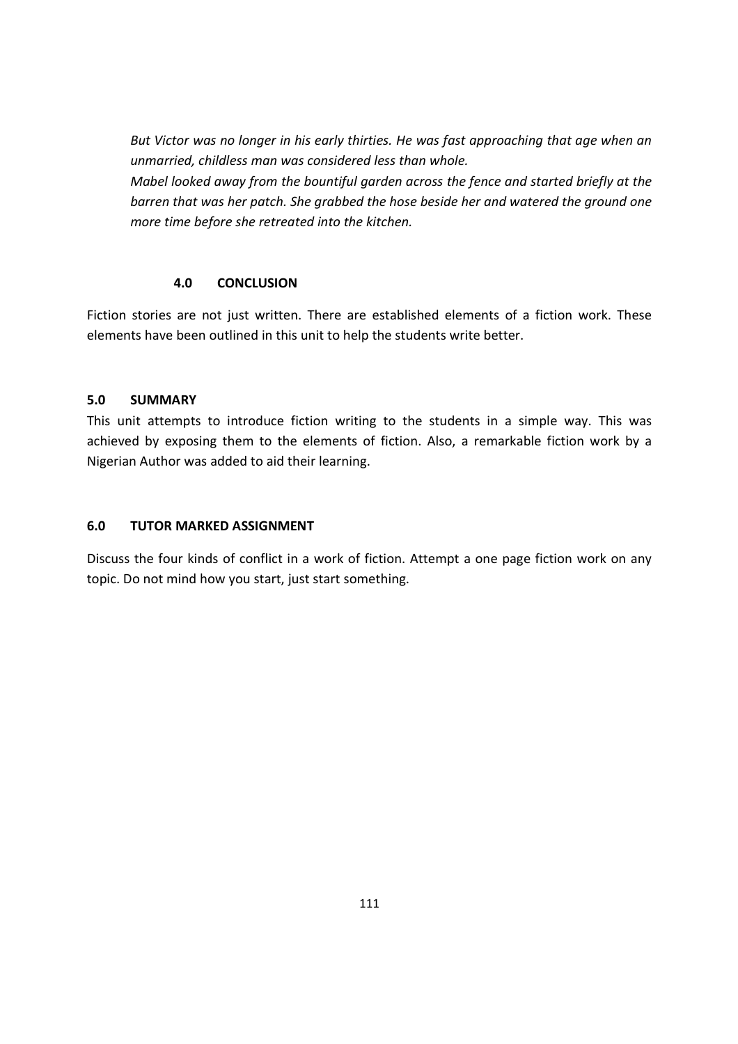*But Victor was no longer in his early thirties. He was fast approaching that age when an unmarried, childless man was considered less than whole.*

*Mabel looked away from the bountiful garden across the fence and started briefly at the barren that was her patch. She grabbed the hose beside her and watered the ground one more time before she retreated into the kitchen.*

## 4.0 CONCLUSION

Fiction stories are not just written. There are established elements of a fiction work. These elements have been outlined in this unit to help the students write better.

## 5.0 SUMMARY

This unit attempts to introduce fiction writing to the students in a simple way. This was achieved by exposing them to the elements of fiction. Also, a remarkable fiction work by a Nigerian Author was added to aid their learning.

## 6.0 TUTOR MARKED ASSIGNMENT

Discuss the four kinds of conflict in a work of fiction. Attempt a one page fiction work on any topic. Do not mind how you start, just start something.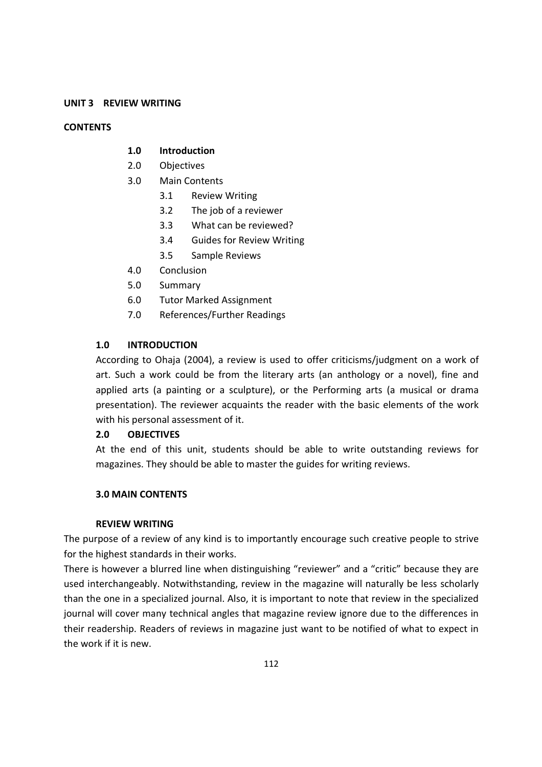**UNIT 3 REVIEW WRITING**

**CONTENTS**

- **1.0 Introduction**
- 2.0 Objectives
- 3.0 Main Contents
  - 3.1 Review Writing
  - 3.2 The job of a reviewer
  - 3.3 What can be reviewed?
  - 3.4 Guides for Review Writing
  - 3.5 Sample Reviews
- 4.0 Conclusion
- 5.0 Summary
- 6.0 Tutor Marked Assignment
- 7.0 References/Further Readings

## 1.0 INTRODUCTION

According to Ohaja (2004), a review is used to offer criticisms/judgment on a work of art. Such a work could be from the literary arts (an anthology or a novel), fine and applied arts (a painting or a sculpture), or the Performing arts (a musical or drama presentation). The reviewer acquaints the reader with the basic elements of the work with his personal assessment of it.

## 2.0 OBJECTIVES

At the end of this unit, students should be able to write outstanding reviews for magazines. They should be able to master the guides for writing reviews.

## 3.0 MAIN CONTENTS

### REVIEW WRITING

The purpose of a review of any kind is to importantly encourage such creative people to strive for the highest standards in their works.

There is however a blurred line when distinguishing "reviewer" and a "critic" because they are used interchangeably. Notwithstanding, review in the magazine will naturally be less scholarly than the one in a specialized journal. Also, it is important to note that review in the specialized journal will cover many technical angles that magazine review ignore due to the differences in their readership. Readers of reviews in magazine just want to be notified of what to expect in the work if it is new.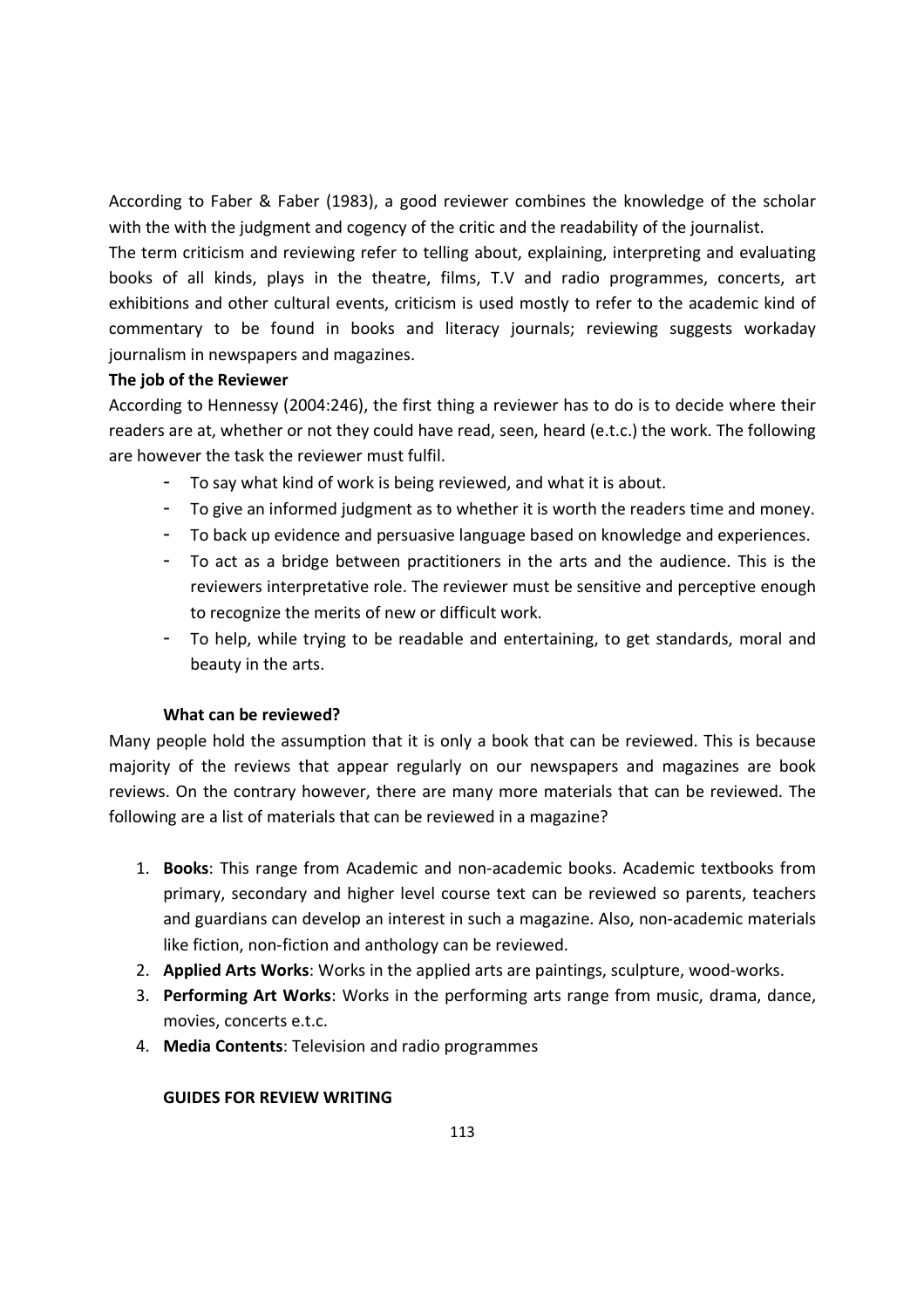According to Faber & Faber (1983), a good reviewer combines the knowledge of the scholar with the with the judgment and cogency of the critic and the readability of the journalist.

The term criticism and reviewing refer to telling about, explaining, interpreting and evaluating books of all kinds, plays in the theatre, films, T.V and radio programmes, concerts, art exhibitions and other cultural events, criticism is used mostly to refer to the academic kind of commentary to be found in books and literacy journals; reviewing suggests workaday journalism in newspapers and magazines.

**The job of the Reviewer**

According to Hennessy (2004:246), the first thing a reviewer has to do is to decide where their readers are at, whether or not they could have read, seen, heard (e.t.c.) the work. The following are however the task the reviewer must fulfil.

- To say what kind of work is being reviewed, and what it is about.
- To give an informed judgment as to whether it is worth the readers time and money.
- To back up evidence and persuasive language based on knowledge and experiences.
- To act as a bridge between practitioners in the arts and the audience. This is the reviewers interpretative role. The reviewer must be sensitive and perceptive enough to recognize the merits of new or difficult work.
- To help, while trying to be readable and entertaining, to get standards, moral and beauty in the arts.

**What can be reviewed?**

Many people hold the assumption that it is only a book that can be reviewed. This is because majority of the reviews that appear regularly on our newspapers and magazines are book reviews. On the contrary however, there are many more materials that can be reviewed. The following are a list of materials that can be reviewed in a magazine?

1. **Books**: This range from Academic and non-academic books. Academic textbooks from primary, secondary and higher level course text can be reviewed so parents, teachers and guardians can develop an interest in such a magazine. Also, non-academic materials like fiction, non-fiction and anthology can be reviewed.
2. **Applied Arts Works**: Works in the applied arts are paintings, sculpture, wood-works.
3. **Performing Art Works**: Works in the performing arts range from music, drama, dance, movies, concerts e.t.c.
4. **Media Contents**: Television and radio programmes

**GUIDES FOR REVIEW WRITING**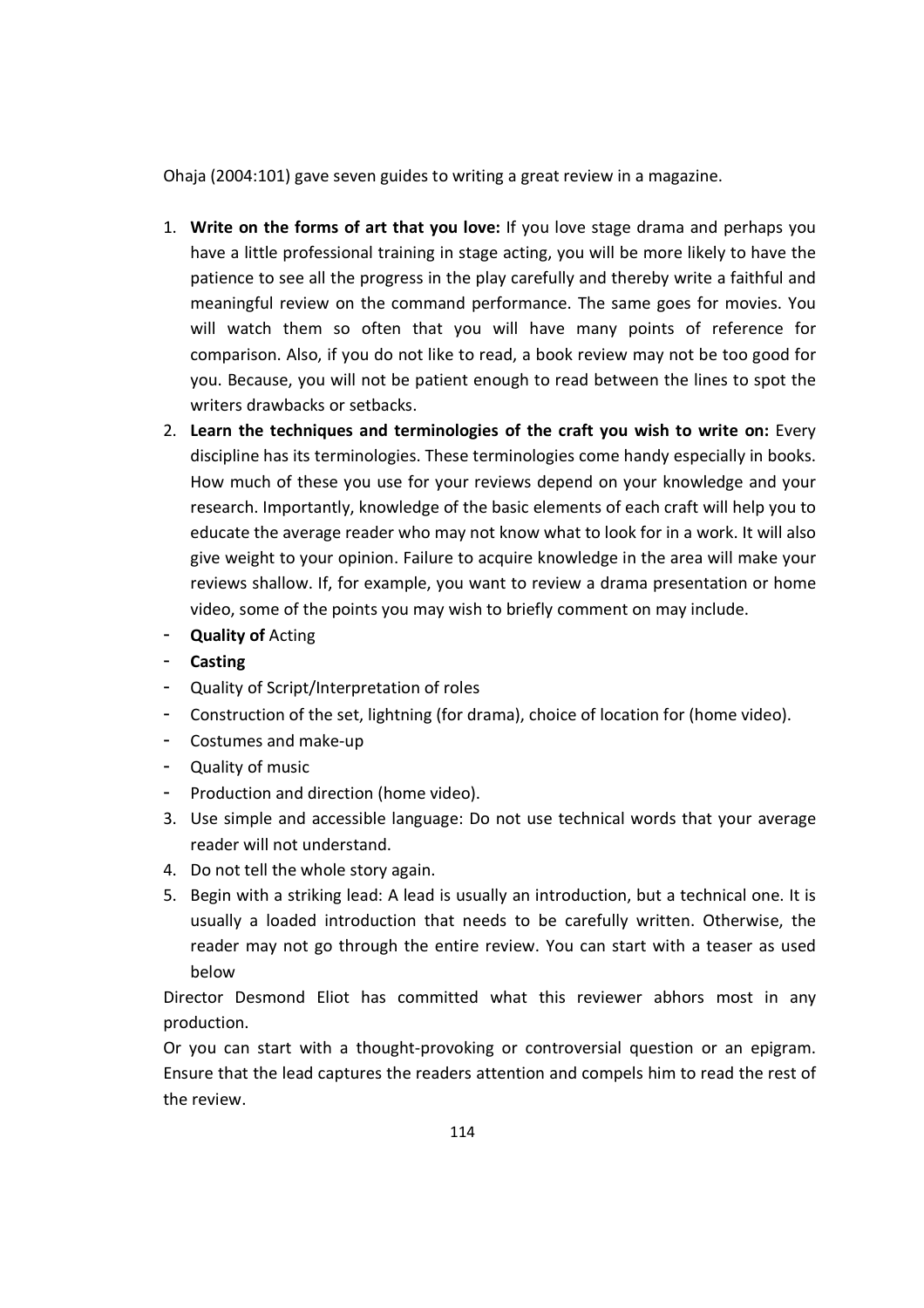Ohaja (2004:101) gave seven guides to writing a great review in a magazine.

1. **Write on the forms of art that you love:** If you love stage drama and perhaps you have a little professional training in stage acting, you will be more likely to have the patience to see all the progress in the play carefully and thereby write a faithful and meaningful review on the command performance. The same goes for movies. You will watch them so often that you will have many points of reference for comparison. Also, if you do not like to read, a book review may not be too good for you. Because, you will not be patient enough to read between the lines to spot the writers drawbacks or setbacks.
2. **Learn the techniques and terminologies of the craft you wish to write on:** Every discipline has its terminologies. These terminologies come handy especially in books. How much of these you use for your reviews depend on your knowledge and your research. Importantly, knowledge of the basic elements of each craft will help you to educate the average reader who may not know what to look for in a work. It will also give weight to your opinion. Failure to acquire knowledge in the area will make your reviews shallow. If, for example, you want to review a drama presentation or home video, some of the points you may wish to briefly comment on may include.

- **Quality of** Acting
- **Casting**
- Quality of Script/Interpretation of roles
- Construction of the set, lightning (for drama), choice of location for (home video).
- Costumes and make-up
- Quality of music
- Production and direction (home video).

3. Use simple and accessible language: Do not use technical words that your average reader will not understand.
4. Do not tell the whole story again.
5. Begin with a striking lead: A lead is usually an introduction, but a technical one. It is usually a loaded introduction that needs to be carefully written. Otherwise, the reader may not go through the entire review. You can start with a teaser as used below

Director Desmond Eliot has committed what this reviewer abhors most in any production.

Or you can start with a thought-provoking or controversial question or an epigram. Ensure that the lead captures the readers attention and compels him to read the rest of the review.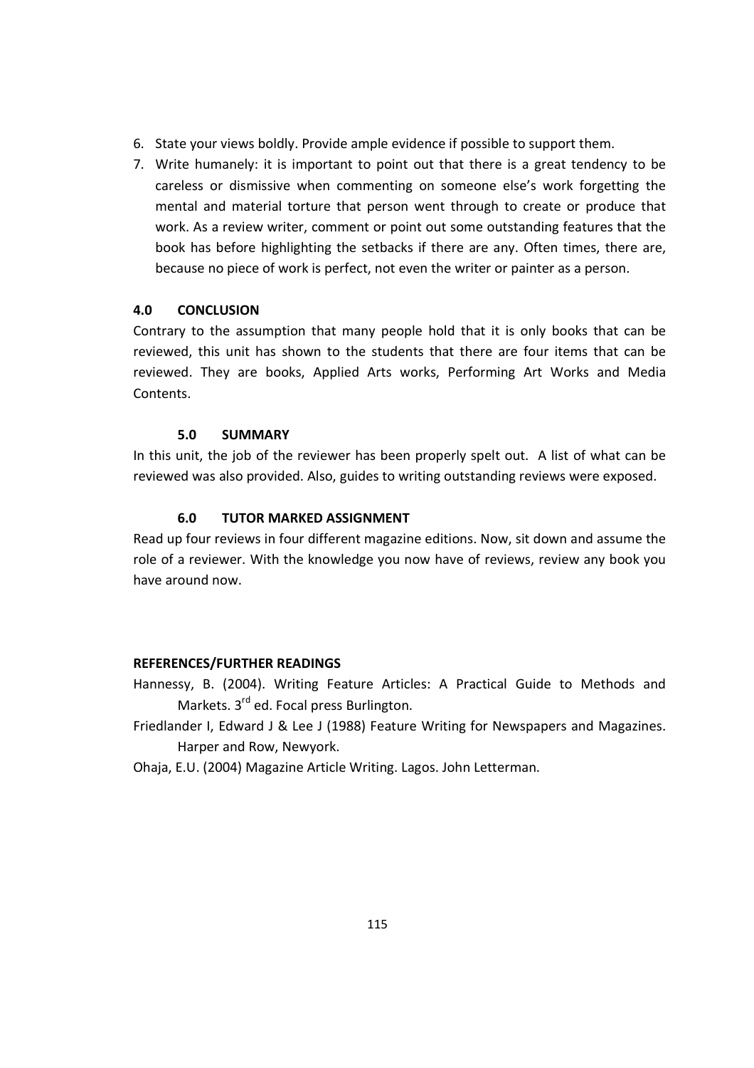6. State your views boldly. Provide ample evidence if possible to support them.
7. Write humanely: it is important to point out that there is a great tendency to be careless or dismissive when commenting on someone else's work forgetting the mental and material torture that person went through to create or produce that work. As a review writer, comment or point out some outstanding features that the book has before highlighting the setbacks if there are any. Often times, there are, because no piece of work is perfect, not even the writer or painter as a person.

## 4.0 CONCLUSION

Contrary to the assumption that many people hold that it is only books that can be reviewed, this unit has shown to the students that there are four items that can be reviewed. They are books, Applied Arts works, Performing Art Works and Media Contents.

## 5.0 SUMMARY

In this unit, the job of the reviewer has been properly spelt out. A list of what can be reviewed was also provided. Also, guides to writing outstanding reviews were exposed.

## 6.0 TUTOR MARKED ASSIGNMENT

Read up four reviews in four different magazine editions. Now, sit down and assume the role of a reviewer. With the knowledge you now have of reviews, review any book you have around now.

## REFERENCES/FURTHER READINGS

Hannessy, B. (2004). Writing Feature Articles: A Practical Guide to Methods and Markets. 3rd ed. Focal press Burlington.

Friedlander I, Edward J & Lee J (1988) Feature Writing for Newspapers and Magazines. Harper and Row, Newyork.

Ohaja, E.U. (2004) Magazine Article Writing. Lagos. John Letterman.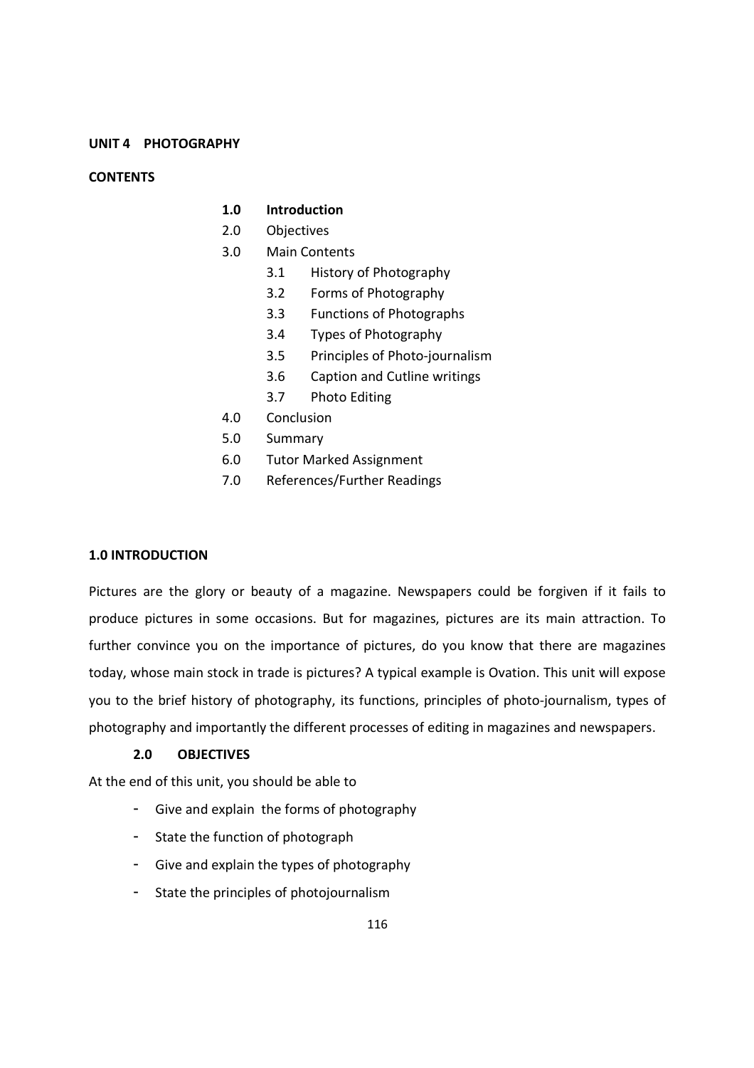**UNIT 4 PHOTOGRAPHY**

**CONTENTS**

- **1.0 Introduction**
- 2.0 Objectives
- 3.0 Main Contents
  - 3.1 History of Photography
  - 3.2 Forms of Photography
  - 3.3 Functions of Photographs
  - 3.4 Types of Photography
  - 3.5 Principles of Photo-journalism
  - 3.6 Caption and Cutline writings
  - 3.7 Photo Editing
- 4.0 Conclusion
- 5.0 Summary
- 6.0 Tutor Marked Assignment
- 7.0 References/Further Readings

## 1.0 INTRODUCTION

Pictures are the glory or beauty of a magazine. Newspapers could be forgiven if it fails to produce pictures in some occasions. But for magazines, pictures are its main attraction. To further convince you on the importance of pictures, do you know that there are magazines today, whose main stock in trade is pictures? A typical example is Ovation. This unit will expose you to the brief history of photography, its functions, principles of photo-journalism, types of photography and importantly the different processes of editing in magazines and newspapers.

## 2.0 OBJECTIVES

At the end of this unit, you should be able to

- Give and explain the forms of photography
- State the function of photograph
- Give and explain the types of photography
- State the principles of photojournalism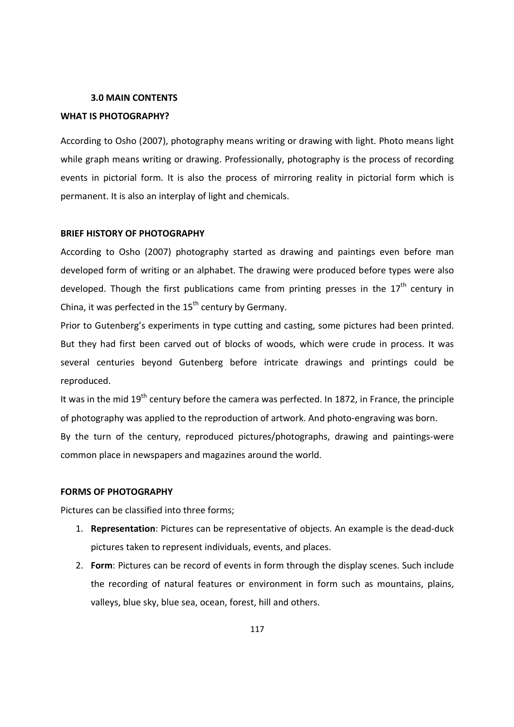### 3.0 MAIN CONTENTS

### WHAT IS PHOTOGRAPHY?

According to Osho (2007), photography means writing or drawing with light. Photo means light while graph means writing or drawing. Professionally, photography is the process of recording events in pictorial form. It is also the process of mirroring reality in pictorial form which is permanent. It is also an interplay of light and chemicals.

### BRIEF HISTORY OF PHOTOGRAPHY

According to Osho (2007) photography started as drawing and paintings even before man developed form of writing or an alphabet. The drawing were produced before types were also developed. Though the first publications came from printing presses in the 17$^{th}$ century in China, it was perfected in the 15$^{th}$ century by Germany.

Prior to Gutenberg's experiments in type cutting and casting, some pictures had been printed. But they had first been carved out of blocks of woods, which were crude in process. It was several centuries beyond Gutenberg before intricate drawings and printings could be reproduced.

It was in the mid 19$^{th}$ century before the camera was perfected. In 1872, in France, the principle of photography was applied to the reproduction of artwork. And photo-engraving was born.

By the turn of the century, reproduced pictures/photographs, drawing and paintings-were common place in newspapers and magazines around the world.

### FORMS OF PHOTOGRAPHY

Pictures can be classified into three forms;

1. **Representation**: Pictures can be representative of objects. An example is the dead-duck pictures taken to represent individuals, events, and places.
2. **Form**: Pictures can be record of events in form through the display scenes. Such include the recording of natural features or environment in form such as mountains, plains, valleys, blue sky, blue sea, ocean, forest, hill and others.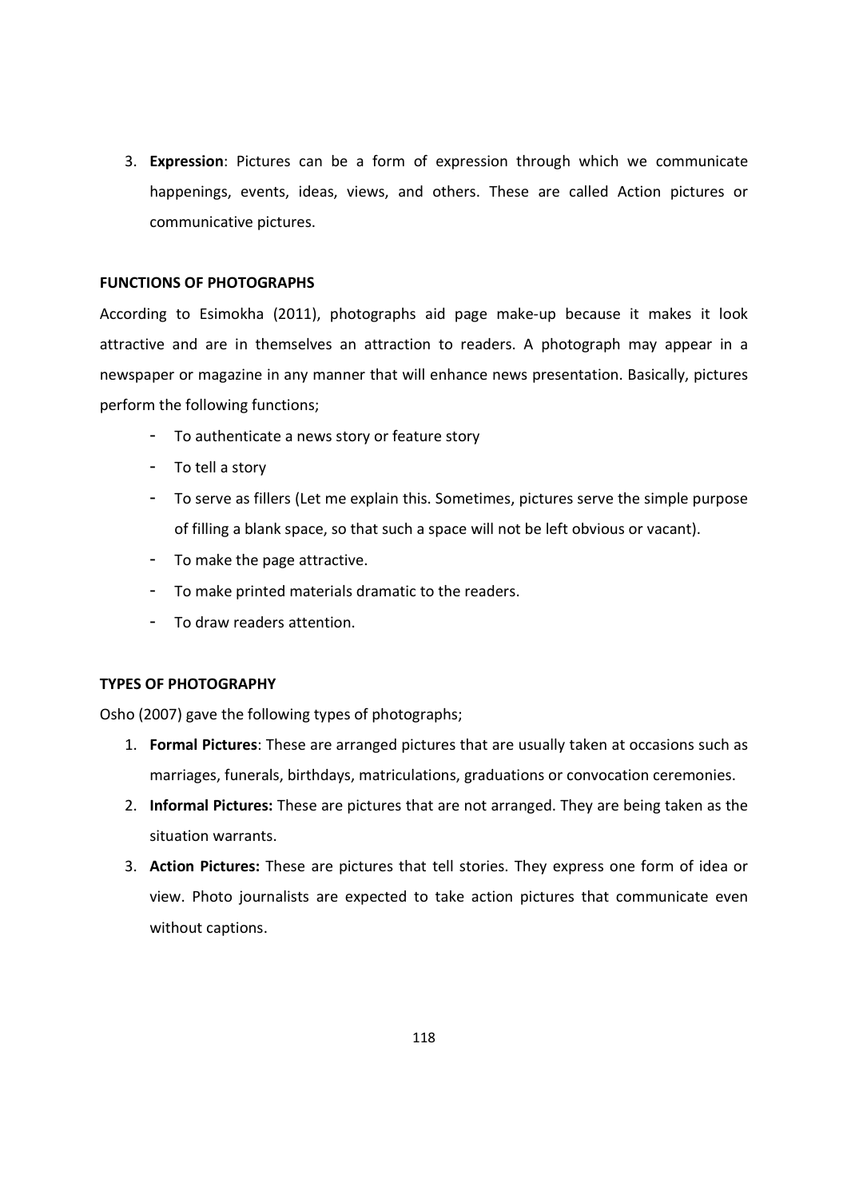3. **Expression**: Pictures can be a form of expression through which we communicate happenings, events, ideas, views, and others. These are called Action pictures or communicative pictures.

**FUNCTIONS OF PHOTOGRAPHS**

According to Esimokha (2011), photographs aid page make-up because it makes it look attractive and are in themselves an attraction to readers. A photograph may appear in a newspaper or magazine in any manner that will enhance news presentation. Basically, pictures perform the following functions;

- To authenticate a news story or feature story
- To tell a story
- To serve as fillers (Let me explain this. Sometimes, pictures serve the simple purpose of filling a blank space, so that such a space will not be left obvious or vacant).
- To make the page attractive.
- To make printed materials dramatic to the readers.
- To draw readers attention.

**TYPES OF PHOTOGRAPHY**

Osho (2007) gave the following types of photographs;

1. **Formal Pictures**: These are arranged pictures that are usually taken at occasions such as marriages, funerals, birthdays, matriculations, graduations or convocation ceremonies.
2. **Informal Pictures:** These are pictures that are not arranged. They are being taken as the situation warrants.
3. **Action Pictures:** These are pictures that tell stories. They express one form of idea or view. Photo journalists are expected to take action pictures that communicate even without captions.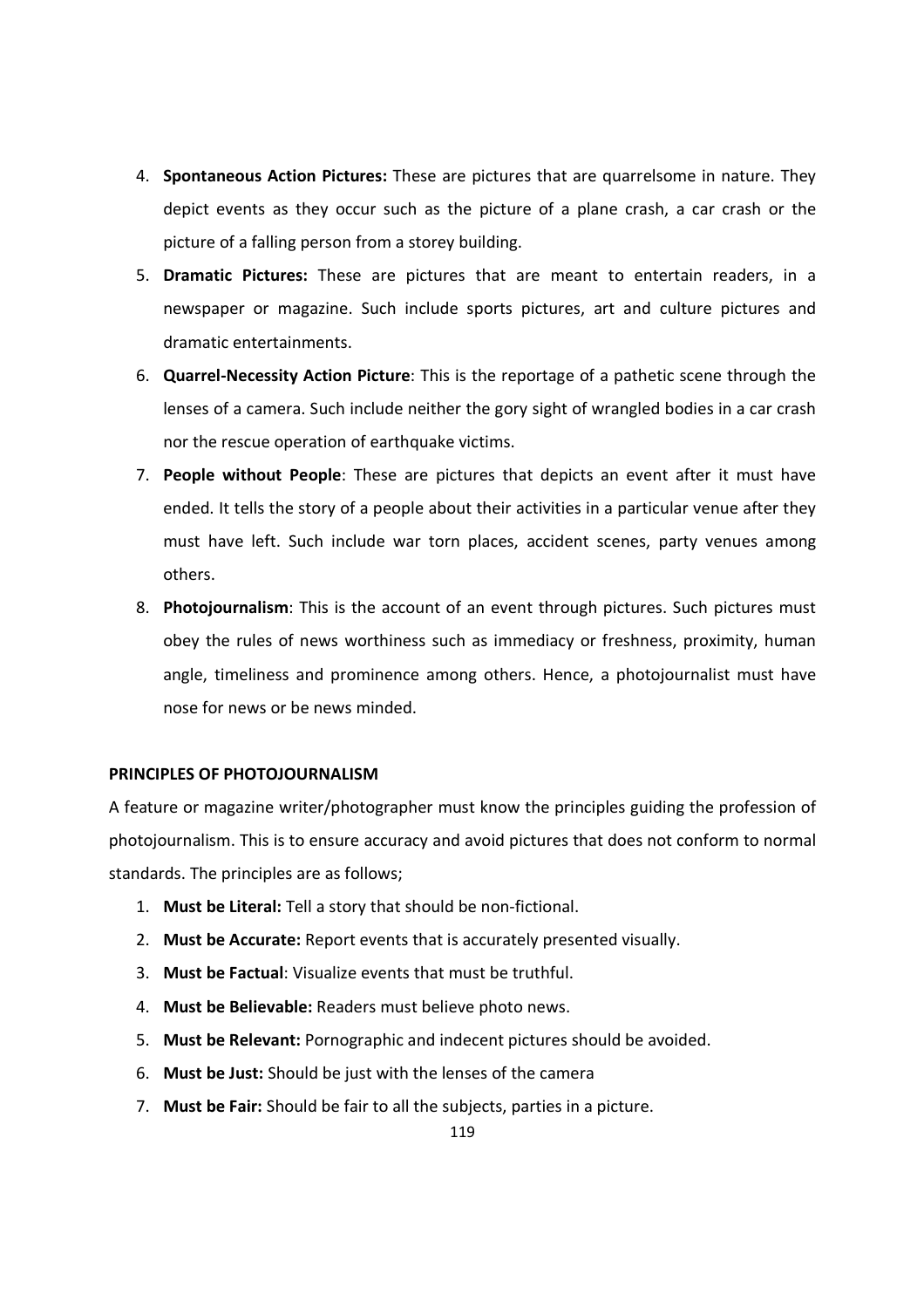4. **Spontaneous Action Pictures:** These are pictures that are quarrelsome in nature. They depict events as they occur such as the picture of a plane crash, a car crash or the picture of a falling person from a storey building.
5. **Dramatic Pictures:** These are pictures that are meant to entertain readers, in a newspaper or magazine. Such include sports pictures, art and culture pictures and dramatic entertainments.
6. **Quarrel-Necessity Action Picture**: This is the reportage of a pathetic scene through the lenses of a camera. Such include neither the gory sight of wrangled bodies in a car crash nor the rescue operation of earthquake victims.
7. **People without People**: These are pictures that depicts an event after it must have ended. It tells the story of a people about their activities in a particular venue after they must have left. Such include war torn places, accident scenes, party venues among others.
8. **Photojournalism**: This is the account of an event through pictures. Such pictures must obey the rules of news worthiness such as immediacy or freshness, proximity, human angle, timeliness and prominence among others. Hence, a photojournalist must have nose for news or be news minded.

**PRINCIPLES OF PHOTOJOURNALISM**

A feature or magazine writer/photographer must know the principles guiding the profession of photojournalism. This is to ensure accuracy and avoid pictures that does not conform to normal standards. The principles are as follows;

1. **Must be Literal:** Tell a story that should be non-fictional.
2. **Must be Accurate:** Report events that is accurately presented visually.
3. **Must be Factual**: Visualize events that must be truthful.
4. **Must be Believable:** Readers must believe photo news.
5. **Must be Relevant:** Pornographic and indecent pictures should be avoided.
6. **Must be Just:** Should be just with the lenses of the camera
7. **Must be Fair:** Should be fair to all the subjects, parties in a picture.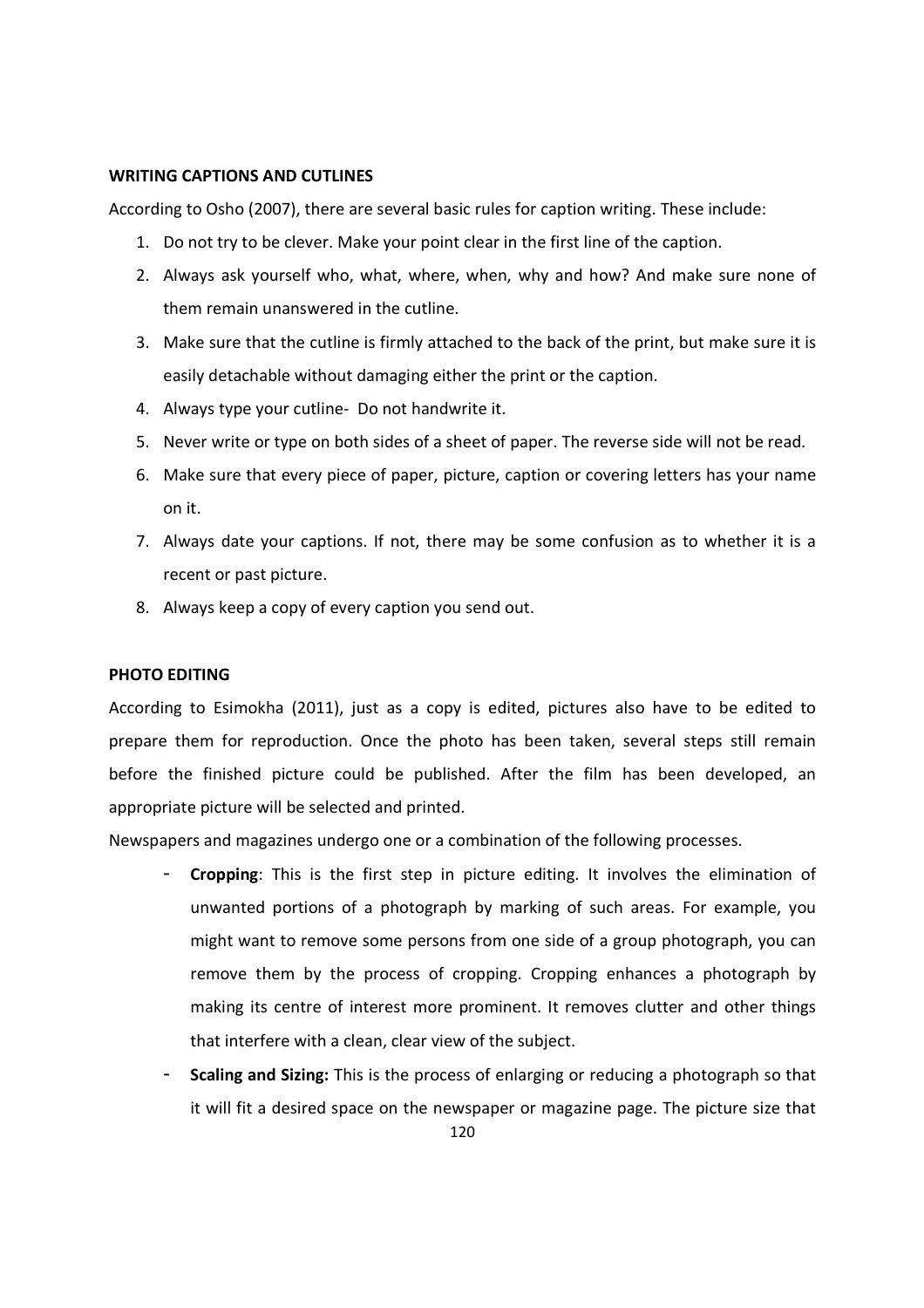## WRITING CAPTIONS AND CUTLINES

According to Osho (2007), there are several basic rules for caption writing. These include:

1. Do not try to be clever. Make your point clear in the first line of the caption.
2. Always ask yourself who, what, where, when, why and how? And make sure none of them remain unanswered in the cutline.
3. Make sure that the cutline is firmly attached to the back of the print, but make sure it is easily detachable without damaging either the print or the caption.
4. Always type your cutline- Do not handwrite it.
5. Never write or type on both sides of a sheet of paper. The reverse side will not be read.
6. Make sure that every piece of paper, picture, caption or covering letters has your name on it.
7. Always date your captions. If not, there may be some confusion as to whether it is a recent or past picture.
8. Always keep a copy of every caption you send out.

## PHOTO EDITING

According to Esimokha (2011), just as a copy is edited, pictures also have to be edited to prepare them for reproduction. Once the photo has been taken, several steps still remain before the finished picture could be published. After the film has been developed, an appropriate picture will be selected and printed.

Newspapers and magazines undergo one or a combination of the following processes.

- **Cropping**: This is the first step in picture editing. It involves the elimination of unwanted portions of a photograph by marking of such areas. For example, you might want to remove some persons from one side of a group photograph, you can remove them by the process of cropping. Cropping enhances a photograph by making its centre of interest more prominent. It removes clutter and other things that interfere with a clean, clear view of the subject.
- **Scaling and Sizing:** This is the process of enlarging or reducing a photograph so that it will fit a desired space on the newspaper or magazine page. The picture size that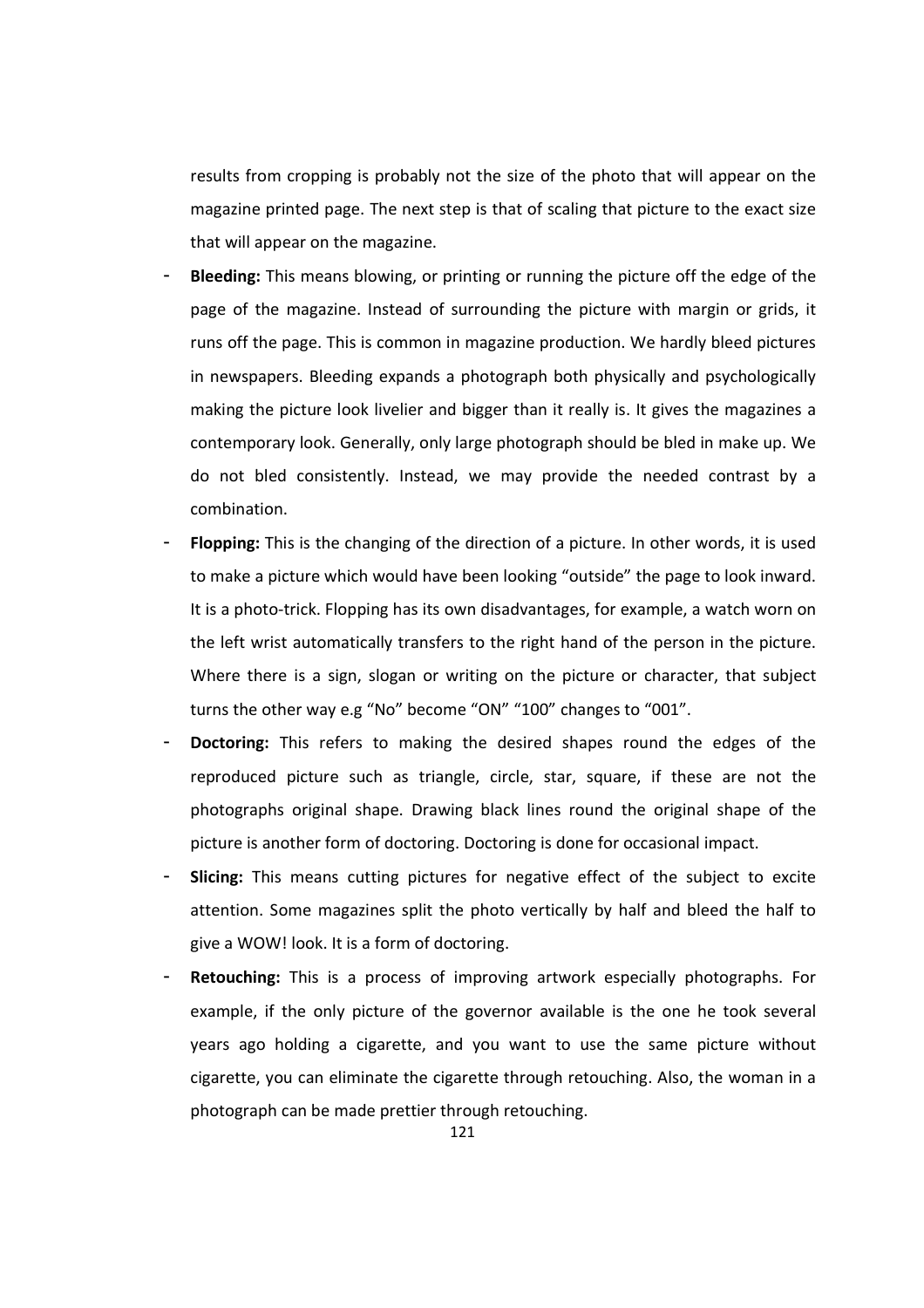results from cropping is probably not the size of the photo that will appear on the magazine printed page. The next step is that of scaling that picture to the exact size that will appear on the magazine.

- **Bleeding:** This means blowing, or printing or running the picture off the edge of the page of the magazine. Instead of surrounding the picture with margin or grids, it runs off the page. This is common in magazine production. We hardly bleed pictures in newspapers. Bleeding expands a photograph both physically and psychologically making the picture look livelier and bigger than it really is. It gives the magazines a contemporary look. Generally, only large photograph should be bled in make up. We do not bled consistently. Instead, we may provide the needed contrast by a combination.
- **Flopping:** This is the changing of the direction of a picture. In other words, it is used to make a picture which would have been looking "outside" the page to look inward. It is a photo-trick. Flopping has its own disadvantages, for example, a watch worn on the left wrist automatically transfers to the right hand of the person in the picture. Where there is a sign, slogan or writing on the picture or character, that subject turns the other way e.g "No" become "ON" "100" changes to "001".
- **Doctoring:** This refers to making the desired shapes round the edges of the reproduced picture such as triangle, circle, star, square, if these are not the photographs original shape. Drawing black lines round the original shape of the picture is another form of doctoring. Doctoring is done for occasional impact.
- **Slicing:** This means cutting pictures for negative effect of the subject to excite attention. Some magazines split the photo vertically by half and bleed the half to give a WOW! look. It is a form of doctoring.
- **Retouching:** This is a process of improving artwork especially photographs. For example, if the only picture of the governor available is the one he took several years ago holding a cigarette, and you want to use the same picture without cigarette, you can eliminate the cigarette through retouching. Also, the woman in a photograph can be made prettier through retouching.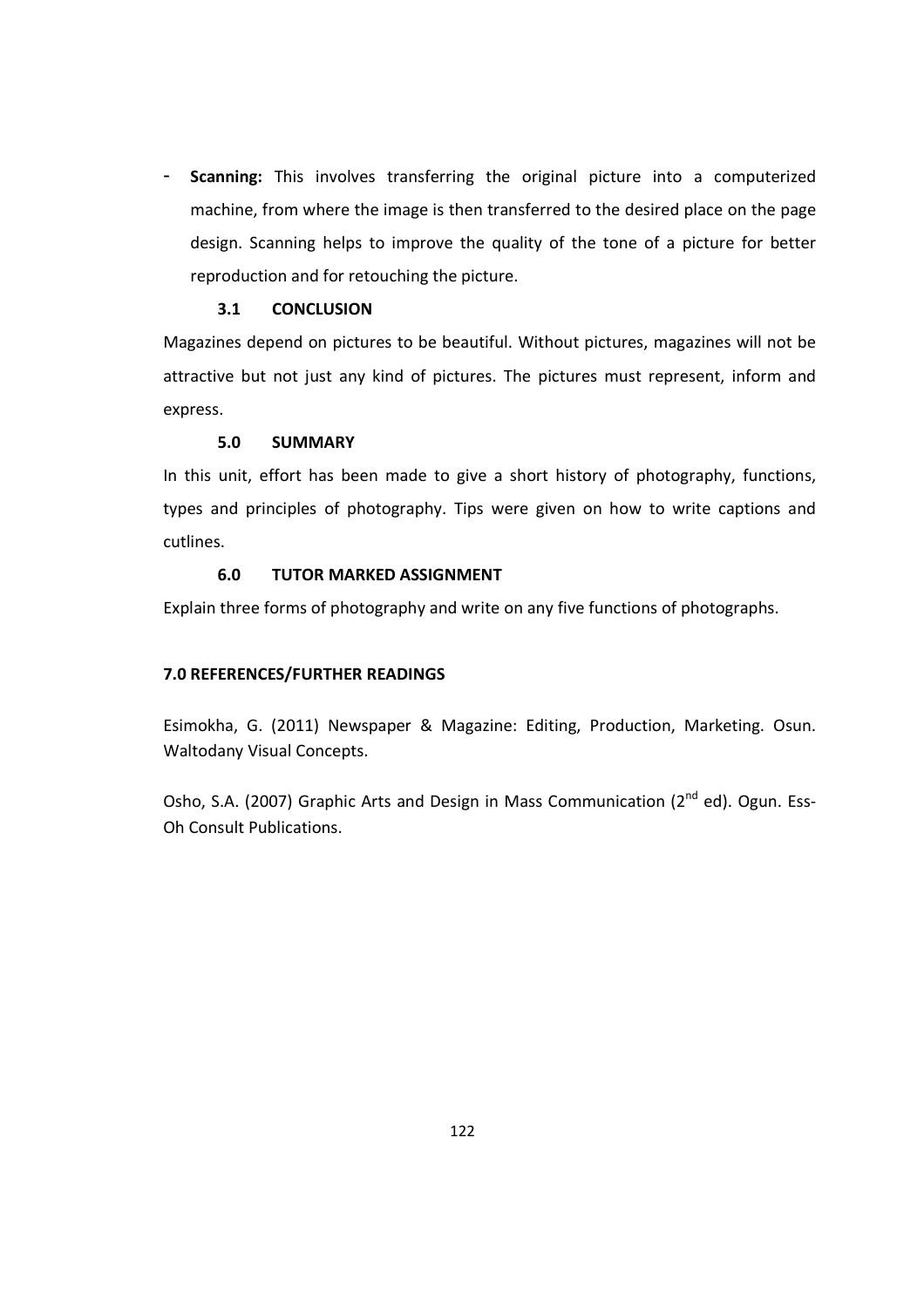- **Scanning:** This involves transferring the original picture into a computerized machine, from where the image is then transferred to the desired place on the page design. Scanning helps to improve the quality of the tone of a picture for better reproduction and for retouching the picture.

### 3.1 CONCLUSION

Magazines depend on pictures to be beautiful. Without pictures, magazines will not be attractive but not just any kind of pictures. The pictures must represent, inform and express.

### 5.0 SUMMARY

In this unit, effort has been made to give a short history of photography, functions, types and principles of photography. Tips were given on how to write captions and cutlines.

### 6.0 TUTOR MARKED ASSIGNMENT

Explain three forms of photography and write on any five functions of photographs.

### 7.0 REFERENCES/FURTHER READINGS

Esimokha, G. (2011) Newspaper & Magazine: Editing, Production, Marketing. Osun. Waltodany Visual Concepts.

Osho, S.A. (2007) Graphic Arts and Design in Mass Communication (2nd ed). Ogun. Ess-Oh Consult Publications.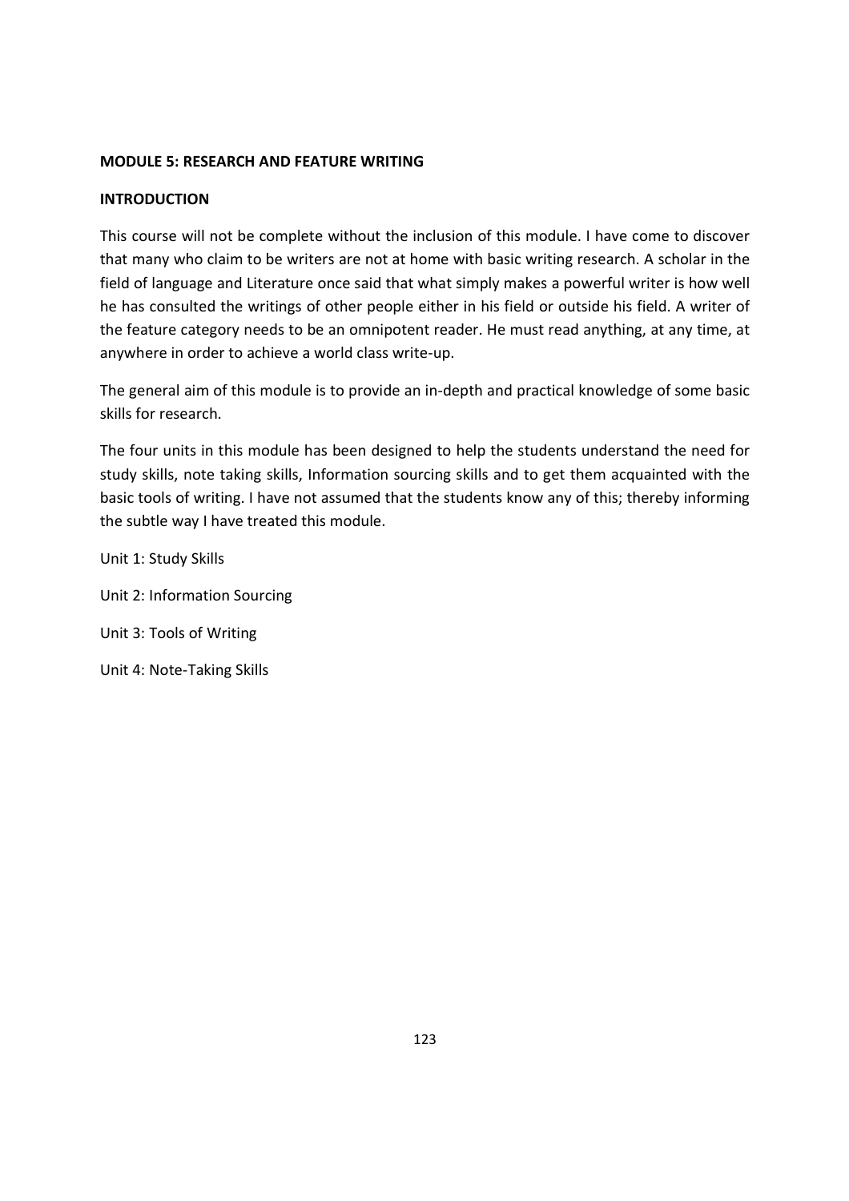**MODULE 5: RESEARCH AND FEATURE WRITING**

**INTRODUCTION**

This course will not be complete without the inclusion of this module. I have come to discover that many who claim to be writers are not at home with basic writing research. A scholar in the field of language and Literature once said that what simply makes a powerful writer is how well he has consulted the writings of other people either in his field or outside his field. A writer of the feature category needs to be an omnipotent reader. He must read anything, at any time, at anywhere in order to achieve a world class write-up.

The general aim of this module is to provide an in-depth and practical knowledge of some basic skills for research.

The four units in this module has been designed to help the students understand the need for study skills, note taking skills, Information sourcing skills and to get them acquainted with the basic tools of writing. I have not assumed that the students know any of this; thereby informing the subtle way I have treated this module.

Unit 1: Study Skills

Unit 2: Information Sourcing

Unit 3: Tools of Writing

Unit 4: Note-Taking Skills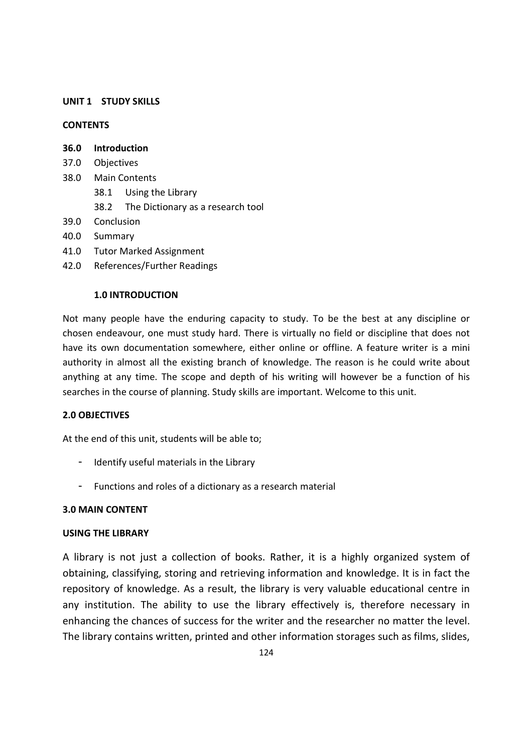**UNIT 1 STUDY SKILLS**

**CONTENTS**

**36.0 Introduction**

37.0 Objectives

38.0 Main Contents

- 38.1 Using the Library
- 38.2 The Dictionary as a research tool

39.0 Conclusion

40.0 Summary

41.0 Tutor Marked Assignment

42.0 References/Further Readings

**1.0 INTRODUCTION**

Not many people have the enduring capacity to study. To be the best at any discipline or chosen endeavour, one must study hard. There is virtually no field or discipline that does not have its own documentation somewhere, either online or offline. A feature writer is a mini authority in almost all the existing branch of knowledge. The reason is he could write about anything at any time. The scope and depth of his writing will however be a function of his searches in the course of planning. Study skills are important. Welcome to this unit.

**2.0 OBJECTIVES**

At the end of this unit, students will be able to;

- Identify useful materials in the Library
- Functions and roles of a dictionary as a research material

**3.0 MAIN CONTENT**

**USING THE LIBRARY**

A library is not just a collection of books. Rather, it is a highly organized system of obtaining, classifying, storing and retrieving information and knowledge. It is in fact the repository of knowledge. As a result, the library is very valuable educational centre in any institution. The ability to use the library effectively is, therefore necessary in enhancing the chances of success for the writer and the researcher no matter the level. The library contains written, printed and other information storages such as films, slides,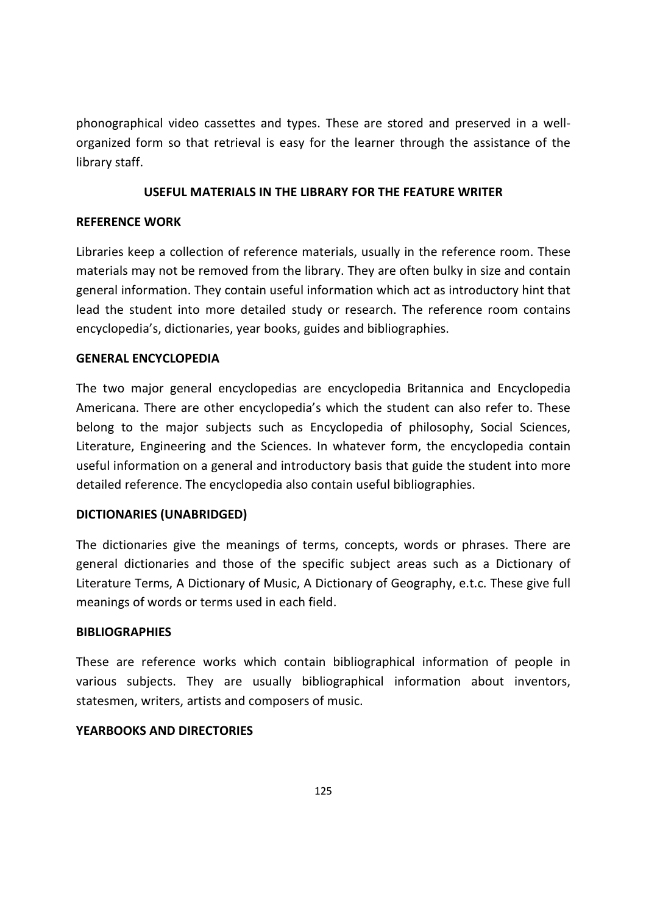phonographical video cassettes and types. These are stored and preserved in a well-organized form so that retrieval is easy for the learner through the assistance of the library staff.

## USEFUL MATERIALS IN THE LIBRARY FOR THE FEATURE WRITER

### REFERENCE WORK

Libraries keep a collection of reference materials, usually in the reference room. These materials may not be removed from the library. They are often bulky in size and contain general information. They contain useful information which act as introductory hint that lead the student into more detailed study or research. The reference room contains encyclopedia's, dictionaries, year books, guides and bibliographies.

### GENERAL ENCYCLOPEDIA

The two major general encyclopedias are encyclopedia Britannica and Encyclopedia Americana. There are other encyclopedia's which the student can also refer to. These belong to the major subjects such as Encyclopedia of philosophy, Social Sciences, Literature, Engineering and the Sciences. In whatever form, the encyclopedia contain useful information on a general and introductory basis that guide the student into more detailed reference. The encyclopedia also contain useful bibliographies.

### DICTIONARIES (UNABRIDGED)

The dictionaries give the meanings of terms, concepts, words or phrases. There are general dictionaries and those of the specific subject areas such as a Dictionary of Literature Terms, A Dictionary of Music, A Dictionary of Geography, e.t.c. These give full meanings of words or terms used in each field.

### BIBLIOGRAPHIES

These are reference works which contain bibliographical information of people in various subjects. They are usually bibliographical information about inventors, statesmen, writers, artists and composers of music.

### YEARBOOKS AND DIRECTORIES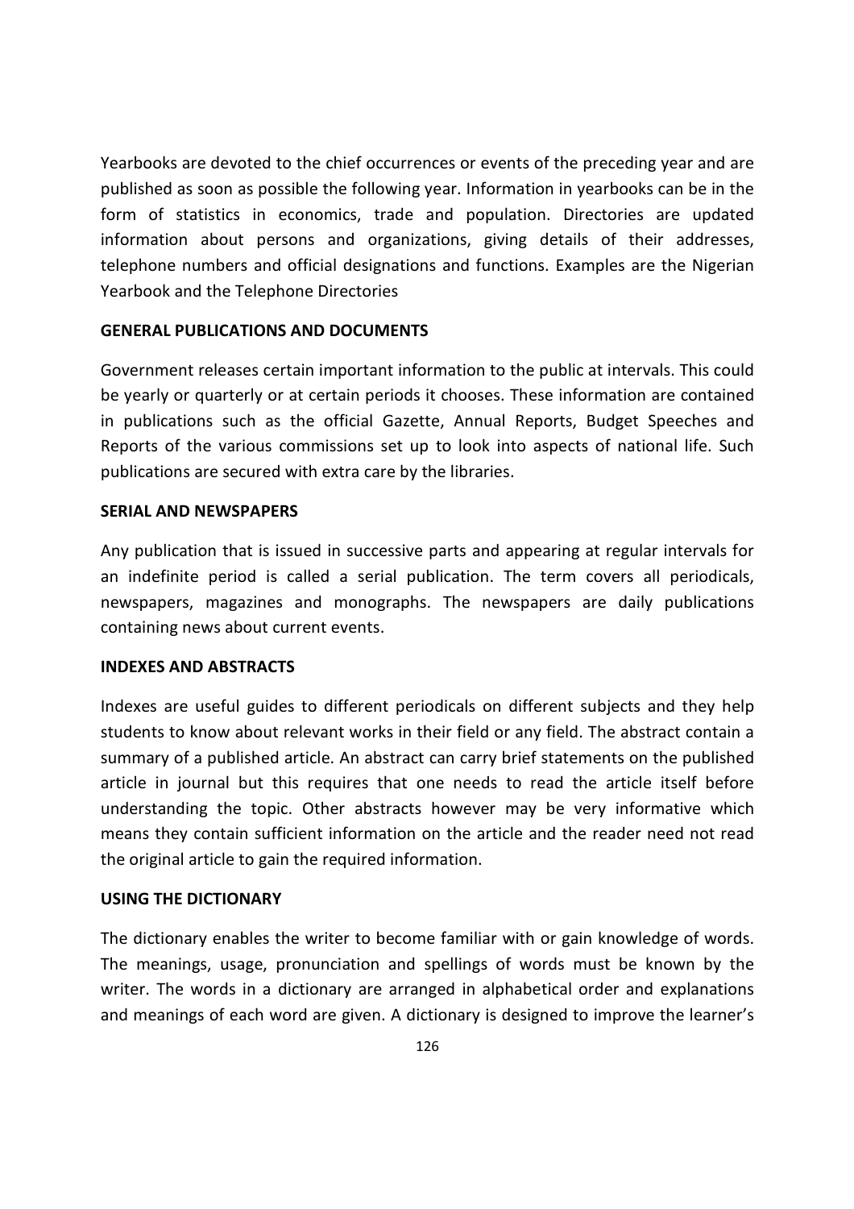Yearbooks are devoted to the chief occurrences or events of the preceding year and are published as soon as possible the following year. Information in yearbooks can be in the form of statistics in economics, trade and population. Directories are updated information about persons and organizations, giving details of their addresses, telephone numbers and official designations and functions. Examples are the Nigerian Yearbook and the Telephone Directories

#### GENERAL PUBLICATIONS AND DOCUMENTS

Government releases certain important information to the public at intervals. This could be yearly or quarterly or at certain periods it chooses. These information are contained in publications such as the official Gazette, Annual Reports, Budget Speeches and Reports of the various commissions set up to look into aspects of national life. Such publications are secured with extra care by the libraries.

#### SERIAL AND NEWSPAPERS

Any publication that is issued in successive parts and appearing at regular intervals for an indefinite period is called a serial publication. The term covers all periodicals, newspapers, magazines and monographs. The newspapers are daily publications containing news about current events.

#### INDEXES AND ABSTRACTS

Indexes are useful guides to different periodicals on different subjects and they help students to know about relevant works in their field or any field. The abstract contain a summary of a published article. An abstract can carry brief statements on the published article in journal but this requires that one needs to read the article itself before understanding the topic. Other abstracts however may be very informative which means they contain sufficient information on the article and the reader need not read the original article to gain the required information.

#### USING THE DICTIONARY

The dictionary enables the writer to become familiar with or gain knowledge of words. The meanings, usage, pronunciation and spellings of words must be known by the writer. The words in a dictionary are arranged in alphabetical order and explanations and meanings of each word are given. A dictionary is designed to improve the learner's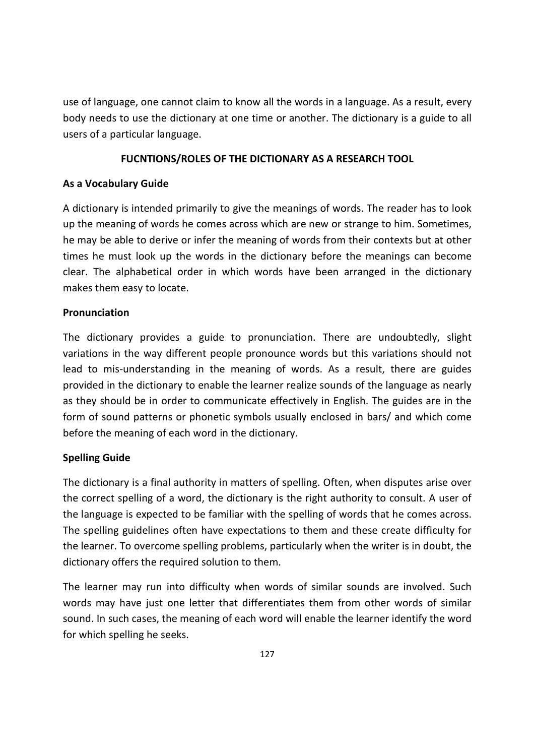use of language, one cannot claim to know all the words in a language. As a result, every body needs to use the dictionary at one time or another. The dictionary is a guide to all users of a particular language.

## FUCNTIONS/ROLES OF THE DICTIONARY AS A RESEARCH TOOL

### As a Vocabulary Guide

A dictionary is intended primarily to give the meanings of words. The reader has to look up the meaning of words he comes across which are new or strange to him. Sometimes, he may be able to derive or infer the meaning of words from their contexts but at other times he must look up the words in the dictionary before the meanings can become clear. The alphabetical order in which words have been arranged in the dictionary makes them easy to locate.

### Pronunciation

The dictionary provides a guide to pronunciation. There are undoubtedly, slight variations in the way different people pronounce words but this variations should not lead to mis-understanding in the meaning of words. As a result, there are guides provided in the dictionary to enable the learner realize sounds of the language as nearly as they should be in order to communicate effectively in English. The guides are in the form of sound patterns or phonetic symbols usually enclosed in bars/ and which come before the meaning of each word in the dictionary.

### Spelling Guide

The dictionary is a final authority in matters of spelling. Often, when disputes arise over the correct spelling of a word, the dictionary is the right authority to consult. A user of the language is expected to be familiar with the spelling of words that he comes across. The spelling guidelines often have expectations to them and these create difficulty for the learner. To overcome spelling problems, particularly when the writer is in doubt, the dictionary offers the required solution to them.

The learner may run into difficulty when words of similar sounds are involved. Such words may have just one letter that differentiates them from other words of similar sound. In such cases, the meaning of each word will enable the learner identify the word for which spelling he seeks.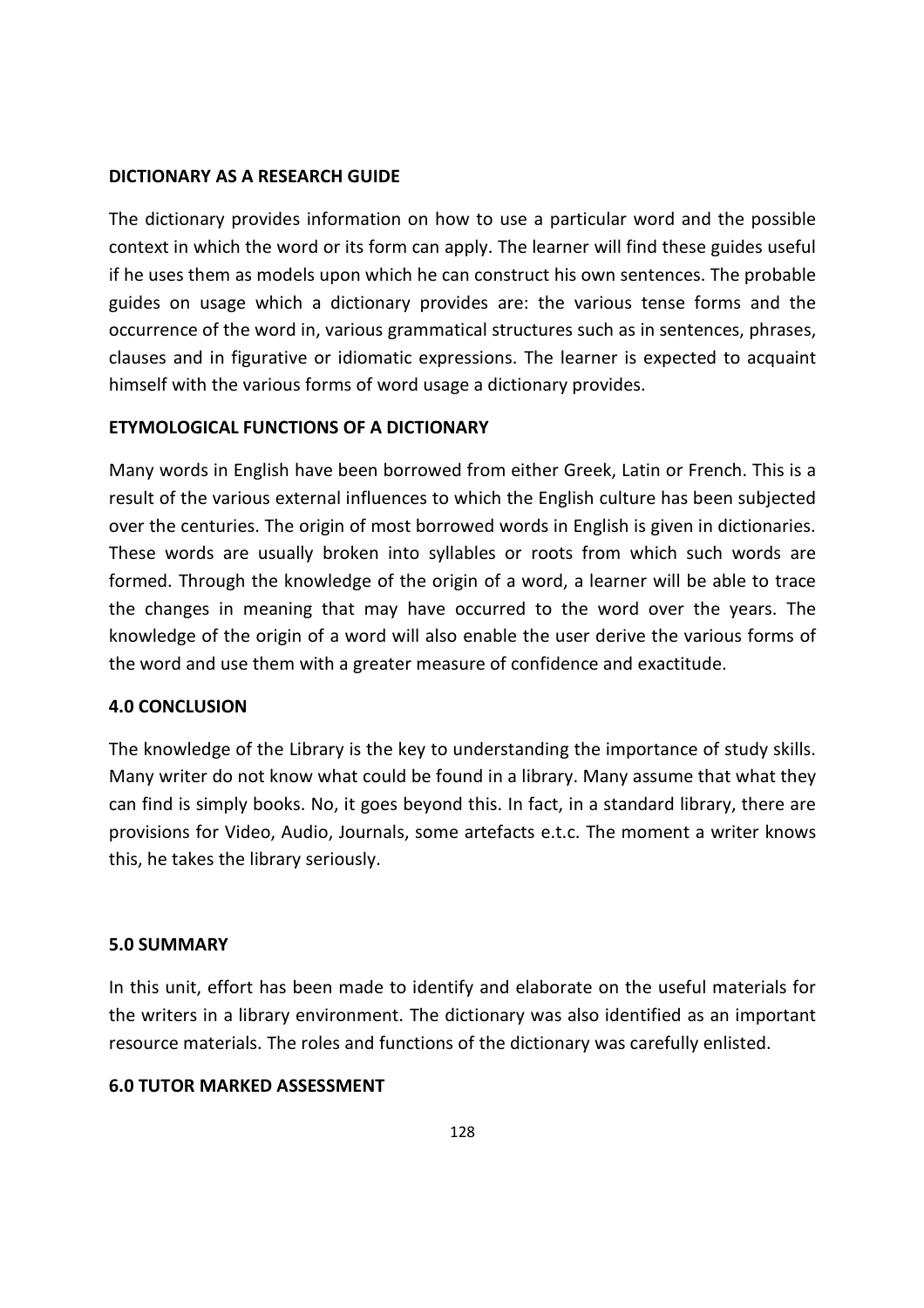**DICTIONARY AS A RESEARCH GUIDE**

The dictionary provides information on how to use a particular word and the possible context in which the word or its form can apply. The learner will find these guides useful if he uses them as models upon which he can construct his own sentences. The probable guides on usage which a dictionary provides are: the various tense forms and the occurrence of the word in, various grammatical structures such as in sentences, phrases, clauses and in figurative or idiomatic expressions. The learner is expected to acquaint himself with the various forms of word usage a dictionary provides.

**ETYMOLOGICAL FUNCTIONS OF A DICTIONARY**

Many words in English have been borrowed from either Greek, Latin or French. This is a result of the various external influences to which the English culture has been subjected over the centuries. The origin of most borrowed words in English is given in dictionaries. These words are usually broken into syllables or roots from which such words are formed. Through the knowledge of the origin of a word, a learner will be able to trace the changes in meaning that may have occurred to the word over the years. The knowledge of the origin of a word will also enable the user derive the various forms of the word and use them with a greater measure of confidence and exactitude.

## 4.0 CONCLUSION

The knowledge of the Library is the key to understanding the importance of study skills. Many writer do not know what could be found in a library. Many assume that what they can find is simply books. No, it goes beyond this. In fact, in a standard library, there are provisions for Video, Audio, Journals, some artefacts e.t.c. The moment a writer knows this, he takes the library seriously.

## 5.0 SUMMARY

In this unit, effort has been made to identify and elaborate on the useful materials for the writers in a library environment. The dictionary was also identified as an important resource materials. The roles and functions of the dictionary was carefully enlisted.

## 6.0 TUTOR MARKED ASSESSMENT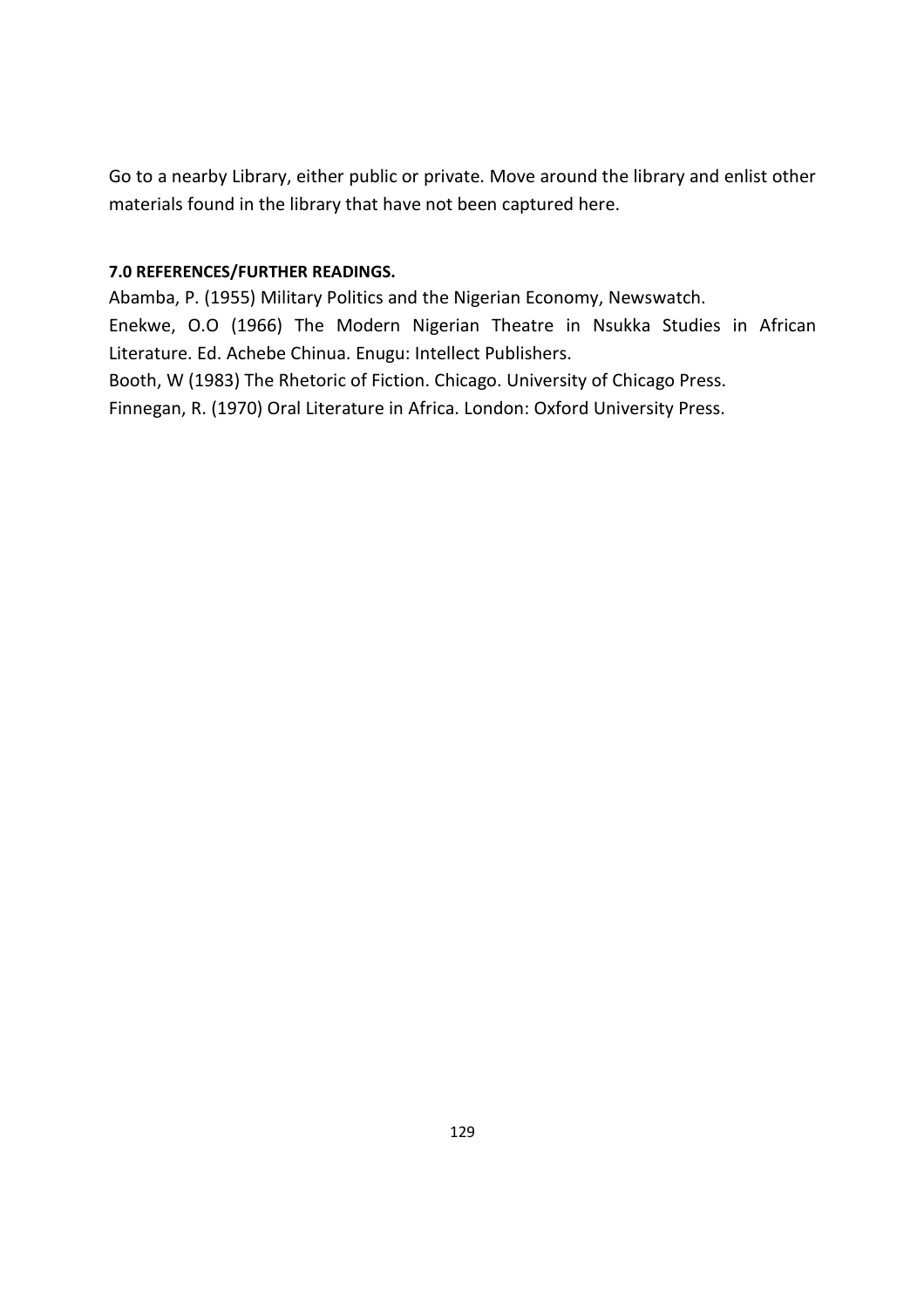Go to a nearby Library, either public or private. Move around the library and enlist other materials found in the library that have not been captured here.

**7.0 REFERENCES/FURTHER READINGS.**

Abamba, P. (1955) Military Politics and the Nigerian Economy, Newswatch.

Enekwe, O.O (1966) The Modern Nigerian Theatre in Nsukka Studies in African Literature. Ed. Achebe Chinua. Enugu: Intellect Publishers.

Booth, W (1983) The Rhetoric of Fiction. Chicago. University of Chicago Press.

Finnegan, R. (1970) Oral Literature in Africa. London: Oxford University Press.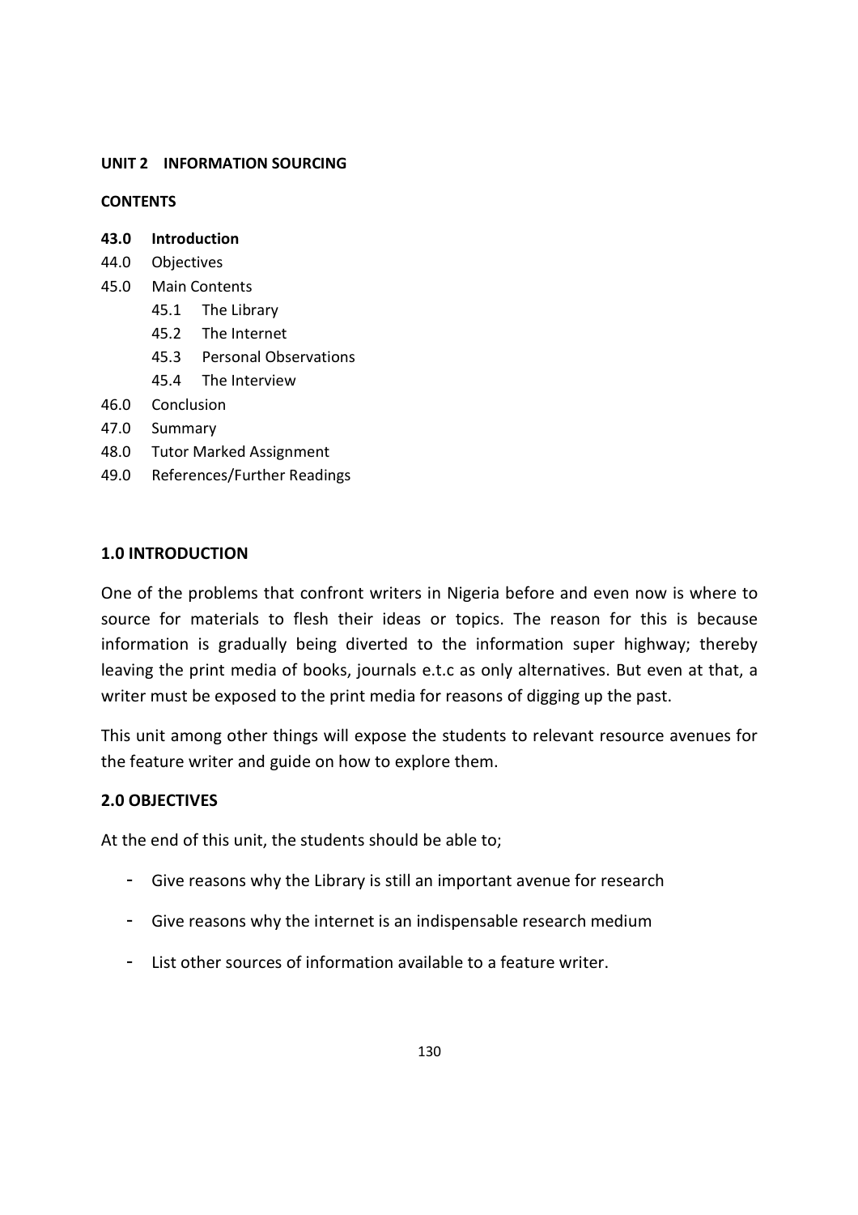**UNIT 2 INFORMATION SOURCING**

**CONTENTS**

**43.0 Introduction**
44.0 Objectives
45.0 Main Contents
- 45.1 The Library
- 45.2 The Internet
- 45.3 Personal Observations
- 45.4 The Interview

46.0 Conclusion
47.0 Summary
48.0 Tutor Marked Assignment
49.0 References/Further Readings

## 1.0 INTRODUCTION

One of the problems that confront writers in Nigeria before and even now is where to source for materials to flesh their ideas or topics. The reason for this is because information is gradually being diverted to the information super highway; thereby leaving the print media of books, journals e.t.c as only alternatives. But even at that, a writer must be exposed to the print media for reasons of digging up the past.

This unit among other things will expose the students to relevant resource avenues for the feature writer and guide on how to explore them.

## 2.0 OBJECTIVES

At the end of this unit, the students should be able to;

- Give reasons why the Library is still an important avenue for research
- Give reasons why the internet is an indispensable research medium
- List other sources of information available to a feature writer.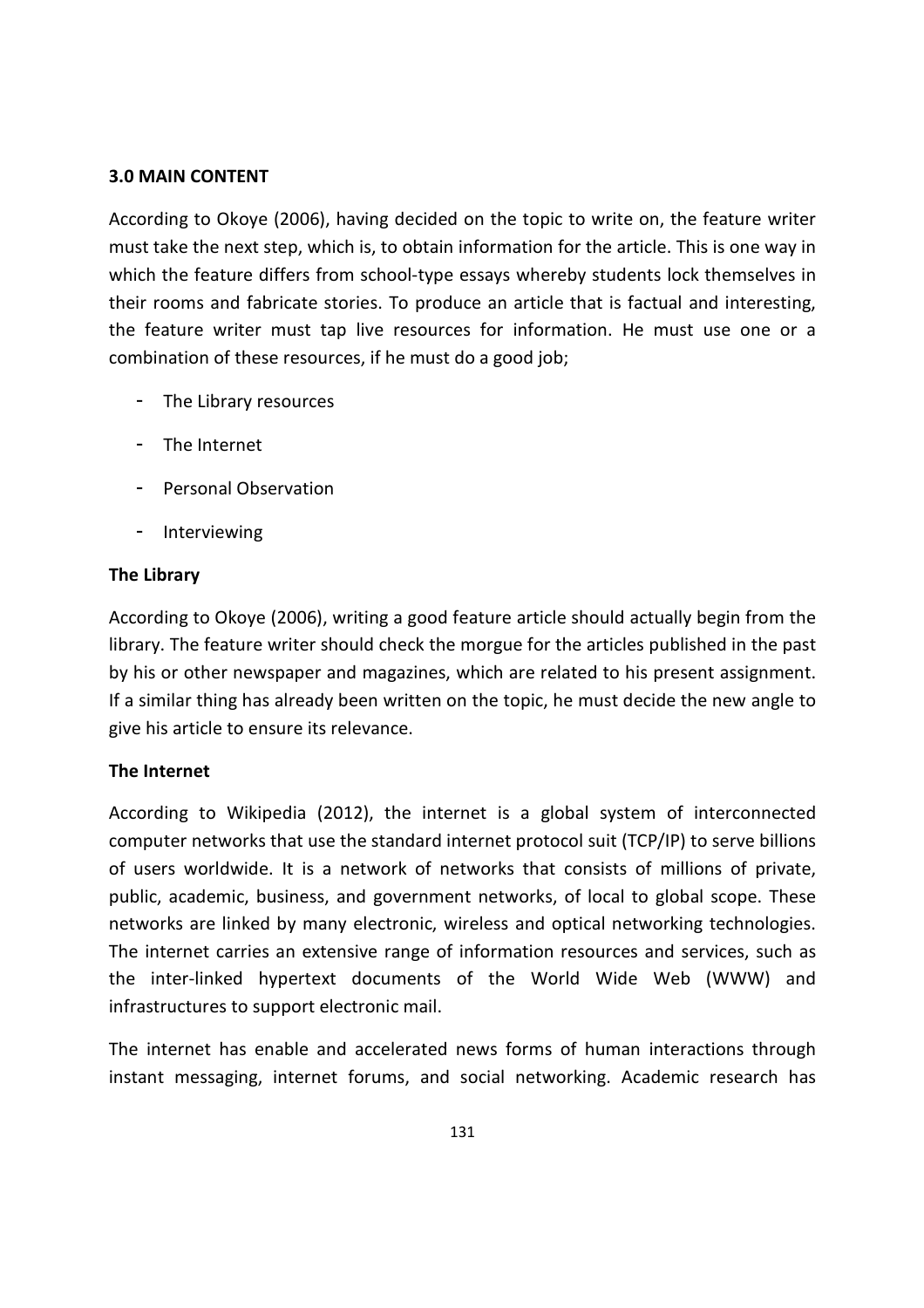### 3.0 MAIN CONTENT

According to Okoye (2006), having decided on the topic to write on, the feature writer must take the next step, which is, to obtain information for the article. This is one way in which the feature differs from school-type essays whereby students lock themselves in their rooms and fabricate stories. To produce an article that is factual and interesting, the feature writer must tap live resources for information. He must use one or a combination of these resources, if he must do a good job;

- The Library resources
- The Internet
- Personal Observation
- Interviewing

**The Library**

According to Okoye (2006), writing a good feature article should actually begin from the library. The feature writer should check the morgue for the articles published in the past by his or other newspaper and magazines, which are related to his present assignment. If a similar thing has already been written on the topic, he must decide the new angle to give his article to ensure its relevance.

**The Internet**

According to Wikipedia (2012), the internet is a global system of interconnected computer networks that use the standard internet protocol suit (TCP/IP) to serve billions of users worldwide. It is a network of networks that consists of millions of private, public, academic, business, and government networks, of local to global scope. These networks are linked by many electronic, wireless and optical networking technologies. The internet carries an extensive range of information resources and services, such as the inter-linked hypertext documents of the World Wide Web (WWW) and infrastructures to support electronic mail.

The internet has enable and accelerated news forms of human interactions through instant messaging, internet forums, and social networking. Academic research has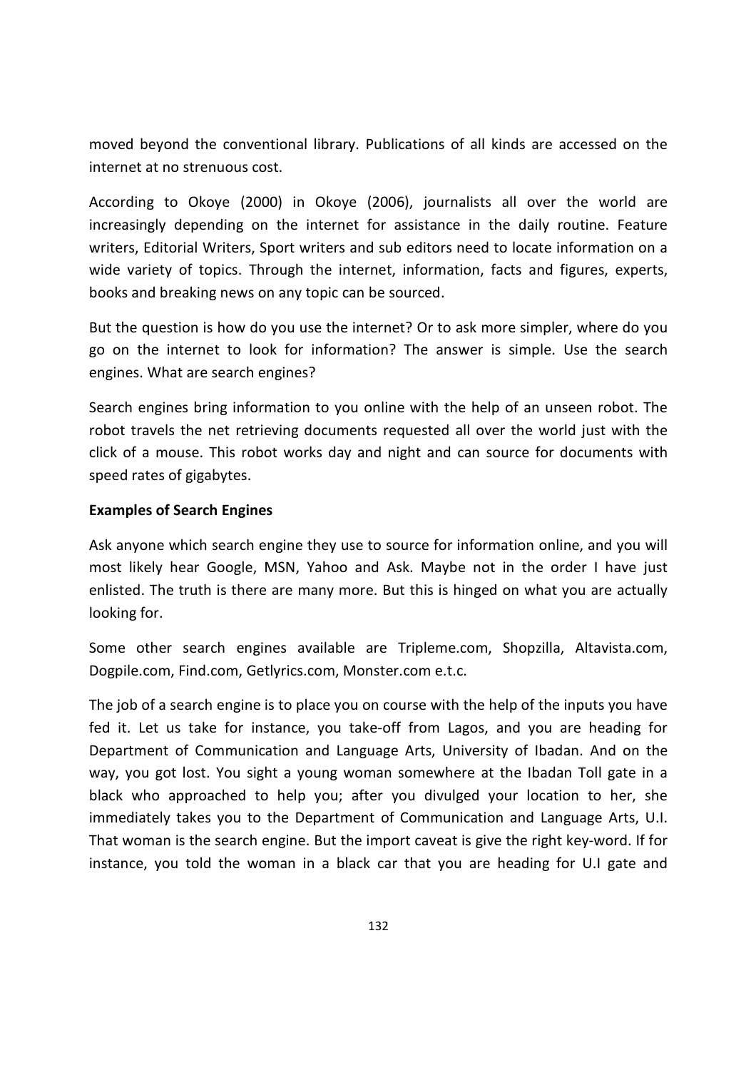moved beyond the conventional library. Publications of all kinds are accessed on the internet at no strenuous cost.

According to Okoye (2000) in Okoye (2006), journalists all over the world are increasingly depending on the internet for assistance in the daily routine. Feature writers, Editorial Writers, Sport writers and sub editors need to locate information on a wide variety of topics. Through the internet, information, facts and figures, experts, books and breaking news on any topic can be sourced.

But the question is how do you use the internet? Or to ask more simpler, where do you go on the internet to look for information? The answer is simple. Use the search engines. What are search engines?

Search engines bring information to you online with the help of an unseen robot. The robot travels the net retrieving documents requested all over the world just with the click of a mouse. This robot works day and night and can source for documents with speed rates of gigabytes.

**Examples of Search Engines**

Ask anyone which search engine they use to source for information online, and you will most likely hear Google, MSN, Yahoo and Ask. Maybe not in the order I have just enlisted. The truth is there are many more. But this is hinged on what you are actually looking for.

Some other search engines available are Tripleme.com, Shopzilla, Altavista.com, Dogpile.com, Find.com, Getlyrics.com, Monster.com e.t.c.

The job of a search engine is to place you on course with the help of the inputs you have fed it. Let us take for instance, you take-off from Lagos, and you are heading for Department of Communication and Language Arts, University of Ibadan. And on the way, you got lost. You sight a young woman somewhere at the Ibadan Toll gate in a black who approached to help you; after you divulged your location to her, she immediately takes you to the Department of Communication and Language Arts, U.I. That woman is the search engine. But the import caveat is give the right key-word. If for instance, you told the woman in a black car that you are heading for U.I gate and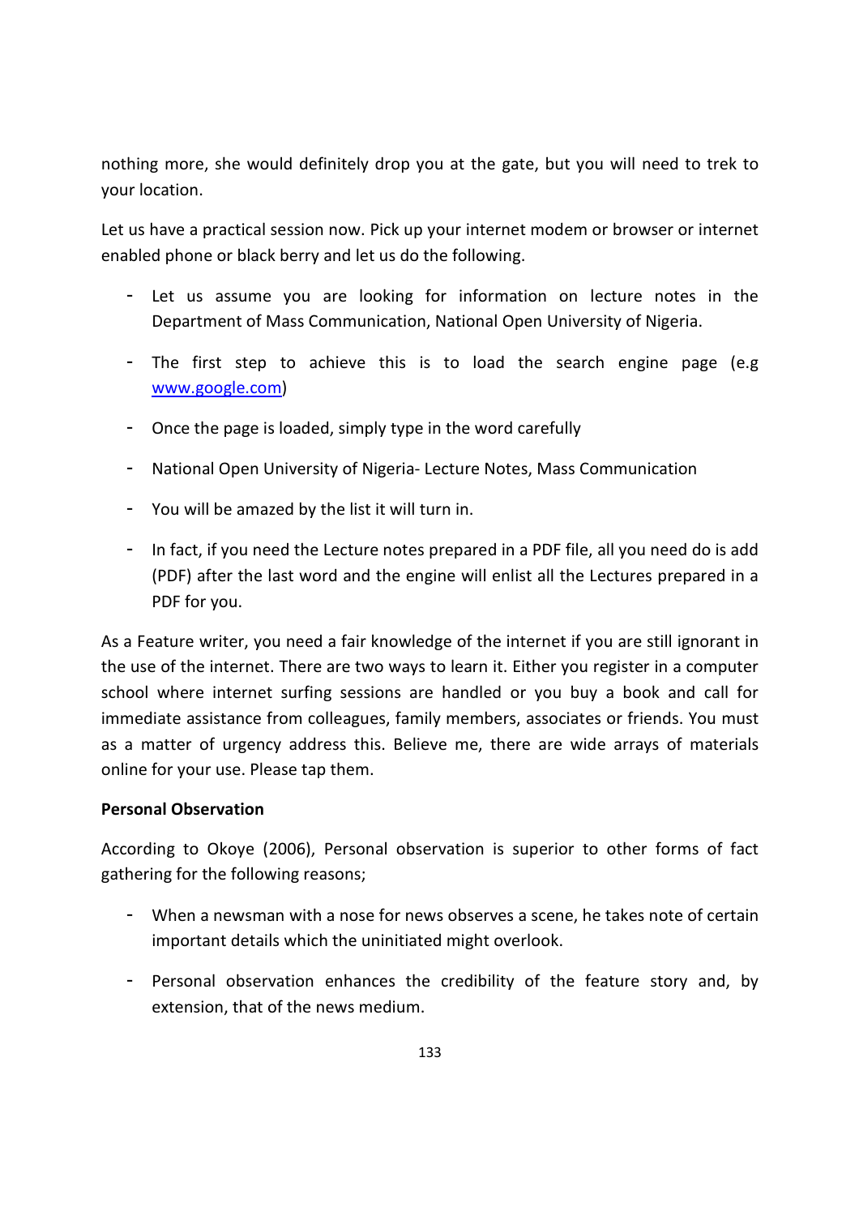nothing more, she would definitely drop you at the gate, but you will need to trek to your location.

Let us have a practical session now. Pick up your internet modem or browser or internet enabled phone or black berry and let us do the following.

- Let us assume you are looking for information on lecture notes in the Department of Mass Communication, National Open University of Nigeria.
- The first step to achieve this is to load the search engine page (e.g [www.google.com](www.google.com))
- Once the page is loaded, simply type in the word carefully
- National Open University of Nigeria- Lecture Notes, Mass Communication
- You will be amazed by the list it will turn in.
- In fact, if you need the Lecture notes prepared in a PDF file, all you need do is add (PDF) after the last word and the engine will enlist all the Lectures prepared in a PDF for you.

As a Feature writer, you need a fair knowledge of the internet if you are still ignorant in the use of the internet. There are two ways to learn it. Either you register in a computer school where internet surfing sessions are handled or you buy a book and call for immediate assistance from colleagues, family members, associates or friends. You must as a matter of urgency address this. Believe me, there are wide arrays of materials online for your use. Please tap them.

**Personal Observation**

According to Okoye (2006), Personal observation is superior to other forms of fact gathering for the following reasons;

- When a newsman with a nose for news observes a scene, he takes note of certain important details which the uninitiated might overlook.
- Personal observation enhances the credibility of the feature story and, by extension, that of the news medium.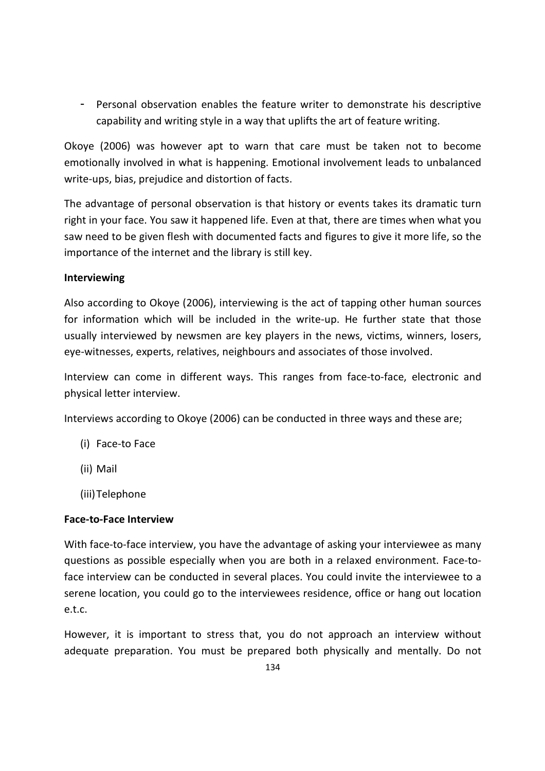- Personal observation enables the feature writer to demonstrate his descriptive capability and writing style in a way that uplifts the art of feature writing.

Okoye (2006) was however apt to warn that care must be taken not to become emotionally involved in what is happening. Emotional involvement leads to unbalanced write-ups, bias, prejudice and distortion of facts.

The advantage of personal observation is that history or events takes its dramatic turn right in your face. You saw it happened life. Even at that, there are times when what you saw need to be given flesh with documented facts and figures to give it more life, so the importance of the internet and the library is still key.

**Interviewing**

Also according to Okoye (2006), interviewing is the act of tapping other human sources for information which will be included in the write-up. He further state that those usually interviewed by newsmen are key players in the news, victims, winners, losers, eye-witnesses, experts, relatives, neighbours and associates of those involved.

Interview can come in different ways. This ranges from face-to-face, electronic and physical letter interview.

Interviews according to Okoye (2006) can be conducted in three ways and these are;

(i) Face-to Face

(ii) Mail

(iii) Telephone

**Face-to-Face Interview**

With face-to-face interview, you have the advantage of asking your interviewee as many questions as possible especially when you are both in a relaxed environment. Face-to-face interview can be conducted in several places. You could invite the interviewee to a serene location, you could go to the interviewees residence, office or hang out location e.t.c.

However, it is important to stress that, you do not approach an interview without adequate preparation. You must be prepared both physically and mentally. Do not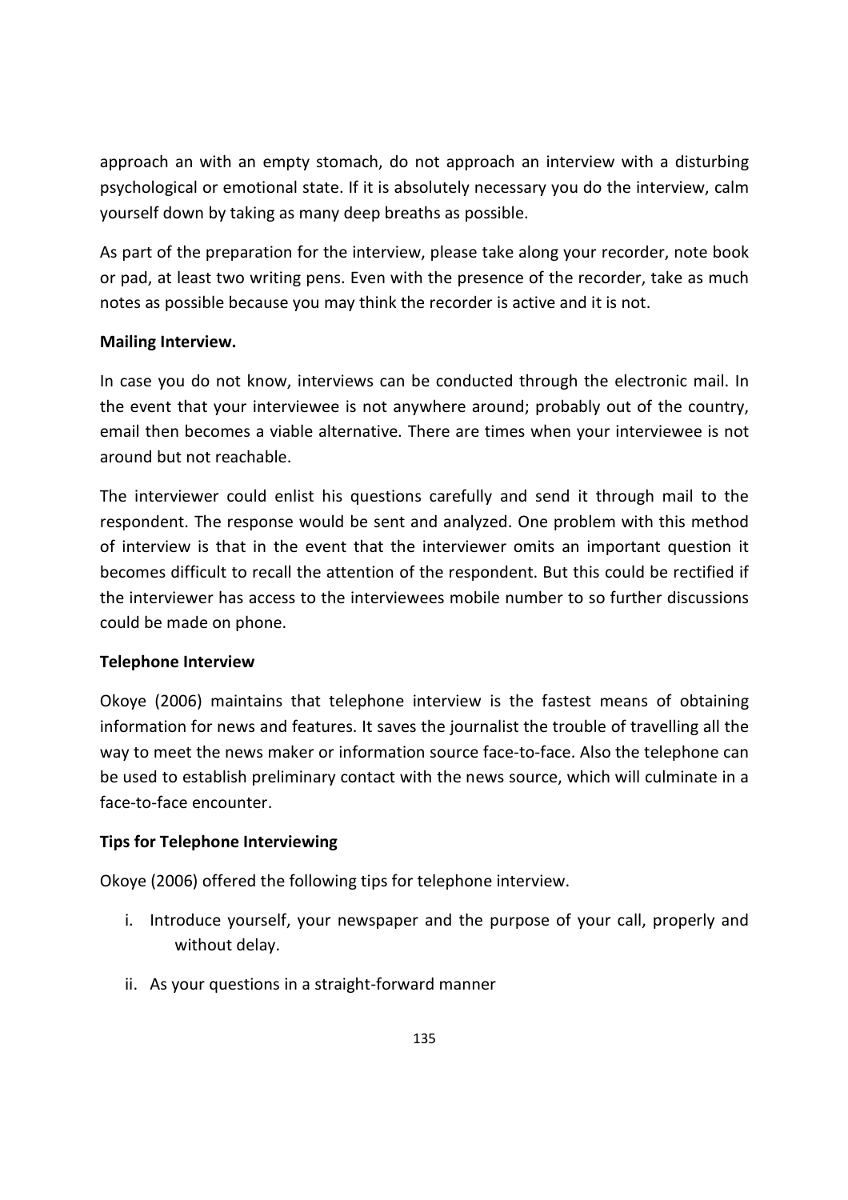approach an with an empty stomach, do not approach an interview with a disturbing psychological or emotional state. If it is absolutely necessary you do the interview, calm yourself down by taking as many deep breaths as possible.

As part of the preparation for the interview, please take along your recorder, note book or pad, at least two writing pens. Even with the presence of the recorder, take as much notes as possible because you may think the recorder is active and it is not.

**Mailing Interview.**

In case you do not know, interviews can be conducted through the electronic mail. In the event that your interviewee is not anywhere around; probably out of the country, email then becomes a viable alternative. There are times when your interviewee is not around but not reachable.

The interviewer could enlist his questions carefully and send it through mail to the respondent. The response would be sent and analyzed. One problem with this method of interview is that in the event that the interviewer omits an important question it becomes difficult to recall the attention of the respondent. But this could be rectified if the interviewer has access to the interviewees mobile number to so further discussions could be made on phone.

**Telephone Interview**

Okoye (2006) maintains that telephone interview is the fastest means of obtaining information for news and features. It saves the journalist the trouble of travelling all the way to meet the news maker or information source face-to-face. Also the telephone can be used to establish preliminary contact with the news source, which will culminate in a face-to-face encounter.

**Tips for Telephone Interviewing**

Okoye (2006) offered the following tips for telephone interview.

i. Introduce yourself, your newspaper and the purpose of your call, properly and without delay.

ii. As your questions in a straight-forward manner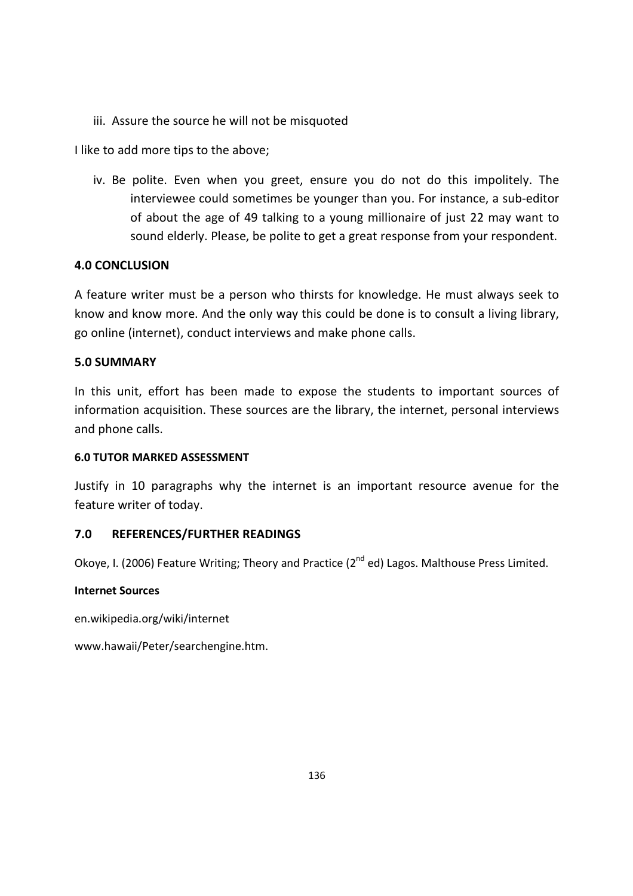iii. Assure the source he will not be misquoted

I like to add more tips to the above;

iv. Be polite. Even when you greet, ensure you do not do this impolitely. The interviewee could sometimes be younger than you. For instance, a sub-editor of about the age of 49 talking to a young millionaire of just 22 may want to sound elderly. Please, be polite to get a great response from your respondent.

## 4.0 CONCLUSION

A feature writer must be a person who thirsts for knowledge. He must always seek to know and know more. And the only way this could be done is to consult a living library, go online (internet), conduct interviews and make phone calls.

## 5.0 SUMMARY

In this unit, effort has been made to expose the students to important sources of information acquisition. These sources are the library, the internet, personal interviews and phone calls.

### 6.0 TUTOR MARKED ASSESSMENT

Justify in 10 paragraphs why the internet is an important resource avenue for the feature writer of today.

## 7.0 REFERENCES/FURTHER READINGS

Okoye, I. (2006) Feature Writing; Theory and Practice (2nd ed) Lagos. Malthouse Press Limited.

**Internet Sources**

en.wikipedia.org/wiki/internet

www.hawaii/Peter/searchengine.htm.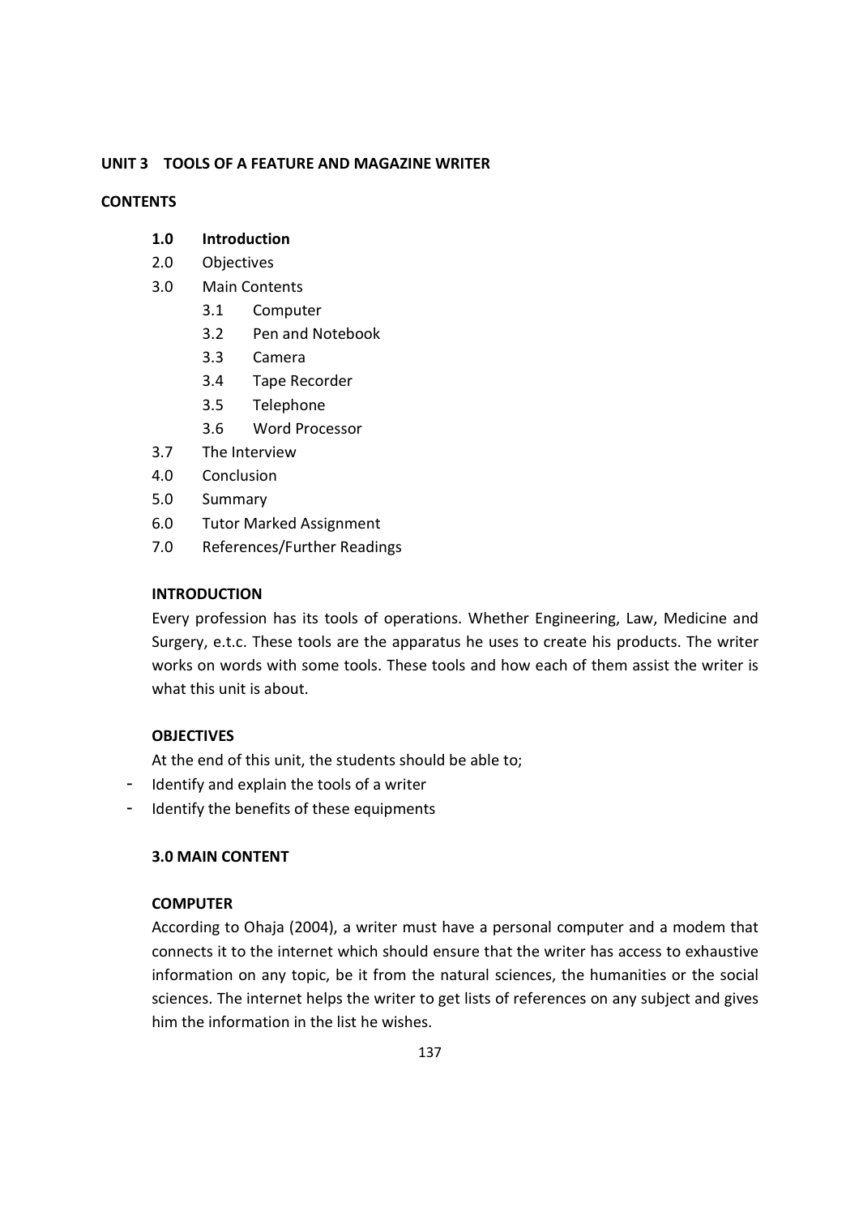## UNIT 3 TOOLS OF A FEATURE AND MAGAZINE WRITER

**CONTENTS**

- **1.0 Introduction**
- 2.0 Objectives
- 3.0 Main Contents
  - 3.1 Computer
  - 3.2 Pen and Notebook
  - 3.3 Camera
  - 3.4 Tape Recorder
  - 3.5 Telephone
  - 3.6 Word Processor
- 3.7 The Interview
- 4.0 Conclusion
- 5.0 Summary
- 6.0 Tutor Marked Assignment
- 7.0 References/Further Readings

### INTRODUCTION

Every profession has its tools of operations. Whether Engineering, Law, Medicine and Surgery, e.t.c. These tools are the apparatus he uses to create his products. The writer works on words with some tools. These tools and how each of them assist the writer is what this unit is about.

### OBJECTIVES

At the end of this unit, the students should be able to;

- Identify and explain the tools of a writer
- Identify the benefits of these equipments

### 3.0 MAIN CONTENT

#### COMPUTER

According to Ohaja (2004), a writer must have a personal computer and a modem that connects it to the internet which should ensure that the writer has access to exhaustive information on any topic, be it from the natural sciences, the humanities or the social sciences. The internet helps the writer to get lists of references on any subject and gives him the information in the list he wishes.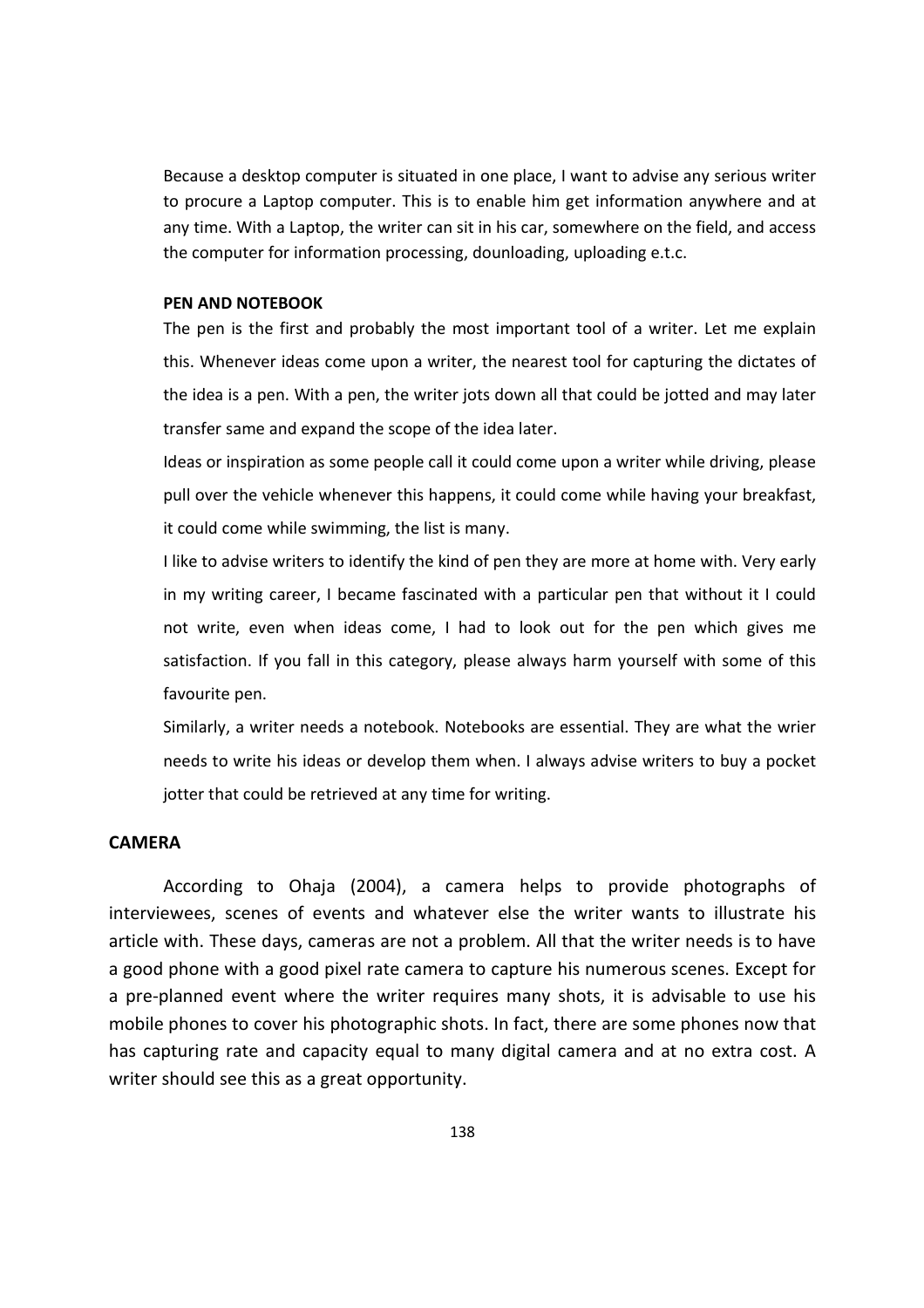Because a desktop computer is situated in one place, I want to advise any serious writer to procure a Laptop computer. This is to enable him get information anywhere and at any time. With a Laptop, the writer can sit in his car, somewhere on the field, and access the computer for information processing, dounloading, uploading e.t.c.

**PEN AND NOTEBOOK**

The pen is the first and probably the most important tool of a writer. Let me explain this. Whenever ideas come upon a writer, the nearest tool for capturing the dictates of the idea is a pen. With a pen, the writer jots down all that could be jotted and may later transfer same and expand the scope of the idea later.

Ideas or inspiration as some people call it could come upon a writer while driving, please pull over the vehicle whenever this happens, it could come while having your breakfast, it could come while swimming, the list is many.

I like to advise writers to identify the kind of pen they are more at home with. Very early in my writing career, I became fascinated with a particular pen that without it I could not write, even when ideas come, I had to look out for the pen which gives me satisfaction. If you fall in this category, please always harm yourself with some of this favourite pen.

Similarly, a writer needs a notebook. Notebooks are essential. They are what the wrier needs to write his ideas or develop them when. I always advise writers to buy a pocket jotter that could be retrieved at any time for writing.

## CAMERA

According to Ohaja (2004), a camera helps to provide photographs of interviewees, scenes of events and whatever else the writer wants to illustrate his article with. These days, cameras are not a problem. All that the writer needs is to have a good phone with a good pixel rate camera to capture his numerous scenes. Except for a pre-planned event where the writer requires many shots, it is advisable to use his mobile phones to cover his photographic shots. In fact, there are some phones now that has capturing rate and capacity equal to many digital camera and at no extra cost. A writer should see this as a great opportunity.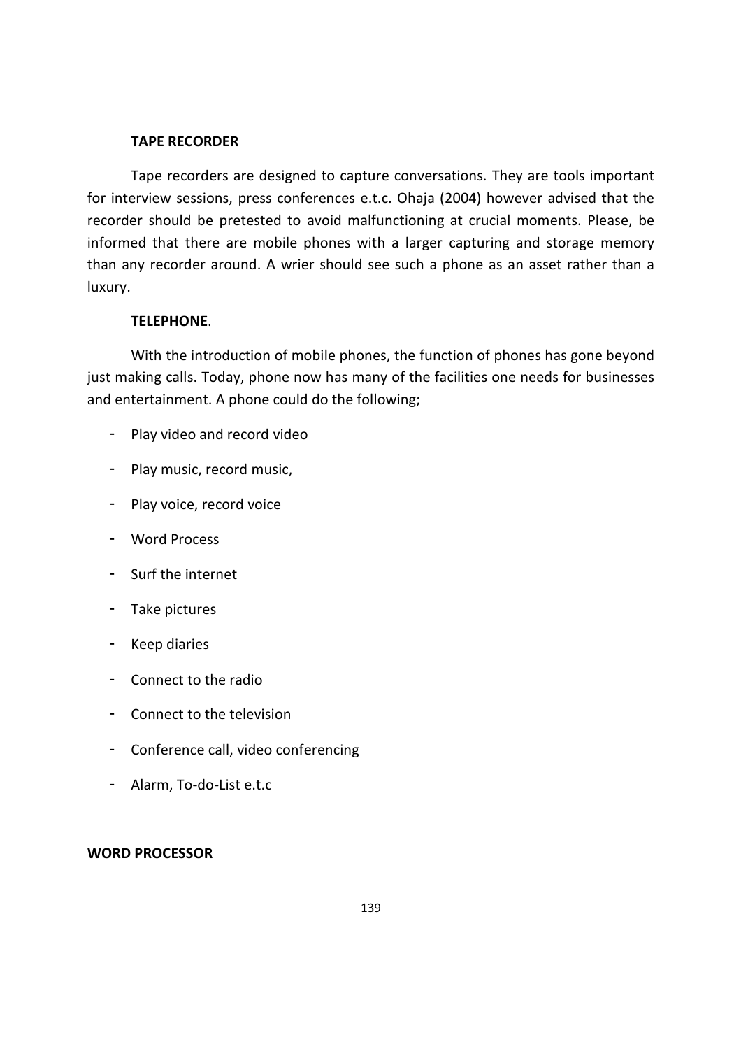### TAPE RECORDER

Tape recorders are designed to capture conversations. They are tools important for interview sessions, press conferences e.t.c. Ohaja (2004) however advised that the recorder should be pretested to avoid malfunctioning at crucial moments. Please, be informed that there are mobile phones with a larger capturing and storage memory than any recorder around. A wrier should see such a phone as an asset rather than a luxury.

### TELEPHONE.

With the introduction of mobile phones, the function of phones has gone beyond just making calls. Today, phone now has many of the facilities one needs for businesses and entertainment. A phone could do the following;

- Play video and record video
- Play music, record music,
- Play voice, record voice
- Word Process
- Surf the internet
- Take pictures
- Keep diaries
- Connect to the radio
- Connect to the television
- Conference call, video conferencing
- Alarm, To-do-List e.t.c

### WORD PROCESSOR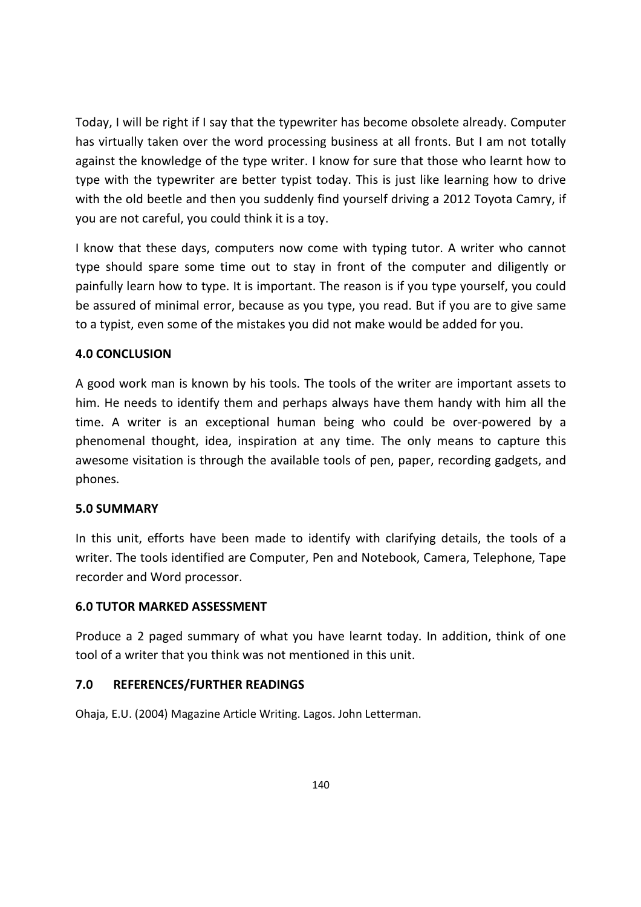Today, I will be right if I say that the typewriter has become obsolete already. Computer has virtually taken over the word processing business at all fronts. But I am not totally against the knowledge of the type writer. I know for sure that those who learnt how to type with the typewriter are better typist today. This is just like learning how to drive with the old beetle and then you suddenly find yourself driving a 2012 Toyota Camry, if you are not careful, you could think it is a toy.

I know that these days, computers now come with typing tutor. A writer who cannot type should spare some time out to stay in front of the computer and diligently or painfully learn how to type. It is important. The reason is if you type yourself, you could be assured of minimal error, because as you type, you read. But if you are to give same to a typist, even some of the mistakes you did not make would be added for you.

## 4.0 CONCLUSION

A good work man is known by his tools. The tools of the writer are important assets to him. He needs to identify them and perhaps always have them handy with him all the time. A writer is an exceptional human being who could be over-powered by a phenomenal thought, idea, inspiration at any time. The only means to capture this awesome visitation is through the available tools of pen, paper, recording gadgets, and phones.

## 5.0 SUMMARY

In this unit, efforts have been made to identify with clarifying details, the tools of a writer. The tools identified are Computer, Pen and Notebook, Camera, Telephone, Tape recorder and Word processor.

## 6.0 TUTOR MARKED ASSESSMENT

Produce a 2 paged summary of what you have learnt today. In addition, think of one tool of a writer that you think was not mentioned in this unit.

## 7.0 REFERENCES/FURTHER READINGS

Ohaja, E.U. (2004) Magazine Article Writing. Lagos. John Letterman.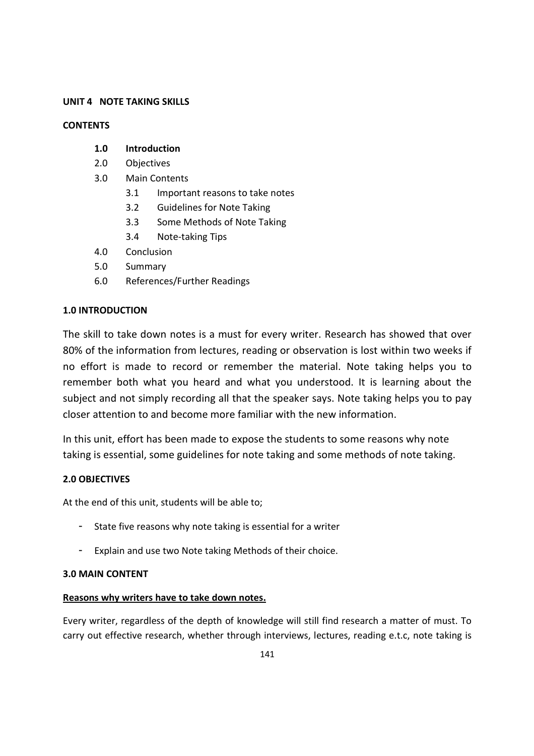**UNIT 4 NOTE TAKING SKILLS**

**CONTENTS**

- **1.0 Introduction**
- 2.0 Objectives
- 3.0 Main Contents
  - 3.1 Important reasons to take notes
  - 3.2 Guidelines for Note Taking
  - 3.3 Some Methods of Note Taking
  - 3.4 Note-taking Tips
- 4.0 Conclusion
- 5.0 Summary
- 6.0 References/Further Readings

## 1.0 INTRODUCTION

The skill to take down notes is a must for every writer. Research has showed that over 80% of the information from lectures, reading or observation is lost within two weeks if no effort is made to record or remember the material. Note taking helps you to remember both what you heard and what you understood. It is learning about the subject and not simply recording all that the speaker says. Note taking helps you to pay closer attention to and become more familiar with the new information.

In this unit, effort has been made to expose the students to some reasons why note taking is essential, some guidelines for note taking and some methods of note taking.

## 2.0 OBJECTIVES

At the end of this unit, students will be able to;

- State five reasons why note taking is essential for a writer
- Explain and use two Note taking Methods of their choice.

## 3.0 MAIN CONTENT

**Reasons why writers have to take down notes.**

Every writer, regardless of the depth of knowledge will still find research a matter of must. To carry out effective research, whether through interviews, lectures, reading e.t.c, note taking is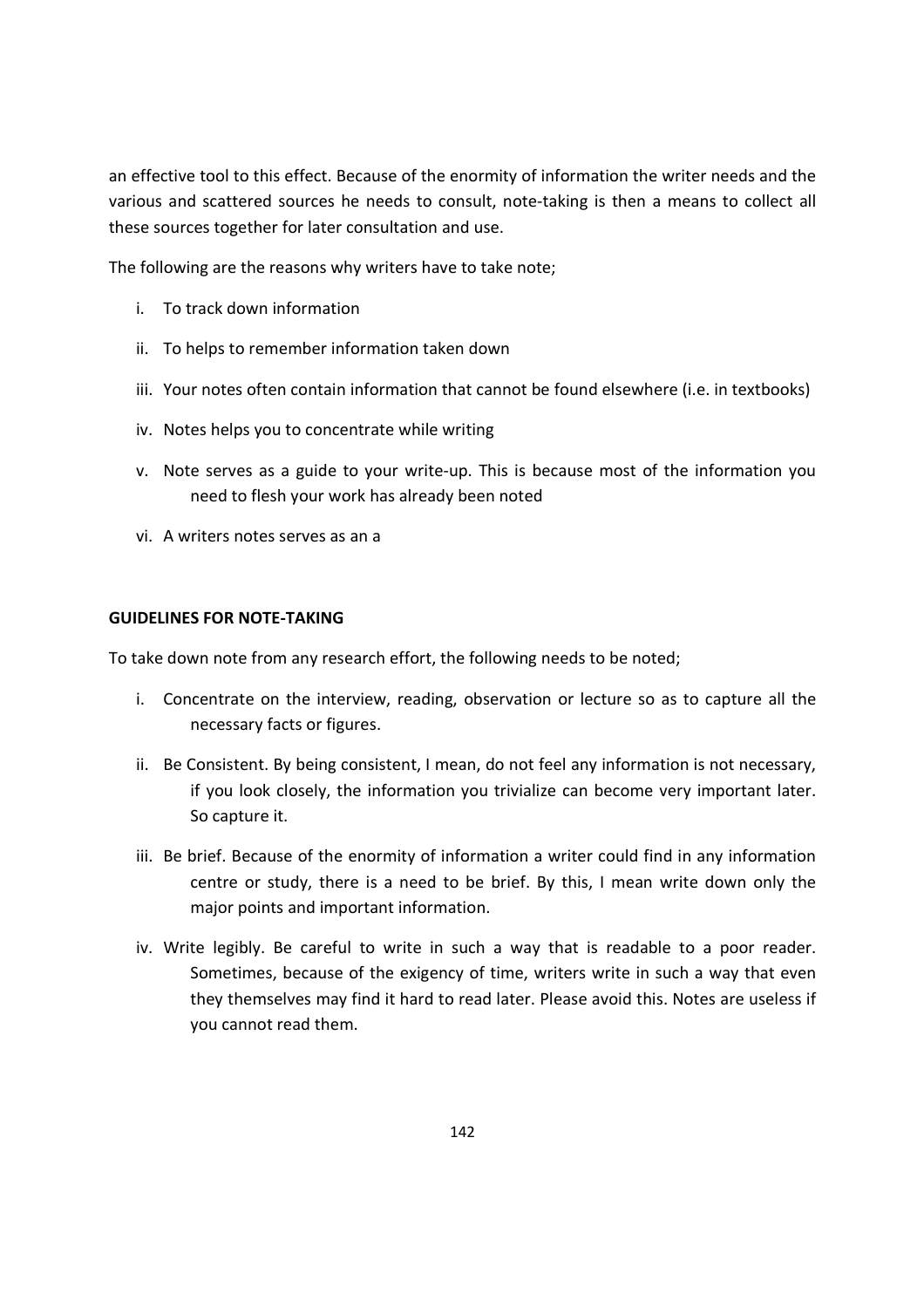an effective tool to this effect. Because of the enormity of information the writer needs and the various and scattered sources he needs to consult, note-taking is then a means to collect all these sources together for later consultation and use.

The following are the reasons why writers have to take note;

i. To track down information

ii. To helps to remember information taken down

iii. Your notes often contain information that cannot be found elsewhere (i.e. in textbooks)

iv. Notes helps you to concentrate while writing

v. Note serves as a guide to your write-up. This is because most of the information you need to flesh your work has already been noted

vi. A writers notes serves as an a

**GUIDELINES FOR NOTE-TAKING**

To take down note from any research effort, the following needs to be noted;

i. Concentrate on the interview, reading, observation or lecture so as to capture all the necessary facts or figures.

ii. Be Consistent. By being consistent, I mean, do not feel any information is not necessary, if you look closely, the information you trivialize can become very important later. So capture it.

iii. Be brief. Because of the enormity of information a writer could find in any information centre or study, there is a need to be brief. By this, I mean write down only the major points and important information.

iv. Write legibly. Be careful to write in such a way that is readable to a poor reader. Sometimes, because of the exigency of time, writers write in such a way that even they themselves may find it hard to read later. Please avoid this. Notes are useless if you cannot read them.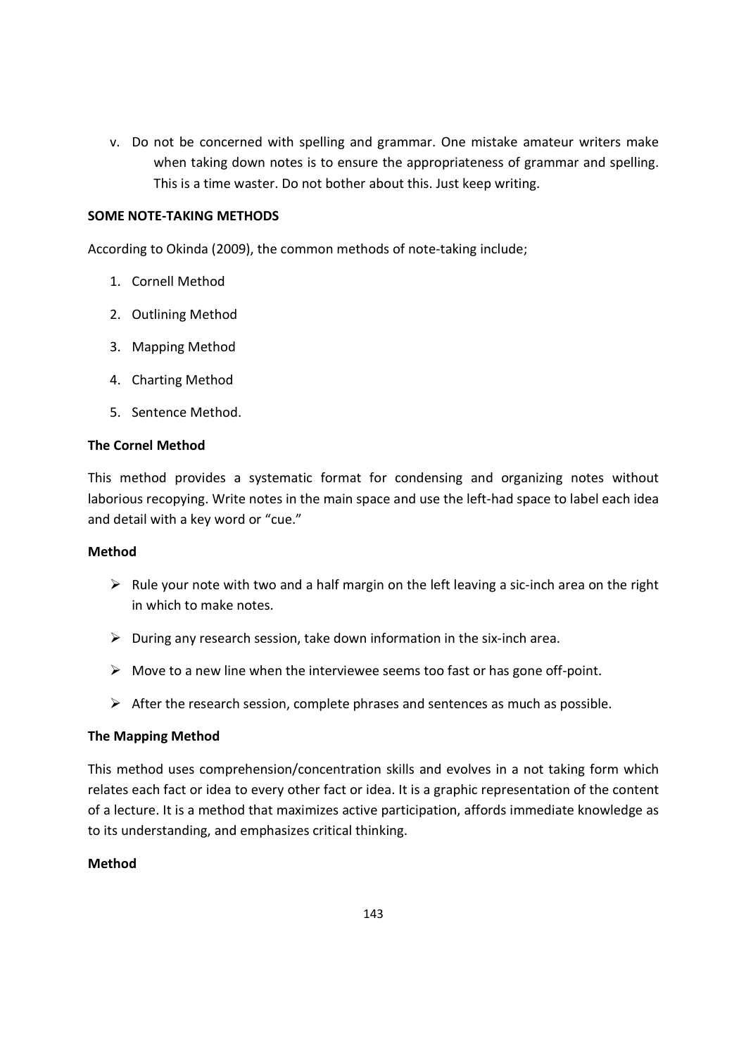v. Do not be concerned with spelling and grammar. One mistake amateur writers make when taking down notes is to ensure the appropriateness of grammar and spelling. This is a time waster. Do not bother about this. Just keep writing.

**SOME NOTE-TAKING METHODS**

According to Okinda (2009), the common methods of note-taking include;

1. Cornell Method
2. Outlining Method
3. Mapping Method
4. Charting Method
5. Sentence Method.

**The Cornel Method**

This method provides a systematic format for condensing and organizing notes without laborious recopying. Write notes in the main space and use the left-had space to label each idea and detail with a key word or "cue."

**Method**

- Rule your note with two and a half margin on the left leaving a sic-inch area on the right in which to make notes.
- During any research session, take down information in the six-inch area.
- Move to a new line when the interviewee seems too fast or has gone off-point.
- After the research session, complete phrases and sentences as much as possible.

**The Mapping Method**

This method uses comprehension/concentration skills and evolves in a not taking form which relates each fact or idea to every other fact or idea. It is a graphic representation of the content of a lecture. It is a method that maximizes active participation, affords immediate knowledge as to its understanding, and emphasizes critical thinking.

**Method**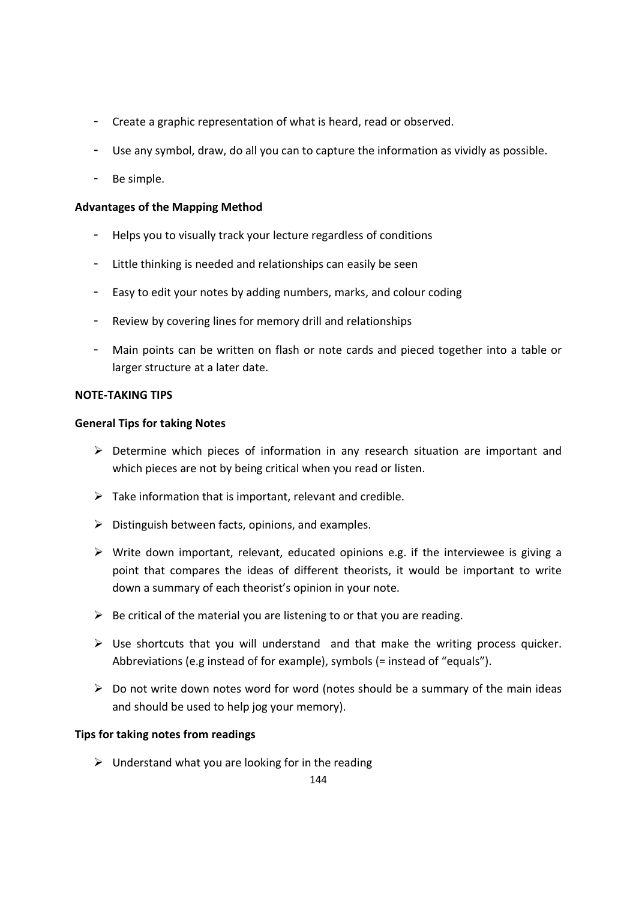- Create a graphic representation of what is heard, read or observed.
- Use any symbol, draw, do all you can to capture the information as vividly as possible.
- Be simple.

**Advantages of the Mapping Method**

- Helps you to visually track your lecture regardless of conditions
- Little thinking is needed and relationships can easily be seen
- Easy to edit your notes by adding numbers, marks, and colour coding
- Review by covering lines for memory drill and relationships
- Main points can be written on flash or note cards and pieced together into a table or larger structure at a later date.

**NOTE-TAKING TIPS**

**General Tips for taking Notes**

- Determine which pieces of information in any research situation are important and which pieces are not by being critical when you read or listen.
- Take information that is important, relevant and credible.
- Distinguish between facts, opinions, and examples.
- Write down important, relevant, educated opinions e.g. if the interviewee is giving a point that compares the ideas of different theorists, it would be important to write down a summary of each theorist's opinion in your note.
- Be critical of the material you are listening to or that you are reading.
- Use shortcuts that you will understand and that make the writing process quicker. Abbreviations (e.g instead of for example), symbols (= instead of "equals").
- Do not write down notes word for word (notes should be a summary of the main ideas and should be used to help jog your memory).

**Tips for taking notes from readings**

- Understand what you are looking for in the reading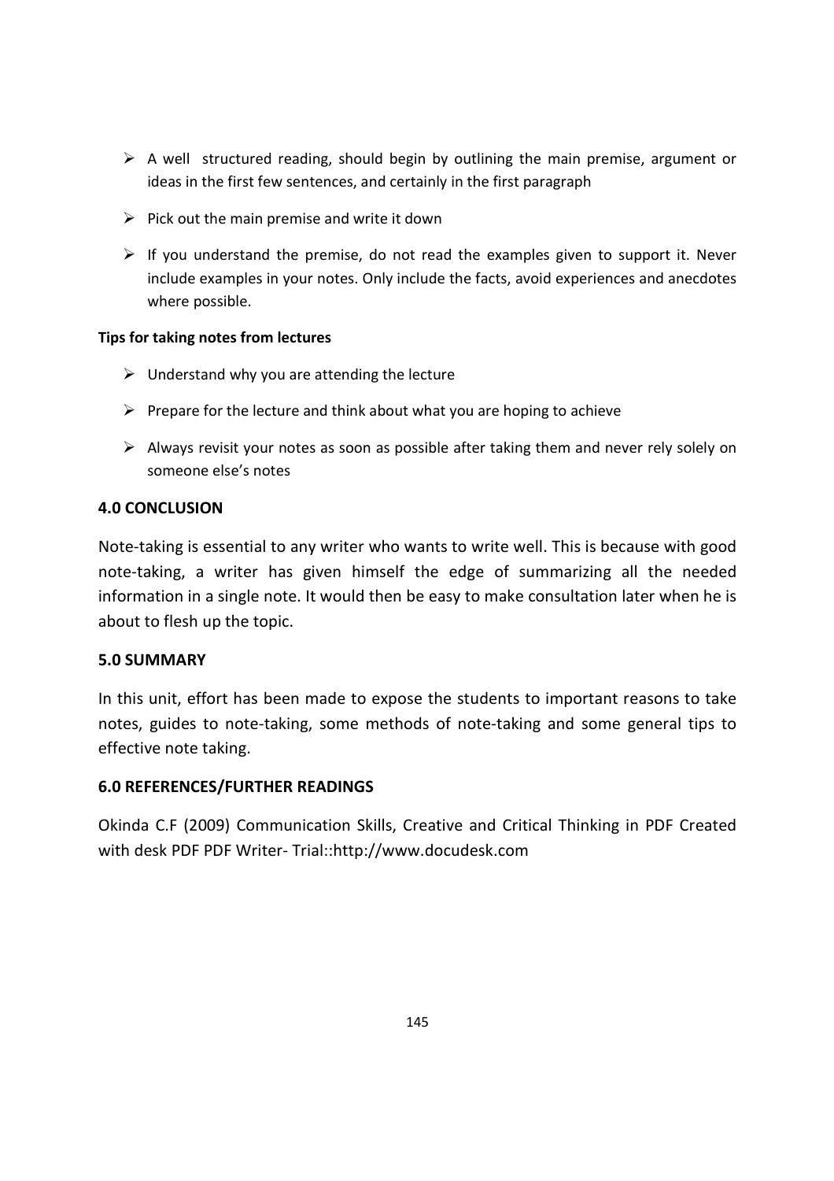- A well  structured reading, should begin by outlining the main premise, argument or ideas in the first few sentences, and certainly in the first paragraph
- Pick out the main premise and write it down
- If you understand the premise, do not read the examples given to support it. Never include examples in your notes. Only include the facts, avoid experiences and anecdotes where possible.

**Tips for taking notes from lectures**

- Understand why you are attending the lecture
- Prepare for the lecture and think about what you are hoping to achieve
- Always revisit your notes as soon as possible after taking them and never rely solely on someone else's notes

## 4.0 CONCLUSION

Note-taking is essential to any writer who wants to write well. This is because with good note-taking, a writer has given himself the edge of summarizing all the needed information in a single note. It would then be easy to make consultation later when he is about to flesh up the topic.

## 5.0 SUMMARY

In this unit, effort has been made to expose the students to important reasons to take notes, guides to note-taking, some methods of note-taking and some general tips to effective note taking.

## 6.0 REFERENCES/FURTHER READINGS

Okinda C.F (2009) Communication Skills, Creative and Critical Thinking in PDF Created with desk PDF PDF Writer- Trial::http://www.docudesk.com